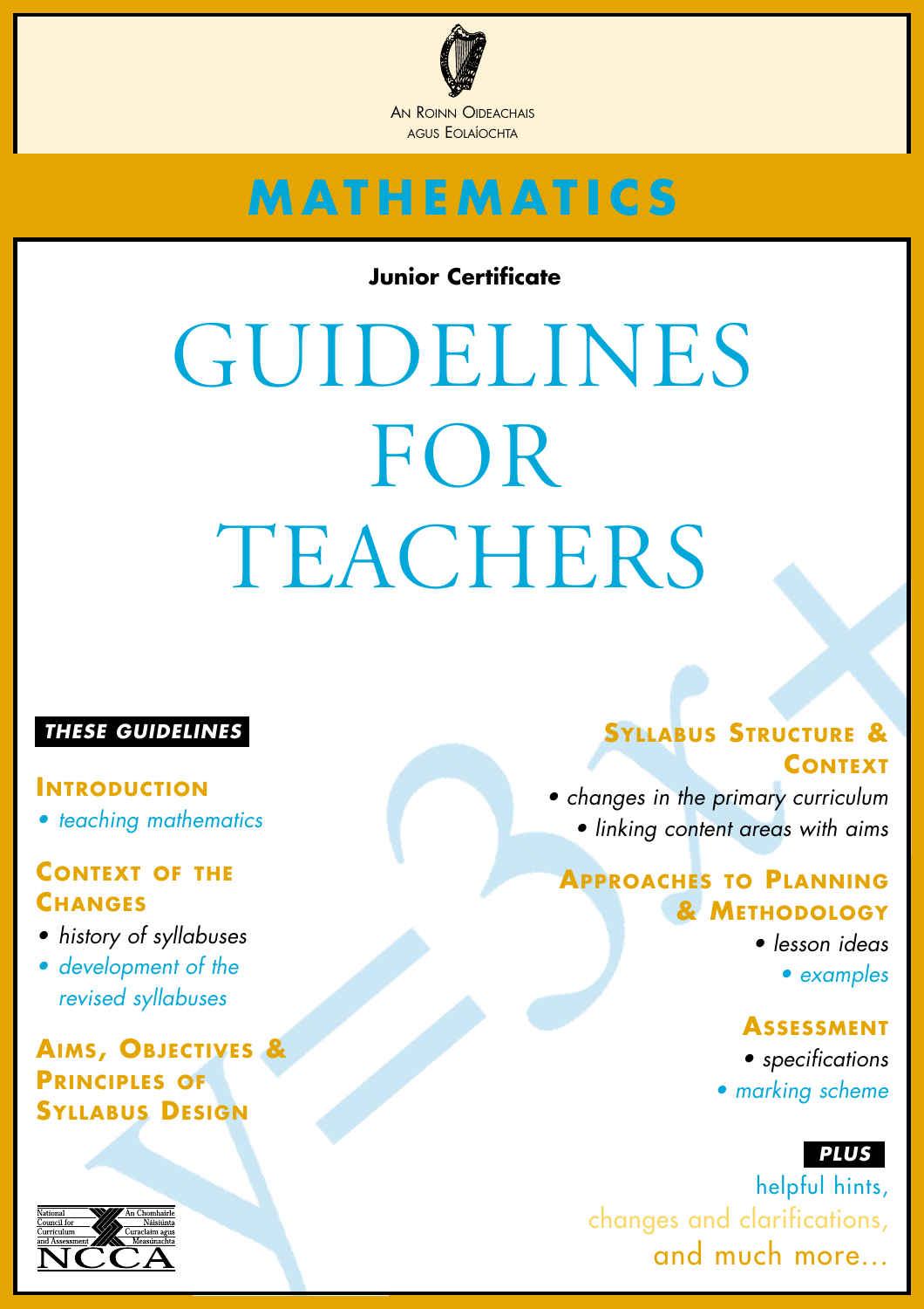AN ROINN OIDEACHAIS AGUS EOLAÍOCHTA

# MATHEMATICS

**Junior Certificate**

# GUIDELINES FOR TEACHERS

***THESE GUIDELINES***

**INTRODUCTION**

- *teaching mathematics*

**CONTEXT OF THE CHANGES**

- *history of syllabuses*
- *development of the revised syllabuses*

**AIMS, OBJECTIVES & PRINCIPLES OF SYLLABUS DESIGN**

**SYLLABUS STRUCTURE & CONTEXT**

- *changes in the primary curriculum*
- *linking content areas with aims*

**APPROACHES TO PLANNING & METHODOLOGY**

- *lesson ideas*
- *examples*

**ASSESSMENT**

- *specifications*
- *marking scheme*

***PLUS***

helpful hints,
changes and clarifications,
and much more...

National Council for Curriculum and Assessment
An Chomhairle Náisiúnta Curaclaim agus Measúnachta
NCCA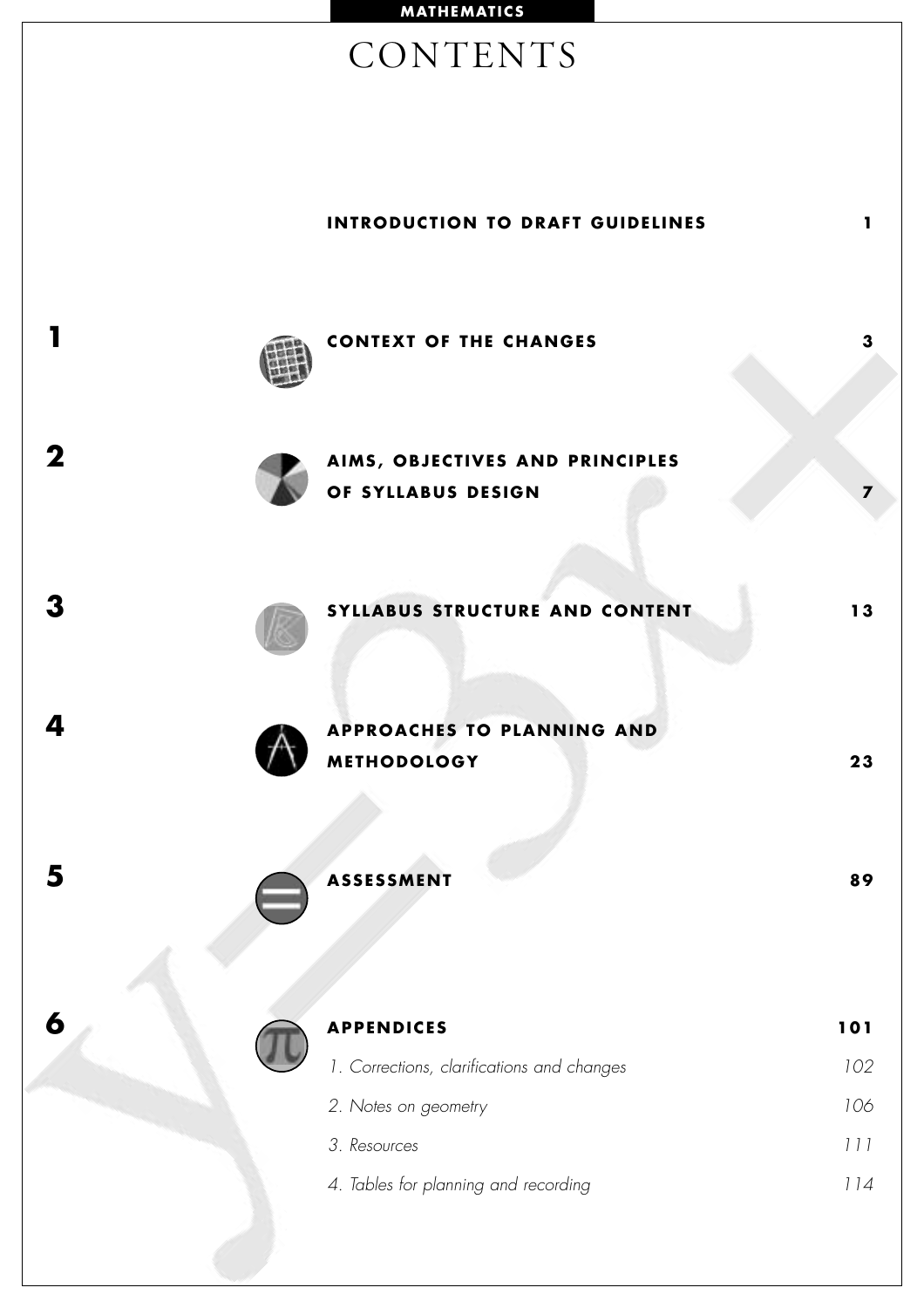# CONTENTS

| | | |
|---|---|---|
| | **INTRODUCTION TO DRAFT GUIDELINES** | 1 |
| 1 | **CONTEXT OF THE CHANGES** | 3 |
| 2 | **AIMS, OBJECTIVES AND PRINCIPLES OF SYLLABUS DESIGN** | 7 |
| 3 | **SYLLABUS STRUCTURE AND CONTENT** | 13 |
| 4 | **APPROACHES TO PLANNING AND METHODOLOGY** | 23 |
| 5 | **ASSESSMENT** | 89 |
| 6 | **APPENDICES** | 101 |
| | *1. Corrections, clarifications and changes* | *102* |
| | *2. Notes on geometry* | *106* |
| | *3. Resources* | *111* |
| | *4. Tables for planning and recording* | *114* |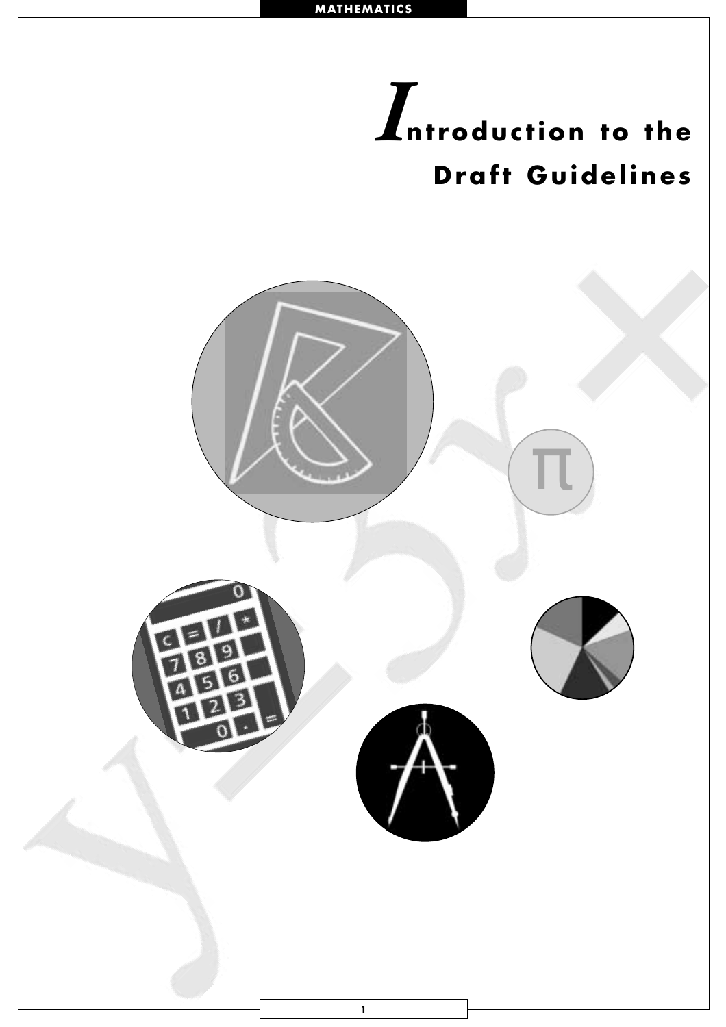# Introduction to the Draft Guidelines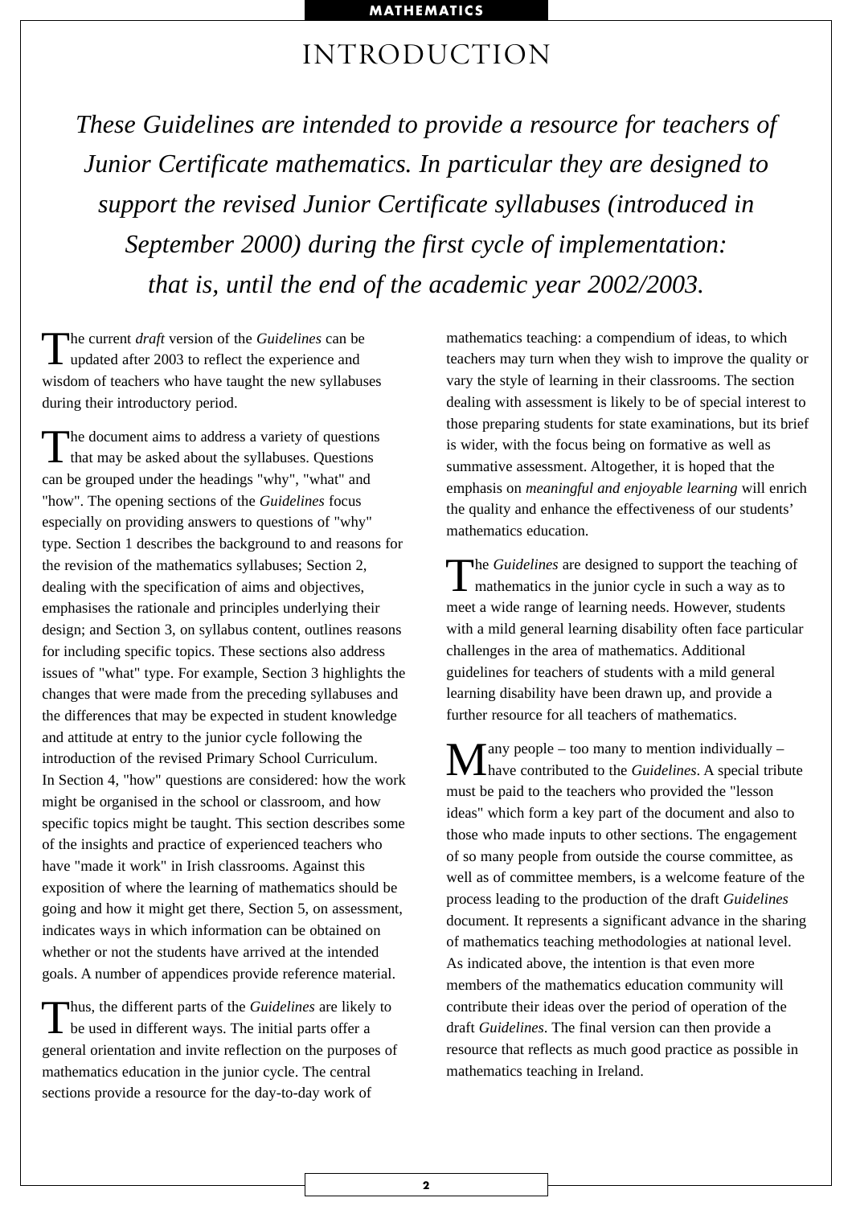# INTRODUCTION

*These Guidelines are intended to provide a resource for teachers of Junior Certificate mathematics. In particular they are designed to support the revised Junior Certificate syllabuses (introduced in September 2000) during the first cycle of implementation: that is, until the end of the academic year 2002/2003.*

The current *draft* version of the *Guidelines* can be updated after 2003 to reflect the experience and wisdom of teachers who have taught the new syllabuses during their introductory period.

The document aims to address a variety of questions that may be asked about the syllabuses. Questions can be grouped under the headings "why", "what" and "how". The opening sections of the *Guidelines* focus especially on providing answers to questions of "why" type. Section 1 describes the background to and reasons for the revision of the mathematics syllabuses; Section 2, dealing with the specification of aims and objectives, emphasises the rationale and principles underlying their design; and Section 3, on syllabus content, outlines reasons for including specific topics. These sections also address issues of "what" type. For example, Section 3 highlights the changes that were made from the preceding syllabuses and the differences that may be expected in student knowledge and attitude at entry to the junior cycle following the introduction of the revised Primary School Curriculum. In Section 4, "how" questions are considered: how the work might be organised in the school or classroom, and how specific topics might be taught. This section describes some of the insights and practice of experienced teachers who have "made it work" in Irish classrooms. Against this exposition of where the learning of mathematics should be going and how it might get there, Section 5, on assessment, indicates ways in which information can be obtained on whether or not the students have arrived at the intended goals. A number of appendices provide reference material.

Thus, the different parts of the *Guidelines* are likely to be used in different ways. The initial parts offer a general orientation and invite reflection on the purposes of mathematics education in the junior cycle. The central sections provide a resource for the day-to-day work of mathematics teaching: a compendium of ideas, to which teachers may turn when they wish to improve the quality or vary the style of learning in their classrooms. The section dealing with assessment is likely to be of special interest to those preparing students for state examinations, but its brief is wider, with the focus being on formative as well as summative assessment. Altogether, it is hoped that the emphasis on *meaningful and enjoyable learning* will enrich the quality and enhance the effectiveness of our students' mathematics education.

The *Guidelines* are designed to support the teaching of mathematics in the junior cycle in such a way as to meet a wide range of learning needs. However, students with a mild general learning disability often face particular challenges in the area of mathematics. Additional guidelines for teachers of students with a mild general learning disability have been drawn up, and provide a further resource for all teachers of mathematics.

Many people – too many to mention individually – have contributed to the *Guidelines*. A special tribute must be paid to the teachers who provided the "lesson ideas" which form a key part of the document and also to those who made inputs to other sections. The engagement of so many people from outside the course committee, as well as of committee members, is a welcome feature of the process leading to the production of the draft *Guidelines* document. It represents a significant advance in the sharing of mathematics teaching methodologies at national level. As indicated above, the intention is that even more members of the mathematics education community will contribute their ideas over the period of operation of the draft *Guidelines*. The final version can then provide a resource that reflects as much good practice as possible in mathematics teaching in Ireland.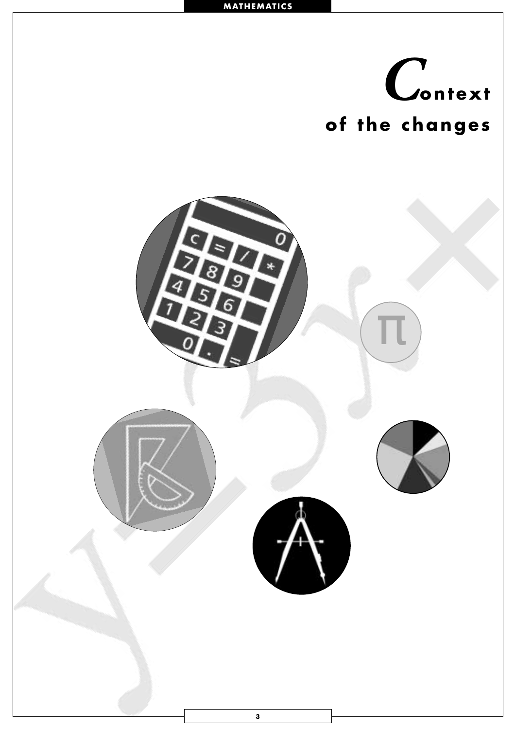# Context of the changes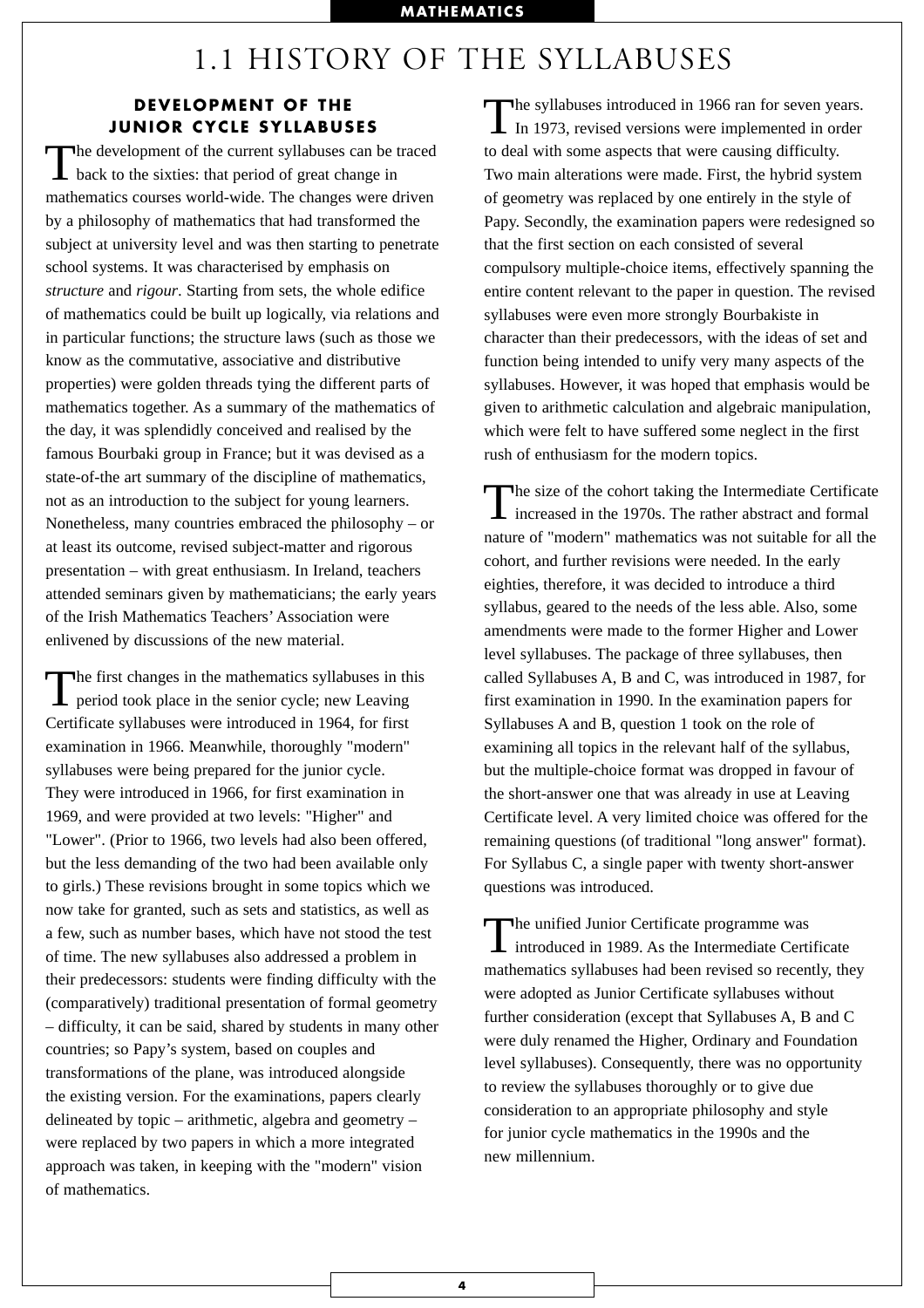# 1.1 HISTORY OF THE SYLLABUSES

## DEVELOPMENT OF THE JUNIOR CYCLE SYLLABUSES

The development of the current syllabuses can be traced back to the sixties: that period of great change in mathematics courses world-wide. The changes were driven by a philosophy of mathematics that had transformed the subject at university level and was then starting to penetrate school systems. It was characterised by emphasis on *structure* and *rigour*. Starting from sets, the whole edifice of mathematics could be built up logically, via relations and in particular functions; the structure laws (such as those we know as the commutative, associative and distributive properties) were golden threads tying the different parts of mathematics together. As a summary of the mathematics of the day, it was splendidly conceived and realised by the famous Bourbaki group in France; but it was devised as a state-of-the art summary of the discipline of mathematics, not as an introduction to the subject for young learners. Nonetheless, many countries embraced the philosophy – or at least its outcome, revised subject-matter and rigorous presentation – with great enthusiasm. In Ireland, teachers attended seminars given by mathematicians; the early years of the Irish Mathematics Teachers' Association were enlivened by discussions of the new material.

The first changes in the mathematics syllabuses in this period took place in the senior cycle; new Leaving Certificate syllabuses were introduced in 1964, for first examination in 1966. Meanwhile, thoroughly "modern" syllabuses were being prepared for the junior cycle. They were introduced in 1966, for first examination in 1969, and were provided at two levels: "Higher" and "Lower". (Prior to 1966, two levels had also been offered, but the less demanding of the two had been available only to girls.) These revisions brought in some topics which we now take for granted, such as sets and statistics, as well as a few, such as number bases, which have not stood the test of time. The new syllabuses also addressed a problem in their predecessors: students were finding difficulty with the (comparatively) traditional presentation of formal geometry – difficulty, it can be said, shared by students in many other countries; so Papy's system, based on couples and transformations of the plane, was introduced alongside the existing version. For the examinations, papers clearly delineated by topic – arithmetic, algebra and geometry – were replaced by two papers in which a more integrated approach was taken, in keeping with the "modern" vision of mathematics.

The syllabuses introduced in 1966 ran for seven years. In 1973, revised versions were implemented in order to deal with some aspects that were causing difficulty. Two main alterations were made. First, the hybrid system of geometry was replaced by one entirely in the style of Papy. Secondly, the examination papers were redesigned so that the first section on each consisted of several compulsory multiple-choice items, effectively spanning the entire content relevant to the paper in question. The revised syllabuses were even more strongly Bourbakiste in character than their predecessors, with the ideas of set and function being intended to unify very many aspects of the syllabuses. However, it was hoped that emphasis would be given to arithmetic calculation and algebraic manipulation, which were felt to have suffered some neglect in the first rush of enthusiasm for the modern topics.

The size of the cohort taking the Intermediate Certificate increased in the 1970s. The rather abstract and formal nature of "modern" mathematics was not suitable for all the cohort, and further revisions were needed. In the early eighties, therefore, it was decided to introduce a third syllabus, geared to the needs of the less able. Also, some amendments were made to the former Higher and Lower level syllabuses. The package of three syllabuses, then called Syllabuses A, B and C, was introduced in 1987, for first examination in 1990. In the examination papers for Syllabuses A and B, question 1 took on the role of examining all topics in the relevant half of the syllabus, but the multiple-choice format was dropped in favour of the short-answer one that was already in use at Leaving Certificate level. A very limited choice was offered for the remaining questions (of traditional "long answer" format). For Syllabus C, a single paper with twenty short-answer questions was introduced.

The unified Junior Certificate programme was introduced in 1989. As the Intermediate Certificate mathematics syllabuses had been revised so recently, they were adopted as Junior Certificate syllabuses without further consideration (except that Syllabuses A, B and C were duly renamed the Higher, Ordinary and Foundation level syllabuses). Consequently, there was no opportunity to review the syllabuses thoroughly or to give due consideration to an appropriate philosophy and style for junior cycle mathematics in the 1990s and the new millennium.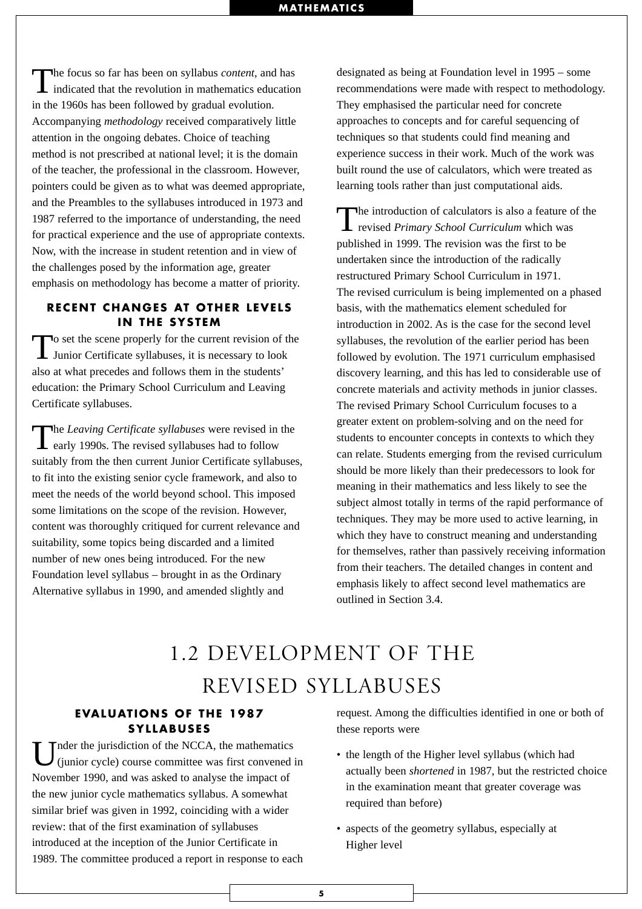The focus so far has been on syllabus *content*, and has indicated that the revolution in mathematics education in the 1960s has been followed by gradual evolution. Accompanying *methodology* received comparatively little attention in the ongoing debates. Choice of teaching method is not prescribed at national level; it is the domain of the teacher, the professional in the classroom. However, pointers could be given as to what was deemed appropriate, and the Preambles to the syllabuses introduced in 1973 and 1987 referred to the importance of understanding, the need for practical experience and the use of appropriate contexts. Now, with the increase in student retention and in view of the challenges posed by the information age, greater emphasis on methodology has become a matter of priority.

### RECENT CHANGES AT OTHER LEVELS IN THE SYSTEM

To set the scene properly for the current revision of the Junior Certificate syllabuses, it is necessary to look also at what precedes and follows them in the students' education: the Primary School Curriculum and Leaving Certificate syllabuses.

The *Leaving Certificate syllabuses* were revised in the early 1990s. The revised syllabuses had to follow suitably from the then current Junior Certificate syllabuses, to fit into the existing senior cycle framework, and also to meet the needs of the world beyond school. This imposed some limitations on the scope of the revision. However, content was thoroughly critiqued for current relevance and suitability, some topics being discarded and a limited number of new ones being introduced. For the new Foundation level syllabus – brought in as the Ordinary Alternative syllabus in 1990, and amended slightly and designated as being at Foundation level in 1995 – some recommendations were made with respect to methodology. They emphasised the particular need for concrete approaches to concepts and for careful sequencing of techniques so that students could find meaning and experience success in their work. Much of the work was built round the use of calculators, which were treated as learning tools rather than just computational aids.

The introduction of calculators is also a feature of the revised *Primary School Curriculum* which was published in 1999. The revision was the first to be undertaken since the introduction of the radically restructured Primary School Curriculum in 1971. The revised curriculum is being implemented on a phased basis, with the mathematics element scheduled for introduction in 2002. As is the case for the second level syllabuses, the revolution of the earlier period has been followed by evolution. The 1971 curriculum emphasised discovery learning, and this has led to considerable use of concrete materials and activity methods in junior classes. The revised Primary School Curriculum focuses to a greater extent on problem-solving and on the need for students to encounter concepts in contexts to which they can relate. Students emerging from the revised curriculum should be more likely than their predecessors to look for meaning in their mathematics and less likely to see the subject almost totally in terms of the rapid performance of techniques. They may be more used to active learning, in which they have to construct meaning and understanding for themselves, rather than passively receiving information from their teachers. The detailed changes in content and emphasis likely to affect second level mathematics are outlined in Section 3.4.

## 1.2 DEVELOPMENT OF THE REVISED SYLLABUSES

### EVALUATIONS OF THE 1987 SYLLABUSES

Under the jurisdiction of the NCCA, the mathematics (junior cycle) course committee was first convened in November 1990, and was asked to analyse the impact of the new junior cycle mathematics syllabus. A somewhat similar brief was given in 1992, coinciding with a wider review: that of the first examination of syllabuses introduced at the inception of the Junior Certificate in 1989. The committee produced a report in response to each request. Among the difficulties identified in one or both of these reports were

- the length of the Higher level syllabus (which had actually been *shortened* in 1987, but the restricted choice in the examination meant that greater coverage was required than before)
- aspects of the geometry syllabus, especially at Higher level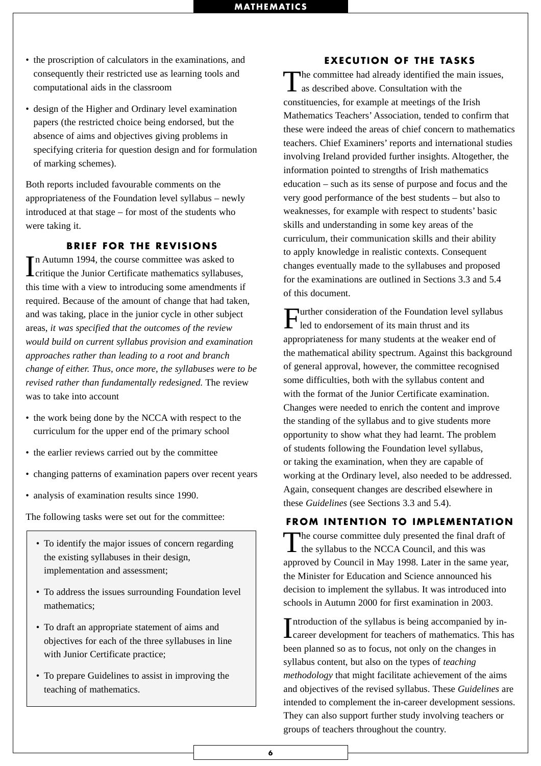- the proscription of calculators in the examinations, and consequently their restricted use as learning tools and computational aids in the classroom
- design of the Higher and Ordinary level examination papers (the restricted choice being endorsed, but the absence of aims and objectives giving problems in specifying criteria for question design and for formulation of marking schemes).

Both reports included favourable comments on the appropriateness of the Foundation level syllabus – newly introduced at that stage – for most of the students who were taking it.

## BRIEF FOR THE REVISIONS

In Autumn 1994, the course committee was asked to critique the Junior Certificate mathematics syllabuses, this time with a view to introducing some amendments if required. Because of the amount of change that had taken, and was taking, place in the junior cycle in other subject areas, *it was specified that the outcomes of the review would build on current syllabus provision and examination approaches rather than leading to a root and branch change of either. Thus, once more, the syllabuses were to be revised rather than fundamentally redesigned.* The review was to take into account

- the work being done by the NCCA with respect to the curriculum for the upper end of the primary school
- the earlier reviews carried out by the committee
- changing patterns of examination papers over recent years
- analysis of examination results since 1990.

The following tasks were set out for the committee:

- To identify the major issues of concern regarding the existing syllabuses in their design, implementation and assessment;
- To address the issues surrounding Foundation level mathematics;
- To draft an appropriate statement of aims and objectives for each of the three syllabuses in line with Junior Certificate practice;
- To prepare Guidelines to assist in improving the teaching of mathematics.

## EXECUTION OF THE TASKS

The committee had already identified the main issues, as described above. Consultation with the constituencies, for example at meetings of the Irish Mathematics Teachers' Association, tended to confirm that these were indeed the areas of chief concern to mathematics teachers. Chief Examiners' reports and international studies involving Ireland provided further insights. Altogether, the information pointed to strengths of Irish mathematics education – such as its sense of purpose and focus and the very good performance of the best students – but also to weaknesses, for example with respect to students' basic skills and understanding in some key areas of the curriculum, their communication skills and their ability to apply knowledge in realistic contexts. Consequent changes eventually made to the syllabuses and proposed for the examinations are outlined in Sections 3.3 and 5.4 of this document.

Further consideration of the Foundation level syllabus led to endorsement of its main thrust and its appropriateness for many students at the weaker end of the mathematical ability spectrum. Against this background of general approval, however, the committee recognised some difficulties, both with the syllabus content and with the format of the Junior Certificate examination. Changes were needed to enrich the content and improve the standing of the syllabus and to give students more opportunity to show what they had learnt. The problem of students following the Foundation level syllabus, or taking the examination, when they are capable of working at the Ordinary level, also needed to be addressed. Again, consequent changes are described elsewhere in these *Guidelines* (see Sections 3.3 and 5.4).

## FROM INTENTION TO IMPLEMENTATION

The course committee duly presented the final draft of the syllabus to the NCCA Council, and this was approved by Council in May 1998. Later in the same year, the Minister for Education and Science announced his decision to implement the syllabus. It was introduced into schools in Autumn 2000 for first examination in 2003.

Introduction of the syllabus is being accompanied by in-career development for teachers of mathematics. This has been planned so as to focus, not only on the changes in syllabus content, but also on the types of *teaching methodology* that might facilitate achievement of the aims and objectives of the revised syllabus. These *Guidelines* are intended to complement the in-career development sessions. They can also support further study involving teachers or groups of teachers throughout the country.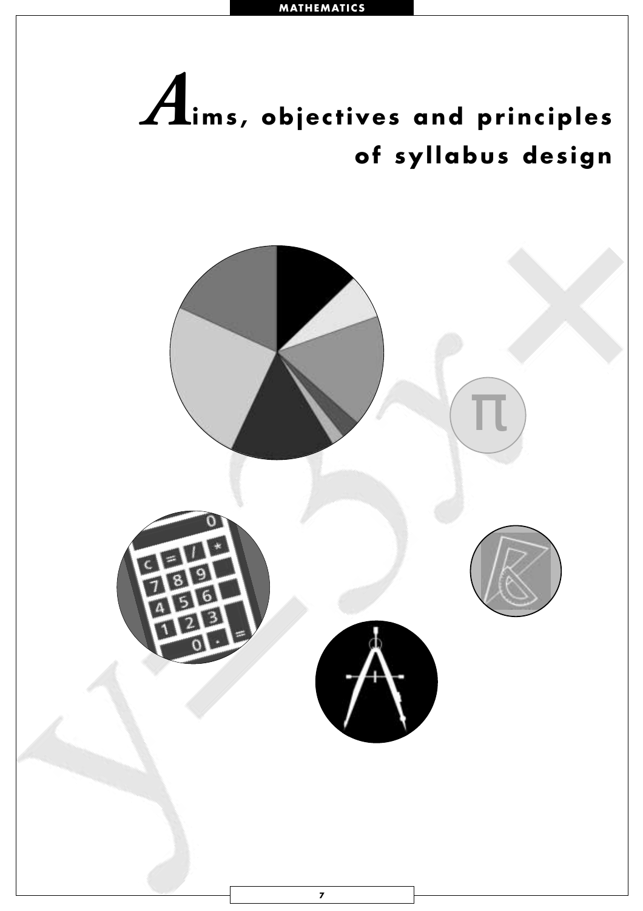# Aims, objectives and principles of syllabus design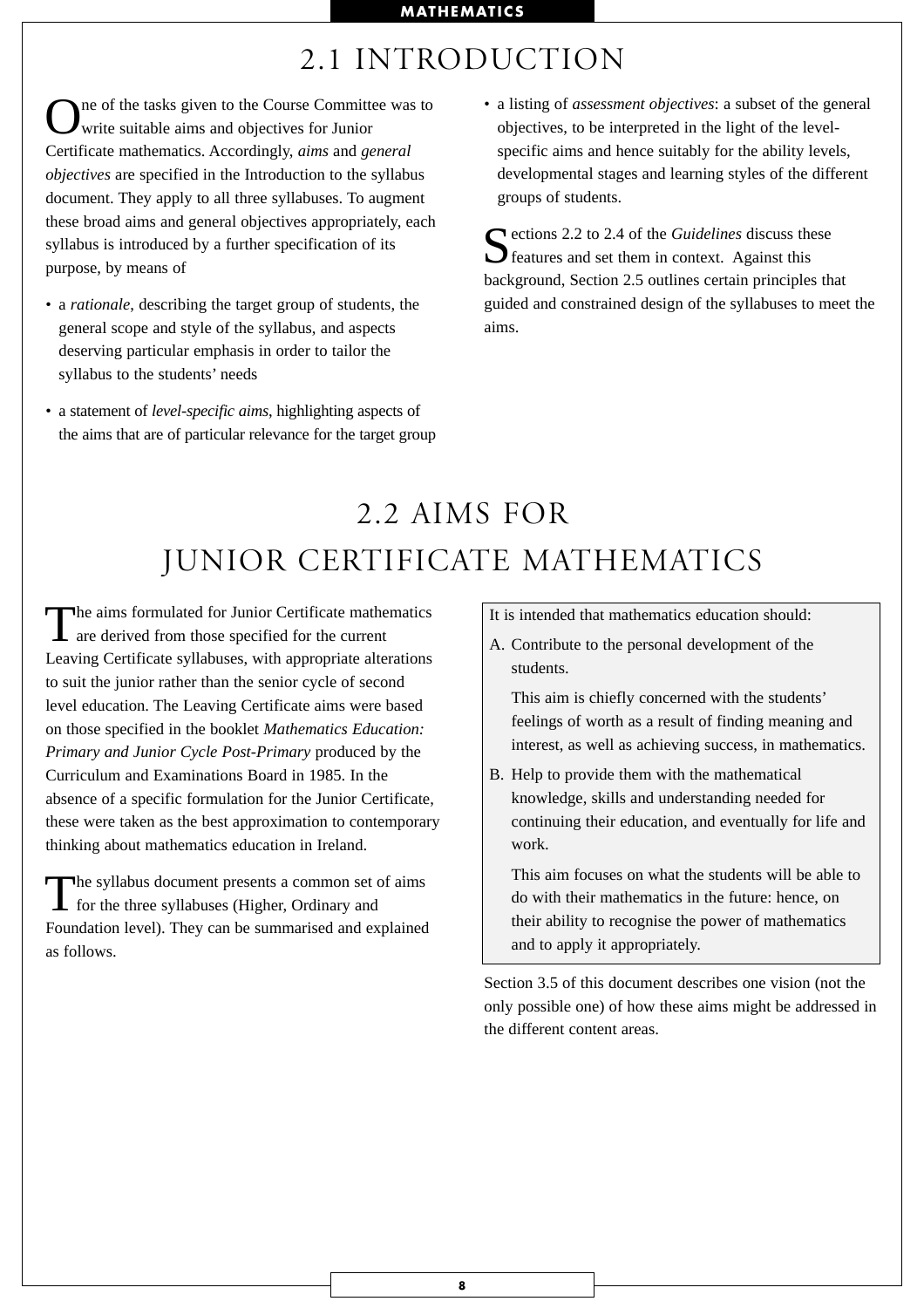# 2.1 INTRODUCTION

One of the tasks given to the Course Committee was to write suitable aims and objectives for Junior Certificate mathematics. Accordingly, *aims* and *general objectives* are specified in the Introduction to the syllabus document. They apply to all three syllabuses. To augment these broad aims and general objectives appropriately, each syllabus is introduced by a further specification of its purpose, by means of

- a *rationale*, describing the target group of students, the general scope and style of the syllabus, and aspects deserving particular emphasis in order to tailor the syllabus to the students' needs
- a statement of *level-specific aims*, highlighting aspects of the aims that are of particular relevance for the target group
- a listing of *assessment objectives*: a subset of the general objectives, to be interpreted in the light of the level-specific aims and hence suitably for the ability levels, developmental stages and learning styles of the different groups of students.

Sections 2.2 to 2.4 of the *Guidelines* discuss these features and set them in context. Against this background, Section 2.5 outlines certain principles that guided and constrained design of the syllabuses to meet the aims.

# 2.2 AIMS FOR JUNIOR CERTIFICATE MATHEMATICS

The aims formulated for Junior Certificate mathematics are derived from those specified for the current Leaving Certificate syllabuses, with appropriate alterations to suit the junior rather than the senior cycle of second level education. The Leaving Certificate aims were based on those specified in the booklet *Mathematics Education: Primary and Junior Cycle Post-Primary* produced by the Curriculum and Examinations Board in 1985. In the absence of a specific formulation for the Junior Certificate, these were taken as the best approximation to contemporary thinking about mathematics education in Ireland.

The syllabus document presents a common set of aims for the three syllabuses (Higher, Ordinary and Foundation level). They can be summarised and explained as follows.

It is intended that mathematics education should:

A. Contribute to the personal development of the students.

   This aim is chiefly concerned with the students' feelings of worth as a result of finding meaning and interest, as well as achieving success, in mathematics.

B. Help to provide them with the mathematical knowledge, skills and understanding needed for continuing their education, and eventually for life and work.

   This aim focuses on what the students will be able to do with their mathematics in the future: hence, on their ability to recognise the power of mathematics and to apply it appropriately.

Section 3.5 of this document describes one vision (not the only possible one) of how these aims might be addressed in the different content areas.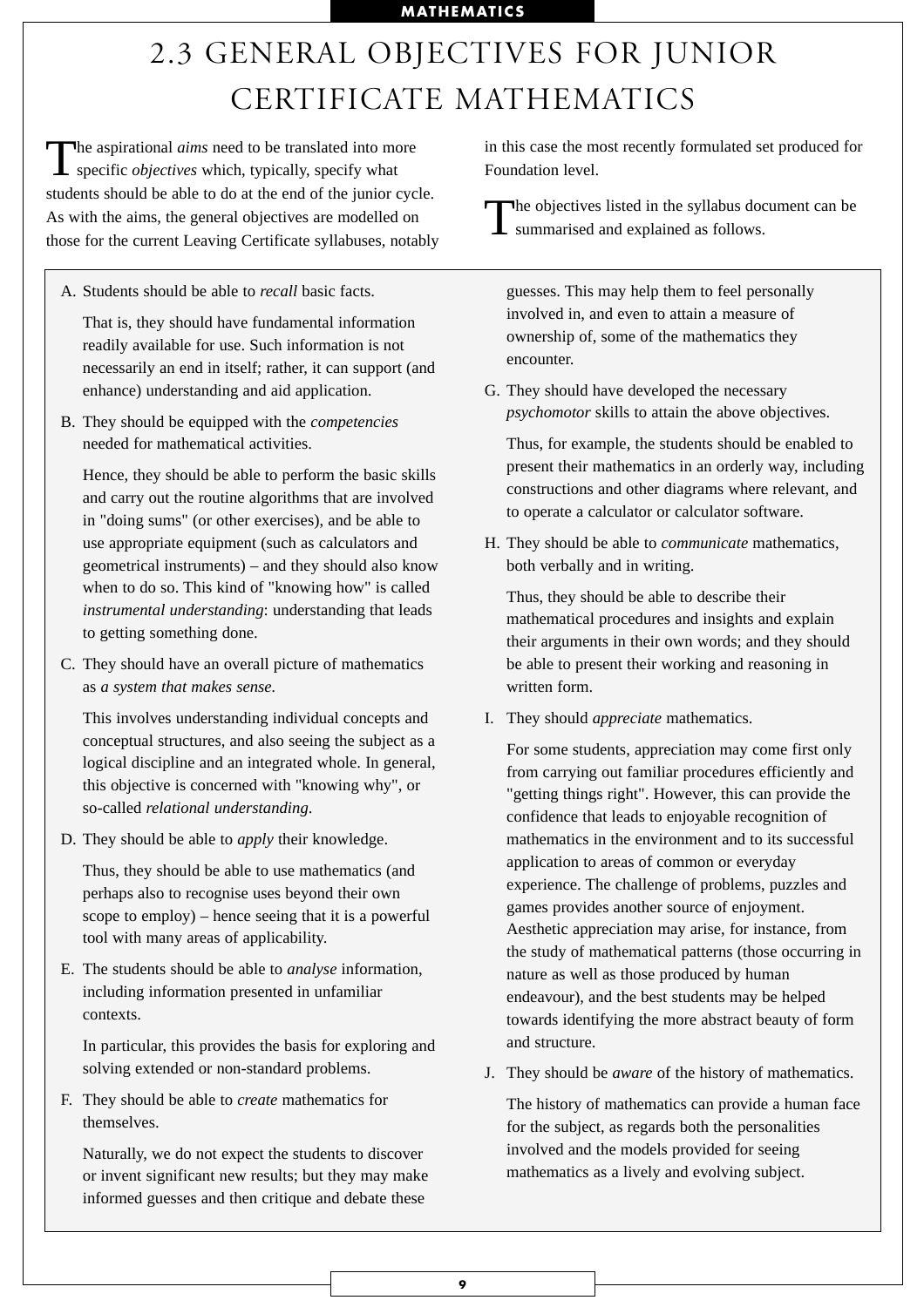# 2.3 GENERAL OBJECTIVES FOR JUNIOR CERTIFICATE MATHEMATICS

The aspirational *aims* need to be translated into more specific *objectives* which, typically, specify what students should be able to do at the end of the junior cycle. As with the aims, the general objectives are modelled on those for the current Leaving Certificate syllabuses, notably in this case the most recently formulated set produced for Foundation level.

The objectives listed in the syllabus document can be summarised and explained as follows.

A. Students should be able to *recall* basic facts.

   That is, they should have fundamental information readily available for use. Such information is not necessarily an end in itself; rather, it can support (and enhance) understanding and aid application.

B. They should be equipped with the *competencies* needed for mathematical activities.

   Hence, they should be able to perform the basic skills and carry out the routine algorithms that are involved in "doing sums" (or other exercises), and be able to use appropriate equipment (such as calculators and geometrical instruments) – and they should also know when to do so. This kind of "knowing how" is called *instrumental understanding*: understanding that leads to getting something done.

C. They should have an overall picture of mathematics as *a system that makes sense.*

   This involves understanding individual concepts and conceptual structures, and also seeing the subject as a logical discipline and an integrated whole. In general, this objective is concerned with "knowing why", or so-called *relational understanding*.

D. They should be able to *apply* their knowledge.

   Thus, they should be able to use mathematics (and perhaps also to recognise uses beyond their own scope to employ) – hence seeing that it is a powerful tool with many areas of applicability.

E. The students should be able to *analyse* information, including information presented in unfamiliar contexts.

   In particular, this provides the basis for exploring and solving extended or non-standard problems.

F. They should be able to *create* mathematics for themselves.

   Naturally, we do not expect the students to discover or invent significant new results; but they may make informed guesses and then critique and debate these guesses. This may help them to feel personally involved in, and even to attain a measure of ownership of, some of the mathematics they encounter.

G. They should have developed the necessary *psychomotor* skills to attain the above objectives.

   Thus, for example, the students should be enabled to present their mathematics in an orderly way, including constructions and other diagrams where relevant, and to operate a calculator or calculator software.

H. They should be able to *communicate* mathematics, both verbally and in writing.

   Thus, they should be able to describe their mathematical procedures and insights and explain their arguments in their own words; and they should be able to present their working and reasoning in written form.

I. They should *appreciate* mathematics.

   For some students, appreciation may come first only from carrying out familiar procedures efficiently and "getting things right". However, this can provide the confidence that leads to enjoyable recognition of mathematics in the environment and to its successful application to areas of common or everyday experience. The challenge of problems, puzzles and games provides another source of enjoyment. Aesthetic appreciation may arise, for instance, from the study of mathematical patterns (those occurring in nature as well as those produced by human endeavour), and the best students may be helped towards identifying the more abstract beauty of form and structure.

J. They should be *aware* of the history of mathematics.

   The history of mathematics can provide a human face for the subject, as regards both the personalities involved and the models provided for seeing mathematics as a lively and evolving subject.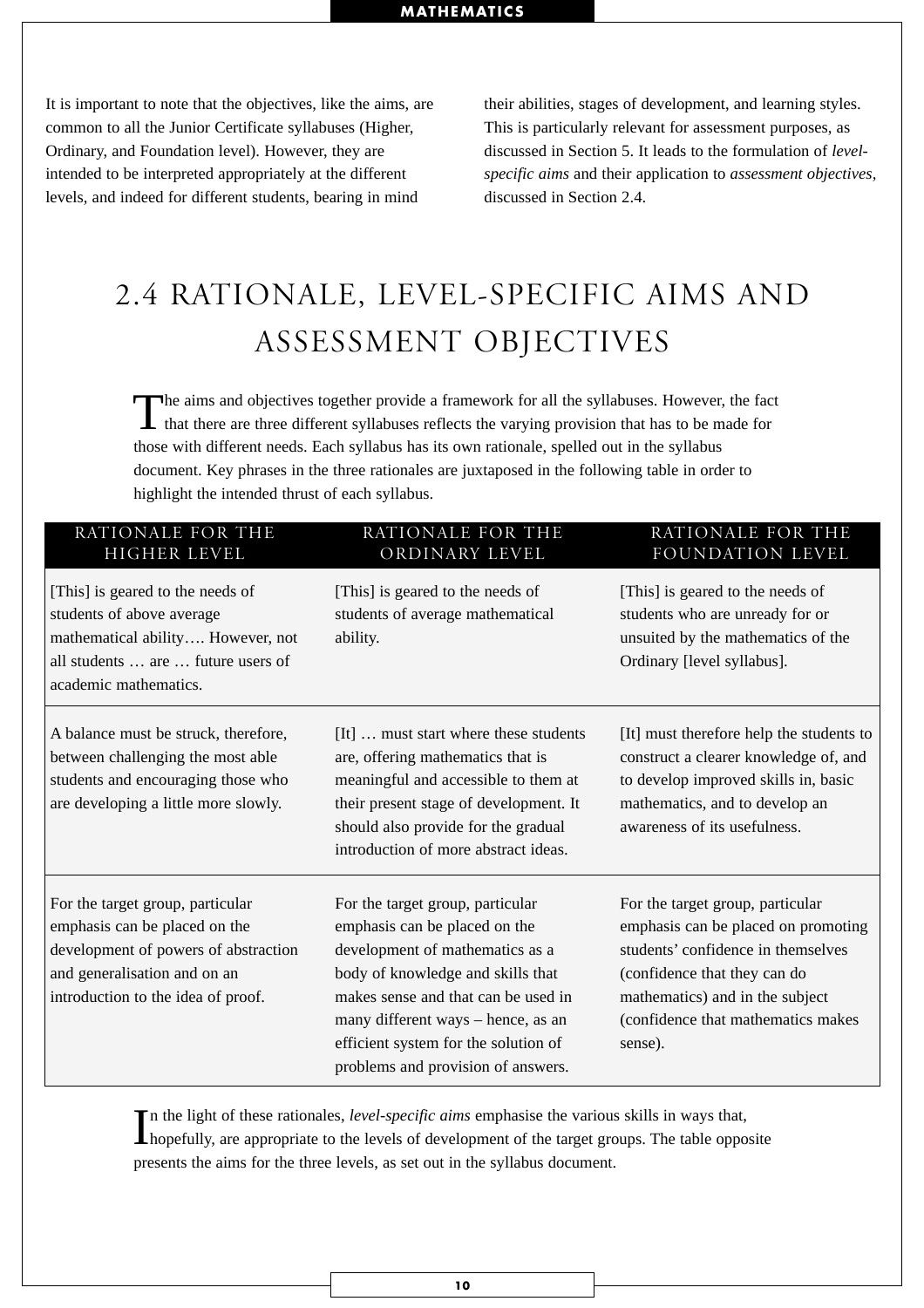It is important to note that the objectives, like the aims, are common to all the Junior Certificate syllabuses (Higher, Ordinary, and Foundation level). However, they are intended to be interpreted appropriately at the different levels, and indeed for different students, bearing in mind their abilities, stages of development, and learning styles. This is particularly relevant for assessment purposes, as discussed in Section 5. It leads to the formulation of *level-specific aims* and their application to *assessment objectives*, discussed in Section 2.4.

## 2.4 RATIONALE, LEVEL-SPECIFIC AIMS AND ASSESSMENT OBJECTIVES

The aims and objectives together provide a framework for all the syllabuses. However, the fact that there are three different syllabuses reflects the varying provision that has to be made for those with different needs. Each syllabus has its own rationale, spelled out in the syllabus document. Key phrases in the three rationales are juxtaposed in the following table in order to highlight the intended thrust of each syllabus.

| RATIONALE FOR THE HIGHER LEVEL | RATIONALE FOR THE ORDINARY LEVEL | RATIONALE FOR THE FOUNDATION LEVEL |
|---|---|---|
| [This] is geared to the needs of students of above average mathematical ability…. However, not all students … are … future users of academic mathematics. | [This] is geared to the needs of students of average mathematical ability. | [This] is geared to the needs of students who are unready for or unsuited by the mathematics of the Ordinary [level syllabus]. |
| A balance must be struck, therefore, between challenging the most able students and encouraging those who are developing a little more slowly. | [It] … must start where these students are, offering mathematics that is meaningful and accessible to them at their present stage of development. It should also provide for the gradual introduction of more abstract ideas. | [It] must therefore help the students to construct a clearer knowledge of, and to develop improved skills in, basic mathematics, and to develop an awareness of its usefulness. |
| For the target group, particular emphasis can be placed on the development of powers of abstraction and generalisation and on an introduction to the idea of proof. | For the target group, particular emphasis can be placed on the development of mathematics as a body of knowledge and skills that makes sense and that can be used in many different ways – hence, as an efficient system for the solution of problems and provision of answers. | For the target group, particular emphasis can be placed on promoting students' confidence in themselves (confidence that they can do mathematics) and in the subject (confidence that mathematics makes sense). |

In the light of these rationales, *level-specific aims* emphasise the various skills in ways that, hopefully, are appropriate to the levels of development of the target groups. The table opposite presents the aims for the three levels, as set out in the syllabus document.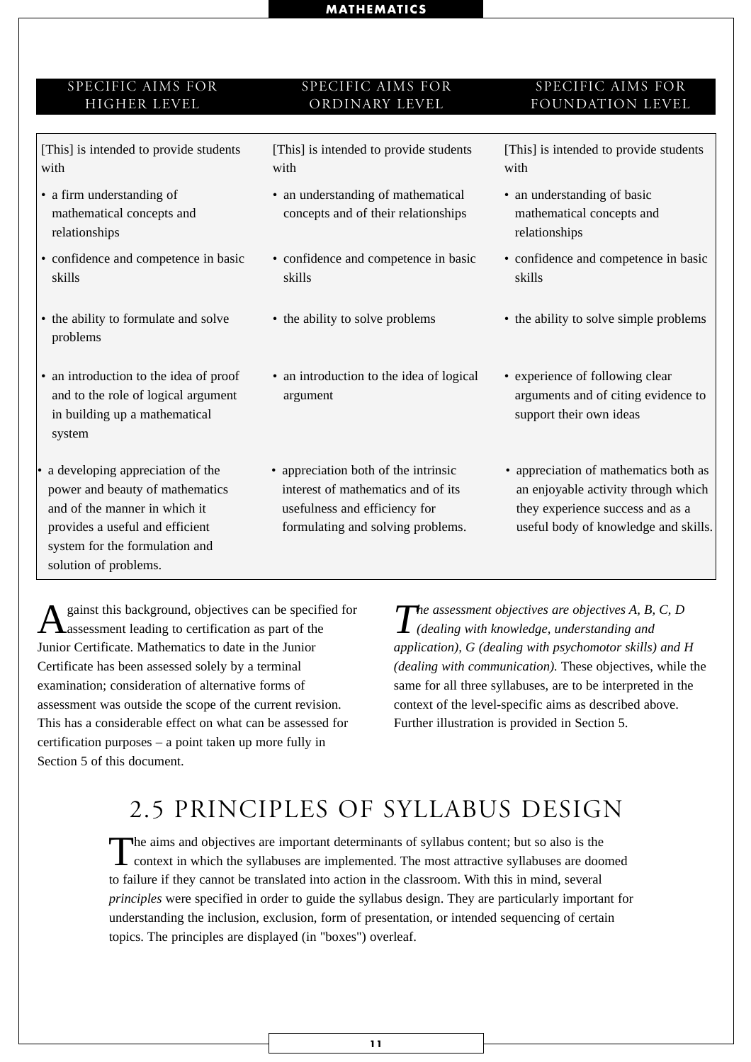| SPECIFIC AIMS FOR HIGHER LEVEL | SPECIFIC AIMS FOR ORDINARY LEVEL | SPECIFIC AIMS FOR FOUNDATION LEVEL |
| --- | --- | --- |
| [This] is intended to provide students with | [This] is intended to provide students with | [This] is intended to provide students with |
| • a firm understanding of mathematical concepts and relationships | • an understanding of mathematical concepts and of their relationships | • an understanding of basic mathematical concepts and relationships |
| • confidence and competence in basic skills | • confidence and competence in basic skills | • confidence and competence in basic skills |
| • the ability to formulate and solve problems | • the ability to solve problems | • the ability to solve simple problems |
| • an introduction to the idea of proof and to the role of logical argument in building up a mathematical system | • an introduction to the idea of logical argument | • experience of following clear arguments and of citing evidence to support their own ideas |
| • a developing appreciation of the power and beauty of mathematics and of the manner in which it provides a useful and efficient system for the formulation and solution of problems. | • appreciation both of the intrinsic interest of mathematics and of its usefulness and efficiency for formulating and solving problems. | • appreciation of mathematics both as an enjoyable activity through which they experience success and as a useful body of knowledge and skills. |

Against this background, objectives can be specified for assessment leading to certification as part of the Junior Certificate. Mathematics to date in the Junior Certificate has been assessed solely by a terminal examination; consideration of alternative forms of assessment was outside the scope of the current revision. This has a considerable effect on what can be assessed for certification purposes – a point taken up more fully in Section 5 of this document.

*The assessment objectives are objectives A, B, C, D (dealing with knowledge, understanding and application), G (dealing with psychomotor skills) and H (dealing with communication).* These objectives, while the same for all three syllabuses, are to be interpreted in the context of the level-specific aims as described above. Further illustration is provided in Section 5.

## 2.5 PRINCIPLES OF SYLLABUS DESIGN

The aims and objectives are important determinants of syllabus content; but so also is the context in which the syllabuses are implemented. The most attractive syllabuses are doomed to failure if they cannot be translated into action in the classroom. With this in mind, several *principles* were specified in order to guide the syllabus design. They are particularly important for understanding the inclusion, exclusion, form of presentation, or intended sequencing of certain topics. The principles are displayed (in "boxes") overleaf.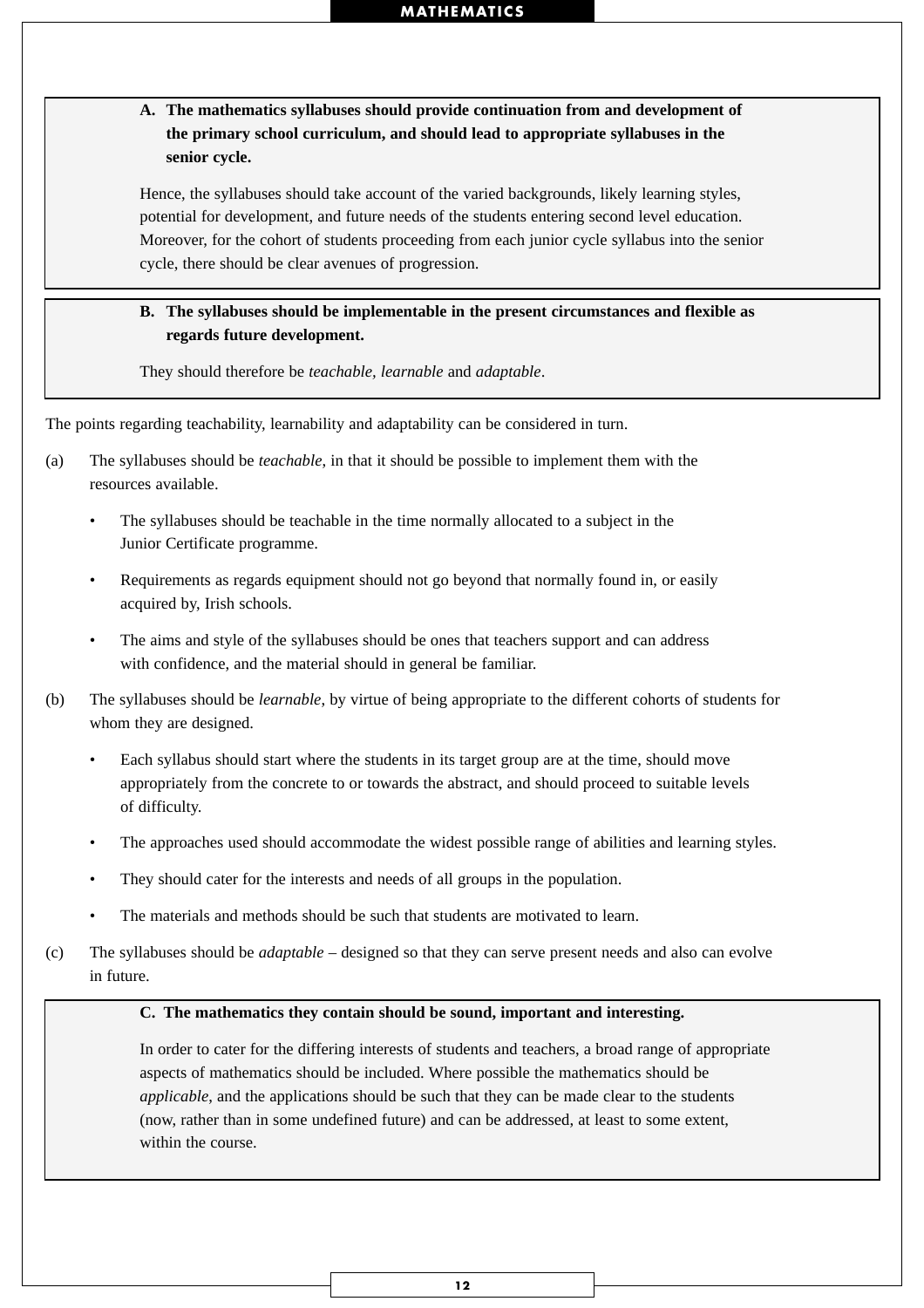**A. The mathematics syllabuses should provide continuation from and development of the primary school curriculum, and should lead to appropriate syllabuses in the senior cycle.**

Hence, the syllabuses should take account of the varied backgrounds, likely learning styles, potential for development, and future needs of the students entering second level education. Moreover, for the cohort of students proceeding from each junior cycle syllabus into the senior cycle, there should be clear avenues of progression.

**B. The syllabuses should be implementable in the present circumstances and flexible as regards future development.**

They should therefore be *teachable, learnable* and *adaptable*.

The points regarding teachability, learnability and adaptability can be considered in turn.

(a) The syllabuses should be *teachable*, in that it should be possible to implement them with the resources available.

- The syllabuses should be teachable in the time normally allocated to a subject in the Junior Certificate programme.
- Requirements as regards equipment should not go beyond that normally found in, or easily acquired by, Irish schools.
- The aims and style of the syllabuses should be ones that teachers support and can address with confidence, and the material should in general be familiar.

(b) The syllabuses should be *learnable*, by virtue of being appropriate to the different cohorts of students for whom they are designed.

- Each syllabus should start where the students in its target group are at the time, should move appropriately from the concrete to or towards the abstract, and should proceed to suitable levels of difficulty.
- The approaches used should accommodate the widest possible range of abilities and learning styles.
- They should cater for the interests and needs of all groups in the population.
- The materials and methods should be such that students are motivated to learn.

(c) The syllabuses should be *adaptable* – designed so that they can serve present needs and also can evolve in future.

**C. The mathematics they contain should be sound, important and interesting.**

In order to cater for the differing interests of students and teachers, a broad range of appropriate aspects of mathematics should be included. Where possible the mathematics should be *applicable*, and the applications should be such that they can be made clear to the students (now, rather than in some undefined future) and can be addressed, at least to some extent, within the course.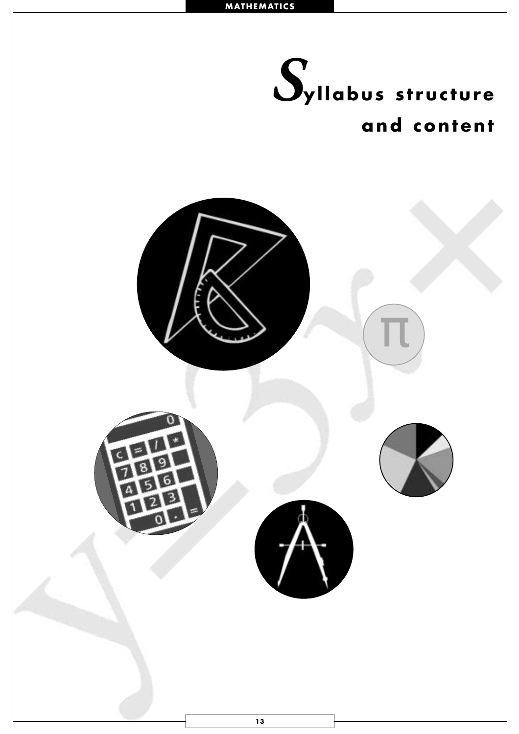# Syllabus structure and content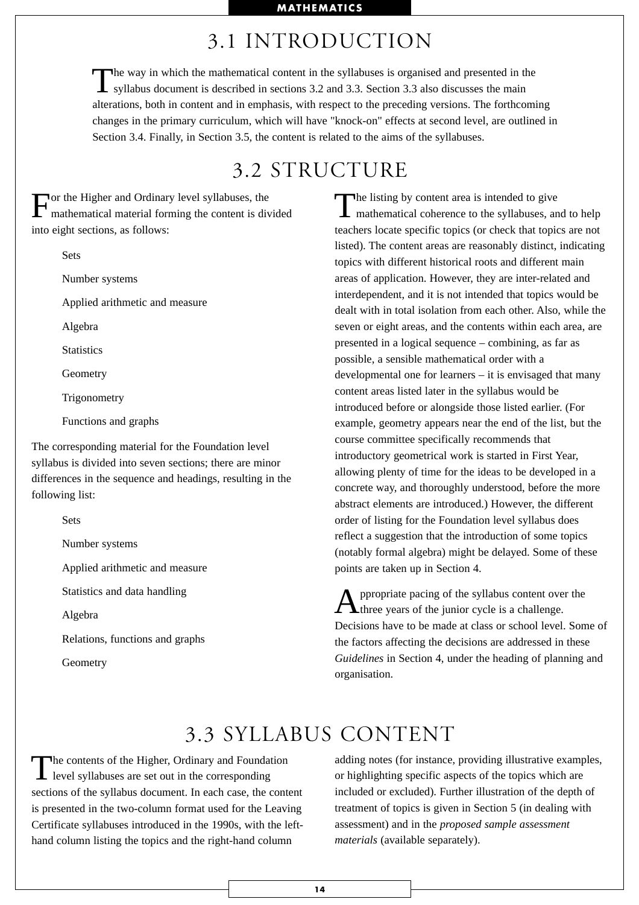## 3.1 INTRODUCTION

The way in which the mathematical content in the syllabuses is organised and presented in the syllabus document is described in sections 3.2 and 3.3. Section 3.3 also discusses the main alterations, both in content and in emphasis, with respect to the preceding versions. The forthcoming changes in the primary curriculum, which will have "knock-on" effects at second level, are outlined in Section 3.4. Finally, in Section 3.5, the content is related to the aims of the syllabuses.

## 3.2 STRUCTURE

For the Higher and Ordinary level syllabuses, the mathematical material forming the content is divided into eight sections, as follows:

- Sets
- Number systems
- Applied arithmetic and measure
- Algebra
- Statistics
- Geometry
- Trigonometry
- Functions and graphs

The corresponding material for the Foundation level syllabus is divided into seven sections; there are minor differences in the sequence and headings, resulting in the following list:

- Sets
- Number systems
- Applied arithmetic and measure
- Statistics and data handling
- Algebra
- Relations, functions and graphs
- Geometry

The listing by content area is intended to give mathematical coherence to the syllabuses, and to help teachers locate specific topics (or check that topics are not listed). The content areas are reasonably distinct, indicating topics with different historical roots and different main areas of application. However, they are inter-related and interdependent, and it is not intended that topics would be dealt with in total isolation from each other. Also, while the seven or eight areas, and the contents within each area, are presented in a logical sequence – combining, as far as possible, a sensible mathematical order with a developmental one for learners – it is envisaged that many content areas listed later in the syllabus would be introduced before or alongside those listed earlier. (For example, geometry appears near the end of the list, but the course committee specifically recommends that introductory geometrical work is started in First Year, allowing plenty of time for the ideas to be developed in a concrete way, and thoroughly understood, before the more abstract elements are introduced.) However, the different order of listing for the Foundation level syllabus does reflect a suggestion that the introduction of some topics (notably formal algebra) might be delayed. Some of these points are taken up in Section 4.

Appropriate pacing of the syllabus content over the three years of the junior cycle is a challenge. Decisions have to be made at class or school level. Some of the factors affecting the decisions are addressed in these *Guidelines* in Section 4, under the heading of planning and organisation.

## 3.3 SYLLABUS CONTENT

The contents of the Higher, Ordinary and Foundation level syllabuses are set out in the corresponding sections of the syllabus document. In each case, the content is presented in the two-column format used for the Leaving Certificate syllabuses introduced in the 1990s, with the left-hand column listing the topics and the right-hand column adding notes (for instance, providing illustrative examples, or highlighting specific aspects of the topics which are included or excluded). Further illustration of the depth of treatment of topics is given in Section 5 (in dealing with assessment) and in the *proposed sample assessment materials* (available separately).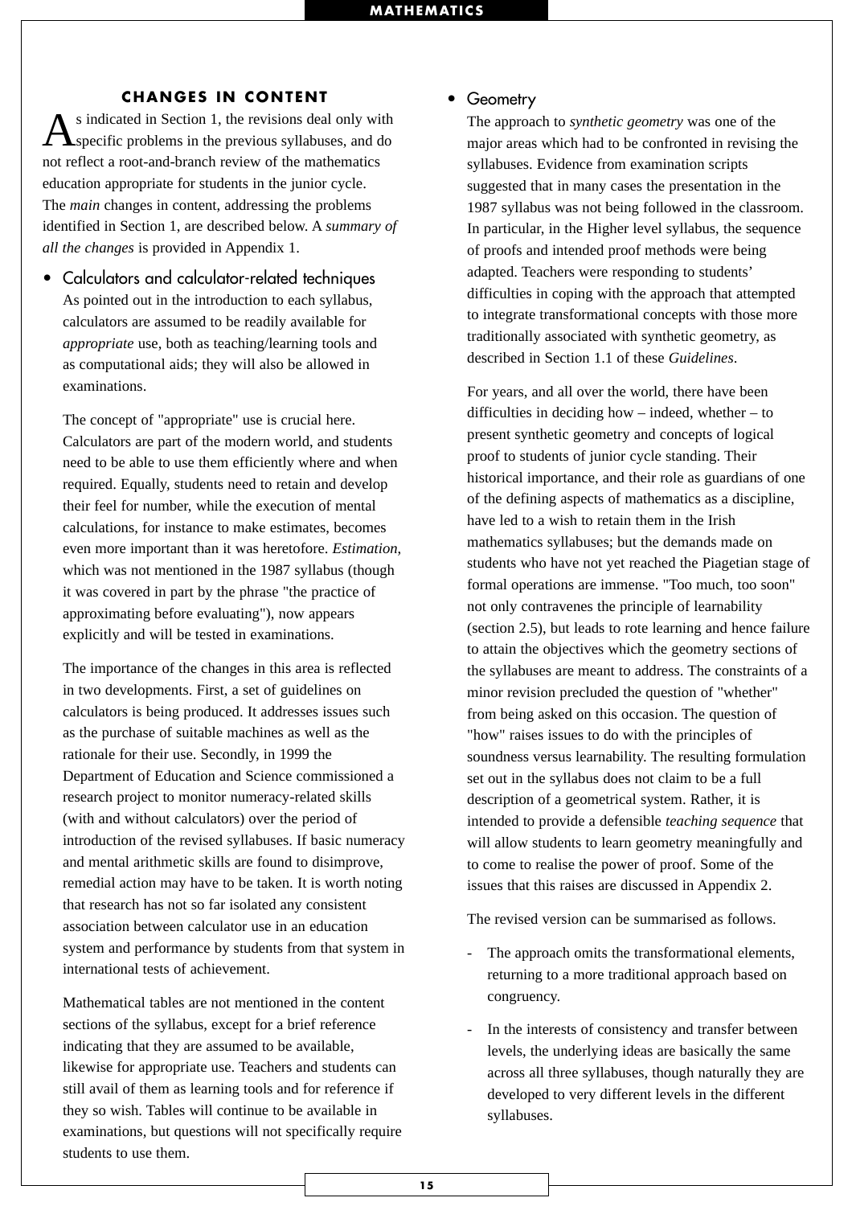## CHANGES IN CONTENT

As indicated in Section 1, the revisions deal only with specific problems in the previous syllabuses, and do not reflect a root-and-branch review of the mathematics education appropriate for students in the junior cycle. The *main* changes in content, addressing the problems identified in Section 1, are described below. A *summary of all the changes* is provided in Appendix 1.

- Calculators and calculator-related techniques

  As pointed out in the introduction to each syllabus, calculators are assumed to be readily available for *appropriate* use, both as teaching/learning tools and as computational aids; they will also be allowed in examinations.

  The concept of "appropriate" use is crucial here. Calculators are part of the modern world, and students need to be able to use them efficiently where and when required. Equally, students need to retain and develop their feel for number, while the execution of mental calculations, for instance to make estimates, becomes even more important than it was heretofore. *Estimation*, which was not mentioned in the 1987 syllabus (though it was covered in part by the phrase "the practice of approximating before evaluating"), now appears explicitly and will be tested in examinations.

  The importance of the changes in this area is reflected in two developments. First, a set of guidelines on calculators is being produced. It addresses issues such as the purchase of suitable machines as well as the rationale for their use. Secondly, in 1999 the Department of Education and Science commissioned a research project to monitor numeracy-related skills (with and without calculators) over the period of introduction of the revised syllabuses. If basic numeracy and mental arithmetic skills are found to disimprove, remedial action may have to be taken. It is worth noting that research has not so far isolated any consistent association between calculator use in an education system and performance by students from that system in international tests of achievement.

  Mathematical tables are not mentioned in the content sections of the syllabus, except for a brief reference indicating that they are assumed to be available, likewise for appropriate use. Teachers and students can still avail of them as learning tools and for reference if they so wish. Tables will continue to be available in examinations, but questions will not specifically require students to use them.

- Geometry

  The approach to *synthetic geometry* was one of the major areas which had to be confronted in revising the syllabuses. Evidence from examination scripts suggested that in many cases the presentation in the 1987 syllabus was not being followed in the classroom. In particular, in the Higher level syllabus, the sequence of proofs and intended proof methods were being adapted. Teachers were responding to students' difficulties in coping with the approach that attempted to integrate transformational concepts with those more traditionally associated with synthetic geometry, as described in Section 1.1 of these *Guidelines*.

  For years, and all over the world, there have been difficulties in deciding how – indeed, whether – to present synthetic geometry and concepts of logical proof to students of junior cycle standing. Their historical importance, and their role as guardians of one of the defining aspects of mathematics as a discipline, have led to a wish to retain them in the Irish mathematics syllabuses; but the demands made on students who have not yet reached the Piagetian stage of formal operations are immense. "Too much, too soon" not only contravenes the principle of learnability (section 2.5), but leads to rote learning and hence failure to attain the objectives which the geometry sections of the syllabuses are meant to address. The constraints of a minor revision precluded the question of "whether" from being asked on this occasion. The question of "how" raises issues to do with the principles of soundness versus learnability. The resulting formulation set out in the syllabus does not claim to be a full description of a geometrical system. Rather, it is intended to provide a defensible *teaching sequence* that will allow students to learn geometry meaningfully and to come to realise the power of proof. Some of the issues that this raises are discussed in Appendix 2.

  The revised version can be summarised as follows.

  - The approach omits the transformational elements, returning to a more traditional approach based on congruency.
  - In the interests of consistency and transfer between levels, the underlying ideas are basically the same across all three syllabuses, though naturally they are developed to very different levels in the different syllabuses.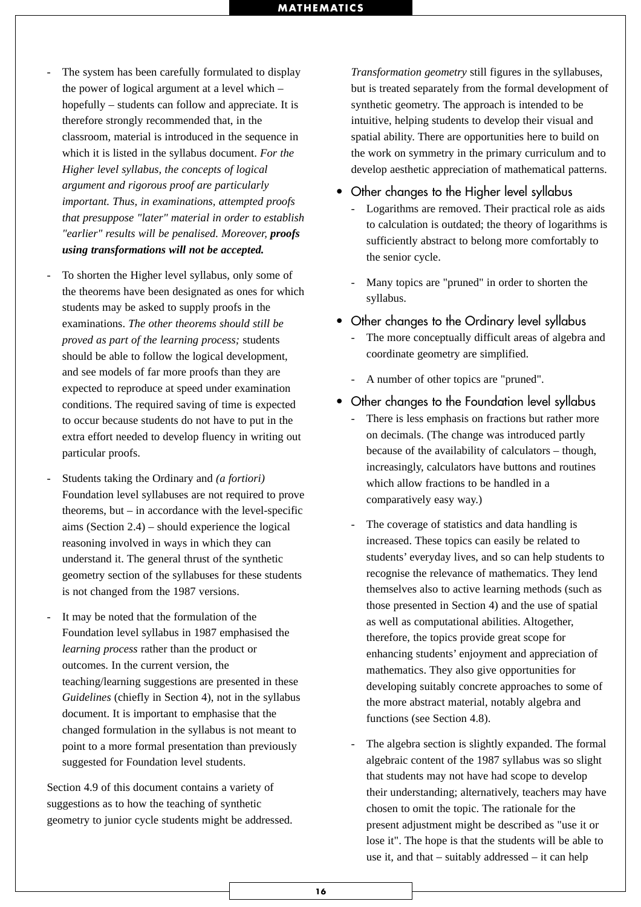- The system has been carefully formulated to display the power of logical argument at a level which – hopefully – students can follow and appreciate. It is therefore strongly recommended that, in the classroom, material is introduced in the sequence in which it is listed in the syllabus document. *For the Higher level syllabus, the concepts of logical argument and rigorous proof are particularly important. Thus, in examinations, attempted proofs that presuppose "later" material in order to establish "earlier" results will be penalised. Moreover,* ***proofs using transformations will not be accepted.***

- To shorten the Higher level syllabus, only some of the theorems have been designated as ones for which students may be asked to supply proofs in the examinations. *The other theorems should still be proved as part of the learning process;* students should be able to follow the logical development, and see models of far more proofs than they are expected to reproduce at speed under examination conditions. The required saving of time is expected to occur because students do not have to put in the extra effort needed to develop fluency in writing out particular proofs.

- Students taking the Ordinary and *(a fortiori)* Foundation level syllabuses are not required to prove theorems, but – in accordance with the level-specific aims (Section 2.4) – should experience the logical reasoning involved in ways in which they can understand it. The general thrust of the synthetic geometry section of the syllabuses for these students is not changed from the 1987 versions.

- It may be noted that the formulation of the Foundation level syllabus in 1987 emphasised the *learning process* rather than the product or outcomes. In the current version, the teaching/learning suggestions are presented in these *Guidelines* (chiefly in Section 4), not in the syllabus document. It is important to emphasise that the changed formulation in the syllabus is not meant to point to a more formal presentation than previously suggested for Foundation level students.

Section 4.9 of this document contains a variety of suggestions as to how the teaching of synthetic geometry to junior cycle students might be addressed.

*Transformation geometry* still figures in the syllabuses, but is treated separately from the formal development of synthetic geometry. The approach is intended to be intuitive, helping students to develop their visual and spatial ability. There are opportunities here to build on the work on symmetry in the primary curriculum and to develop aesthetic appreciation of mathematical patterns.

- Other changes to the Higher level syllabus
  - Logarithms are removed. Their practical role as aids to calculation is outdated; the theory of logarithms is sufficiently abstract to belong more comfortably to the senior cycle.
  - Many topics are "pruned" in order to shorten the syllabus.

- Other changes to the Ordinary level syllabus
  - The more conceptually difficult areas of algebra and coordinate geometry are simplified.
  - A number of other topics are "pruned".

- Other changes to the Foundation level syllabus
  - There is less emphasis on fractions but rather more on decimals. (The change was introduced partly because of the availability of calculators – though, increasingly, calculators have buttons and routines which allow fractions to be handled in a comparatively easy way.)
  - The coverage of statistics and data handling is increased. These topics can easily be related to students' everyday lives, and so can help students to recognise the relevance of mathematics. They lend themselves also to active learning methods (such as those presented in Section 4) and the use of spatial as well as computational abilities. Altogether, therefore, the topics provide great scope for enhancing students' enjoyment and appreciation of mathematics. They also give opportunities for developing suitably concrete approaches to some of the more abstract material, notably algebra and functions (see Section 4.8).
  - The algebra section is slightly expanded. The formal algebraic content of the 1987 syllabus was so slight that students may not have had scope to develop their understanding; alternatively, teachers may have chosen to omit the topic. The rationale for the present adjustment might be described as "use it or lose it". The hope is that the students will be able to use it, and that – suitably addressed – it can help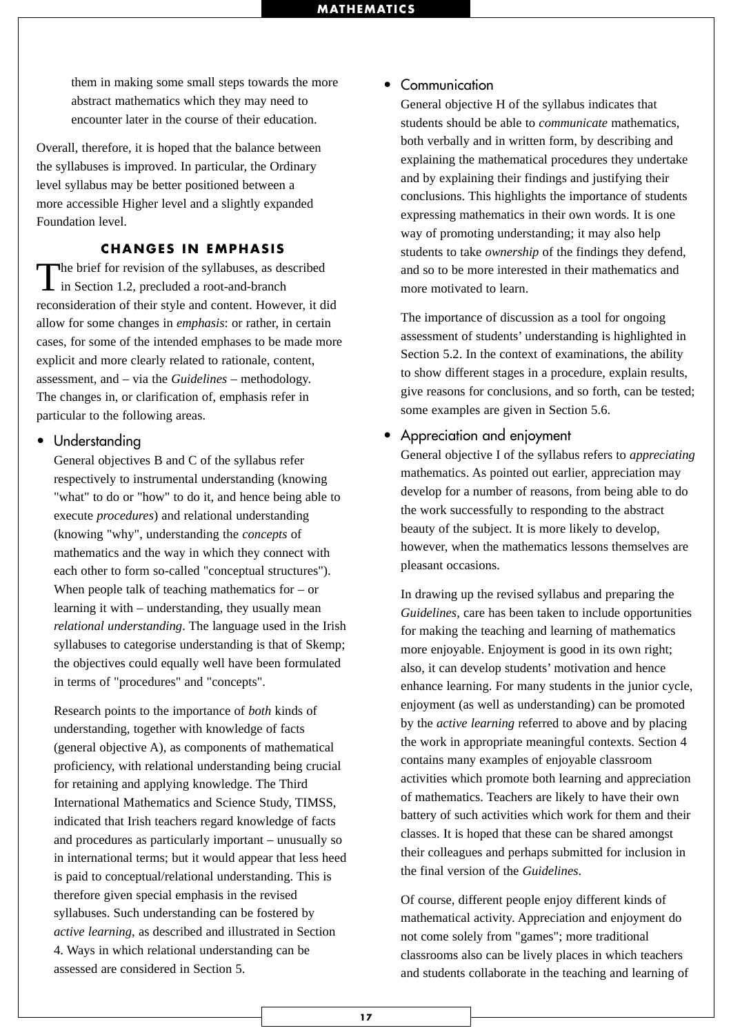them in making some small steps towards the more abstract mathematics which they may need to encounter later in the course of their education.

Overall, therefore, it is hoped that the balance between the syllabuses is improved. In particular, the Ordinary level syllabus may be better positioned between a more accessible Higher level and a slightly expanded Foundation level.

### CHANGES IN EMPHASIS

The brief for revision of the syllabuses, as described in Section 1.2, precluded a root-and-branch reconsideration of their style and content. However, it did allow for some changes in *emphasis*: or rather, in certain cases, for some of the intended emphases to be made more explicit and more clearly related to rationale, content, assessment, and – via the *Guidelines* – methodology. The changes in, or clarification of, emphasis refer in particular to the following areas.

- Understanding

  General objectives B and C of the syllabus refer respectively to instrumental understanding (knowing "what" to do or "how" to do it, and hence being able to execute *procedures*) and relational understanding (knowing "why", understanding the *concepts* of mathematics and the way in which they connect with each other to form so-called "conceptual structures"). When people talk of teaching mathematics for – or learning it with – understanding, they usually mean *relational understanding*. The language used in the Irish syllabuses to categorise understanding is that of Skemp; the objectives could equally well have been formulated in terms of "procedures" and "concepts".

  Research points to the importance of *both* kinds of understanding, together with knowledge of facts (general objective A), as components of mathematical proficiency, with relational understanding being crucial for retaining and applying knowledge. The Third International Mathematics and Science Study, TIMSS, indicated that Irish teachers regard knowledge of facts and procedures as particularly important – unusually so in international terms; but it would appear that less heed is paid to conceptual/relational understanding. This is therefore given special emphasis in the revised syllabuses. Such understanding can be fostered by *active learning*, as described and illustrated in Section 4. Ways in which relational understanding can be assessed are considered in Section 5.

- Communication

  General objective H of the syllabus indicates that students should be able to *communicate* mathematics, both verbally and in written form, by describing and explaining the mathematical procedures they undertake and by explaining their findings and justifying their conclusions. This highlights the importance of students expressing mathematics in their own words. It is one way of promoting understanding; it may also help students to take *ownership* of the findings they defend, and so to be more interested in their mathematics and more motivated to learn.

  The importance of discussion as a tool for ongoing assessment of students' understanding is highlighted in Section 5.2. In the context of examinations, the ability to show different stages in a procedure, explain results, give reasons for conclusions, and so forth, can be tested; some examples are given in Section 5.6.

- Appreciation and enjoyment

  General objective I of the syllabus refers to *appreciating* mathematics. As pointed out earlier, appreciation may develop for a number of reasons, from being able to do the work successfully to responding to the abstract beauty of the subject. It is more likely to develop, however, when the mathematics lessons themselves are pleasant occasions.

  In drawing up the revised syllabus and preparing the *Guidelines*, care has been taken to include opportunities for making the teaching and learning of mathematics more enjoyable. Enjoyment is good in its own right; also, it can develop students' motivation and hence enhance learning. For many students in the junior cycle, enjoyment (as well as understanding) can be promoted by the *active learning* referred to above and by placing the work in appropriate meaningful contexts. Section 4 contains many examples of enjoyable classroom activities which promote both learning and appreciation of mathematics. Teachers are likely to have their own battery of such activities which work for them and their classes. It is hoped that these can be shared amongst their colleagues and perhaps submitted for inclusion in the final version of the *Guidelines*.

  Of course, different people enjoy different kinds of mathematical activity. Appreciation and enjoyment do not come solely from "games"; more traditional classrooms also can be lively places in which teachers and students collaborate in the teaching and learning of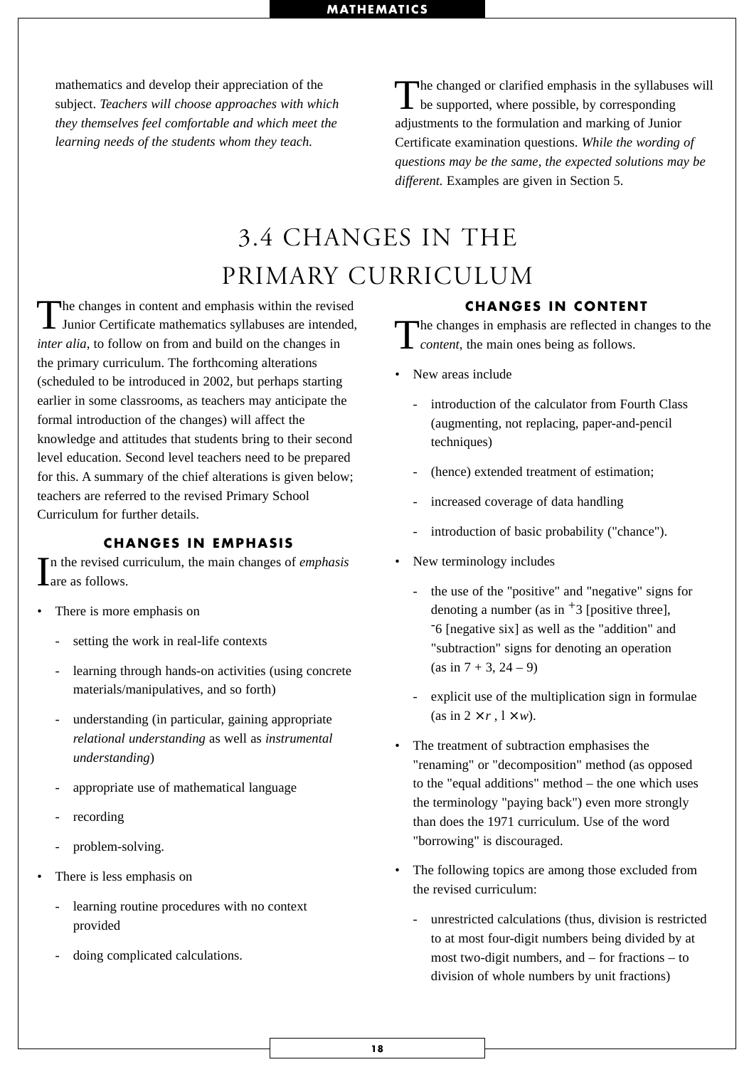mathematics and develop their appreciation of the subject. *Teachers will choose approaches with which they themselves feel comfortable and which meet the learning needs of the students whom they teach.*

The changed or clarified emphasis in the syllabuses will be supported, where possible, by corresponding adjustments to the formulation and marking of Junior Certificate examination questions. *While the wording of questions may be the same, the expected solutions may be different.* Examples are given in Section 5.

## 3.4 CHANGES IN THE PRIMARY CURRICULUM

The changes in content and emphasis within the revised Junior Certificate mathematics syllabuses are intended, *inter alia*, to follow on from and build on the changes in the primary curriculum. The forthcoming alterations (scheduled to be introduced in 2002, but perhaps starting earlier in some classrooms, as teachers may anticipate the formal introduction of the changes) will affect the knowledge and attitudes that students bring to their second level education. Second level teachers need to be prepared for this. A summary of the chief alterations is given below; teachers are referred to the revised Primary School Curriculum for further details.

### CHANGES IN EMPHASIS

In the revised curriculum, the main changes of *emphasis* are as follows.

- There is more emphasis on
  - setting the work in real-life contexts
  - learning through hands-on activities (using concrete materials/manipulatives, and so forth)
  - understanding (in particular, gaining appropriate *relational understanding* as well as *instrumental understanding*)
  - appropriate use of mathematical language
  - recording
  - problem-solving.
- There is less emphasis on
  - learning routine procedures with no context provided
  - doing complicated calculations.

### CHANGES IN CONTENT

The changes in emphasis are reflected in changes to the *content*, the main ones being as follows.

- New areas include
  - introduction of the calculator from Fourth Class (augmenting, not replacing, paper-and-pencil techniques)
  - (hence) extended treatment of estimation;
  - increased coverage of data handling
  - introduction of basic probability ("chance").
- New terminology includes
  - the use of the "positive" and "negative" signs for denoting a number (as in $^{+}3$ [positive three], $^{-}6$ [negative six] as well as the "addition" and "subtraction" signs for denoting an operation (as in $7 + 3$, $24 – 9$)
  - explicit use of the multiplication sign in formulae (as in $2 \times r$ , $l \times w$).
- The treatment of subtraction emphasises the "renaming" or "decomposition" method (as opposed to the "equal additions" method – the one which uses the terminology "paying back") even more strongly than does the 1971 curriculum. Use of the word "borrowing" is discouraged.
- The following topics are among those excluded from the revised curriculum:
  - unrestricted calculations (thus, division is restricted to at most four-digit numbers being divided by at most two-digit numbers, and – for fractions – to division of whole numbers by unit fractions)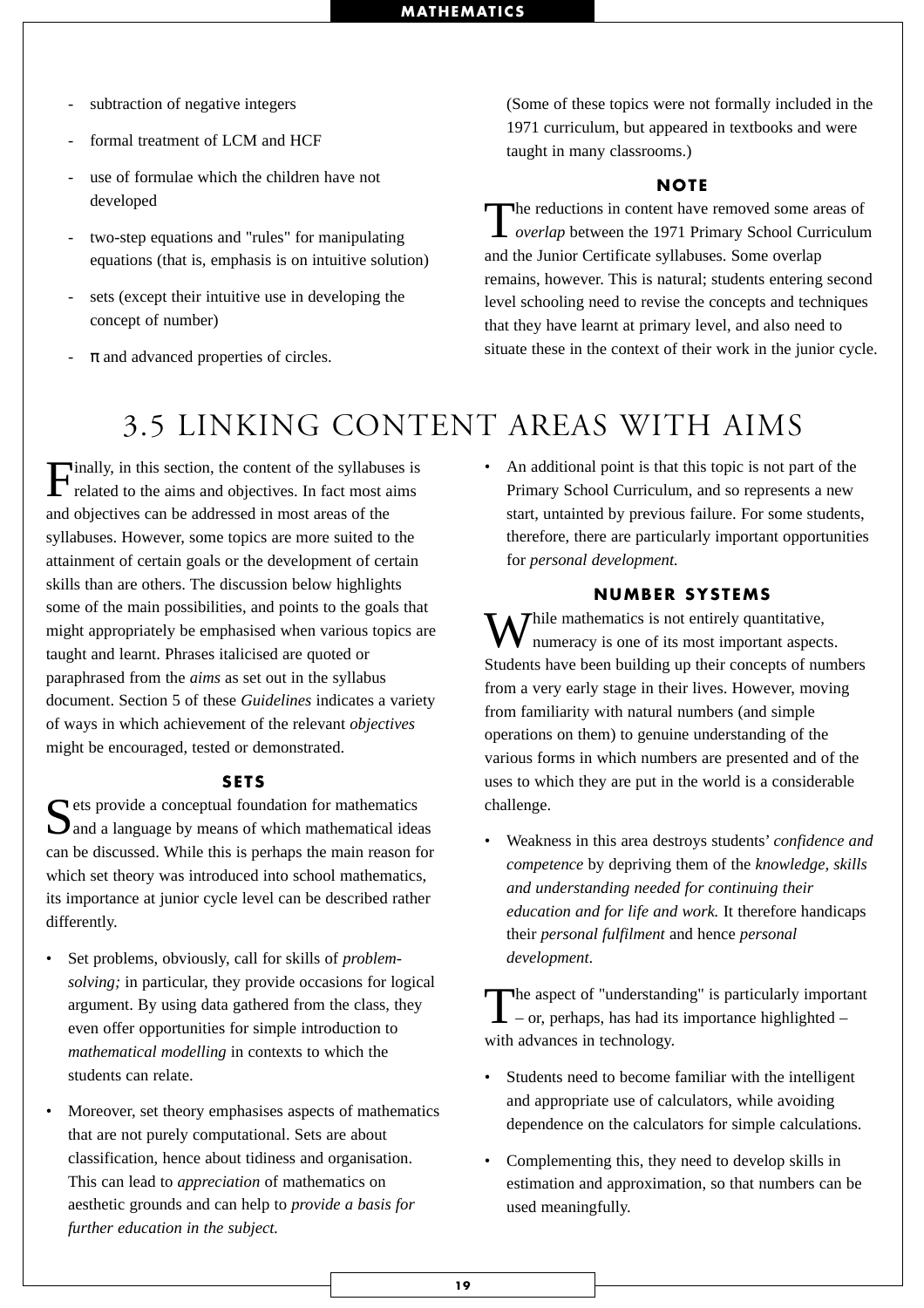- subtraction of negative integers
- formal treatment of LCM and HCF
- use of formulae which the children have not developed
- two-step equations and "rules" for manipulating equations (that is, emphasis is on intuitive solution)
- sets (except their intuitive use in developing the concept of number)
- π and advanced properties of circles.

(Some of these topics were not formally included in the 1971 curriculum, but appeared in textbooks and were taught in many classrooms.)

### NOTE

The reductions in content have removed some areas of *overlap* between the 1971 Primary School Curriculum and the Junior Certificate syllabuses. Some overlap remains, however. This is natural; students entering second level schooling need to revise the concepts and techniques that they have learnt at primary level, and also need to situate these in the context of their work in the junior cycle.

## 3.5 LINKING CONTENT AREAS WITH AIMS

Finally, in this section, the content of the syllabuses is related to the aims and objectives. In fact most aims and objectives can be addressed in most areas of the syllabuses. However, some topics are more suited to the attainment of certain goals or the development of certain skills than are others. The discussion below highlights some of the main possibilities, and points to the goals that might appropriately be emphasised when various topics are taught and learnt. Phrases italicised are quoted or paraphrased from the *aims* as set out in the syllabus document. Section 5 of these *Guidelines* indicates a variety of ways in which achievement of the relevant *objectives* might be encouraged, tested or demonstrated.

### SETS

Sets provide a conceptual foundation for mathematics and a language by means of which mathematical ideas can be discussed. While this is perhaps the main reason for which set theory was introduced into school mathematics, its importance at junior cycle level can be described rather differently.

- Set problems, obviously, call for skills of *problem-solving;* in particular, they provide occasions for logical argument. By using data gathered from the class, they even offer opportunities for simple introduction to *mathematical modelling* in contexts to which the students can relate.
- Moreover, set theory emphasises aspects of mathematics that are not purely computational. Sets are about classification, hence about tidiness and organisation. This can lead to *appreciation* of mathematics on aesthetic grounds and can help to *provide a basis for further education in the subject.*
- An additional point is that this topic is not part of the Primary School Curriculum, and so represents a new start, untainted by previous failure. For some students, therefore, there are particularly important opportunities for *personal development.*

### NUMBER SYSTEMS

While mathematics is not entirely quantitative, numeracy is one of its most important aspects. Students have been building up their concepts of numbers from a very early stage in their lives. However, moving from familiarity with natural numbers (and simple operations on them) to genuine understanding of the various forms in which numbers are presented and of the uses to which they are put in the world is a considerable challenge.

- Weakness in this area destroys students' *confidence and competence* by depriving them of the *knowledge, skills and understanding needed for continuing their education and for life and work.* It therefore handicaps their *personal fulfilment* and hence *personal development*.

The aspect of "understanding" is particularly important – or, perhaps, has had its importance highlighted – with advances in technology.

- Students need to become familiar with the intelligent and appropriate use of calculators, while avoiding dependence on the calculators for simple calculations.
- Complementing this, they need to develop skills in estimation and approximation, so that numbers can be used meaningfully.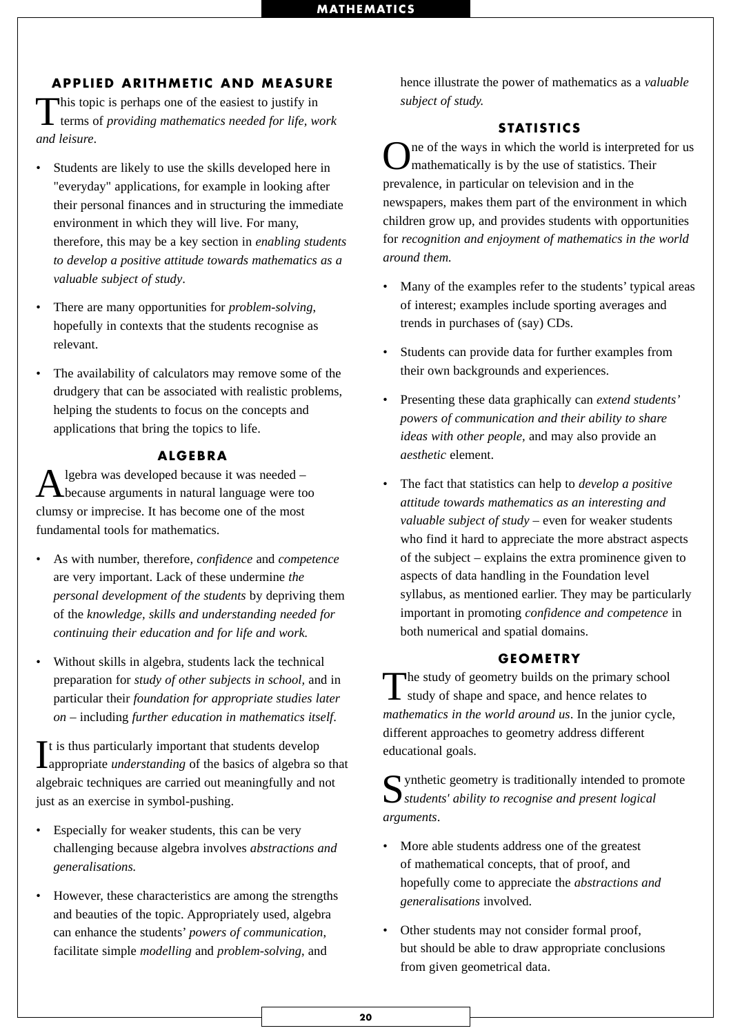## APPLIED ARITHMETIC AND MEASURE

This topic is perhaps one of the easiest to justify in terms of *providing mathematics needed for life, work and leisure*.

- Students are likely to use the skills developed here in "everyday" applications, for example in looking after their personal finances and in structuring the immediate environment in which they will live. For many, therefore, this may be a key section in *enabling students to develop a positive attitude towards mathematics as a valuable subject of study*.
- There are many opportunities for *problem-solving*, hopefully in contexts that the students recognise as relevant.
- The availability of calculators may remove some of the drudgery that can be associated with realistic problems, helping the students to focus on the concepts and applications that bring the topics to life.

## ALGEBRA

Algebra was developed because it was needed – because arguments in natural language were too clumsy or imprecise. It has become one of the most fundamental tools for mathematics.

- As with number, therefore, *confidence* and *competence* are very important. Lack of these undermine *the personal development of the students* by depriving them of the *knowledge, skills and understanding needed for continuing their education and for life and work.*
- Without skills in algebra, students lack the technical preparation for *study of other subjects in school,* and in particular their *foundation for appropriate studies later on* – including *further education in mathematics itself*.

It is thus particularly important that students develop appropriate *understanding* of the basics of algebra so that algebraic techniques are carried out meaningfully and not just as an exercise in symbol-pushing.

- Especially for weaker students, this can be very challenging because algebra involves *abstractions and generalisations.*
- However, these characteristics are among the strengths and beauties of the topic. Appropriately used, algebra can enhance the students' *powers of communication,* facilitate simple *modelling* and *problem-solving*, and hence illustrate the power of mathematics as a *valuable subject of study.*

## STATISTICS

One of the ways in which the world is interpreted for us mathematically is by the use of statistics. Their prevalence, in particular on television and in the newspapers, makes them part of the environment in which children grow up, and provides students with opportunities for *recognition and enjoyment of mathematics in the world around them.*

- Many of the examples refer to the students' typical areas of interest; examples include sporting averages and trends in purchases of (say) CDs.
- Students can provide data for further examples from their own backgrounds and experiences.
- Presenting these data graphically can *extend students' powers of communication and their ability to share ideas with other people,* and may also provide an *aesthetic* element.
- The fact that statistics can help to *develop a positive attitude towards mathematics as an interesting and valuable subject of study* – even for weaker students who find it hard to appreciate the more abstract aspects of the subject – explains the extra prominence given to aspects of data handling in the Foundation level syllabus, as mentioned earlier. They may be particularly important in promoting *confidence and competence* in both numerical and spatial domains.

## GEOMETRY

The study of geometry builds on the primary school study of shape and space, and hence relates to *mathematics in the world around us*. In the junior cycle, different approaches to geometry address different educational goals.

Synthetic geometry is traditionally intended to promote *students' ability to recognise and present logical arguments*.

- More able students address one of the greatest of mathematical concepts, that of proof, and hopefully come to appreciate the *abstractions and generalisations* involved.
- Other students may not consider formal proof, but should be able to draw appropriate conclusions from given geometrical data.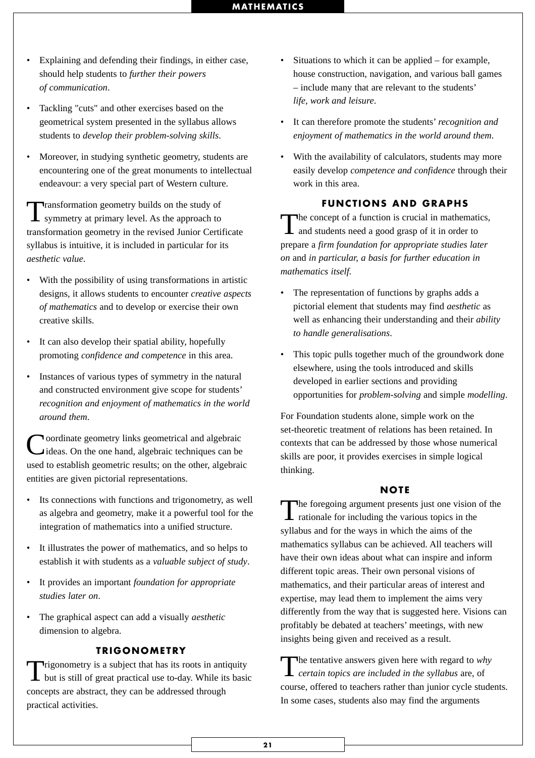- Explaining and defending their findings, in either case, should help students to *further their powers of communication*.
- Tackling "cuts" and other exercises based on the geometrical system presented in the syllabus allows students to *develop their problem-solving skills*.
- Moreover, in studying synthetic geometry, students are encountering one of the great monuments to intellectual endeavour: a very special part of Western culture.

Transformation geometry builds on the study of symmetry at primary level. As the approach to transformation geometry in the revised Junior Certificate syllabus is intuitive, it is included in particular for its *aesthetic value*.

- With the possibility of using transformations in artistic designs, it allows students to encounter *creative aspects of mathematics* and to develop or exercise their own creative skills.
- It can also develop their spatial ability, hopefully promoting *confidence and competence* in this area.
- Instances of various types of symmetry in the natural and constructed environment give scope for students' *recognition and enjoyment of mathematics in the world around them*.

Coordinate geometry links geometrical and algebraic ideas. On the one hand, algebraic techniques can be used to establish geometric results; on the other, algebraic entities are given pictorial representations.

- Its connections with functions and trigonometry, as well as algebra and geometry, make it a powerful tool for the integration of mathematics into a unified structure.
- It illustrates the power of mathematics, and so helps to establish it with students as a *valuable subject of study*.
- It provides an important *foundation for appropriate studies later on*.
- The graphical aspect can add a visually *aesthetic* dimension to algebra.

## TRIGONOMETRY

Trigonometry is a subject that has its roots in antiquity but is still of great practical use to-day. While its basic concepts are abstract, they can be addressed through practical activities.

- Situations to which it can be applied – for example, house construction, navigation, and various ball games – include many that are relevant to the students' *life, work and leisure*.
- It can therefore promote the students' *recognition and enjoyment of mathematics in the world around them*.
- With the availability of calculators, students may more easily develop *competence and confidence* through their work in this area.

## FUNCTIONS AND GRAPHS

The concept of a function is crucial in mathematics, and students need a good grasp of it in order to prepare a *firm foundation for appropriate studies later on* and *in particular, a basis for further education in mathematics itself.*

- The representation of functions by graphs adds a pictorial element that students may find *aesthetic* as well as enhancing their understanding and their *ability to handle generalisations*.
- This topic pulls together much of the groundwork done elsewhere, using the tools introduced and skills developed in earlier sections and providing opportunities for *problem-solving* and simple *modelling*.

For Foundation students alone, simple work on the set-theoretic treatment of relations has been retained. In contexts that can be addressed by those whose numerical skills are poor, it provides exercises in simple logical thinking.

## NOTE

The foregoing argument presents just one vision of the rationale for including the various topics in the syllabus and for the ways in which the aims of the mathematics syllabus can be achieved. All teachers will have their own ideas about what can inspire and inform different topic areas. Their own personal visions of mathematics, and their particular areas of interest and expertise, may lead them to implement the aims very differently from the way that is suggested here. Visions can profitably be debated at teachers' meetings, with new insights being given and received as a result.

The tentative answers given here with regard to *why certain topics are included in the syllabus* are, of course, offered to teachers rather than junior cycle students. In some cases, students also may find the arguments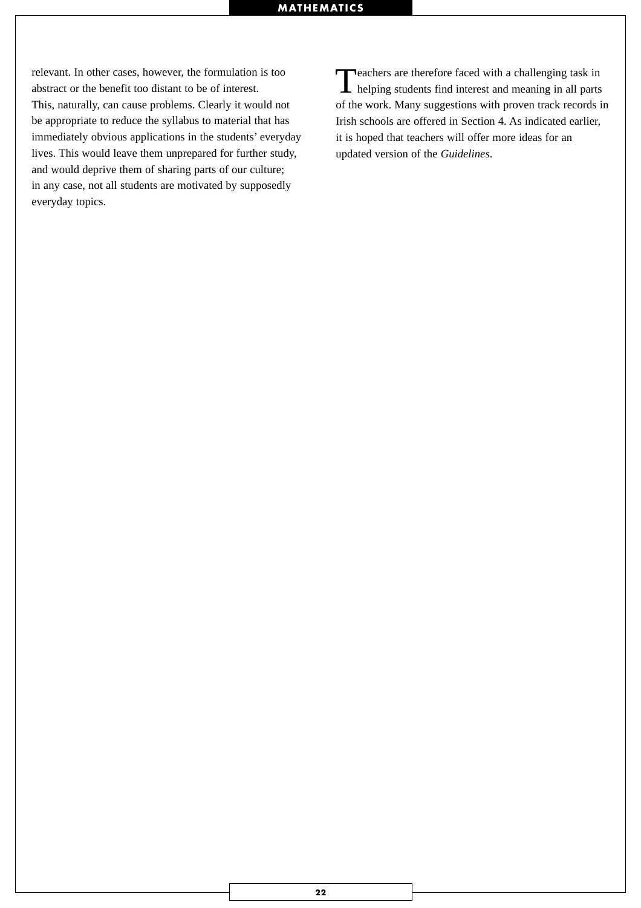relevant. In other cases, however, the formulation is too abstract or the benefit too distant to be of interest. This, naturally, can cause problems. Clearly it would not be appropriate to reduce the syllabus to material that has immediately obvious applications in the students' everyday lives. This would leave them unprepared for further study, and would deprive them of sharing parts of our culture; in any case, not all students are motivated by supposedly everyday topics.

Teachers are therefore faced with a challenging task in helping students find interest and meaning in all parts of the work. Many suggestions with proven track records in Irish schools are offered in Section 4. As indicated earlier, it is hoped that teachers will offer more ideas for an updated version of the *Guidelines*.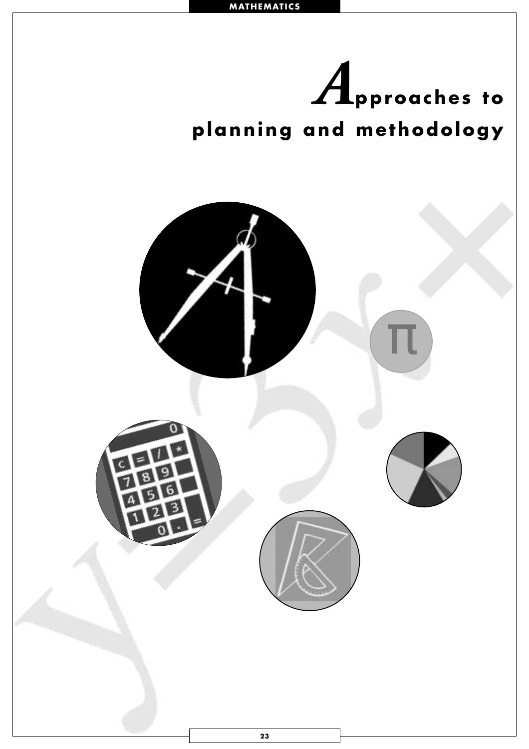# Approaches to planning and methodology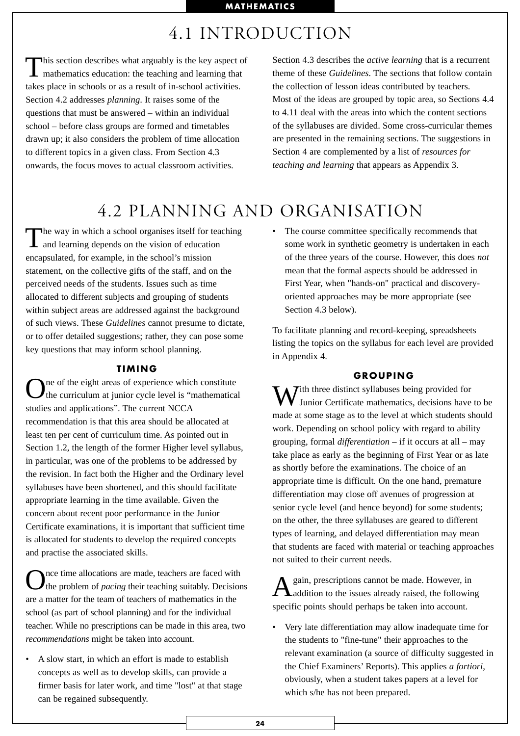# 4.1 INTRODUCTION

This section describes what arguably is the key aspect of mathematics education: the teaching and learning that takes place in schools or as a result of in-school activities. Section 4.2 addresses *planning*. It raises some of the questions that must be answered – within an individual school – before class groups are formed and timetables drawn up; it also considers the problem of time allocation to different topics in a given class. From Section 4.3 onwards, the focus moves to actual classroom activities.

Section 4.3 describes the *active learning* that is a recurrent theme of these *Guidelines*. The sections that follow contain the collection of lesson ideas contributed by teachers. Most of the ideas are grouped by topic area, so Sections 4.4 to 4.11 deal with the areas into which the content sections of the syllabuses are divided. Some cross-curricular themes are presented in the remaining sections. The suggestions in Section 4 are complemented by a list of *resources for teaching and learning* that appears as Appendix 3.

# 4.2 PLANNING AND ORGANISATION

The way in which a school organises itself for teaching and learning depends on the vision of education encapsulated, for example, in the school's mission statement, on the collective gifts of the staff, and on the perceived needs of the students. Issues such as time allocated to different subjects and grouping of students within subject areas are addressed against the background of such views. These *Guidelines* cannot presume to dictate, or to offer detailed suggestions; rather, they can pose some key questions that may inform school planning.

## TIMING

One of the eight areas of experience which constitute the curriculum at junior cycle level is "mathematical studies and applications". The current NCCA recommendation is that this area should be allocated at least ten per cent of curriculum time. As pointed out in Section 1.2, the length of the former Higher level syllabus, in particular, was one of the problems to be addressed by the revision. In fact both the Higher and the Ordinary level syllabuses have been shortened, and this should facilitate appropriate learning in the time available. Given the concern about recent poor performance in the Junior Certificate examinations, it is important that sufficient time is allocated for students to develop the required concepts and practise the associated skills.

Once time allocations are made, teachers are faced with the problem of *pacing* their teaching suitably. Decisions are a matter for the team of teachers of mathematics in the school (as part of school planning) and for the individual teacher. While no prescriptions can be made in this area, two *recommendations* might be taken into account.

- A slow start, in which an effort is made to establish concepts as well as to develop skills, can provide a firmer basis for later work, and time "lost" at that stage can be regained subsequently.
- The course committee specifically recommends that some work in synthetic geometry is undertaken in each of the three years of the course. However, this does *not* mean that the formal aspects should be addressed in First Year, when "hands-on" practical and discovery-oriented approaches may be more appropriate (see Section 4.3 below).

To facilitate planning and record-keeping, spreadsheets listing the topics on the syllabus for each level are provided in Appendix 4.

## GROUPING

With three distinct syllabuses being provided for Junior Certificate mathematics, decisions have to be made at some stage as to the level at which students should work. Depending on school policy with regard to ability grouping, formal *differentiation* – if it occurs at all – may take place as early as the beginning of First Year or as late as shortly before the examinations. The choice of an appropriate time is difficult. On the one hand, premature differentiation may close off avenues of progression at senior cycle level (and hence beyond) for some students; on the other, the three syllabuses are geared to different types of learning, and delayed differentiation may mean that students are faced with material or teaching approaches not suited to their current needs.

Again, prescriptions cannot be made. However, in addition to the issues already raised, the following specific points should perhaps be taken into account.

- Very late differentiation may allow inadequate time for the students to "fine-tune" their approaches to the relevant examination (a source of difficulty suggested in the Chief Examiners' Reports). This applies *a fortiori*, obviously, when a student takes papers at a level for which s/he has not been prepared.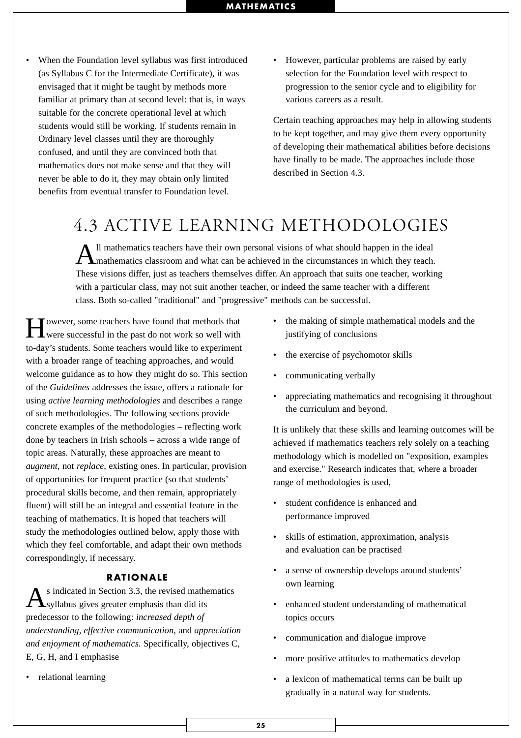- When the Foundation level syllabus was first introduced (as Syllabus C for the Intermediate Certificate), it was envisaged that it might be taught by methods more familiar at primary than at second level: that is, in ways suitable for the concrete operational level at which students would still be working. If students remain in Ordinary level classes until they are thoroughly confused, and until they are convinced both that mathematics does not make sense and that they will never be able to do it, they may obtain only limited benefits from eventual transfer to Foundation level.
- However, particular problems are raised by early selection for the Foundation level with respect to progression to the senior cycle and to eligibility for various careers as a result.

Certain teaching approaches may help in allowing students to be kept together, and may give them every opportunity of developing their mathematical abilities before decisions have finally to be made. The approaches include those described in Section 4.3.

## 4.3 ACTIVE LEARNING METHODOLOGIES

All mathematics teachers have their own personal visions of what should happen in the ideal mathematics classroom and what can be achieved in the circumstances in which they teach. These visions differ, just as teachers themselves differ. An approach that suits one teacher, working with a particular class, may not suit another teacher, or indeed the same teacher with a different class. Both so-called "traditional" and "progressive" methods can be successful.

However, some teachers have found that methods that were successful in the past do not work so well with to-day's students. Some teachers would like to experiment with a broader range of teaching approaches, and would welcome guidance as to how they might do so. This section of the *Guidelines* addresses the issue, offers a rationale for using *active learning methodologies* and describes a range of such methodologies. The following sections provide concrete examples of the methodologies – reflecting work done by teachers in Irish schools – across a wide range of topic areas. Naturally, these approaches are meant to *augment*, not *replace*, existing ones. In particular, provision of opportunities for frequent practice (so that students' procedural skills become, and then remain, appropriately fluent) will still be an integral and essential feature in the teaching of mathematics. It is hoped that teachers will study the methodologies outlined below, apply those with which they feel comfortable, and adapt their own methods correspondingly, if necessary.

### RATIONALE

As indicated in Section 3.3, the revised mathematics syllabus gives greater emphasis than did its predecessor to the following: *increased depth of understanding*, *effective communication*, and *appreciation and enjoyment of mathematics.* Specifically, objectives C, E, G, H, and I emphasise

- relational learning
- the making of simple mathematical models and the justifying of conclusions
- the exercise of psychomotor skills
- communicating verbally
- appreciating mathematics and recognising it throughout the curriculum and beyond.

It is unlikely that these skills and learning outcomes will be achieved if mathematics teachers rely solely on a teaching methodology which is modelled on "exposition, examples and exercise." Research indicates that, where a broader range of methodologies is used,

- student confidence is enhanced and performance improved
- skills of estimation, approximation, analysis and evaluation can be practised
- a sense of ownership develops around students' own learning
- enhanced student understanding of mathematical topics occurs
- communication and dialogue improve
- more positive attitudes to mathematics develop
- a lexicon of mathematical terms can be built up gradually in a natural way for students.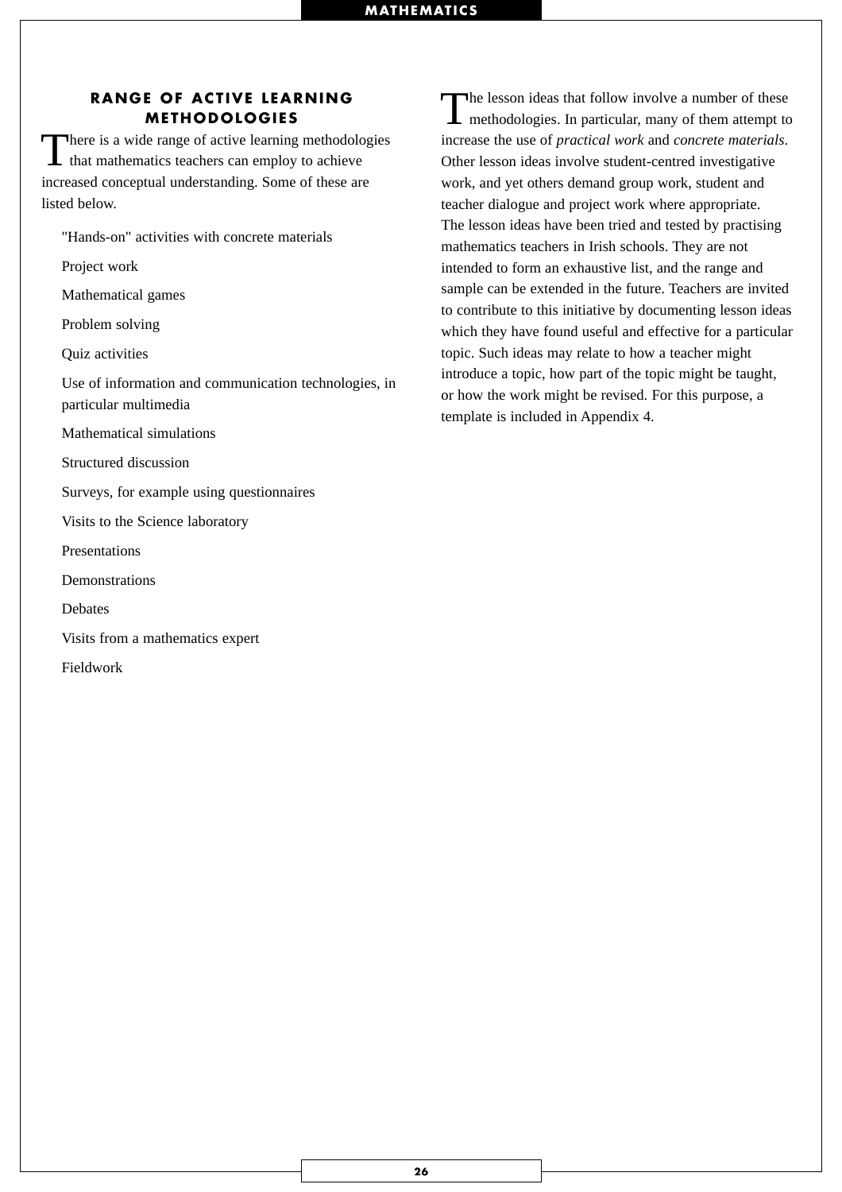## RANGE OF ACTIVE LEARNING METHODOLOGIES

There is a wide range of active learning methodologies that mathematics teachers can employ to achieve increased conceptual understanding. Some of these are listed below.

- "Hands-on" activities with concrete materials
- Project work
- Mathematical games
- Problem solving
- Quiz activities
- Use of information and communication technologies, in particular multimedia
- Mathematical simulations
- Structured discussion
- Surveys, for example using questionnaires
- Visits to the Science laboratory
- Presentations
- Demonstrations
- Debates
- Visits from a mathematics expert
- Fieldwork

The lesson ideas that follow involve a number of these methodologies. In particular, many of them attempt to increase the use of *practical work* and *concrete materials*. Other lesson ideas involve student-centred investigative work, and yet others demand group work, student and teacher dialogue and project work where appropriate. The lesson ideas have been tried and tested by practising mathematics teachers in Irish schools. They are not intended to form an exhaustive list, and the range and sample can be extended in the future. Teachers are invited to contribute to this initiative by documenting lesson ideas which they have found useful and effective for a particular topic. Such ideas may relate to how a teacher might introduce a topic, how part of the topic might be taught, or how the work might be revised. For this purpose, a template is included in Appendix 4.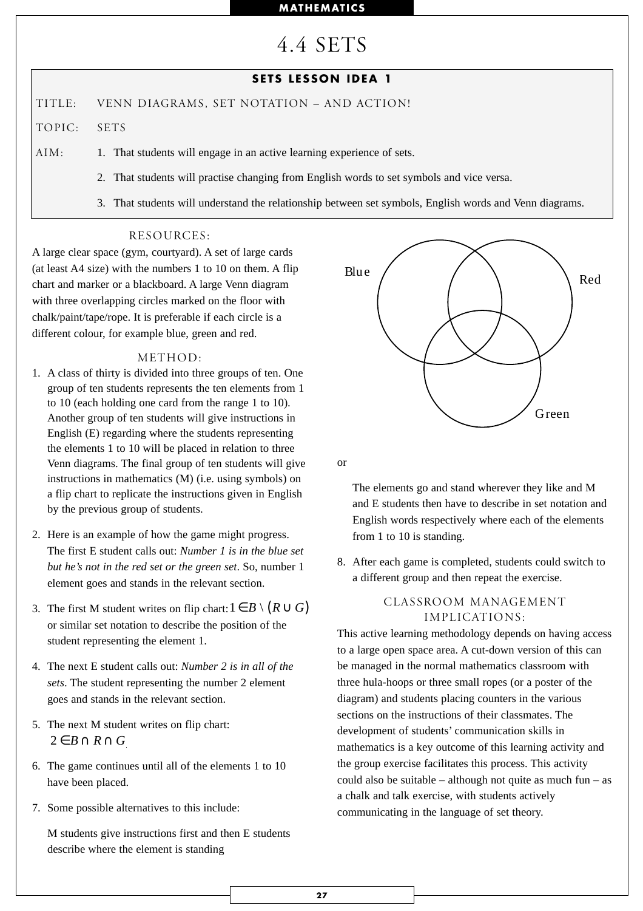# 4.4 SETS

## SETS LESSON IDEA 1

TITLE: VENN DIAGRAMS, SET NOTATION – AND ACTION!

TOPIC: SETS

AIM:
1. That students will engage in an active learning experience of sets.
2. That students will practise changing from English words to set symbols and vice versa.
3. That students will understand the relationship between set symbols, English words and Venn diagrams.

### RESOURCES:

A large clear space (gym, courtyard). A set of large cards (at least A4 size) with the numbers 1 to 10 on them. A flip chart and marker or a blackboard. A large Venn diagram with three overlapping circles marked on the floor with chalk/paint/tape/rope. It is preferable if each circle is a different colour, for example blue, green and red.

### METHOD:

1. A class of thirty is divided into three groups of ten. One group of ten students represents the ten elements from 1 to 10 (each holding one card from the range 1 to 10). Another group of ten students will give instructions in English (E) regarding where the students representing the elements 1 to 10 will be placed in relation to three Venn diagrams. The final group of ten students will give instructions in mathematics (M) (i.e. using symbols) on a flip chart to replicate the instructions given in English by the previous group of students.

2. Here is an example of how the game might progress. The first E student calls out: *Number 1 is in the blue set but he's not in the red set or the green set*. So, number 1 element goes and stands in the relevant section.

3. The first M student writes on flip chart: $1 \in B \setminus (R \cup G)$ or similar set notation to describe the position of the student representing the element 1.

4. The next E student calls out: *Number 2 is in all of the sets*. The student representing the number 2 element goes and stands in the relevant section.

5. The next M student writes on flip chart: $2 \in B \cap R \cap G$.

6. The game continues until all of the elements 1 to 10 have been placed.

7. Some possible alternatives to this include:

   M students give instructions first and then E students describe where the element is standing

   Blue Red Green

   or

   The elements go and stand wherever they like and M and E students then have to describe in set notation and English words respectively where each of the elements from 1 to 10 is standing.

8. After each game is completed, students could switch to a different group and then repeat the exercise.

### CLASSROOM MANAGEMENT IMPLICATIONS:

This active learning methodology depends on having access to a large open space area. A cut-down version of this can be managed in the normal mathematics classroom with three hula-hoops or three small ropes (or a poster of the diagram) and students placing counters in the various sections on the instructions of their classmates. The development of students' communication skills in mathematics is a key outcome of this learning activity and the group exercise facilitates this process. This activity could also be suitable – although not quite as much fun – as a chalk and talk exercise, with students actively communicating in the language of set theory.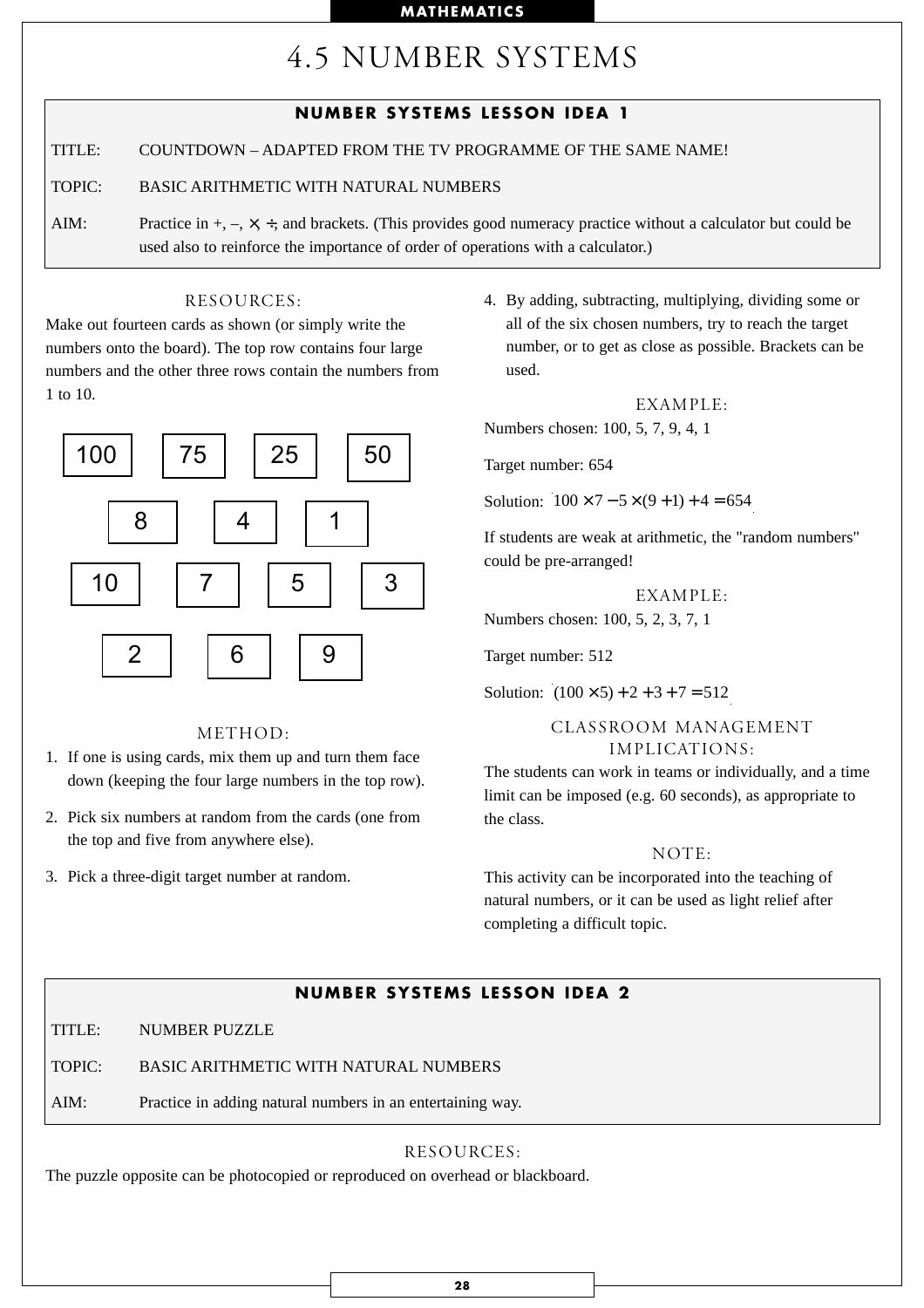# 4.5 NUMBER SYSTEMS

**NUMBER SYSTEMS LESSON IDEA 1**

TITLE: COUNTDOWN – ADAPTED FROM THE TV PROGRAMME OF THE SAME NAME!

TOPIC: BASIC ARITHMETIC WITH NATURAL NUMBERS

AIM: Practice in +, –, ×, ÷, and brackets. (This provides good numeracy practice without a calculator but could be used also to reinforce the importance of order of operations with a calculator.)

### RESOURCES:

Make out fourteen cards as shown (or simply write the numbers onto the board). The top row contains four large numbers and the other three rows contain the numbers from 1 to 10.

| 100 | 75 | 25 | 50 |
|---|---|---|---|
| 8 | 4 | 1 | |
| 10 | 7 | 5 | 3 |
| 2 | 6 | 9 | |

### METHOD:

1. If one is using cards, mix them up and turn them face down (keeping the four large numbers in the top row).
2. Pick six numbers at random from the cards (one from the top and five from anywhere else).
3. Pick a three-digit target number at random.
4. By adding, subtracting, multiplying, dividing some or all of the six chosen numbers, try to reach the target number, or to get as close as possible. Brackets can be used.

### EXAMPLE:

Numbers chosen: 100, 5, 7, 9, 4, 1

Target number: 654

Solution: $100 \times 7 - 5 \times (9 + 1) + 4 = 654$

If students are weak at arithmetic, the "random numbers" could be pre-arranged!

### EXAMPLE:

Numbers chosen: 100, 5, 2, 3, 7, 1

Target number: 512

Solution: $(100 \times 5) + 2 + 3 + 7 = 512$

### CLASSROOM MANAGEMENT IMPLICATIONS:

The students can work in teams or individually, and a time limit can be imposed (e.g. 60 seconds), as appropriate to the class.

### NOTE:

This activity can be incorporated into the teaching of natural numbers, or it can be used as light relief after completing a difficult topic.

**NUMBER SYSTEMS LESSON IDEA 2**

TITLE: NUMBER PUZZLE

TOPIC: BASIC ARITHMETIC WITH NATURAL NUMBERS

AIM: Practice in adding natural numbers in an entertaining way.

### RESOURCES:

The puzzle opposite can be photocopied or reproduced on overhead or blackboard.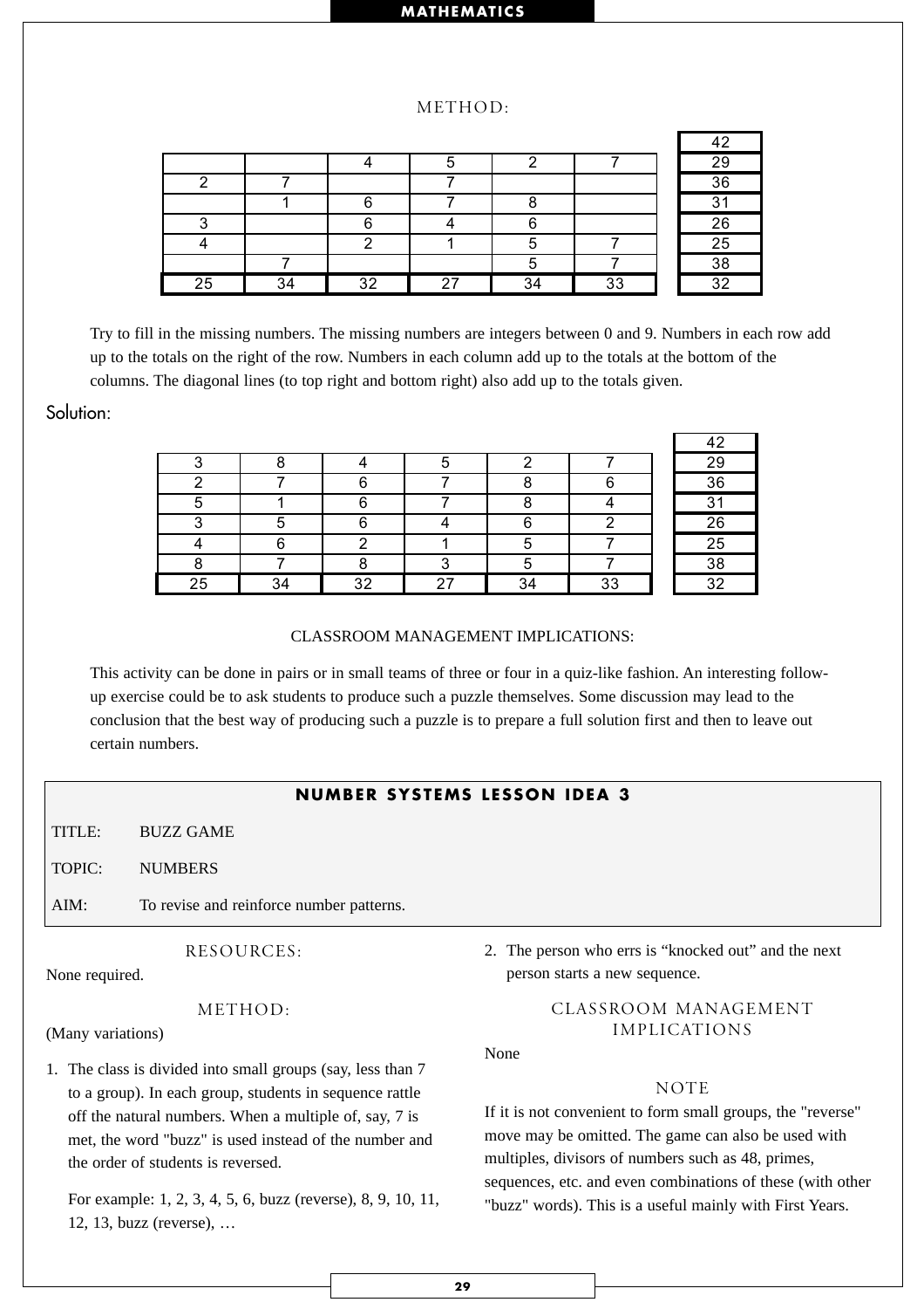### METHOD:

|  |  |  |  |  |  |  | 42 |
|---|---|---|---|---|---|---|---|
|  |  | 4 | 5 | 2 | 7 |  | 29 |
| 2 | 7 |  | 7 |  |  |  | 36 |
|  | 1 | 6 | 7 | 8 |  |  | 31 |
| 3 |  | 6 | 4 | 6 |  |  | 26 |
| 4 |  | 2 | 1 | 5 | 7 |  | 25 |
|  | 7 |  |  | 5 | 7 |  | 38 |
| 25 | 34 | 32 | 27 | 34 | 33 |  | 32 |

Try to fill in the missing numbers. The missing numbers are integers between 0 and 9. Numbers in each row add up to the totals on the right of the row. Numbers in each column add up to the totals at the bottom of the columns. The diagonal lines (to top right and bottom right) also add up to the totals given.

## Solution:

|  |  |  |  |  |  |  | 42 |
|---|---|---|---|---|---|---|---|
| 3 | 8 | 4 | 5 | 2 | 7 |  | 29 |
| 2 | 7 | 6 | 7 | 8 | 6 |  | 36 |
| 5 | 1 | 6 | 7 | 8 | 4 |  | 31 |
| 3 | 5 | 6 | 4 | 6 | 2 |  | 26 |
| 4 | 6 | 2 | 1 | 5 | 7 |  | 25 |
| 8 | 7 | 8 | 3 | 5 | 7 |  | 38 |
| 25 | 34 | 32 | 27 | 34 | 33 |  | 32 |

### CLASSROOM MANAGEMENT IMPLICATIONS:

This activity can be done in pairs or in small teams of three or four in a quiz-like fashion. An interesting follow-up exercise could be to ask students to produce such a puzzle themselves. Some discussion may lead to the conclusion that the best way of producing such a puzzle is to prepare a full solution first and then to leave out certain numbers.

## NUMBER SYSTEMS LESSON IDEA 3

TITLE: BUZZ GAME

TOPIC: NUMBERS

AIM: To revise and reinforce number patterns.

### RESOURCES:

None required.

### METHOD:

(Many variations)

1. The class is divided into small groups (say, less than 7 to a group). In each group, students in sequence rattle off the natural numbers. When a multiple of, say, 7 is met, the word "buzz" is used instead of the number and the order of students is reversed.

   For example: 1, 2, 3, 4, 5, 6, buzz (reverse), 8, 9, 10, 11, 12, 13, buzz (reverse), …

2. The person who errs is “knocked out” and the next person starts a new sequence.

### CLASSROOM MANAGEMENT IMPLICATIONS

None

### NOTE

If it is not convenient to form small groups, the "reverse" move may be omitted. The game can also be used with multiples, divisors of numbers such as 48, primes, sequences, etc. and even combinations of these (with other "buzz" words). This is a useful mainly with First Years.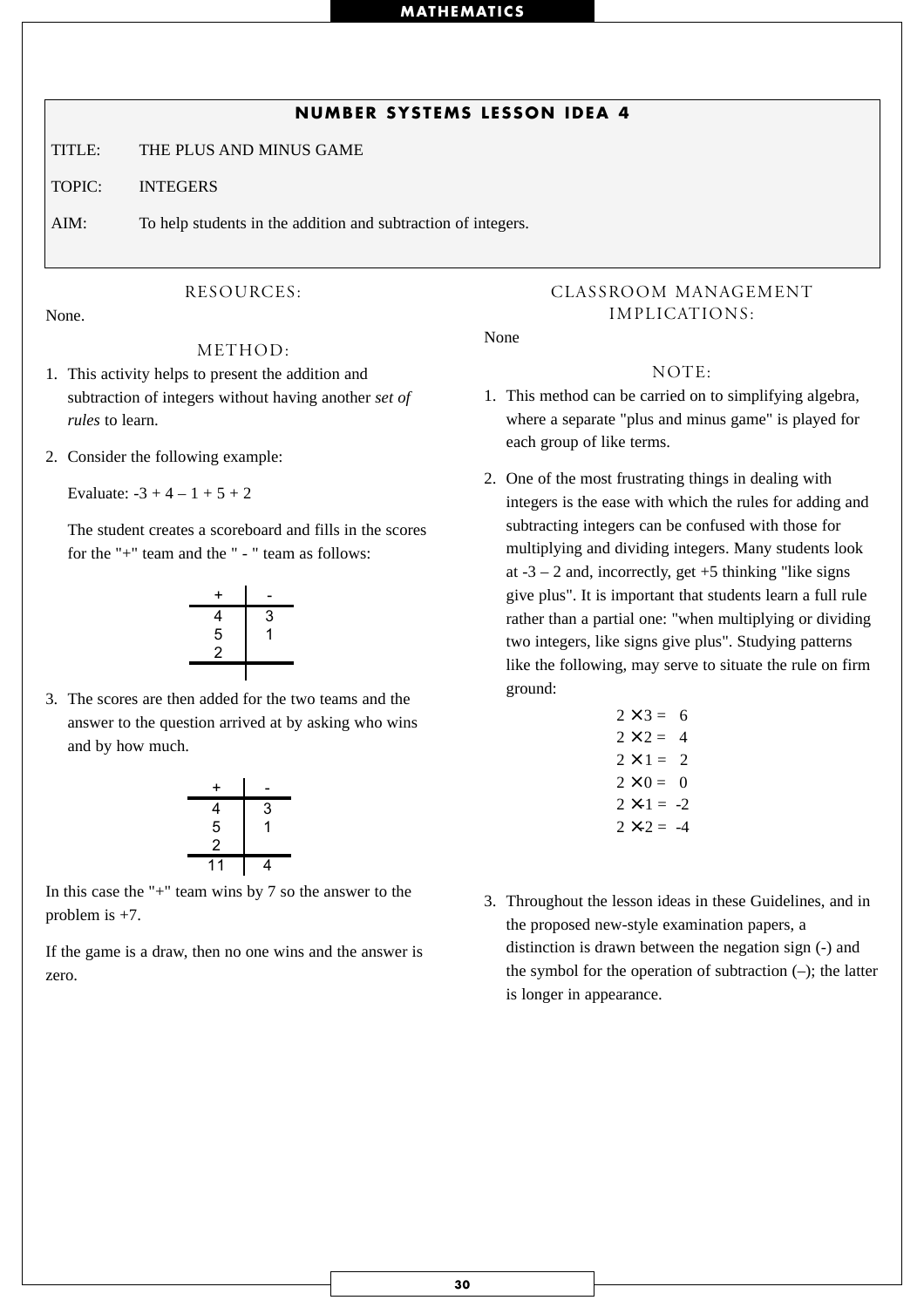## NUMBER SYSTEMS LESSON IDEA 4

TITLE: THE PLUS AND MINUS GAME

TOPIC: INTEGERS

AIM: To help students in the addition and subtraction of integers.

### RESOURCES:

None.

### METHOD:

1. This activity helps to present the addition and subtraction of integers without having another *set of rules* to learn.

2. Consider the following example:

   Evaluate: $-3 + 4 – 1 + 5 + 2$

   The student creates a scoreboard and fills in the scores for the "+" team and the " - " team as follows:

| + | - |
|---|---|
| 4 | 3 |
| 5 | 1 |
| 2 | |

3. The scores are then added for the two teams and the answer to the question arrived at by asking who wins and by how much.

| + | - |
|---|---|
| 4 | 3 |
| 5 | 1 |
| 2 | |
| 11 | 4 |

In this case the "+" team wins by 7 so the answer to the problem is +7.

If the game is a draw, then no one wins and the answer is zero.

### CLASSROOM MANAGEMENT IMPLICATIONS:

None

### NOTE:

1. This method can be carried on to simplifying algebra, where a separate "plus and minus game" is played for each group of like terms.

2. One of the most frustrating things in dealing with integers is the ease with which the rules for adding and subtracting integers can be confused with those for multiplying and dividing integers. Many students look at $-3 – 2$ and, incorrectly, get $+5$ thinking "like signs give plus". It is important that students learn a full rule rather than a partial one: "when multiplying or dividing two integers, like signs give plus". Studying patterns like the following, may serve to situate the rule on firm ground:

$$
\begin{aligned}
2 \times 3 &= 6 \\
2 \times 2 &= 4 \\
2 \times 1 &= 2 \\
2 \times 0 &= 0 \\
2 \times -1 &= -2 \\
2 \times -2 &= -4
\end{aligned}
$$

3. Throughout the lesson ideas in these Guidelines, and in the proposed new-style examination papers, a distinction is drawn between the negation sign (-) and the symbol for the operation of subtraction (–); the latter is longer in appearance.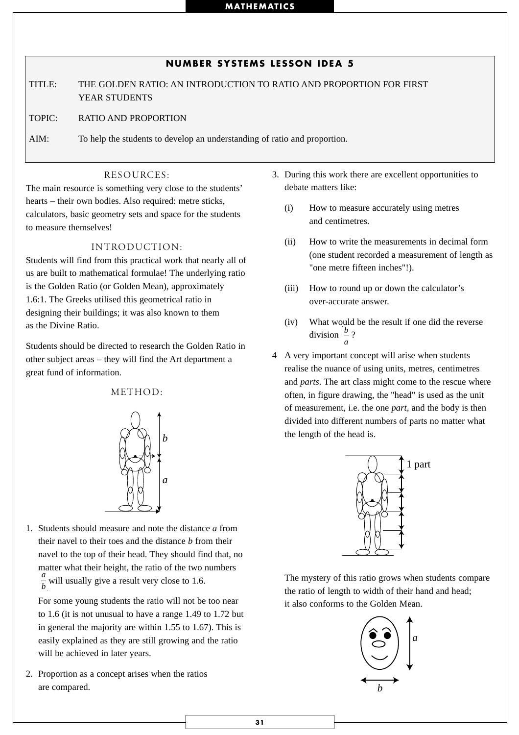## NUMBER SYSTEMS LESSON IDEA 5

TITLE: THE GOLDEN RATIO: AN INTRODUCTION TO RATIO AND PROPORTION FOR FIRST YEAR STUDENTS

TOPIC: RATIO AND PROPORTION

AIM: To help the students to develop an understanding of ratio and proportion.

### RESOURCES:

The main resource is something very close to the students' hearts – their own bodies. Also required: metre sticks, calculators, basic geometry sets and space for the students to measure themselves!

### INTRODUCTION:

Students will find from this practical work that nearly all of us are built to mathematical formulae! The underlying ratio is the Golden Ratio (or Golden Mean), approximately 1.6:1. The Greeks utilised this geometrical ratio in designing their buildings; it was also known to them as the Divine Ratio.

Students should be directed to research the Golden Ratio in other subject areas – they will find the Art department a great fund of information.

### METHOD:

1. Students should measure and note the distance *a* from their navel to their toes and the distance *b* from their navel to the top of their head. They should find that, no matter what their height, the ratio of the two numbers $\frac{a}{b}$ will usually give a result very close to 1.6.

   For some young students the ratio will not be too near to 1.6 (it is not unusual to have a range 1.49 to 1.72 but in general the majority are within 1.55 to 1.67). This is easily explained as they are still growing and the ratio will be achieved in later years.

2. Proportion as a concept arises when the ratios are compared.

3. During this work there are excellent opportunities to debate matters like:

   (i) How to measure accurately using metres and centimetres.

   (ii) How to write the measurements in decimal form (one student recorded a measurement of length as "one metre fifteen inches"!).

   (iii) How to round up or down the calculator's over-accurate answer.

   (iv) What would be the result if one did the reverse division $\frac{b}{a}$?

4. A very important concept will arise when students realise the nuance of using units, metres, centimetres and *parts*. The art class might come to the rescue where often, in figure drawing, the "head" is used as the unit of measurement, i.e. the one *part,* and the body is then divided into different numbers of parts no matter what the length of the head is.

   1 part

   The mystery of this ratio grows when students compare the ratio of length to width of their hand and head; it also conforms to the Golden Mean.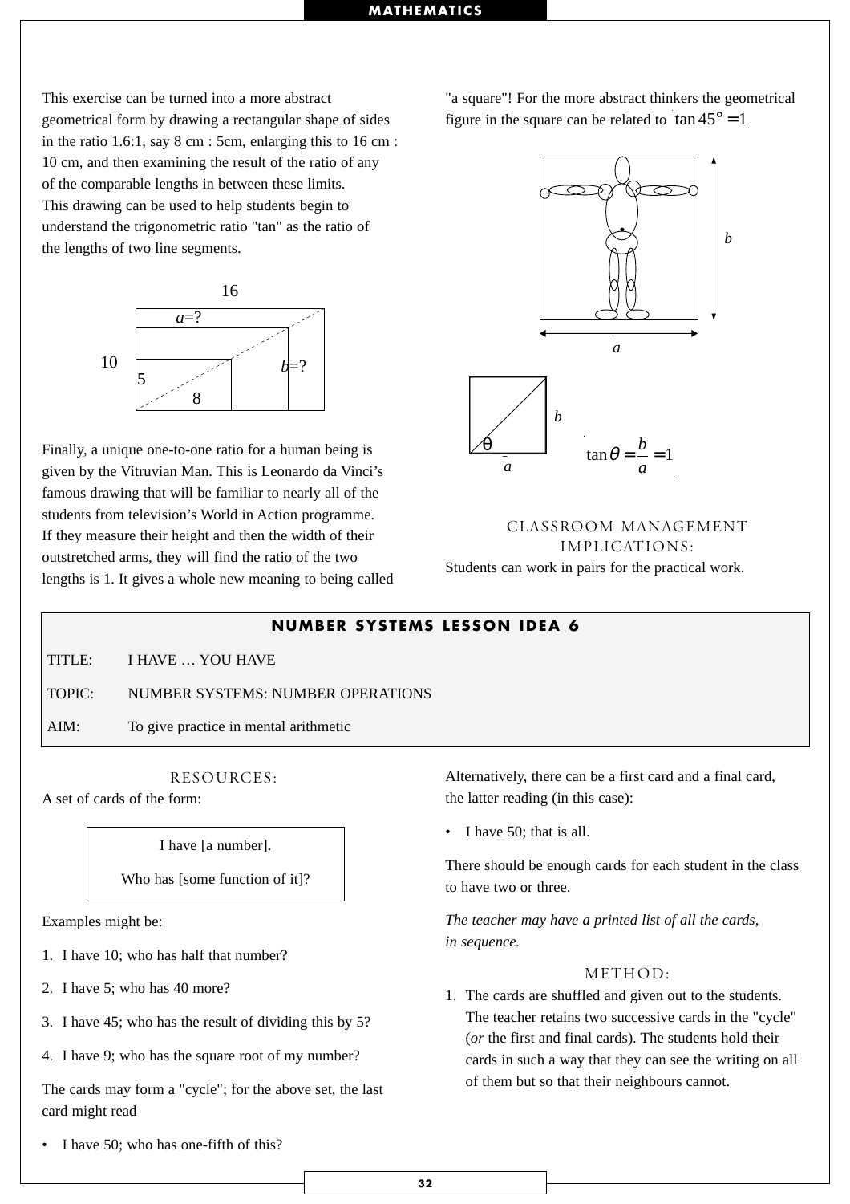This exercise can be turned into a more abstract geometrical form by drawing a rectangular shape of sides in the ratio 1.6:1, say 8 cm : 5cm, enlarging this to 16 cm : 10 cm, and then examining the result of the ratio of any of the comparable lengths in between these limits. This drawing can be used to help students begin to understand the trigonometric ratio "tan" as the ratio of the lengths of two line segments.

Finally, a unique one-to-one ratio for a human being is given by the Vitruvian Man. This is Leonardo da Vinci's famous drawing that will be familiar to nearly all of the students from television's World in Action programme. If they measure their height and then the width of their outstretched arms, they will find the ratio of the two lengths is 1. It gives a whole new meaning to being called "a square"! For the more abstract thinkers the geometrical figure in the square can be related to $\tan 45° = 1$.

$$\tan\theta = \frac{b}{a} = 1$$

### CLASSROOM MANAGEMENT IMPLICATIONS:

Students can work in pairs for the practical work.

## NUMBER SYSTEMS LESSON IDEA 6

TITLE: I HAVE … YOU HAVE

TOPIC: NUMBER SYSTEMS: NUMBER OPERATIONS

AIM: To give practice in mental arithmetic

### RESOURCES:

A set of cards of the form:

> I have [a number].
>
> Who has [some function of it]?

Examples might be:

1. I have 10; who has half that number?
2. I have 5; who has 40 more?
3. I have 45; who has the result of dividing this by 5?
4. I have 9; who has the square root of my number?

The cards may form a "cycle"; for the above set, the last card might read

- I have 50; who has one-fifth of this?

Alternatively, there can be a first card and a final card, the latter reading (in this case):

- I have 50; that is all.

There should be enough cards for each student in the class to have two or three.

*The teacher may have a printed list of all the cards, in sequence.*

### METHOD:

1. The cards are shuffled and given out to the students. The teacher retains two successive cards in the "cycle" (*or* the first and final cards). The students hold their cards in such a way that they can see the writing on all of them but so that their neighbours cannot.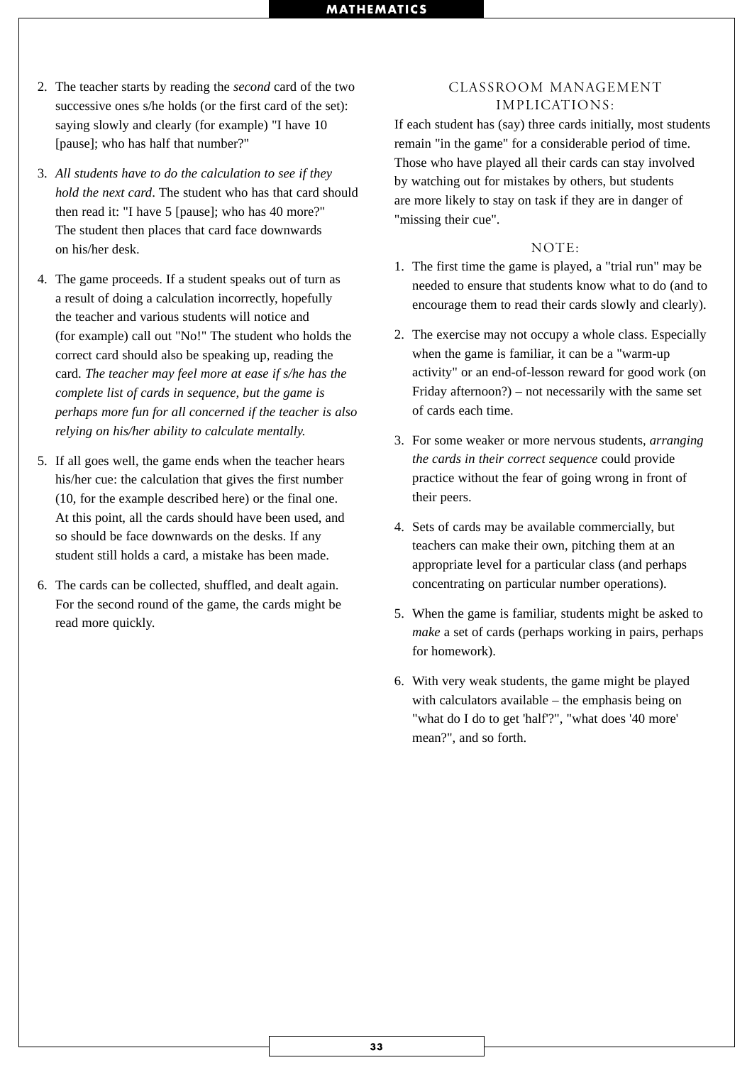2. The teacher starts by reading the *second* card of the two successive ones s/he holds (or the first card of the set): saying slowly and clearly (for example) "I have 10 [pause]; who has half that number?"

3. *All students have to do the calculation to see if they hold the next card*. The student who has that card should then read it: "I have 5 [pause]; who has 40 more?" The student then places that card face downwards on his/her desk.

4. The game proceeds. If a student speaks out of turn as a result of doing a calculation incorrectly, hopefully the teacher and various students will notice and (for example) call out "No!" The student who holds the correct card should also be speaking up, reading the card. *The teacher may feel more at ease if s/he has the complete list of cards in sequence, but the game is perhaps more fun for all concerned if the teacher is also relying on his/her ability to calculate mentally.*

5. If all goes well, the game ends when the teacher hears his/her cue: the calculation that gives the first number (10, for the example described here) or the final one. At this point, all the cards should have been used, and so should be face downwards on the desks. If any student still holds a card, a mistake has been made.

6. The cards can be collected, shuffled, and dealt again. For the second round of the game, the cards might be read more quickly.

## CLASSROOM MANAGEMENT IMPLICATIONS:

If each student has (say) three cards initially, most students remain "in the game" for a considerable period of time. Those who have played all their cards can stay involved by watching out for mistakes by others, but students are more likely to stay on task if they are in danger of "missing their cue".

## NOTE:

1. The first time the game is played, a "trial run" may be needed to ensure that students know what to do (and to encourage them to read their cards slowly and clearly).

2. The exercise may not occupy a whole class. Especially when the game is familiar, it can be a "warm-up activity" or an end-of-lesson reward for good work (on Friday afternoon?) – not necessarily with the same set of cards each time.

3. For some weaker or more nervous students, *arranging the cards in their correct sequence* could provide practice without the fear of going wrong in front of their peers.

4. Sets of cards may be available commercially, but teachers can make their own, pitching them at an appropriate level for a particular class (and perhaps concentrating on particular number operations).

5. When the game is familiar, students might be asked to *make* a set of cards (perhaps working in pairs, perhaps for homework).

6. With very weak students, the game might be played with calculators available – the emphasis being on "what do I do to get 'half'?", "what does '40 more' mean?", and so forth.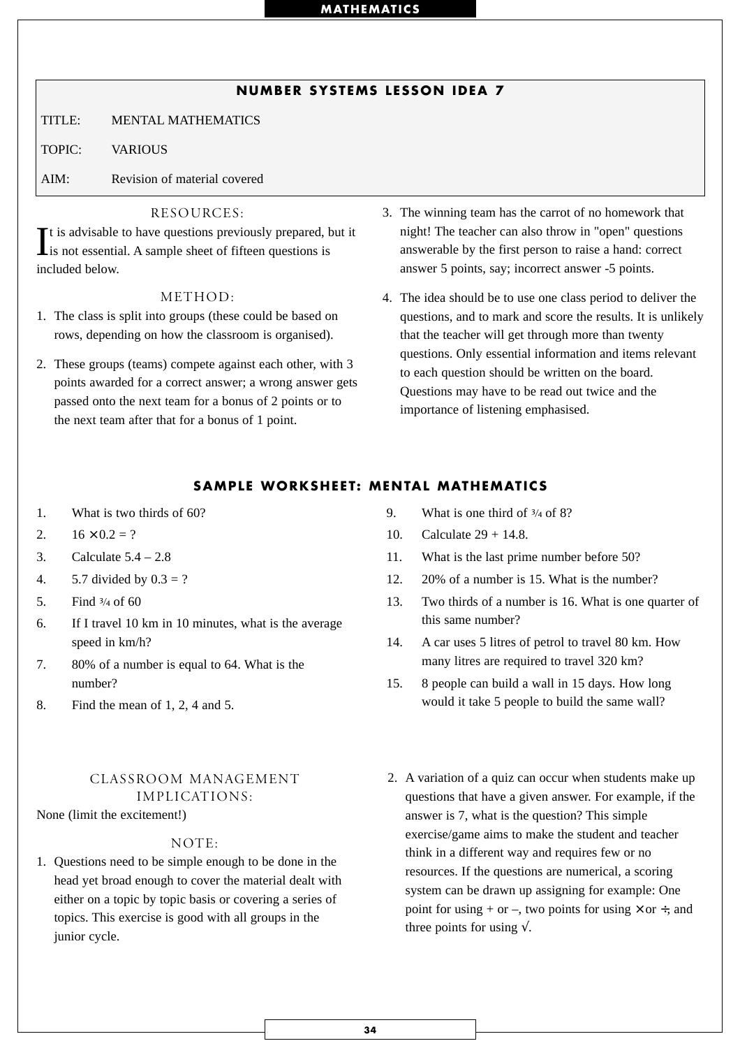## NUMBER SYSTEMS LESSON IDEA 7

TITLE: MENTAL MATHEMATICS

TOPIC: VARIOUS

AIM: Revision of material covered

### RESOURCES:

It is advisable to have questions previously prepared, but it is not essential. A sample sheet of fifteen questions is included below.

### METHOD:

1. The class is split into groups (these could be based on rows, depending on how the classroom is organised).
2. These groups (teams) compete against each other, with 3 points awarded for a correct answer; a wrong answer gets passed onto the next team for a bonus of 2 points or to the next team after that for a bonus of 1 point.
3. The winning team has the carrot of no homework that night! The teacher can also throw in "open" questions answerable by the first person to raise a hand: correct answer 5 points, say; incorrect answer -5 points.
4. The idea should be to use one class period to deliver the questions, and to mark and score the results. It is unlikely that the teacher will get through more than twenty questions. Only essential information and items relevant to each question should be written on the board. Questions may have to be read out twice and the importance of listening emphasised.

## SAMPLE WORKSHEET: MENTAL MATHEMATICS

1. What is two thirds of 60?
2. $16 \times 0.2 = ?$
3. Calculate $5.4 - 2.8$
4. 5.7 divided by $0.3 = ?$
5. Find $\frac{3}{4}$ of 60
6. If I travel 10 km in 10 minutes, what is the average speed in km/h?
7. 80% of a number is equal to 64. What is the number?
8. Find the mean of 1, 2, 4 and 5.
9. What is one third of $\frac{3}{4}$ of 8?
10. Calculate $29 + 14.8$.
11. What is the last prime number before 50?
12. 20% of a number is 15. What is the number?
13. Two thirds of a number is 16. What is one quarter of this same number?
14. A car uses 5 litres of petrol to travel 80 km. How many litres are required to travel 320 km?
15. 8 people can build a wall in 15 days. How long would it take 5 people to build the same wall?

### CLASSROOM MANAGEMENT IMPLICATIONS:

None (limit the excitement!)

### NOTE:

1. Questions need to be simple enough to be done in the head yet broad enough to cover the material dealt with either on a topic by topic basis or covering a series of topics. This exercise is good with all groups in the junior cycle.
2. A variation of a quiz can occur when students make up questions that have a given answer. For example, if the answer is 7, what is the question? This simple exercise/game aims to make the student and teacher think in a different way and requires few or no resources. If the questions are numerical, a scoring system can be drawn up assigning for example: One point for using + or –, two points for using $\times$ or $\div$, and three points for using $\sqrt{}$.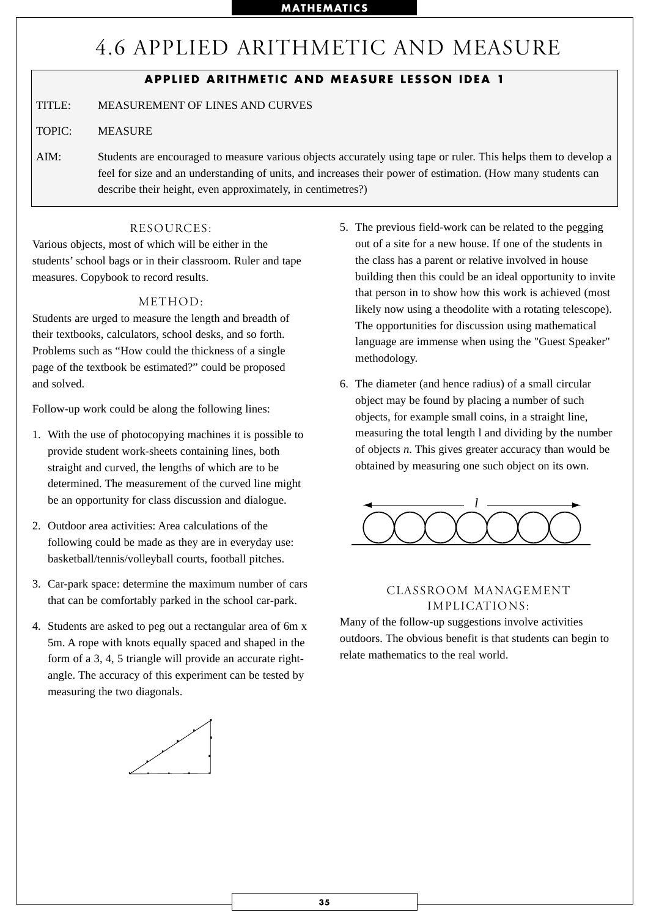# 4.6 APPLIED ARITHMETIC AND MEASURE

**APPLIED ARITHMETIC AND MEASURE LESSON IDEA 1**

TITLE: MEASUREMENT OF LINES AND CURVES

TOPIC: MEASURE

AIM: Students are encouraged to measure various objects accurately using tape or ruler. This helps them to develop a feel for size and an understanding of units, and increases their power of estimation. (How many students can describe their height, even approximately, in centimetres?)

## RESOURCES:

Various objects, most of which will be either in the students' school bags or in their classroom. Ruler and tape measures. Copybook to record results.

## METHOD:

Students are urged to measure the length and breadth of their textbooks, calculators, school desks, and so forth. Problems such as "How could the thickness of a single page of the textbook be estimated?" could be proposed and solved.

Follow-up work could be along the following lines:

1. With the use of photocopying machines it is possible to provide student work-sheets containing lines, both straight and curved, the lengths of which are to be determined. The measurement of the curved line might be an opportunity for class discussion and dialogue.
2. Outdoor area activities: Area calculations of the following could be made as they are in everyday use: basketball/tennis/volleyball courts, football pitches.
3. Car-park space: determine the maximum number of cars that can be comfortably parked in the school car-park.
4. Students are asked to peg out a rectangular area of 6m x 5m. A rope with knots equally spaced and shaped in the form of a 3, 4, 5 triangle will provide an accurate right-angle. The accuracy of this experiment can be tested by measuring the two diagonals.
5. The previous field-work can be related to the pegging out of a site for a new house. If one of the students in the class has a parent or relative involved in house building then this could be an ideal opportunity to invite that person in to show how this work is achieved (most likely now using a theodolite with a rotating telescope). The opportunities for discussion using mathematical language are immense when using the "Guest Speaker" methodology.
6. The diameter (and hence radius) of a small circular object may be found by placing a number of such objects, for example small coins, in a straight line, measuring the total length l and dividing by the number of objects $n$. This gives greater accuracy than would be obtained by measuring one such object on its own.

## CLASSROOM MANAGEMENT IMPLICATIONS:

Many of the follow-up suggestions involve activities outdoors. The obvious benefit is that students can begin to relate mathematics to the real world.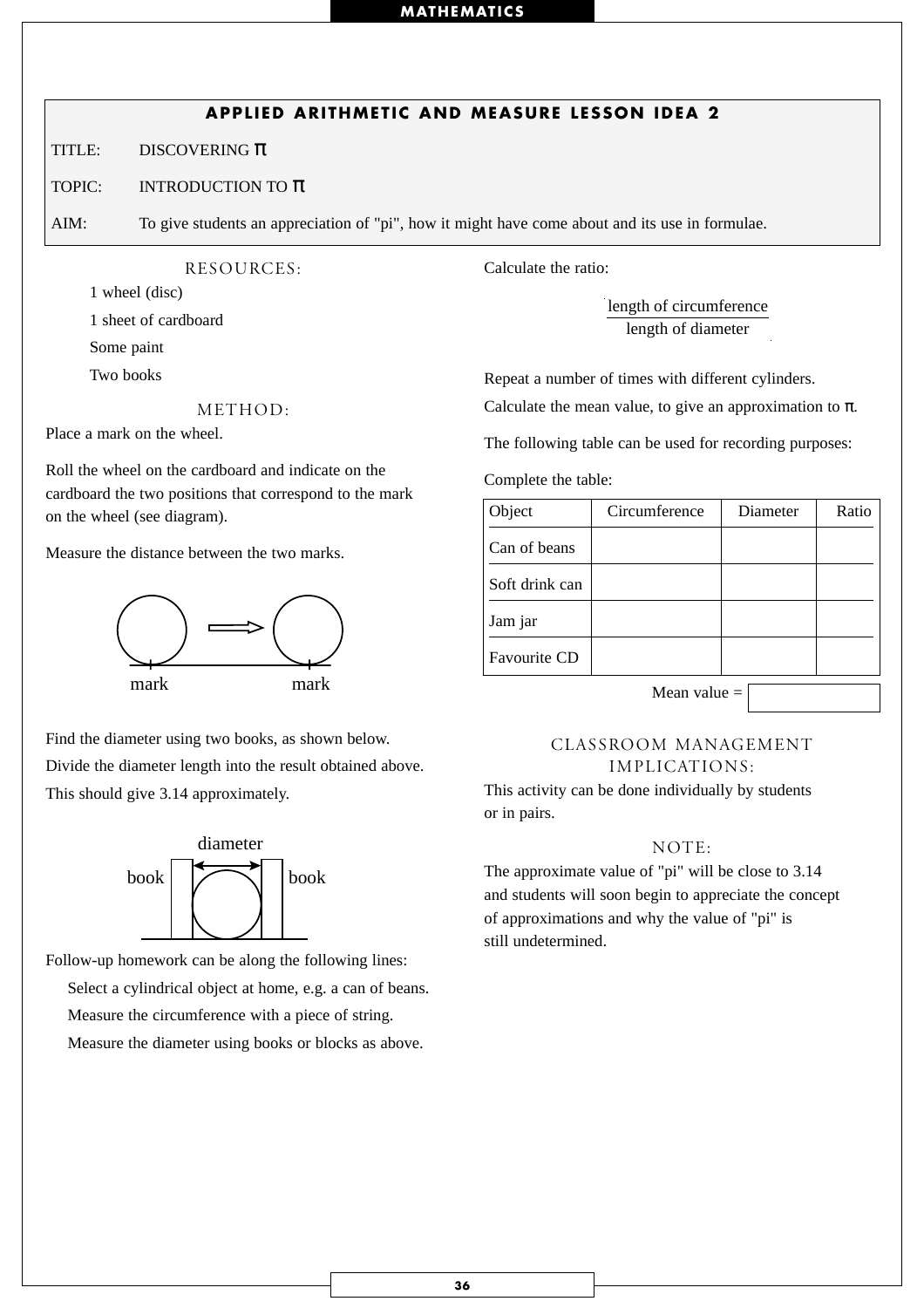## APPLIED ARITHMETIC AND MEASURE LESSON IDEA 2

TITLE: DISCOVERING $\pi$

TOPIC: INTRODUCTION TO $\pi$

AIM: To give students an appreciation of "pi", how it might have come about and its use in formulae.

### RESOURCES:

1 wheel (disc)

1 sheet of cardboard

Some paint

Two books

### METHOD:

Place a mark on the wheel.

Roll the wheel on the cardboard and indicate on the cardboard the two positions that correspond to the mark on the wheel (see diagram).

Measure the distance between the two marks.

mark mark

Find the diameter using two books, as shown below.

Divide the diameter length into the result obtained above.

This should give 3.14 approximately.

diameter

book book

Follow-up homework can be along the following lines:

Select a cylindrical object at home, e.g. a can of beans.

Measure the circumference with a piece of string.

Measure the diameter using books or blocks as above.

Calculate the ratio:

$$\frac{\text{length of circumference}}{\text{length of diameter}}$$

Repeat a number of times with different cylinders.

Calculate the mean value, to give an approximation to $\pi$.

The following table can be used for recording purposes:

Complete the table:

| Object | Circumference | Diameter | Ratio |
|---|---|---|---|
| Can of beans | | | |
| Soft drink can | | | |
| Jam jar | | | |
| Favourite CD | | | |

Mean value =

### CLASSROOM MANAGEMENT IMPLICATIONS:

This activity can be done individually by students or in pairs.

### NOTE:

The approximate value of "pi" will be close to 3.14 and students will soon begin to appreciate the concept of approximations and why the value of "pi" is still undetermined.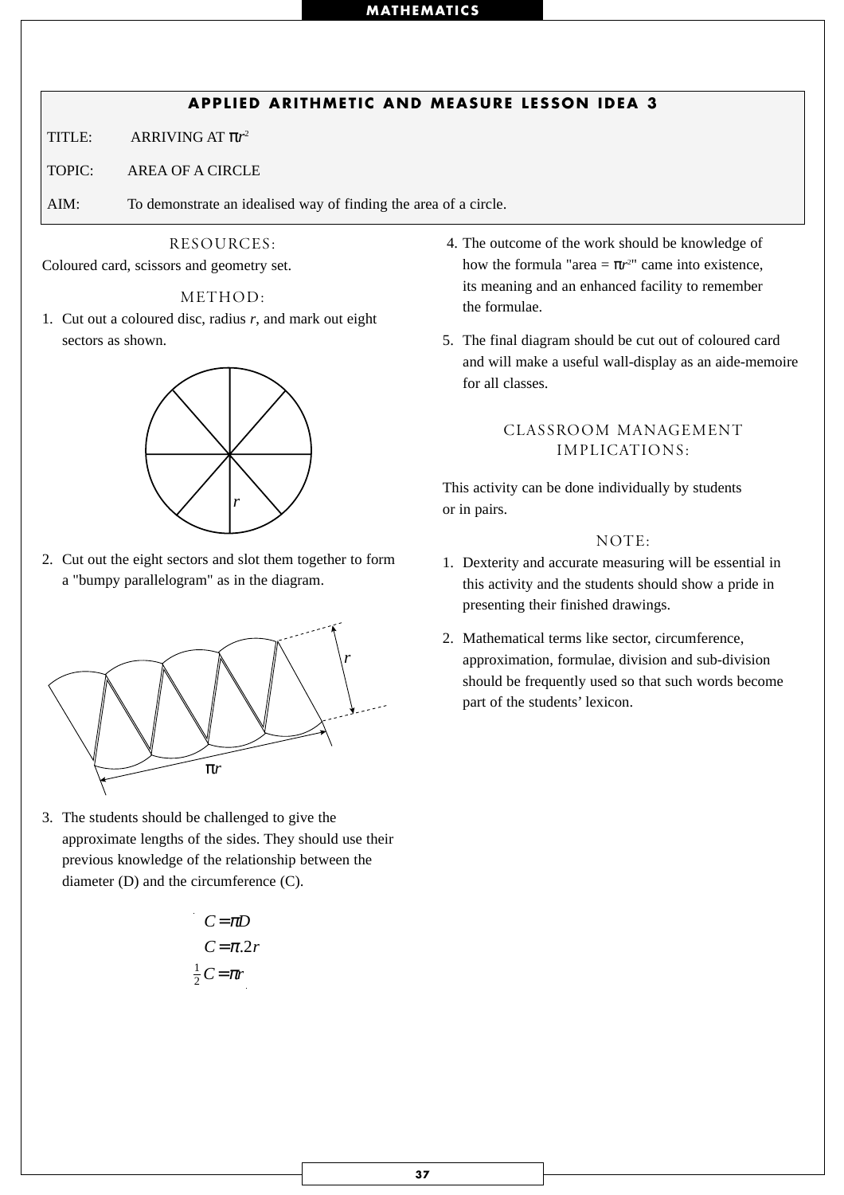## APPLIED ARITHMETIC AND MEASURE LESSON IDEA 3

TITLE: ARRIVING AT $\pi r^2$

TOPIC: AREA OF A CIRCLE

AIM: To demonstrate an idealised way of finding the area of a circle.

### RESOURCES:

Coloured card, scissors and geometry set.

### METHOD:

1. Cut out a coloured disc, radius $r$, and mark out eight sectors as shown.

2. Cut out the eight sectors and slot them together to form a "bumpy parallelogram" as in the diagram.

3. The students should be challenged to give the approximate lengths of the sides. They should use their previous knowledge of the relationship between the diameter (D) and the circumference (C).

$$C = \pi D$$
$$C = \pi .2r$$
$$\tfrac{1}{2}C = \pi r$$

4. The outcome of the work should be knowledge of how the formula "area = $\pi r^2$" came into existence, its meaning and an enhanced facility to remember the formulae.

5. The final diagram should be cut out of coloured card and will make a useful wall-display as an aide-memoire for all classes.

### CLASSROOM MANAGEMENT IMPLICATIONS:

This activity can be done individually by students or in pairs.

### NOTE:

1. Dexterity and accurate measuring will be essential in this activity and the students should show a pride in presenting their finished drawings.

2. Mathematical terms like sector, circumference, approximation, formulae, division and sub-division should be frequently used so that such words become part of the students' lexicon.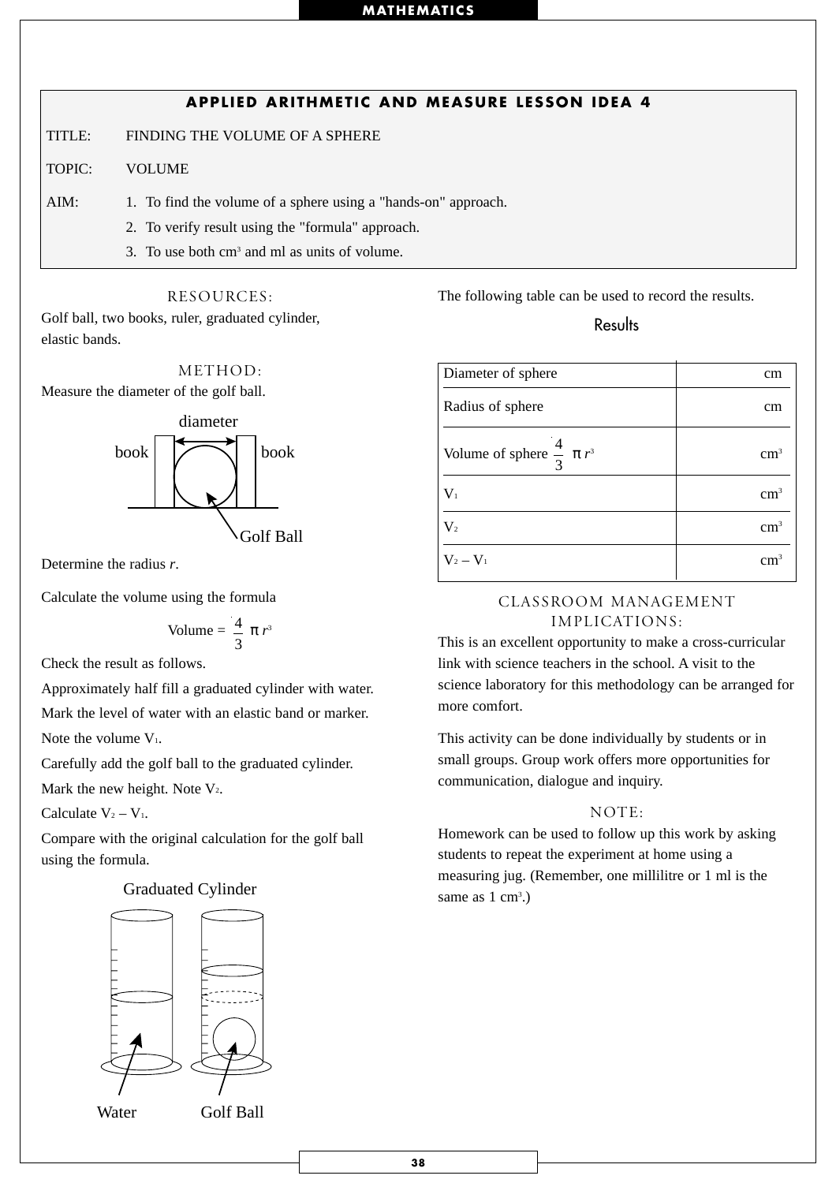## APPLIED ARITHMETIC AND MEASURE LESSON IDEA 4

TITLE: FINDING THE VOLUME OF A SPHERE

TOPIC: VOLUME

AIM:
1. To find the volume of a sphere using a "hands-on" approach.
2. To verify result using the "formula" approach.
3. To use both $cm^3$ and ml as units of volume.

### RESOURCES:

Golf ball, two books, ruler, graduated cylinder, elastic bands.

### METHOD:

Measure the diameter of the golf ball.

diameter

book book

Golf Ball

Determine the radius *r*.

Calculate the volume using the formula

$$\text{Volume} = \frac{4}{3}\pi r^3$$

Check the result as follows.

Approximately half fill a graduated cylinder with water.

Mark the level of water with an elastic band or marker.

Note the volume $V_1$.

Carefully add the golf ball to the graduated cylinder.

Mark the new height. Note $V_2$.

Calculate $V_2 - V_1$.

Compare with the original calculation for the golf ball using the formula.

Graduated Cylinder

Water Golf Ball

The following table can be used to record the results.

**Results**

| | |
|---|---|
| Diameter of sphere | cm |
| Radius of sphere | cm |
| Volume of sphere $\frac{4}{3}\pi r^3$ | $cm^3$ |
| $V_1$ | $cm^3$ |
| $V_2$ | $cm^3$ |
| $V_2 - V_1$ | $cm^3$ |

### CLASSROOM MANAGEMENT IMPLICATIONS:

This is an excellent opportunity to make a cross-curricular link with science teachers in the school. A visit to the science laboratory for this methodology can be arranged for more comfort.

This activity can be done individually by students or in small groups. Group work offers more opportunities for communication, dialogue and inquiry.

### NOTE:

Homework can be used to follow up this work by asking students to repeat the experiment at home using a measuring jug. (Remember, one millilitre or 1 ml is the same as 1 $cm^3$.)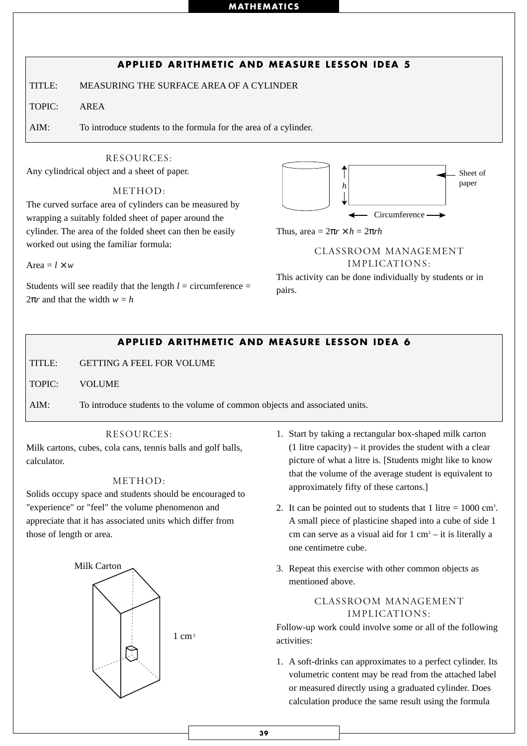## APPLIED ARITHMETIC AND MEASURE LESSON IDEA 5

TITLE: MEASURING THE SURFACE AREA OF A CYLINDER

TOPIC: AREA

AIM: To introduce students to the formula for the area of a cylinder.

### RESOURCES:

Any cylindrical object and a sheet of paper.

### METHOD:

The curved surface area of cylinders can be measured by wrapping a suitably folded sheet of paper around the cylinder. The area of the folded sheet can then be easily worked out using the familiar formula:

Area = $l \times w$

Students will see readily that the length $l$ = circumference = $2\pi r$ and that the width $w = h$

Thus, area = $2\pi r \times h = 2\pi rh$

### CLASSROOM MANAGEMENT IMPLICATIONS:

This activity can be done individually by students or in pairs.

## APPLIED ARITHMETIC AND MEASURE LESSON IDEA 6

TITLE: GETTING A FEEL FOR VOLUME

TOPIC: VOLUME

AIM: To introduce students to the volume of common objects and associated units.

### RESOURCES:

Milk cartons, cubes, cola cans, tennis balls and golf balls, calculator.

### METHOD:

Solids occupy space and students should be encouraged to "experience" or "feel" the volume phenomenon and appreciate that it has associated units which differ from those of length or area.

1. Start by taking a rectangular box-shaped milk carton (1 litre capacity) – it provides the student with a clear picture of what a litre is. [Students might like to know that the volume of the average student is equivalent to approximately fifty of these cartons.]
2. It can be pointed out to students that 1 litre = 1000 $cm^3$. A small piece of plasticine shaped into a cube of side 1 cm can serve as a visual aid for 1 $cm^3$ – it is literally a one centimetre cube.
3. Repeat this exercise with other common objects as mentioned above.

### CLASSROOM MANAGEMENT IMPLICATIONS:

Follow-up work could involve some or all of the following activities:

1. A soft-drinks can approximates to a perfect cylinder. Its volumetric content may be read from the attached label or measured directly using a graduated cylinder. Does calculation produce the same result using the formula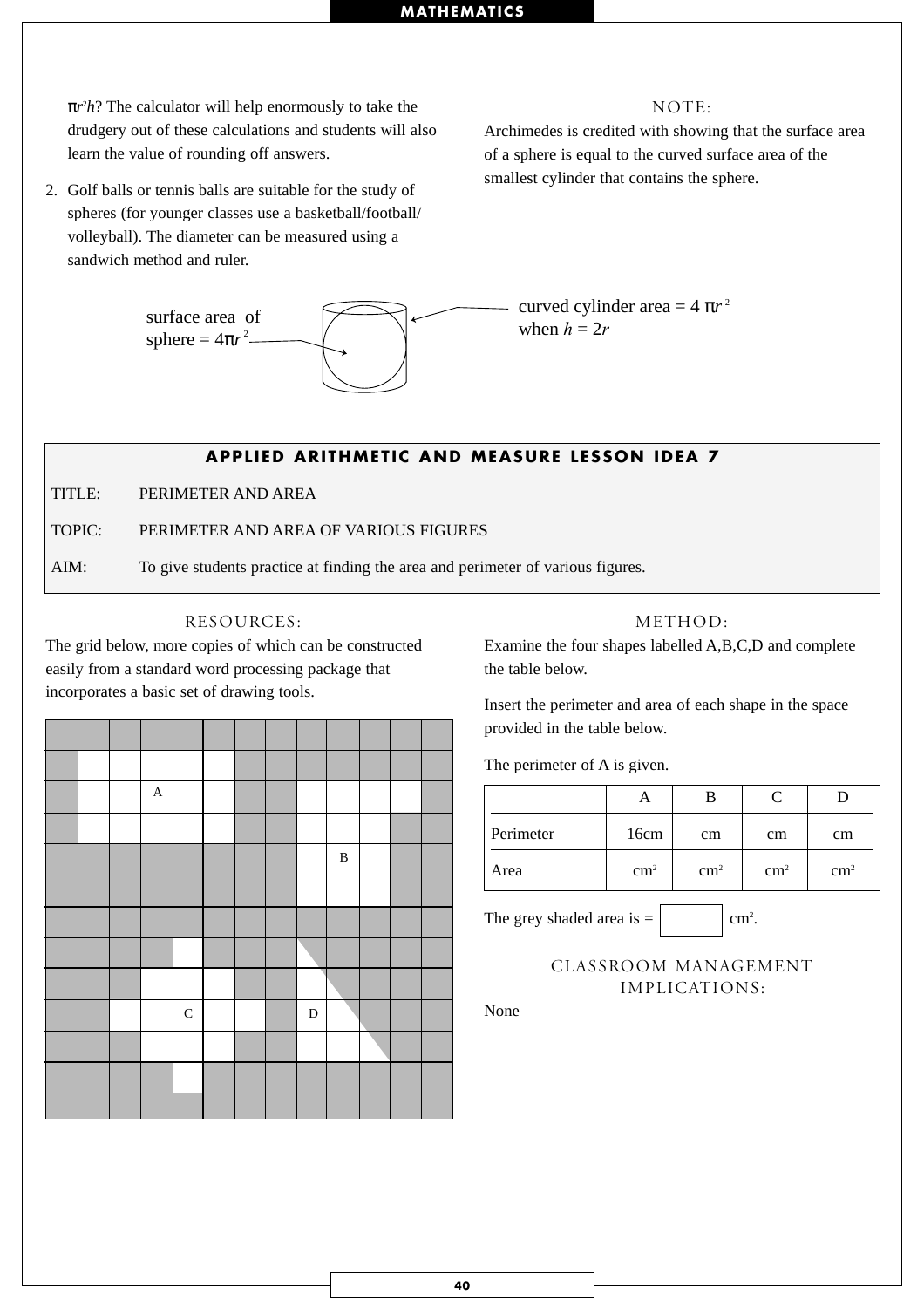$\pi r^2 h$? The calculator will help enormously to take the drudgery out of these calculations and students will also learn the value of rounding off answers.

2. Golf balls or tennis balls are suitable for the study of spheres (for younger classes use a basketball/football/ volleyball). The diameter can be measured using a sandwich method and ruler.

### NOTE:

Archimedes is credited with showing that the surface area of a sphere is equal to the curved surface area of the smallest cylinder that contains the sphere.

surface area of sphere = $4\pi r^2$

curved cylinder area = $4\pi r^2$ when $h = 2r$

## APPLIED ARITHMETIC AND MEASURE LESSON IDEA 7

TITLE: PERIMETER AND AREA

TOPIC: PERIMETER AND AREA OF VARIOUS FIGURES

AIM: To give students practice at finding the area and perimeter of various figures.

### RESOURCES:

The grid below, more copies of which can be constructed easily from a standard word processing package that incorporates a basic set of drawing tools.

### METHOD:

Examine the four shapes labelled A,B,C,D and complete the table below.

Insert the perimeter and area of each shape in the space provided in the table below.

The perimeter of A is given.

| | A | B | C | D |
|---|---|---|---|---|
| Perimeter | 16cm | cm | cm | cm |
| Area | $cm^2$ | $cm^2$ | $cm^2$ | $cm^2$ |

The grey shaded area is = ______ $cm^2$.

### CLASSROOM MANAGEMENT IMPLICATIONS:

None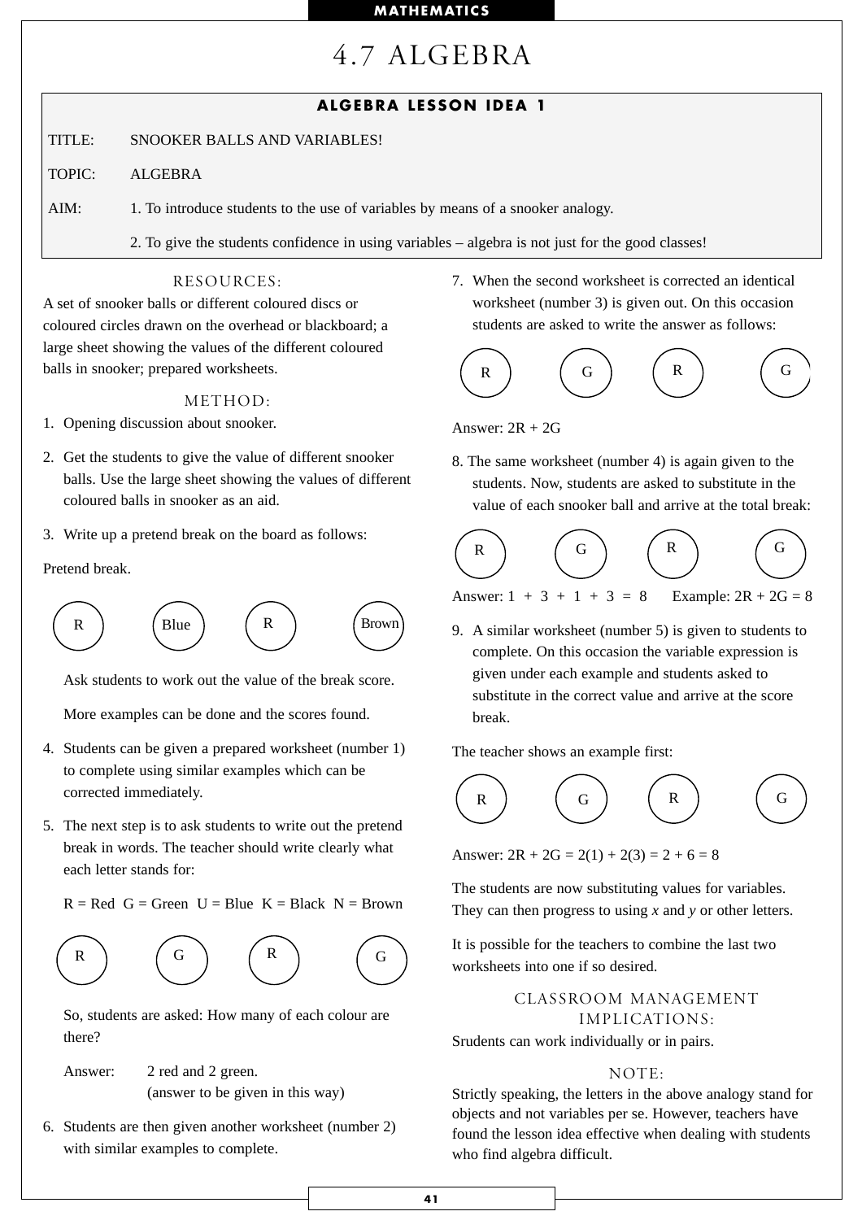# 4.7 ALGEBRA

## ALGEBRA LESSON IDEA 1

TITLE: SNOOKER BALLS AND VARIABLES!

TOPIC: ALGEBRA

AIM: 1. To introduce students to the use of variables by means of a snooker analogy.

2. To give the students confidence in using variables – algebra is not just for the good classes!

### RESOURCES:

A set of snooker balls or different coloured discs or coloured circles drawn on the overhead or blackboard; a large sheet showing the values of the different coloured balls in snooker; prepared worksheets.

### METHOD:

1. Opening discussion about snooker.

2. Get the students to give the value of different snooker balls. Use the large sheet showing the values of different coloured balls in snooker as an aid.

3. Write up a pretend break on the board as follows:

Pretend break.

(R) (Blue) (R) (Brown)

Ask students to work out the value of the break score.

More examples can be done and the scores found.

4. Students can be given a prepared worksheet (number 1) to complete using similar examples which can be corrected immediately.

5. The next step is to ask students to write out the pretend break in words. The teacher should write clearly what each letter stands for:

R = Red G = Green U = Blue K = Black N = Brown

(R) (G) (R) (G)

So, students are asked: How many of each colour are there?

Answer: 2 red and 2 green.
(answer to be given in this way)

6. Students are then given another worksheet (number 2) with similar examples to complete.

7. When the second worksheet is corrected an identical worksheet (number 3) is given out. On this occasion students are asked to write the answer as follows:

(R) (G) (R) (G)

Answer: 2R + 2G

8. The same worksheet (number 4) is again given to the students. Now, students are asked to substitute in the value of each snooker ball and arrive at the total break:

(R) (G) (R) (G)

Answer: 1 + 3 + 1 + 3 = 8 Example: 2R + 2G = 8

9. A similar worksheet (number 5) is given to students to complete. On this occasion the variable expression is given under each example and students asked to substitute in the correct value and arrive at the score break.

The teacher shows an example first:

(R) (G) (R) (G)

Answer: 2R + 2G = 2(1) + 2(3) = 2 + 6 = 8

The students are now substituting values for variables. They can then progress to using *x* and *y* or other letters.

It is possible for the teachers to combine the last two worksheets into one if so desired.

### CLASSROOM MANAGEMENT IMPLICATIONS:

Srudents can work individually or in pairs.

### NOTE:

Strictly speaking, the letters in the above analogy stand for objects and not variables per se. However, teachers have found the lesson idea effective when dealing with students who find algebra difficult.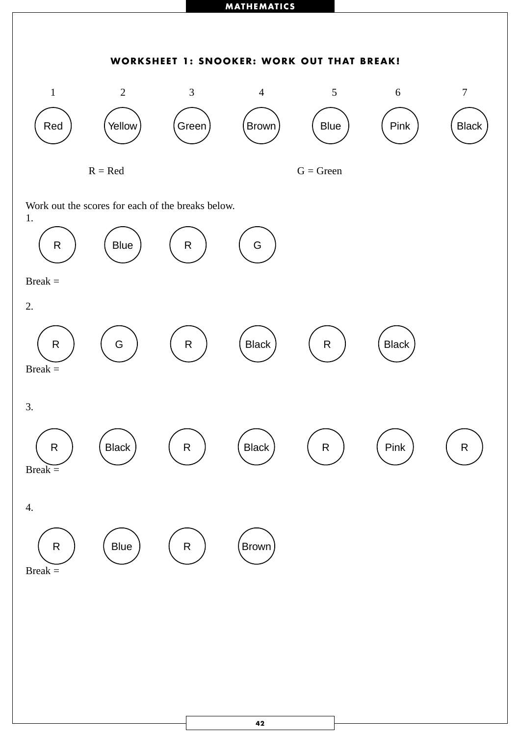## WORKSHEET 1: SNOOKER: WORK OUT THAT BREAK!

| 1 | 2 | 3 | 4 | 5 | 6 | 7 |
|---|---|---|---|---|---|---|
| Red | Yellow | Green | Brown | Blue | Pink | Black |

R = Red G = Green

Work out the scores for each of the breaks below.

1.

R Blue R G

Break =

2.

R G R Black R Black

Break =

3.

R Black R Black R Pink R

Break =

4.

R Blue R Brown

Break =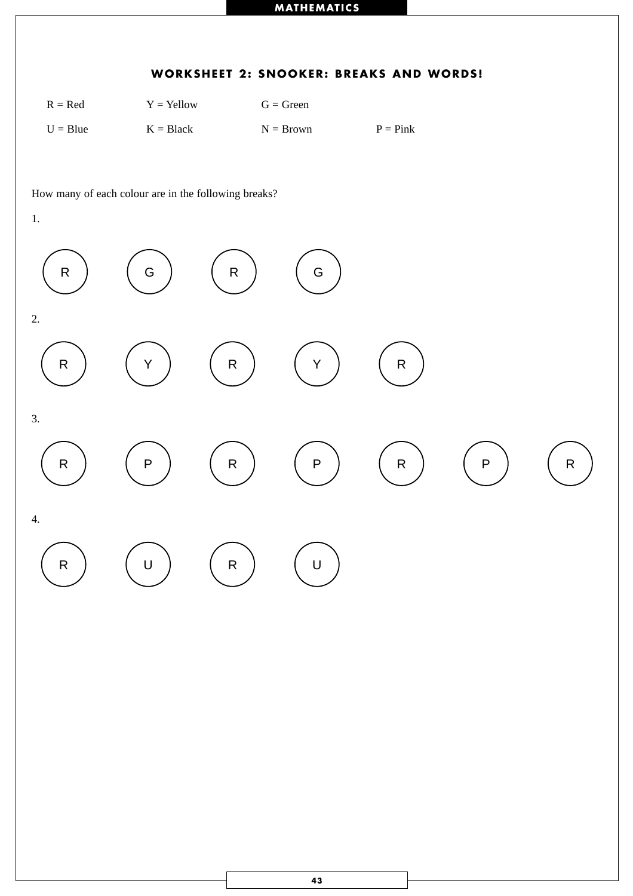## WORKSHEET 2: SNOOKER: BREAKS AND WORDS!

R = Red    Y = Yellow    G = Green

U = Blue    K = Black    N = Brown    P = Pink

How many of each colour are in the following breaks?

1.

R    G    R    G

2.

R    Y    R    Y    R

3.

R    P    R    P    R    P    R

4.

R    U    R    U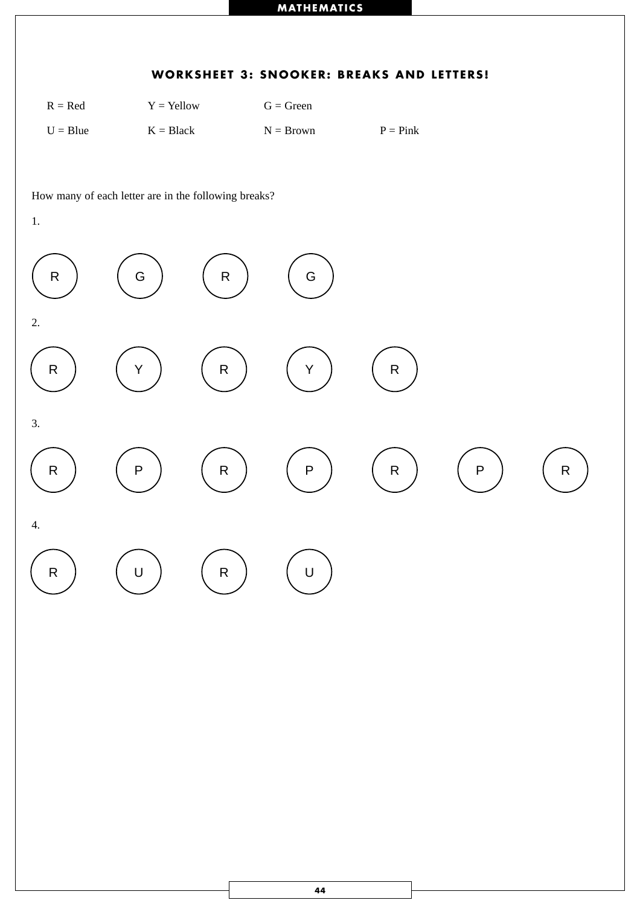## WORKSHEET 3: SNOOKER: BREAKS AND LETTERS!

R = Red Y = Yellow G = Green

U = Blue K = Black N = Brown P = Pink

How many of each letter are in the following breaks?

1.

R G R G

2.

R Y R Y R

3.

R P R P R P R

4.

R U R U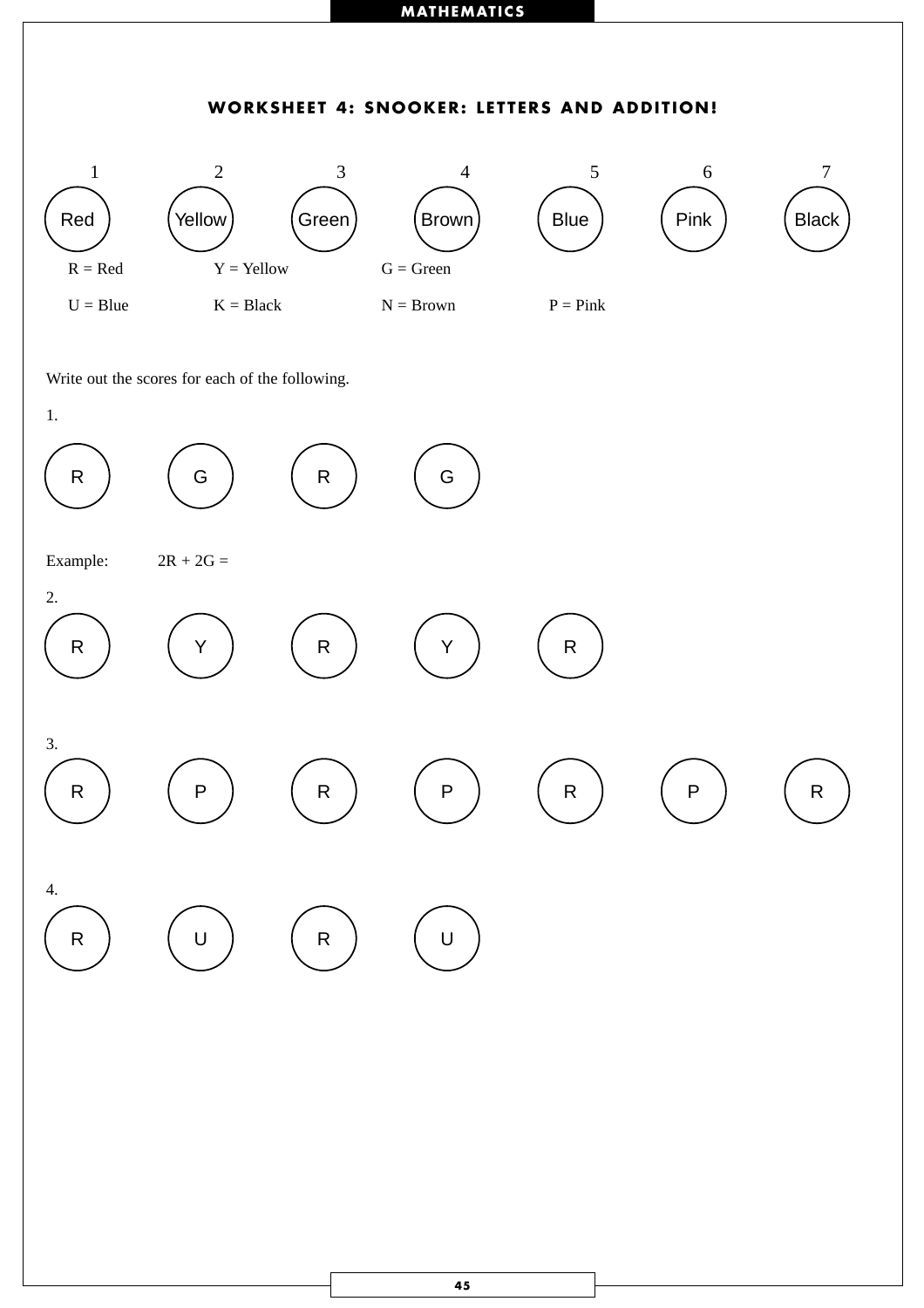## WORKSHEET 4: SNOOKER: LETTERS AND ADDITION!

| 1 | 2 | 3 | 4 | 5 | 6 | 7 |
|---|---|---|---|---|---|---|
| Red | Yellow | Green | Brown | Blue | Pink | Black |

R = Red Y = Yellow G = Green

U = Blue K = Black N = Brown P = Pink

Write out the scores for each of the following.

1.

R G R G

Example: 2R + 2G =

2.

R Y R Y R

3.

R P R P R P R

4.

R U R U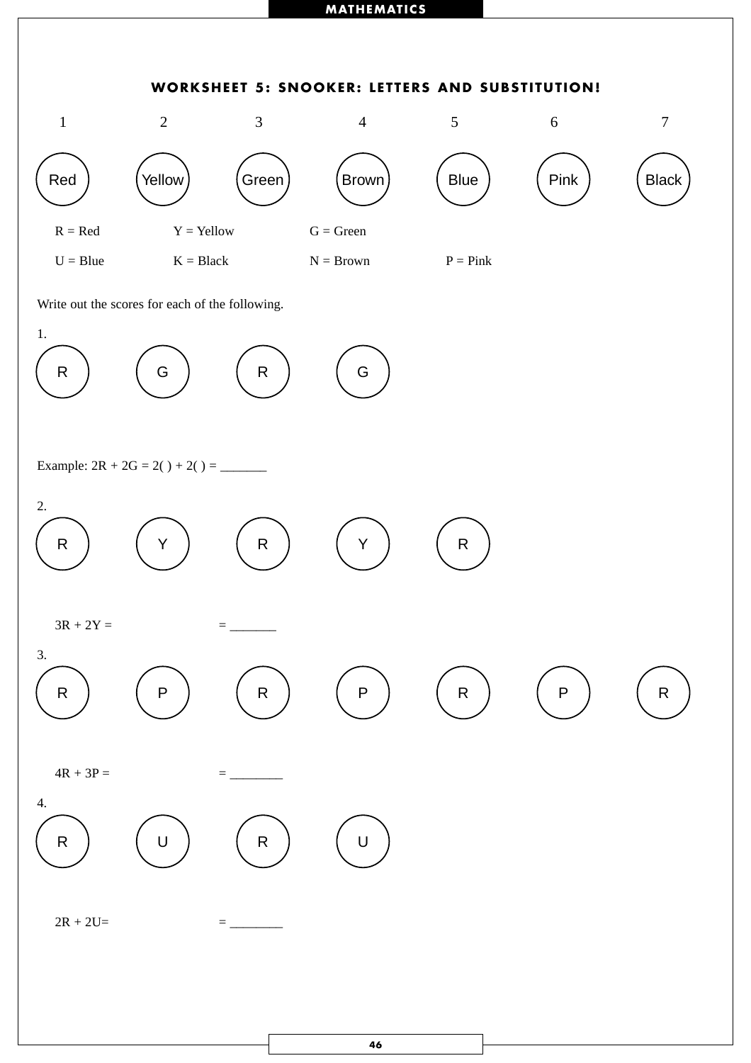## WORKSHEET 5: SNOOKER: LETTERS AND SUBSTITUTION!

| 1 | 2 | 3 | 4 | 5 | 6 | 7 |
|---|---|---|---|---|---|---|
| Red | Yellow | Green | Brown | Blue | Pink | Black |

R = Red Y = Yellow G = Green

U = Blue K = Black N = Brown P = Pink

Write out the scores for each of the following.

1.

R G R G

Example: 2R + 2G = 2( ) + 2( ) = _______

2.

R Y R Y R

3R + 2Y = = _______

3.

R P R P R P R

4R + 3P = = ________

4.

R U R U

2R + 2U= = ________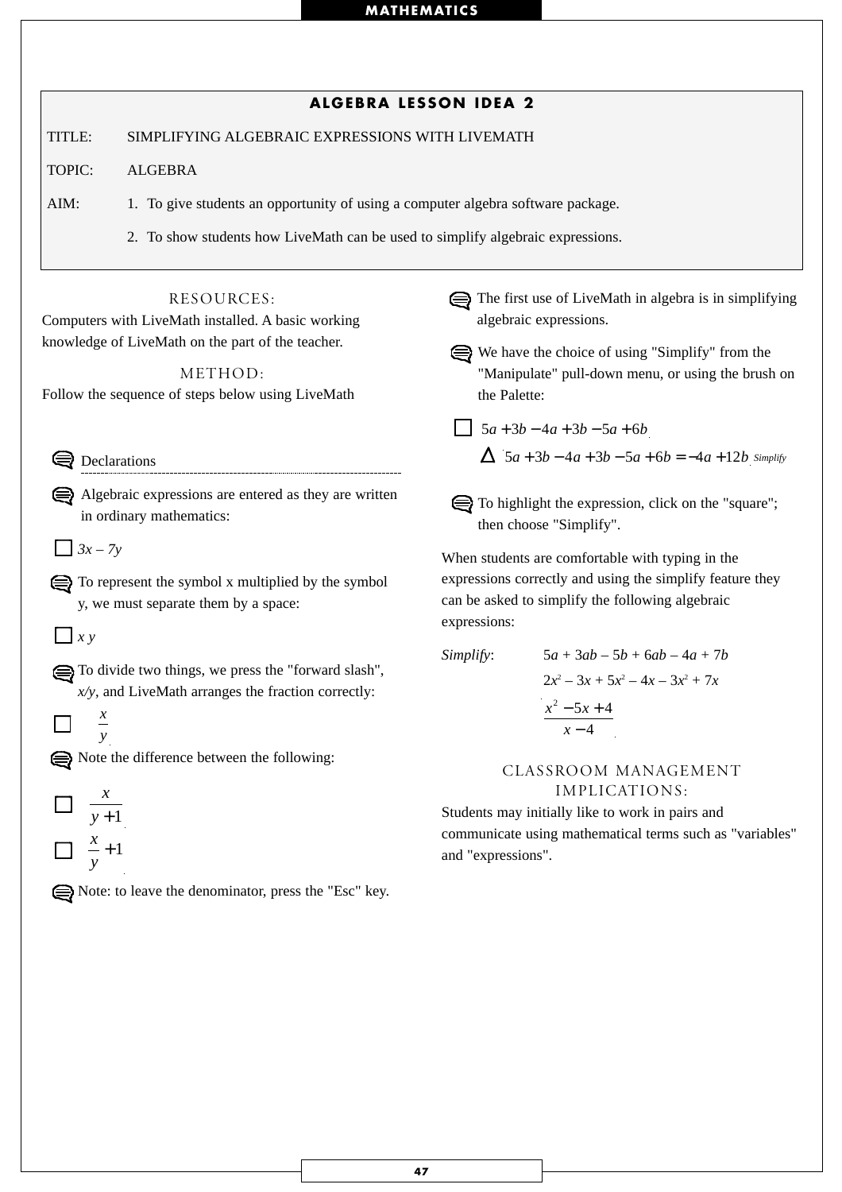## ALGEBRA LESSON IDEA 2

TITLE: SIMPLIFYING ALGEBRAIC EXPRESSIONS WITH LIVEMATH

TOPIC: ALGEBRA

AIM:
1. To give students an opportunity of using a computer algebra software package.
2. To show students how LiveMath can be used to simplify algebraic expressions.

### RESOURCES:

Computers with LiveMath installed. A basic working knowledge of LiveMath on the part of the teacher.

### METHOD:

Follow the sequence of steps below using LiveMath

Declarations

Algebraic expressions are entered as they are written in ordinary mathematics:

□ $3x - 7y$

To represent the symbol x multiplied by the symbol y, we must separate them by a space:

□ $x\ y$

To divide two things, we press the "forward slash", *x/y*, and LiveMath arranges the fraction correctly:

□ $\frac{x}{y}$

Note the difference between the following:

□ $\frac{x}{y+1}$

□ $\frac{x}{y}+1$

Note: to leave the denominator, press the "Esc" key.

The first use of LiveMath in algebra is in simplifying algebraic expressions.

We have the choice of using "Simplify" from the "Manipulate" pull-down menu, or using the brush on the Palette:

□ $5a+3b-4a+3b-5a+6b$

Δ $5a+3b-4a+3b-5a+6b=-4a+12b$ *Simplify*

To highlight the expression, click on the "square"; then choose "Simplify".

When students are comfortable with typing in the expressions correctly and using the simplify feature they can be asked to simplify the following algebraic expressions:

*Simplify*:

$5a + 3ab - 5b + 6ab - 4a + 7b$

$2x^2 - 3x + 5x^2 - 4x - 3x^2 + 7x$

$\frac{x^2-5x+4}{x-4}$

### CLASSROOM MANAGEMENT IMPLICATIONS:

Students may initially like to work in pairs and communicate using mathematical terms such as "variables" and "expressions".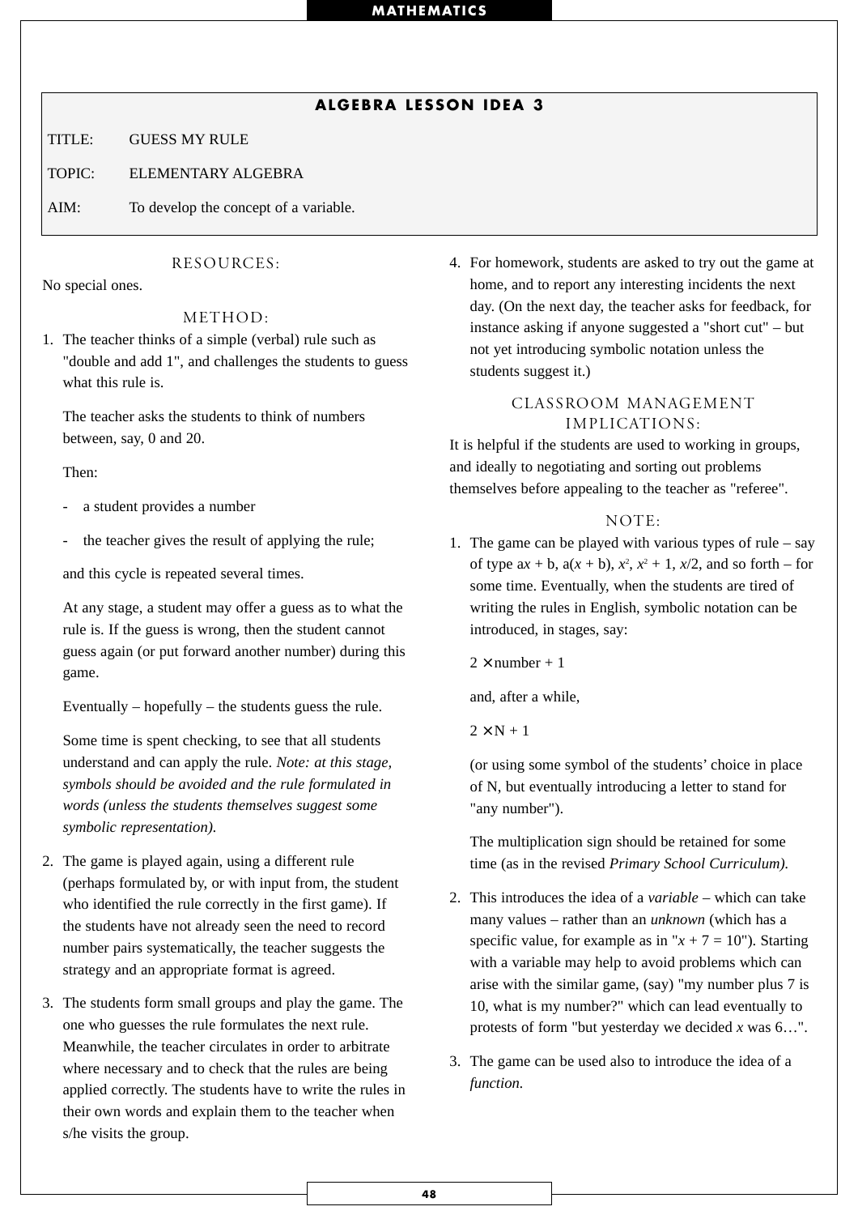## ALGEBRA LESSON IDEA 3

TITLE: GUESS MY RULE

TOPIC: ELEMENTARY ALGEBRA

AIM: To develop the concept of a variable.

### RESOURCES:

No special ones.

### METHOD:

1. The teacher thinks of a simple (verbal) rule such as "double and add 1", and challenges the students to guess what this rule is.

   The teacher asks the students to think of numbers between, say, 0 and 20.

   Then:

   - a student provides a number
   - the teacher gives the result of applying the rule;

   and this cycle is repeated several times.

   At any stage, a student may offer a guess as to what the rule is. If the guess is wrong, then the student cannot guess again (or put forward another number) during this game.

   Eventually – hopefully – the students guess the rule.

   Some time is spent checking, to see that all students understand and can apply the rule. *Note: at this stage, symbols should be avoided and the rule formulated in words (unless the students themselves suggest some symbolic representation).*

2. The game is played again, using a different rule (perhaps formulated by, or with input from, the student who identified the rule correctly in the first game). If the students have not already seen the need to record number pairs systematically, the teacher suggests the strategy and an appropriate format is agreed.

3. The students form small groups and play the game. The one who guesses the rule formulates the next rule. Meanwhile, the teacher circulates in order to arbitrate where necessary and to check that the rules are being applied correctly. The students have to write the rules in their own words and explain them to the teacher when s/he visits the group.

4. For homework, students are asked to try out the game at home, and to report any interesting incidents the next day. (On the next day, the teacher asks for feedback, for instance asking if anyone suggested a "short cut" – but not yet introducing symbolic notation unless the students suggest it.)

### CLASSROOM MANAGEMENT IMPLICATIONS:

It is helpful if the students are used to working in groups, and ideally to negotiating and sorting out problems themselves before appealing to the teacher as "referee".

### NOTE:

1. The game can be played with various types of rule – say of type $ax + b$, $a(x + b)$, $x^2$, $x^2 + 1$, $x/2$, and so forth – for some time. Eventually, when the students are tired of writing the rules in English, symbolic notation can be introduced, in stages, say:

   2 × number + 1

   and, after a while,

   2 × N + 1

   (or using some symbol of the students' choice in place of N, but eventually introducing a letter to stand for "any number").

   The multiplication sign should be retained for some time (as in the revised *Primary School Curriculum).*

2. This introduces the idea of a *variable* – which can take many values – rather than an *unknown* (which has a specific value, for example as in "$x + 7 = 10$"). Starting with a variable may help to avoid problems which can arise with the similar game, (say) "my number plus 7 is 10, what is my number?" which can lead eventually to protests of form "but yesterday we decided $x$ was 6…".

3. The game can be used also to introduce the idea of a *function.*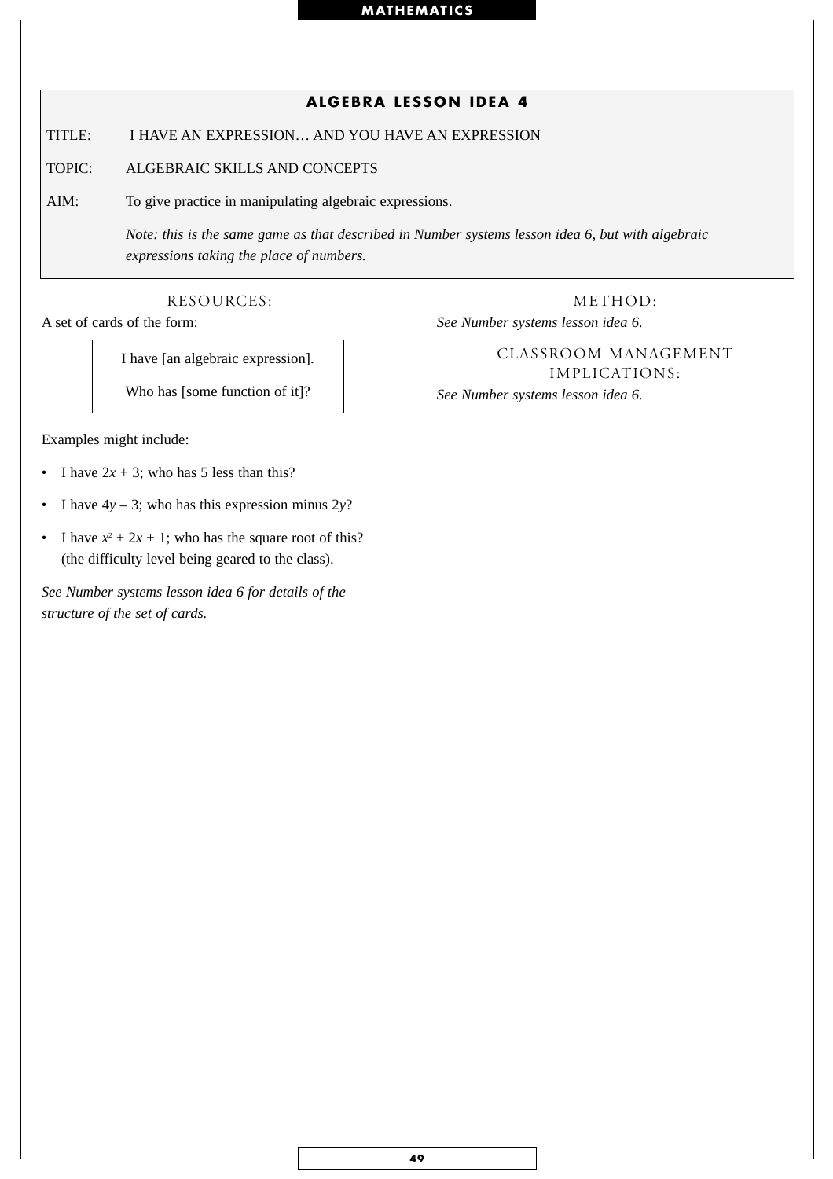## ALGEBRA LESSON IDEA 4

TITLE: I HAVE AN EXPRESSION… AND YOU HAVE AN EXPRESSION

TOPIC: ALGEBRAIC SKILLS AND CONCEPTS

AIM: To give practice in manipulating algebraic expressions.

*Note: this is the same game as that described in Number systems lesson idea 6, but with algebraic expressions taking the place of numbers.*

### RESOURCES:

A set of cards of the form:

> I have [an algebraic expression].
>
> Who has [some function of it]?

Examples might include:

- I have $2x + 3$; who has 5 less than this?
- I have $4y – 3$; who has this expression minus $2y$?
- I have $x^2 + 2x + 1$; who has the square root of this? (the difficulty level being geared to the class).

*See Number systems lesson idea 6 for details of the structure of the set of cards.*

### METHOD:

*See Number systems lesson idea 6.*

### CLASSROOM MANAGEMENT IMPLICATIONS:

*See Number systems lesson idea 6.*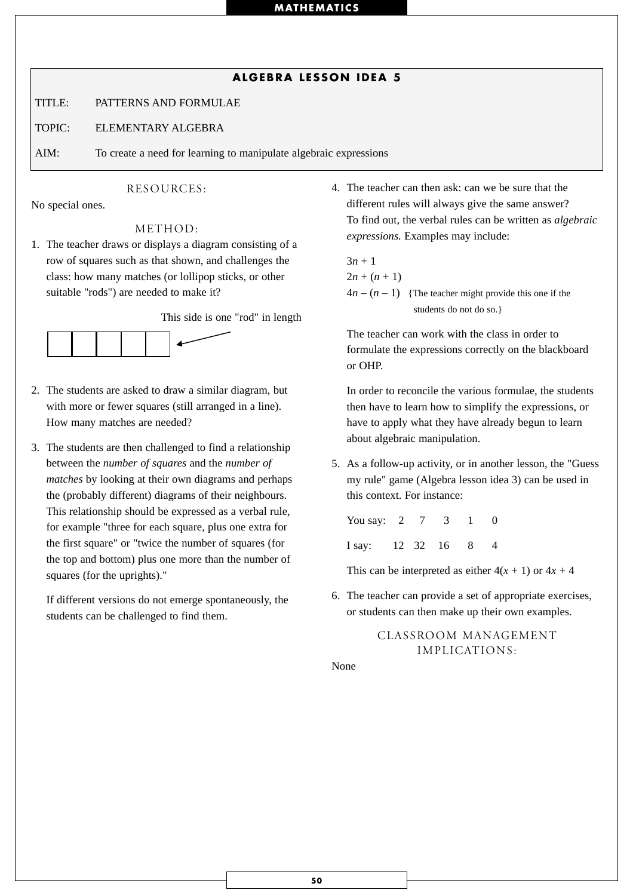## ALGEBRA LESSON IDEA 5

TITLE: PATTERNS AND FORMULAE

TOPIC: ELEMENTARY ALGEBRA

AIM: To create a need for learning to manipulate algebraic expressions

### RESOURCES:

No special ones.

### METHOD:

1. The teacher draws or displays a diagram consisting of a row of squares such as that shown, and challenges the class: how many matches (or lollipop sticks, or other suitable "rods") are needed to make it?

   This side is one "rod" in length

2. The students are asked to draw a similar diagram, but with more or fewer squares (still arranged in a line). How many matches are needed?

3. The students are then challenged to find a relationship between the *number of squares* and the *number of matches* by looking at their own diagrams and perhaps the (probably different) diagrams of their neighbours. This relationship should be expressed as a verbal rule, for example "three for each square, plus one extra for the first square" or "twice the number of squares (for the top and bottom) plus one more than the number of squares (for the uprights)."

   If different versions do not emerge spontaneously, the students can be challenged to find them.

4. The teacher can then ask: can we be sure that the different rules will always give the same answer? To find out, the verbal rules can be written as *algebraic expressions.* Examples may include:

   $3n + 1$
   $2n + (n + 1)$
   $4n - (n - 1)$ {The teacher might provide this one if the students do not do so.}

   The teacher can work with the class in order to formulate the expressions correctly on the blackboard or OHP.

   In order to reconcile the various formulae, the students then have to learn how to simplify the expressions, or have to apply what they have already begun to learn about algebraic manipulation.

5. As a follow-up activity, or in another lesson, the "Guess my rule" game (Algebra lesson idea 3) can be used in this context. For instance:

   | You say: | 2 | 7 | 3 | 1 | 0 |
   |---|---|---|---|---|---|
   | I say: | 12 | 32 | 16 | 8 | 4 |

   This can be interpreted as either $4(x + 1)$ or $4x + 4$

6. The teacher can provide a set of appropriate exercises, or students can then make up their own examples.

### CLASSROOM MANAGEMENT IMPLICATIONS:

None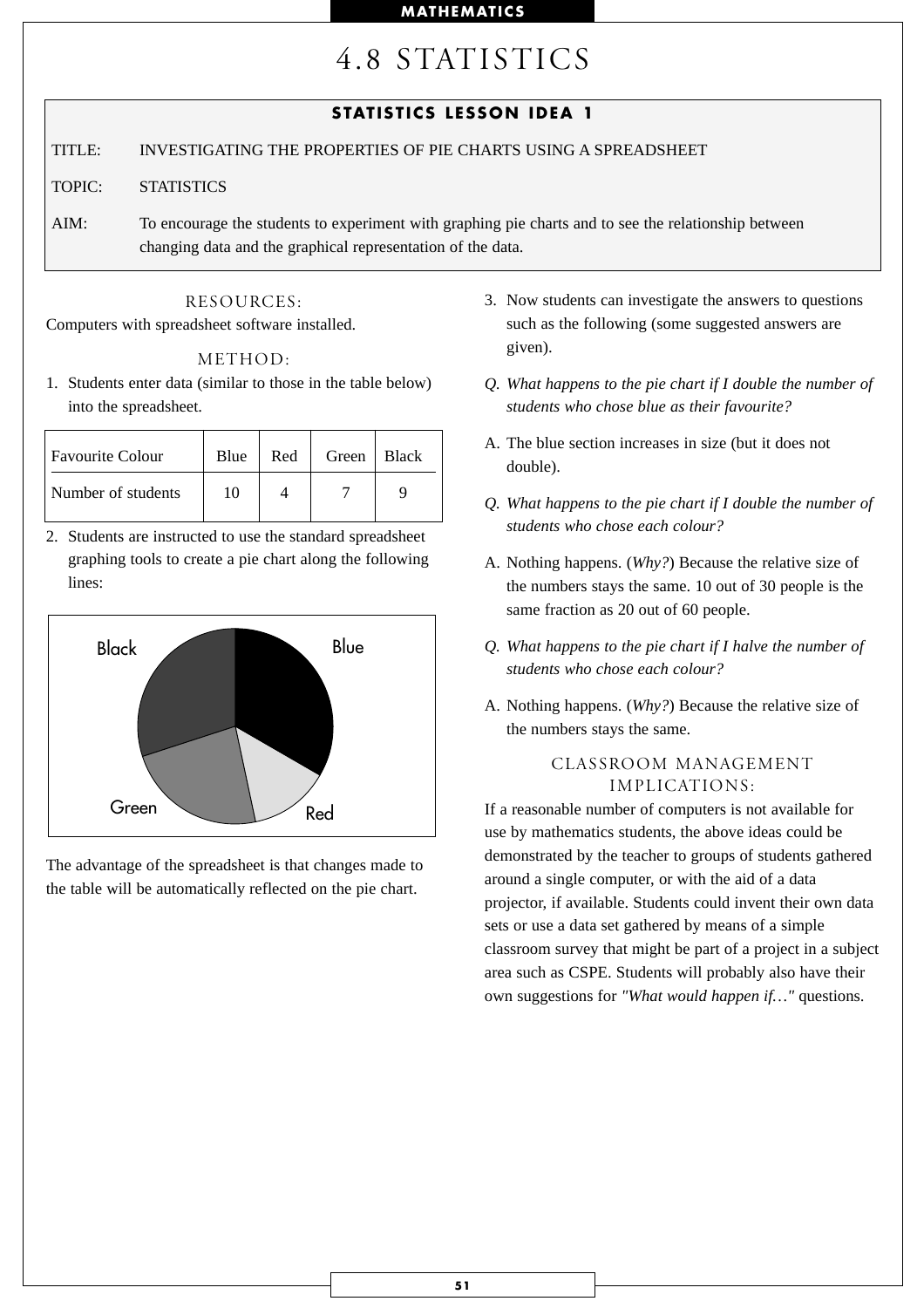# 4.8 STATISTICS

**STATISTICS LESSON IDEA 1**

TITLE: INVESTIGATING THE PROPERTIES OF PIE CHARTS USING A SPREADSHEET

TOPIC: STATISTICS

AIM: To encourage the students to experiment with graphing pie charts and to see the relationship between changing data and the graphical representation of the data.

## RESOURCES:

Computers with spreadsheet software installed.

## METHOD:

1. Students enter data (similar to those in the table below) into the spreadsheet.

| Favourite Colour | Blue | Red | Green | Black |
|---|---|---|---|---|
| Number of students | 10 | 4 | 7 | 9 |

2. Students are instructed to use the standard spreadsheet graphing tools to create a pie chart along the following lines:

The advantage of the spreadsheet is that changes made to the table will be automatically reflected on the pie chart.

3. Now students can investigate the answers to questions such as the following (some suggested answers are given).

Q. *What happens to the pie chart if I double the number of students who chose blue as their favourite?*

A. The blue section increases in size (but it does not double).

Q. *What happens to the pie chart if I double the number of students who chose each colour?*

A. Nothing happens. (*Why?*) Because the relative size of the numbers stays the same. 10 out of 30 people is the same fraction as 20 out of 60 people.

Q. *What happens to the pie chart if I halve the number of students who chose each colour?*

A. Nothing happens. (*Why?*) Because the relative size of the numbers stays the same.

## CLASSROOM MANAGEMENT IMPLICATIONS:

If a reasonable number of computers is not available for use by mathematics students, the above ideas could be demonstrated by the teacher to groups of students gathered around a single computer, or with the aid of a data projector, if available. Students could invent their own data sets or use a data set gathered by means of a simple classroom survey that might be part of a project in a subject area such as CSPE. Students will probably also have their own suggestions for *"What would happen if…"* questions.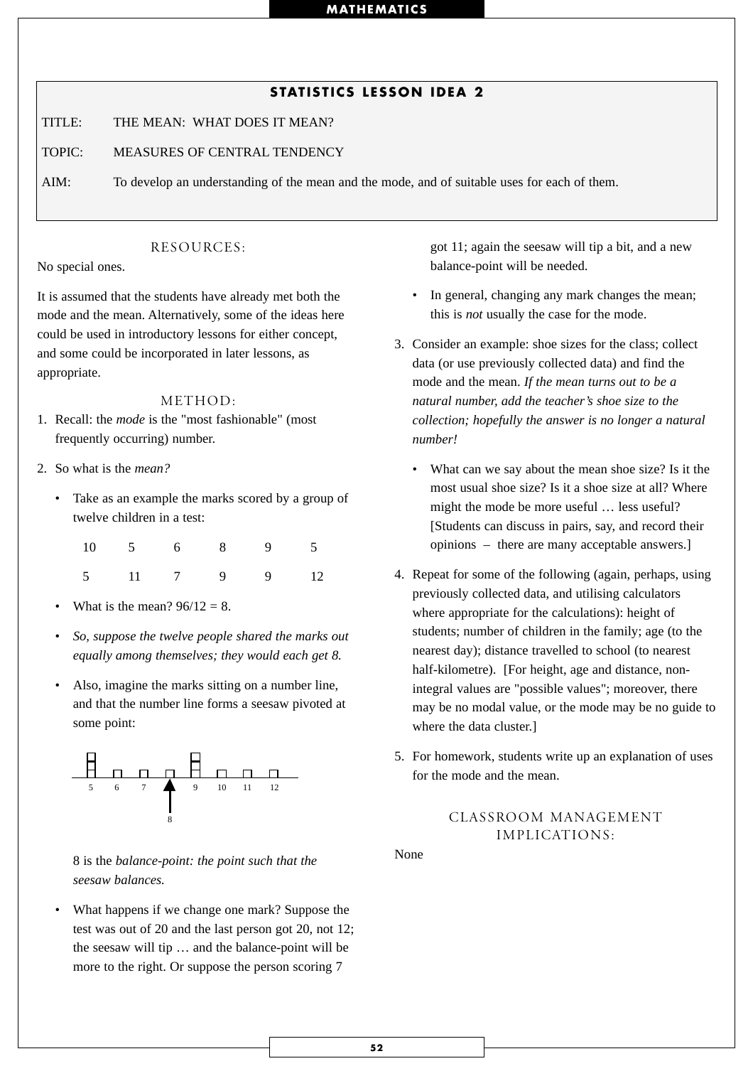## STATISTICS LESSON IDEA 2

TITLE: THE MEAN: WHAT DOES IT MEAN?

TOPIC: MEASURES OF CENTRAL TENDENCY

AIM: To develop an understanding of the mean and the mode, and of suitable uses for each of them.

### RESOURCES:

No special ones.

It is assumed that the students have already met both the mode and the mean. Alternatively, some of the ideas here could be used in introductory lessons for either concept, and some could be incorporated in later lessons, as appropriate.

### METHOD:

1. Recall: the *mode* is the "most fashionable" (most frequently occurring) number.

2. So what is the *mean?*

   - Take as an example the marks scored by a group of twelve children in a test:

     | | | | | | |
     |---|---|---|---|---|---|
     | 10 | 5 | 6 | 8 | 9 | 5 |
     | 5 | 11 | 7 | 9 | 9 | 12 |

   - What is the mean? $96/12 = 8$.

   - *So, suppose the twelve people shared the marks out equally among themselves; they would each get 8.*

   - Also, imagine the marks sitting on a number line, and that the number line forms a seesaw pivoted at some point:

     5 6 7 8 9 10 11 12

     8 is the *balance-point: the point such that the seesaw balances.*

   - What happens if we change one mark? Suppose the test was out of 20 and the last person got 20, not 12; the seesaw will tip … and the balance-point will be more to the right. Or suppose the person scoring 7 got 11; again the seesaw will tip a bit, and a new balance-point will be needed.

   - In general, changing any mark changes the mean; this is *not* usually the case for the mode.

3. Consider an example: shoe sizes for the class; collect data (or use previously collected data) and find the mode and the mean. *If the mean turns out to be a natural number, add the teacher's shoe size to the collection; hopefully the answer is no longer a natural number!*

   - What can we say about the mean shoe size? Is it the most usual shoe size? Is it a shoe size at all? Where might the mode be more useful … less useful? [Students can discuss in pairs, say, and record their opinions – there are many acceptable answers.]

4. Repeat for some of the following (again, perhaps, using previously collected data, and utilising calculators where appropriate for the calculations): height of students; number of children in the family; age (to the nearest day); distance travelled to school (to nearest half-kilometre). [For height, age and distance, non-integral values are "possible values"; moreover, there may be no modal value, or the mode may be no guide to where the data cluster.]

5. For homework, students write up an explanation of uses for the mode and the mean.

### CLASSROOM MANAGEMENT IMPLICATIONS:

None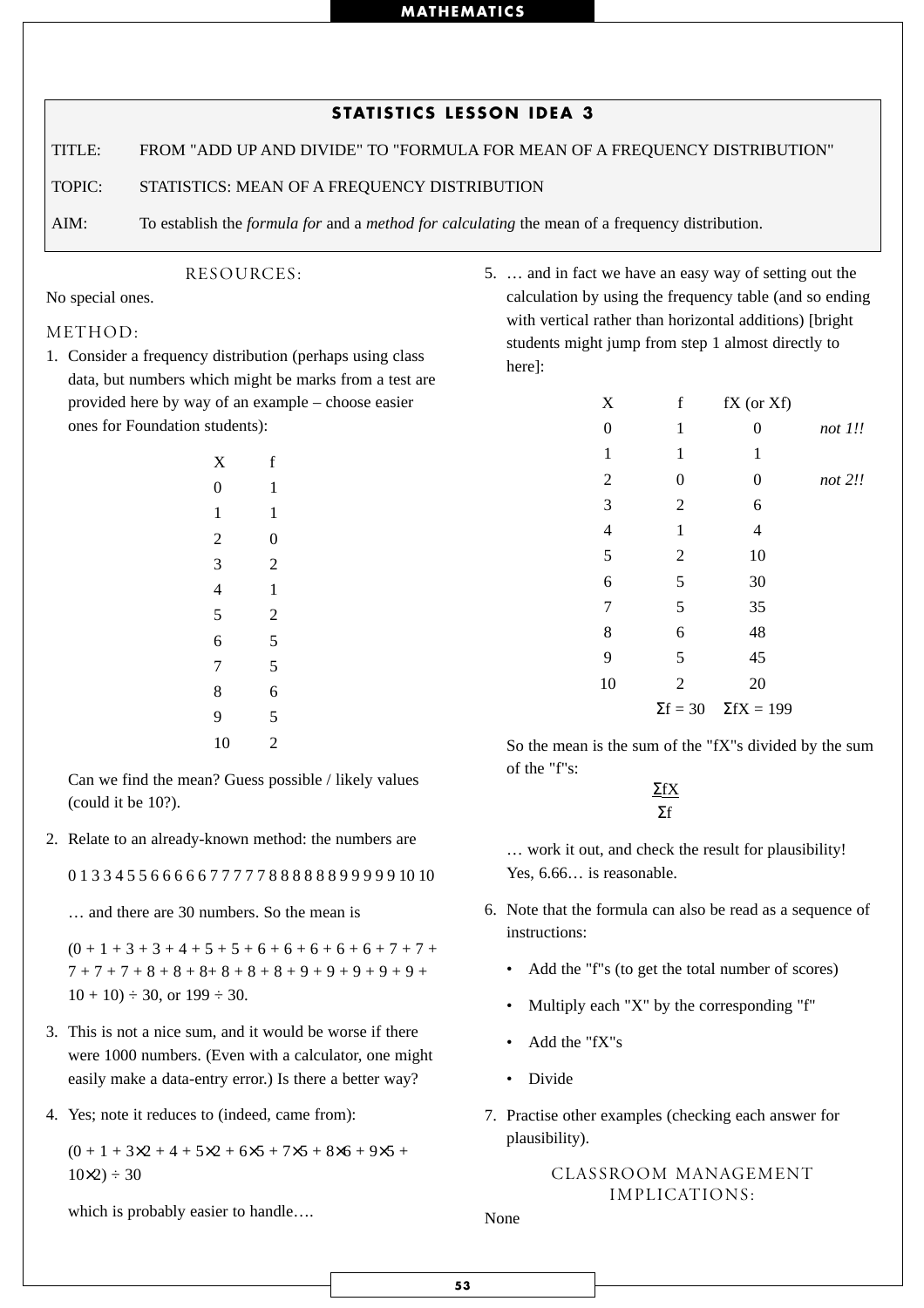## STATISTICS LESSON IDEA 3

TITLE: FROM "ADD UP AND DIVIDE" TO "FORMULA FOR MEAN OF A FREQUENCY DISTRIBUTION"

TOPIC: STATISTICS: MEAN OF A FREQUENCY DISTRIBUTION

AIM: To establish the *formula for* and a *method for calculating* the mean of a frequency distribution.

### RESOURCES:

No special ones.

### METHOD:

1. Consider a frequency distribution (perhaps using class data, but numbers which might be marks from a test are provided here by way of an example – choose easier ones for Foundation students):

| X | f |
|---|---|
| 0 | 1 |
| 1 | 1 |
| 2 | 0 |
| 3 | 2 |
| 4 | 1 |
| 5 | 2 |
| 6 | 5 |
| 7 | 5 |
| 8 | 6 |
| 9 | 5 |
| 10 | 2 |

   Can we find the mean? Guess possible / likely values (could it be 10?).

2. Relate to an already-known method: the numbers are

   0 1 3 3 4 5 5 6 6 6 6 6 7 7 7 7 7 8 8 8 8 8 8 9 9 9 9 9 10 10

   … and there are 30 numbers. So the mean is

   (0 + 1 + 3 + 3 + 4 + 5 + 5 + 6 + 6 + 6 + 6 + 6 + 7 + 7 + 7 + 7 + 7 + 8 + 8 + 8+ 8 + 8 + 8 + 9 + 9 + 9 + 9 + 9 + 10 + 10) ÷ 30, or 199 ÷ 30.

3. This is not a nice sum, and it would be worse if there were 1000 numbers. (Even with a calculator, one might easily make a data-entry error.) Is there a better way?

4. Yes; note it reduces to (indeed, came from):

   (0 + 1 + 3×2 + 4 + 5×2 + 6×5 + 7×5 + 8×6 + 9×5 + 10×2) ÷ 30

   which is probably easier to handle….

5. … and in fact we have an easy way of setting out the calculation by using the frequency table (and so ending with vertical rather than horizontal additions) [bright students might jump from step 1 almost directly to here]:

| X | f | fX (or Xf) | |
|---|---|---|---|
| 0 | 1 | 0 | *not 1!!* |
| 1 | 1 | 1 | |
| 2 | 0 | 0 | *not 2!!* |
| 3 | 2 | 6 | |
| 4 | 1 | 4 | |
| 5 | 2 | 10 | |
| 6 | 5 | 30 | |
| 7 | 5 | 35 | |
| 8 | 6 | 48 | |
| 9 | 5 | 45 | |
| 10 | 2 | 20 | |
| | $\Sigma f = 30$ | $\Sigma fX = 199$ | |

   So the mean is the sum of the "fX"s divided by the sum of the "f"s:

   $$\frac{\Sigma fX}{\Sigma f}$$

   … work it out, and check the result for plausibility! Yes, 6.66… is reasonable.

6. Note that the formula can also be read as a sequence of instructions:

   - Add the "f"s (to get the total number of scores)
   - Multiply each "X" by the corresponding "f"
   - Add the "fX"s
   - Divide

7. Practise other examples (checking each answer for plausibility).

### CLASSROOM MANAGEMENT IMPLICATIONS:

None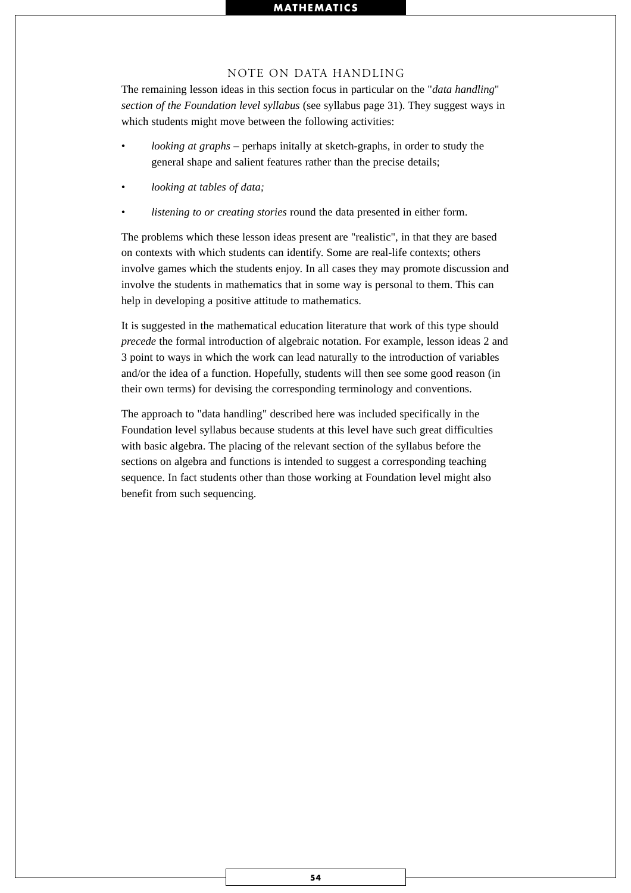## NOTE ON DATA HANDLING

The remaining lesson ideas in this section focus in particular on the "*data handling*" *section of the Foundation level syllabus* (see syllabus page 31). They suggest ways in which students might move between the following activities:

- *looking at graphs* – perhaps initally at sketch-graphs, in order to study the general shape and salient features rather than the precise details;
- *looking at tables of data;*
- *listening to or creating stories* round the data presented in either form.

The problems which these lesson ideas present are "realistic", in that they are based on contexts with which students can identify. Some are real-life contexts; others involve games which the students enjoy. In all cases they may promote discussion and involve the students in mathematics that in some way is personal to them. This can help in developing a positive attitude to mathematics.

It is suggested in the mathematical education literature that work of this type should *precede* the formal introduction of algebraic notation. For example, lesson ideas 2 and 3 point to ways in which the work can lead naturally to the introduction of variables and/or the idea of a function. Hopefully, students will then see some good reason (in their own terms) for devising the corresponding terminology and conventions.

The approach to "data handling" described here was included specifically in the Foundation level syllabus because students at this level have such great difficulties with basic algebra. The placing of the relevant section of the syllabus before the sections on algebra and functions is intended to suggest a corresponding teaching sequence. In fact students other than those working at Foundation level might also benefit from such sequencing.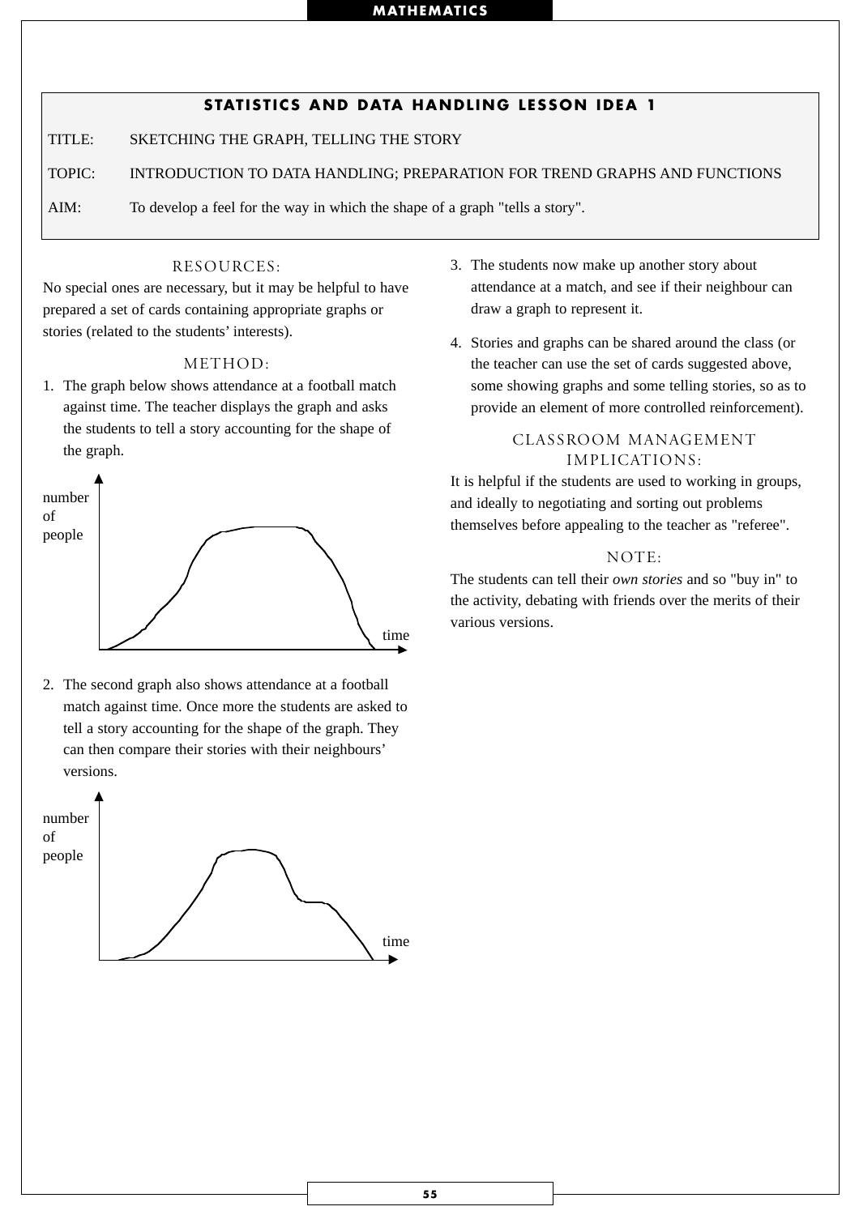## STATISTICS AND DATA HANDLING LESSON IDEA 1

TITLE: SKETCHING THE GRAPH, TELLING THE STORY

TOPIC: INTRODUCTION TO DATA HANDLING; PREPARATION FOR TREND GRAPHS AND FUNCTIONS

AIM: To develop a feel for the way in which the shape of a graph "tells a story".

### RESOURCES:

No special ones are necessary, but it may be helpful to have prepared a set of cards containing appropriate graphs or stories (related to the students' interests).

### METHOD:

1. The graph below shows attendance at a football match against time. The teacher displays the graph and asks the students to tell a story accounting for the shape of the graph.

number of people

time

2. The second graph also shows attendance at a football match against time. Once more the students are asked to tell a story accounting for the shape of the graph. They can then compare their stories with their neighbours' versions.

number of people

time

3. The students now make up another story about attendance at a match, and see if their neighbour can draw a graph to represent it.

4. Stories and graphs can be shared around the class (or the teacher can use the set of cards suggested above, some showing graphs and some telling stories, so as to provide an element of more controlled reinforcement).

### CLASSROOM MANAGEMENT IMPLICATIONS:

It is helpful if the students are used to working in groups, and ideally to negotiating and sorting out problems themselves before appealing to the teacher as "referee".

### NOTE:

The students can tell their *own stories* and so "buy in" to the activity, debating with friends over the merits of their various versions.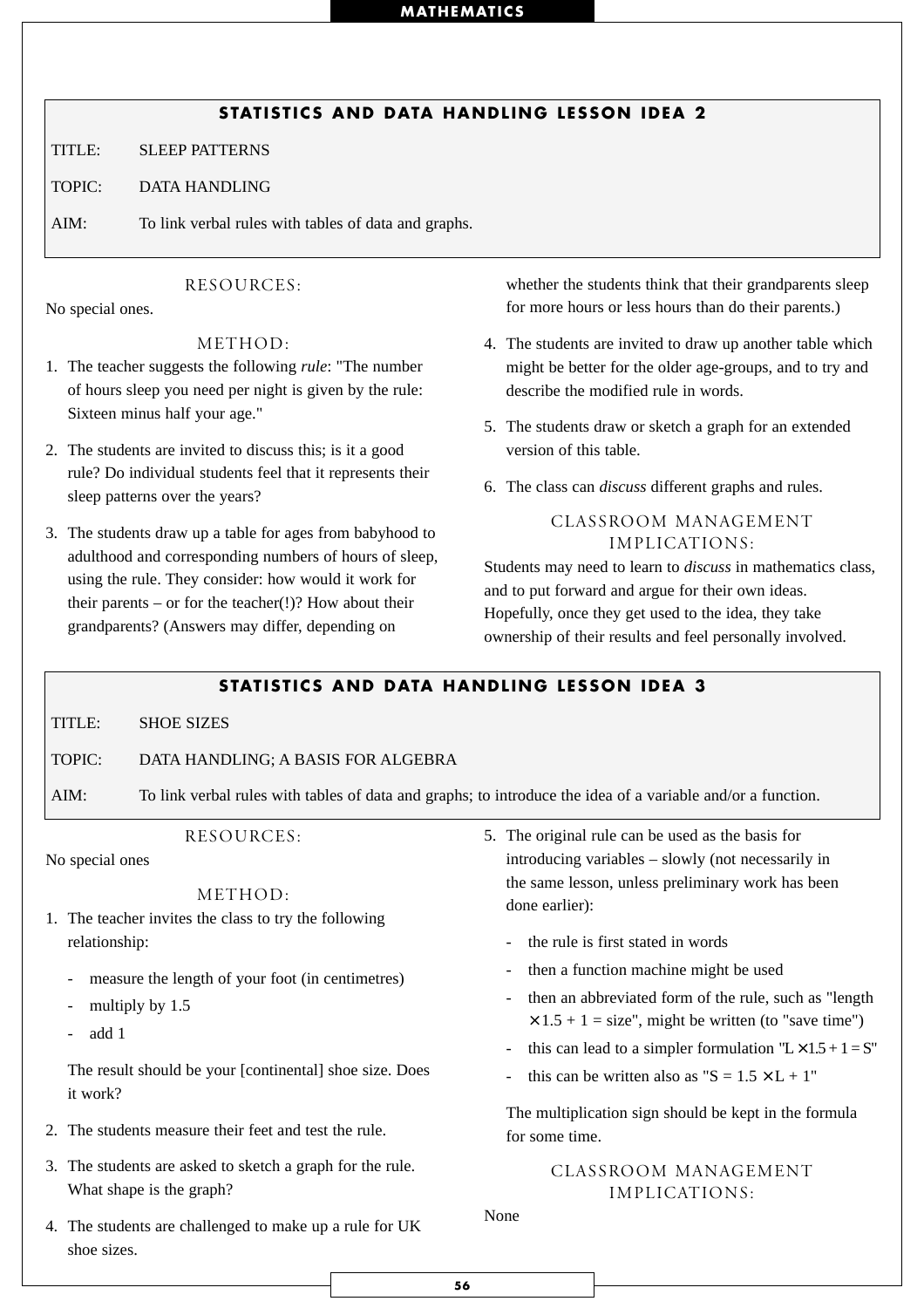## STATISTICS AND DATA HANDLING LESSON IDEA 2

TITLE: SLEEP PATTERNS

TOPIC: DATA HANDLING

AIM: To link verbal rules with tables of data and graphs.

### RESOURCES:

No special ones.

### METHOD:

1. The teacher suggests the following *rule*: "The number of hours sleep you need per night is given by the rule: Sixteen minus half your age."
2. The students are invited to discuss this; is it a good rule? Do individual students feel that it represents their sleep patterns over the years?
3. The students draw up a table for ages from babyhood to adulthood and corresponding numbers of hours of sleep, using the rule. They consider: how would it work for their parents – or for the teacher(!)? How about their grandparents? (Answers may differ, depending on whether the students think that their grandparents sleep for more hours or less hours than do their parents.)
4. The students are invited to draw up another table which might be better for the older age-groups, and to try and describe the modified rule in words.
5. The students draw or sketch a graph for an extended version of this table.
6. The class can *discuss* different graphs and rules.

### CLASSROOM MANAGEMENT IMPLICATIONS:

Students may need to learn to *discuss* in mathematics class, and to put forward and argue for their own ideas. Hopefully, once they get used to the idea, they take ownership of their results and feel personally involved.

## STATISTICS AND DATA HANDLING LESSON IDEA 3

TITLE: SHOE SIZES

TOPIC: DATA HANDLING; A BASIS FOR ALGEBRA

AIM: To link verbal rules with tables of data and graphs; to introduce the idea of a variable and/or a function.

### RESOURCES:

No special ones

### METHOD:

1. The teacher invites the class to try the following relationship:
   - measure the length of your foot (in centimetres)
   - multiply by 1.5
   - add 1

   The result should be your [continental] shoe size. Does it work?
2. The students measure their feet and test the rule.
3. The students are asked to sketch a graph for the rule. What shape is the graph?
4. The students are challenged to make up a rule for UK shoe sizes.
5. The original rule can be used as the basis for introducing variables – slowly (not necessarily in the same lesson, unless preliminary work has been done earlier):
   - the rule is first stated in words
   - then a function machine might be used
   - then an abbreviated form of the rule, such as "length $\times 1.5 + 1 =$ size", might be written (to "save time")
   - this can lead to a simpler formulation "$L \times 1.5 + 1 = S$"
   - this can be written also as "$S = 1.5 \times L + 1$"

   The multiplication sign should be kept in the formula for some time.

### CLASSROOM MANAGEMENT IMPLICATIONS:

None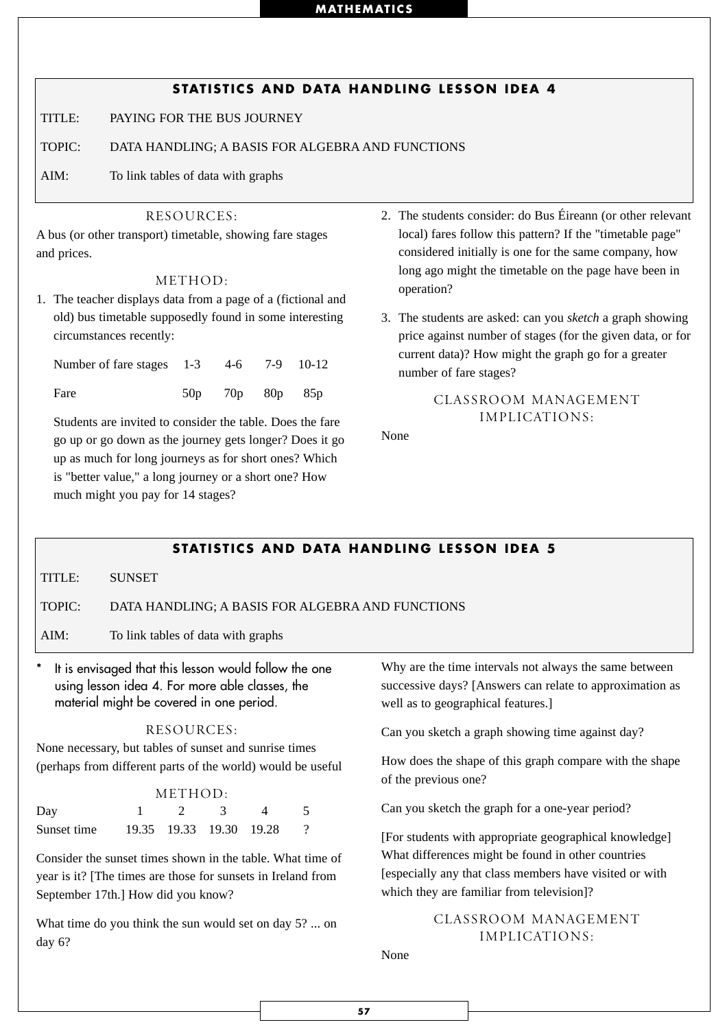## STATISTICS AND DATA HANDLING LESSON IDEA 4

TITLE: PAYING FOR THE BUS JOURNEY

TOPIC: DATA HANDLING; A BASIS FOR ALGEBRA AND FUNCTIONS

AIM: To link tables of data with graphs

### RESOURCES:

A bus (or other transport) timetable, showing fare stages and prices.

### METHOD:

1. The teacher displays data from a page of a (fictional and old) bus timetable supposedly found in some interesting circumstances recently:

| Number of fare stages | 1-3 | 4-6 | 7-9 | 10-12 |
|---|---|---|---|---|
| Fare | 50p | 70p | 80p | 85p |

   Students are invited to consider the table. Does the fare go up or go down as the journey gets longer? Does it go up as much for long journeys as for short ones? Which is "better value," a long journey or a short one? How much might you pay for 14 stages?

2. The students consider: do Bus Éireann (or other relevant local) fares follow this pattern? If the "timetable page" considered initially is one for the same company, how long ago might the timetable on the page have been in operation?

3. The students are asked: can you *sketch* a graph showing price against number of stages (for the given data, or for current data)? How might the graph go for a greater number of fare stages?

### CLASSROOM MANAGEMENT IMPLICATIONS:

None

## STATISTICS AND DATA HANDLING LESSON IDEA 5

TITLE: SUNSET

TOPIC: DATA HANDLING; A BASIS FOR ALGEBRA AND FUNCTIONS

AIM: To link tables of data with graphs

* It is envisaged that this lesson would follow the one using lesson idea 4. For more able classes, the material might be covered in one period.

### RESOURCES:

None necessary, but tables of sunset and sunrise times (perhaps from different parts of the world) would be useful

### METHOD:

| Day | 1 | 2 | 3 | 4 | 5 |
|---|---|---|---|---|---|
| Sunset time | 19.35 | 19.33 | 19.30 | 19.28 | ? |

Consider the sunset times shown in the table. What time of year is it? [The times are those for sunsets in Ireland from September 17th.] How did you know?

What time do you think the sun would set on day 5? ... on day 6?

Why are the time intervals not always the same between successive days? [Answers can relate to approximation as well as to geographical features.]

Can you sketch a graph showing time against day?

How does the shape of this graph compare with the shape of the previous one?

Can you sketch the graph for a one-year period?

[For students with appropriate geographical knowledge] What differences might be found in other countries [especially any that class members have visited or with which they are familiar from television]?

### CLASSROOM MANAGEMENT IMPLICATIONS:

None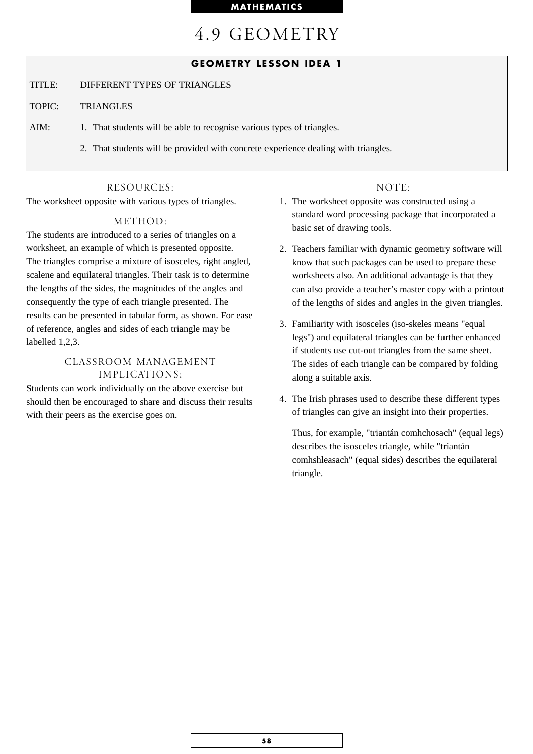# 4.9 GEOMETRY

## GEOMETRY LESSON IDEA 1

TITLE: DIFFERENT TYPES OF TRIANGLES

TOPIC: TRIANGLES

AIM:
1. That students will be able to recognise various types of triangles.
2. That students will be provided with concrete experience dealing with triangles.

### RESOURCES:

The worksheet opposite with various types of triangles.

### METHOD:

The students are introduced to a series of triangles on a worksheet, an example of which is presented opposite. The triangles comprise a mixture of isosceles, right angled, scalene and equilateral triangles. Their task is to determine the lengths of the sides, the magnitudes of the angles and consequently the type of each triangle presented. The results can be presented in tabular form, as shown. For ease of reference, angles and sides of each triangle may be labelled 1,2,3.

### CLASSROOM MANAGEMENT IMPLICATIONS:

Students can work individually on the above exercise but should then be encouraged to share and discuss their results with their peers as the exercise goes on.

### NOTE:

1. The worksheet opposite was constructed using a standard word processing package that incorporated a basic set of drawing tools.
2. Teachers familiar with dynamic geometry software will know that such packages can be used to prepare these worksheets also. An additional advantage is that they can also provide a teacher's master copy with a printout of the lengths of sides and angles in the given triangles.
3. Familiarity with isosceles (iso-skeles means "equal legs") and equilateral triangles can be further enhanced if students use cut-out triangles from the same sheet. The sides of each triangle can be compared by folding along a suitable axis.
4. The Irish phrases used to describe these different types of triangles can give an insight into their properties.

   Thus, for example, "triantán comhchosach" (equal legs) describes the isosceles triangle, while "triantán comhshleasach" (equal sides) describes the equilateral triangle.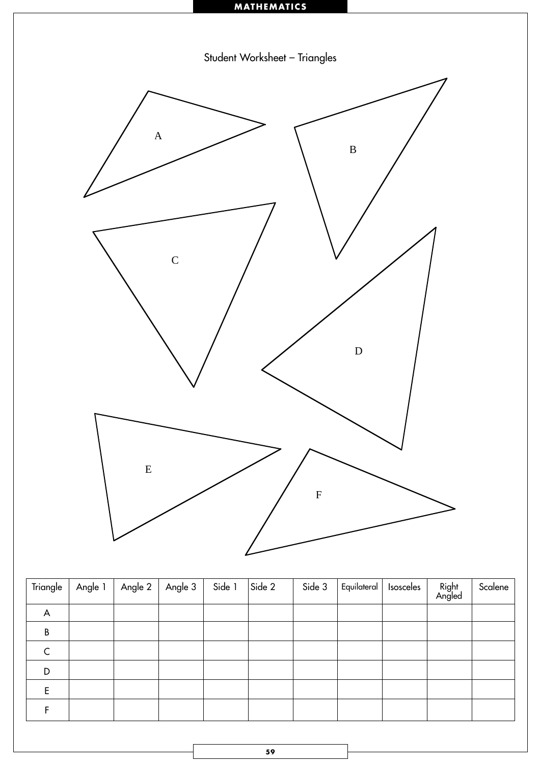Student Worksheet – Triangles

A

B

C

D

E

F

| Triangle | Angle 1 | Angle 2 | Angle 3 | Side 1 | Side 2 | Side 3 | Equilateral | Isosceles | Right Angled | Scalene |
|---|---|---|---|---|---|---|---|---|---|---|
| A | | | | | | | | | | |
| B | | | | | | | | | | |
| C | | | | | | | | | | |
| D | | | | | | | | | | |
| E | | | | | | | | | | |
| F | | | | | | | | | | |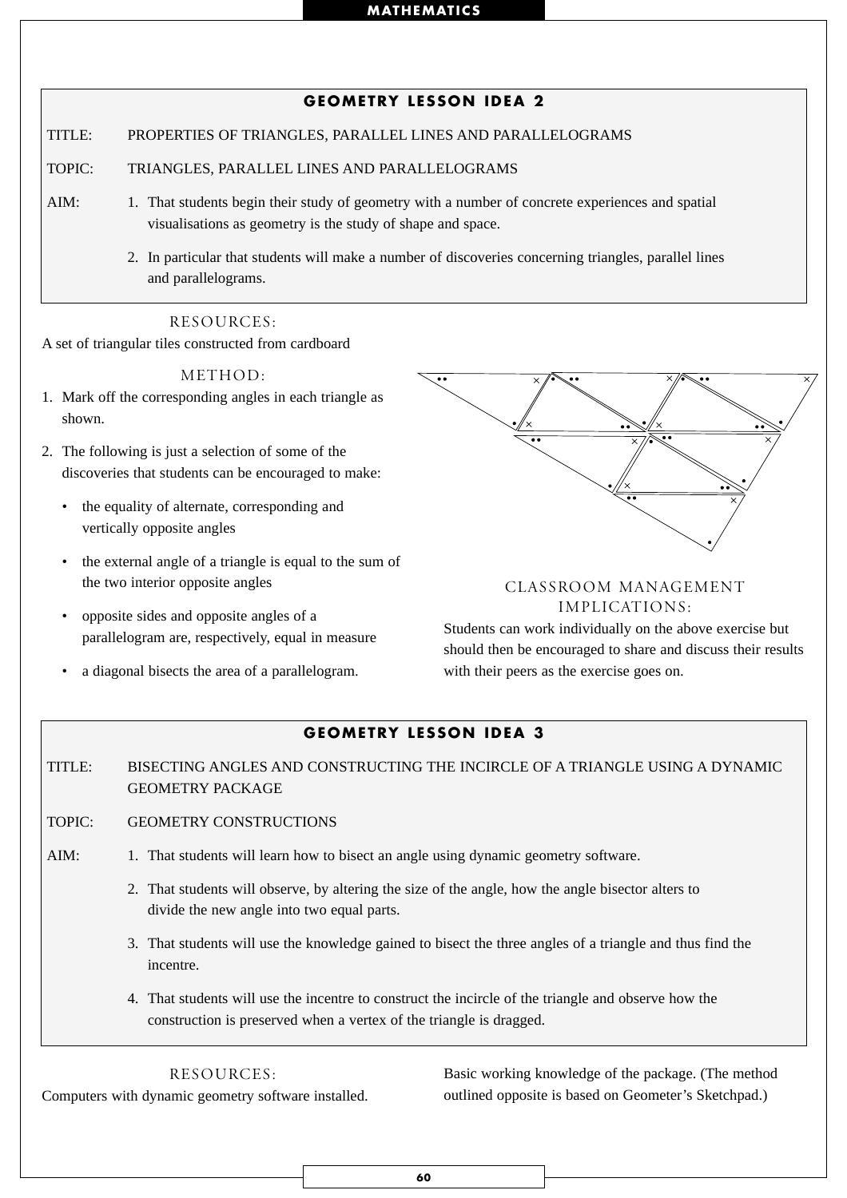## GEOMETRY LESSON IDEA 2

TITLE: PROPERTIES OF TRIANGLES, PARALLEL LINES AND PARALLELOGRAMS

TOPIC: TRIANGLES, PARALLEL LINES AND PARALLELOGRAMS

AIM:

1. That students begin their study of geometry with a number of concrete experiences and spatial visualisations as geometry is the study of shape and space.
2. In particular that students will make a number of discoveries concerning triangles, parallel lines and parallelograms.

### RESOURCES:

A set of triangular tiles constructed from cardboard

### METHOD:

1. Mark off the corresponding angles in each triangle as shown.
2. The following is just a selection of some of the discoveries that students can be encouraged to make:
   - the equality of alternate, corresponding and vertically opposite angles
   - the external angle of a triangle is equal to the sum of the two interior opposite angles
   - opposite sides and opposite angles of a parallelogram are, respectively, equal in measure
   - a diagonal bisects the area of a parallelogram.

### CLASSROOM MANAGEMENT IMPLICATIONS:

Students can work individually on the above exercise but should then be encouraged to share and discuss their results with their peers as the exercise goes on.

## GEOMETRY LESSON IDEA 3

TITLE: BISECTING ANGLES AND CONSTRUCTING THE INCIRCLE OF A TRIANGLE USING A DYNAMIC GEOMETRY PACKAGE

TOPIC: GEOMETRY CONSTRUCTIONS

AIM:

1. That students will learn how to bisect an angle using dynamic geometry software.
2. That students will observe, by altering the size of the angle, how the angle bisector alters to divide the new angle into two equal parts.
3. That students will use the knowledge gained to bisect the three angles of a triangle and thus find the incentre.
4. That students will use the incentre to construct the incircle of the triangle and observe how the construction is preserved when a vertex of the triangle is dragged.

### RESOURCES:

Computers with dynamic geometry software installed.

Basic working knowledge of the package. (The method outlined opposite is based on Geometer's Sketchpad.)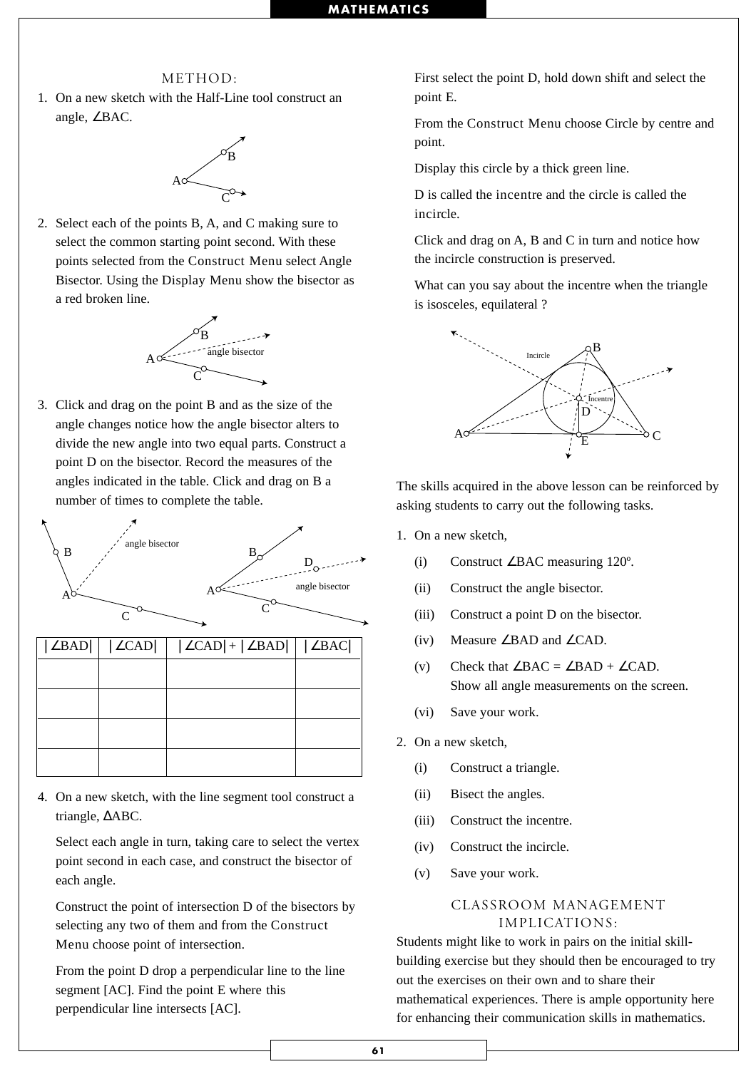## METHOD:

1. On a new sketch with the Half-Line tool construct an angle, ∠BAC.

2. Select each of the points B, A, and C making sure to select the common starting point second. With these points selected from the Construct Menu select Angle Bisector. Using the Display Menu show the bisector as a red broken line.

3. Click and drag on the point B and as the size of the angle changes notice how the angle bisector alters to divide the new angle into two equal parts. Construct a point D on the bisector. Record the measures of the angles indicated in the table. Click and drag on B a number of times to complete the table.

| \|∠BAD\| | \|∠CAD\| | \|∠CAD\| + \|∠BAD\| | \|∠BAC\| |
|---|---|---|---|
| | | | |
| | | | |
| | | | |
| | | | |

4. On a new sketch, with the line segment tool construct a triangle, ΔABC.

   Select each angle in turn, taking care to select the vertex point second in each case, and construct the bisector of each angle.

   Construct the point of intersection D of the bisectors by selecting any two of them and from the Construct Menu choose point of intersection.

   From the point D drop a perpendicular line to the line segment [AC]. Find the point E where this perpendicular line intersects [AC].

   First select the point D, hold down shift and select the point E.

   From the Construct Menu choose Circle by centre and point.

   Display this circle by a thick green line.

   D is called the incentre and the circle is called the incircle.

   Click and drag on A, B and C in turn and notice how the incircle construction is preserved.

   What can you say about the incentre when the triangle is isosceles, equilateral ?

The skills acquired in the above lesson can be reinforced by asking students to carry out the following tasks.

1. On a new sketch,
   - (i) Construct ∠BAC measuring 120º.
   - (ii) Construct the angle bisector.
   - (iii) Construct a point D on the bisector.
   - (iv) Measure ∠BAD and ∠CAD.
   - (v) Check that ∠BAC = ∠BAD + ∠CAD. Show all angle measurements on the screen.
   - (vi) Save your work.

2. On a new sketch,
   - (i) Construct a triangle.
   - (ii) Bisect the angles.
   - (iii) Construct the incentre.
   - (iv) Construct the incircle.
   - (v) Save your work.

## CLASSROOM MANAGEMENT IMPLICATIONS:

Students might like to work in pairs on the initial skill-building exercise but they should then be encouraged to try out the exercises on their own and to share their mathematical experiences. There is ample opportunity here for enhancing their communication skills in mathematics.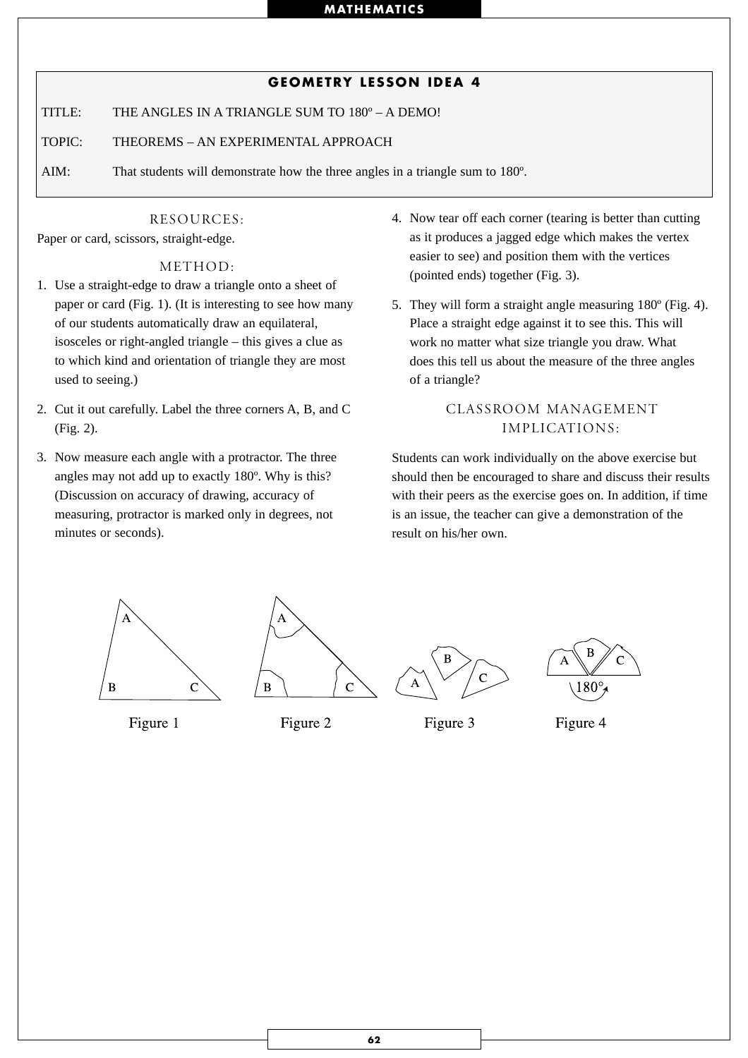## GEOMETRY LESSON IDEA 4

TITLE: THE ANGLES IN A TRIANGLE SUM TO 180º – A DEMO!

TOPIC: THEOREMS – AN EXPERIMENTAL APPROACH

AIM: That students will demonstrate how the three angles in a triangle sum to 180º.

### RESOURCES:

Paper or card, scissors, straight-edge.

### METHOD:

1. Use a straight-edge to draw a triangle onto a sheet of paper or card (Fig. 1). (It is interesting to see how many of our students automatically draw an equilateral, isosceles or right-angled triangle – this gives a clue as to which kind and orientation of triangle they are most used to seeing.)
2. Cut it out carefully. Label the three corners A, B, and C (Fig. 2).
3. Now measure each angle with a protractor. The three angles may not add up to exactly 180º. Why is this? (Discussion on accuracy of drawing, accuracy of measuring, protractor is marked only in degrees, not minutes or seconds).
4. Now tear off each corner (tearing is better than cutting as it produces a jagged edge which makes the vertex easier to see) and position them with the vertices (pointed ends) together (Fig. 3).
5. They will form a straight angle measuring 180º (Fig. 4). Place a straight edge against it to see this. This will work no matter what size triangle you draw. What does this tell us about the measure of the three angles of a triangle?

### CLASSROOM MANAGEMENT IMPLICATIONS:

Students can work individually on the above exercise but should then be encouraged to share and discuss their results with their peers as the exercise goes on. In addition, if time is an issue, the teacher can give a demonstration of the result on his/her own.

Figure 1 Figure 2 Figure 3 Figure 4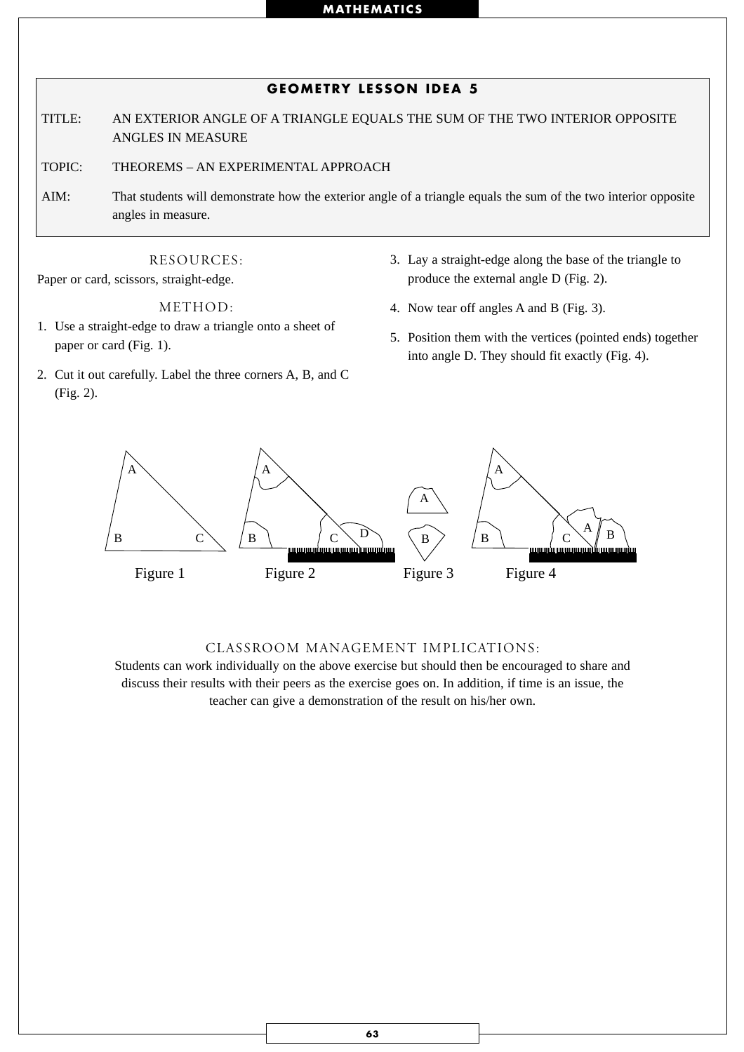## GEOMETRY LESSON IDEA 5

**TITLE:** AN EXTERIOR ANGLE OF A TRIANGLE EQUALS THE SUM OF THE TWO INTERIOR OPPOSITE ANGLES IN MEASURE

**TOPIC:** THEOREMS – AN EXPERIMENTAL APPROACH

**AIM:** That students will demonstrate how the exterior angle of a triangle equals the sum of the two interior opposite angles in measure.

### RESOURCES:

Paper or card, scissors, straight-edge.

### METHOD:

1. Use a straight-edge to draw a triangle onto a sheet of paper or card (Fig. 1).
2. Cut it out carefully. Label the three corners A, B, and C (Fig. 2).
3. Lay a straight-edge along the base of the triangle to produce the external angle D (Fig. 2).
4. Now tear off angles A and B (Fig. 3).
5. Position them with the vertices (pointed ends) together into angle D. They should fit exactly (Fig. 4).

Figure 1 Figure 2 Figure 3 Figure 4

### CLASSROOM MANAGEMENT IMPLICATIONS:

Students can work individually on the above exercise but should then be encouraged to share and discuss their results with their peers as the exercise goes on. In addition, if time is an issue, the teacher can give a demonstration of the result on his/her own.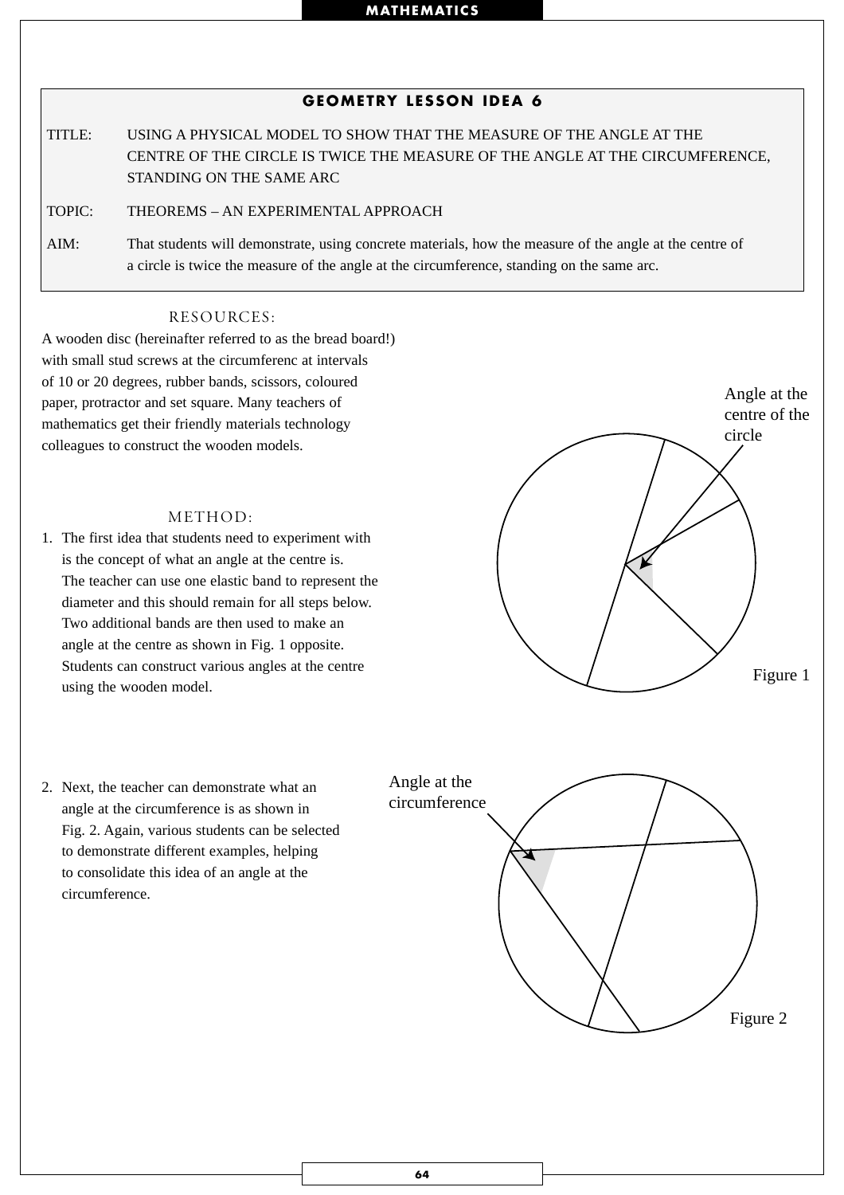## GEOMETRY LESSON IDEA 6

TITLE: USING A PHYSICAL MODEL TO SHOW THAT THE MEASURE OF THE ANGLE AT THE CENTRE OF THE CIRCLE IS TWICE THE MEASURE OF THE ANGLE AT THE CIRCUMFERENCE, STANDING ON THE SAME ARC

TOPIC: THEOREMS – AN EXPERIMENTAL APPROACH

AIM: That students will demonstrate, using concrete materials, how the measure of the angle at the centre of a circle is twice the measure of the angle at the circumference, standing on the same arc.

### RESOURCES:

A wooden disc (hereinafter referred to as the bread board!) with small stud screws at the circumferenc at intervals of 10 or 20 degrees, rubber bands, scissors, coloured paper, protractor and set square. Many teachers of mathematics get their friendly materials technology colleagues to construct the wooden models.

### METHOD:

1. The first idea that students need to experiment with is the concept of what an angle at the centre is. The teacher can use one elastic band to represent the diameter and this should remain for all steps below. Two additional bands are then used to make an angle at the centre as shown in Fig. 1 opposite. Students can construct various angles at the centre using the wooden model.

Angle at the centre of the circle

Figure 1

2. Next, the teacher can demonstrate what an angle at the circumference is as shown in Fig. 2. Again, various students can be selected to demonstrate different examples, helping to consolidate this idea of an angle at the circumference.

Angle at the circumference

Figure 2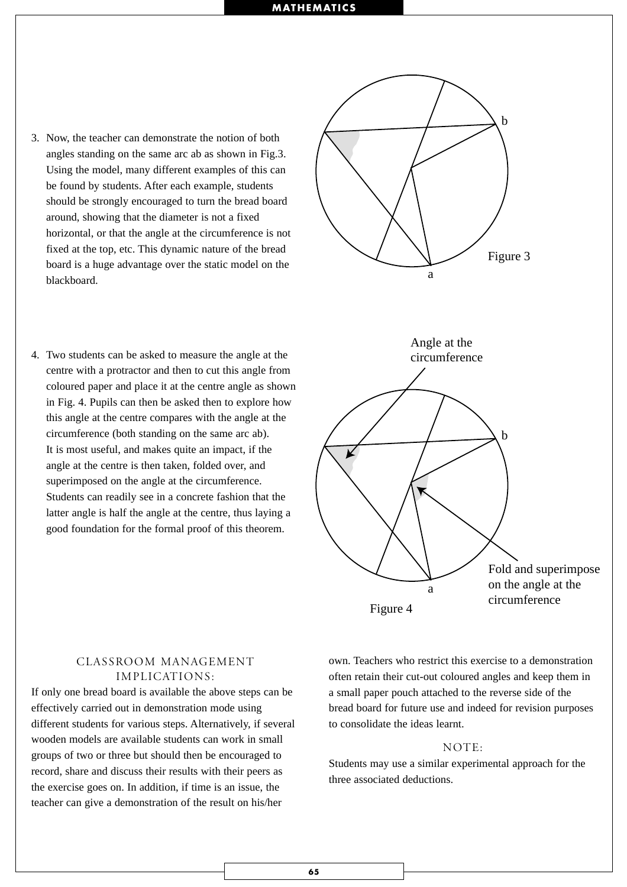3. Now, the teacher can demonstrate the notion of both angles standing on the same arc ab as shown in Fig.3. Using the model, many different examples of this can be found by students. After each example, students should be strongly encouraged to turn the bread board around, showing that the diameter is not a fixed horizontal, or that the angle at the circumference is not fixed at the top, etc. This dynamic nature of the bread board is a huge advantage over the static model on the blackboard.

Figure 3

4. Two students can be asked to measure the angle at the centre with a protractor and then to cut this angle from coloured paper and place it at the centre angle as shown in Fig. 4. Pupils can then be asked then to explore how this angle at the centre compares with the angle at the circumference (both standing on the same arc ab). It is most useful, and makes quite an impact, if the angle at the centre is then taken, folded over, and superimposed on the angle at the circumference. Students can readily see in a concrete fashion that the latter angle is half the angle at the centre, thus laying a good foundation for the formal proof of this theorem.

Figure 4

## CLASSROOM MANAGEMENT IMPLICATIONS:

If only one bread board is available the above steps can be effectively carried out in demonstration mode using different students for various steps. Alternatively, if several wooden models are available students can work in small groups of two or three but should then be encouraged to record, share and discuss their results with their peers as the exercise goes on. In addition, if time is an issue, the teacher can give a demonstration of the result on his/her own. Teachers who restrict this exercise to a demonstration often retain their cut-out coloured angles and keep them in a small paper pouch attached to the reverse side of the bread board for future use and indeed for revision purposes to consolidate the ideas learnt.

## NOTE:

Students may use a similar experimental approach for the three associated deductions.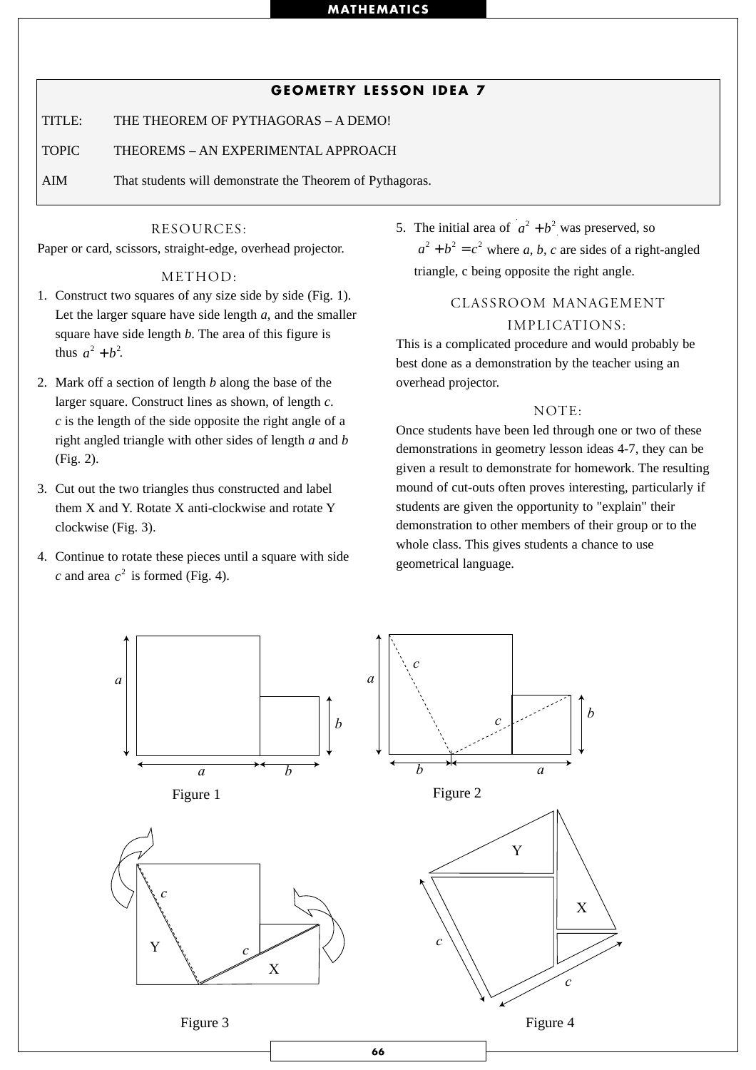## GEOMETRY LESSON IDEA 7

TITLE: THE THEOREM OF PYTHAGORAS – A DEMO!

TOPIC THEOREMS – AN EXPERIMENTAL APPROACH

AIM That students will demonstrate the Theorem of Pythagoras.

### RESOURCES:

Paper or card, scissors, straight-edge, overhead projector.

### METHOD:

1. Construct two squares of any size side by side (Fig. 1). Let the larger square have side length *a*, and the smaller square have side length *b*. The area of this figure is thus $a^2 + b^2$.

2. Mark off a section of length *b* along the base of the larger square. Construct lines as shown, of length *c*. *c* is the length of the side opposite the right angle of a right angled triangle with other sides of length *a* and *b* (Fig. 2).

3. Cut out the two triangles thus constructed and label them X and Y. Rotate X anti-clockwise and rotate Y clockwise (Fig. 3).

4. Continue to rotate these pieces until a square with side *c* and area $c^2$ is formed (Fig. 4).

5. The initial area of $a^2 + b^2$ was preserved, so $a^2 + b^2 = c^2$ where *a, b, c* are sides of a right-angled triangle, c being opposite the right angle.

### CLASSROOM MANAGEMENT IMPLICATIONS:

This is a complicated procedure and would probably be best done as a demonstration by the teacher using an overhead projector.

### NOTE:

Once students have been led through one or two of these demonstrations in geometry lesson ideas 4-7, they can be given a result to demonstrate for homework. The resulting mound of cut-outs often proves interesting, particularly if students are given the opportunity to "explain" their demonstration to other members of their group or to the whole class. This gives students a chance to use geometrical language.

Figure 1

Figure 2

Figure 3

Figure 4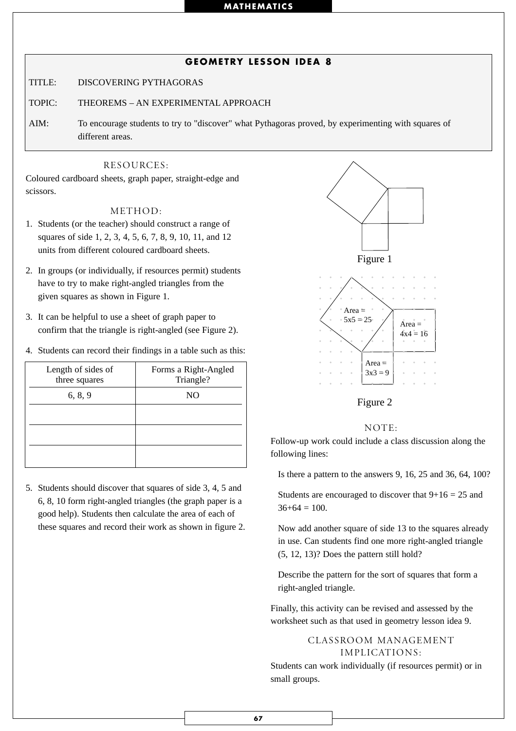## GEOMETRY LESSON IDEA 8

TITLE: DISCOVERING PYTHAGORAS

TOPIC: THEOREMS – AN EXPERIMENTAL APPROACH

AIM: To encourage students to try to "discover" what Pythagoras proved, by experimenting with squares of different areas.

### RESOURCES:

Coloured cardboard sheets, graph paper, straight-edge and scissors.

### METHOD:

1. Students (or the teacher) should construct a range of squares of side 1, 2, 3, 4, 5, 6, 7, 8, 9, 10, 11, and 12 units from different coloured cardboard sheets.
2. In groups (or individually, if resources permit) students have to try to make right-angled triangles from the given squares as shown in Figure 1.
3. It can be helpful to use a sheet of graph paper to confirm that the triangle is right-angled (see Figure 2).
4. Students can record their findings in a table such as this:

| Length of sides of three squares | Forms a Right-Angled Triangle? |
|---|---|
| 6, 8, 9 | NO |
| | |
| | |
| | |

5. Students should discover that squares of side 3, 4, 5 and 6, 8, 10 form right-angled triangles (the graph paper is a good help). Students then calculate the area of each of these squares and record their work as shown in figure 2.

Figure 1

Area = 5x5 = 25

Area = 4x4 = 16

Area = 3x3 = 9

Figure 2

### NOTE:

Follow-up work could include a class discussion along the following lines:

Is there a pattern to the answers 9, 16, 25 and 36, 64, 100?

Students are encouraged to discover that 9+16 = 25 and 36+64 = 100.

Now add another square of side 13 to the squares already in use. Can students find one more right-angled triangle (5, 12, 13)? Does the pattern still hold?

Describe the pattern for the sort of squares that form a right-angled triangle.

Finally, this activity can be revised and assessed by the worksheet such as that used in geometry lesson idea 9.

### CLASSROOM MANAGEMENT IMPLICATIONS:

Students can work individually (if resources permit) or in small groups.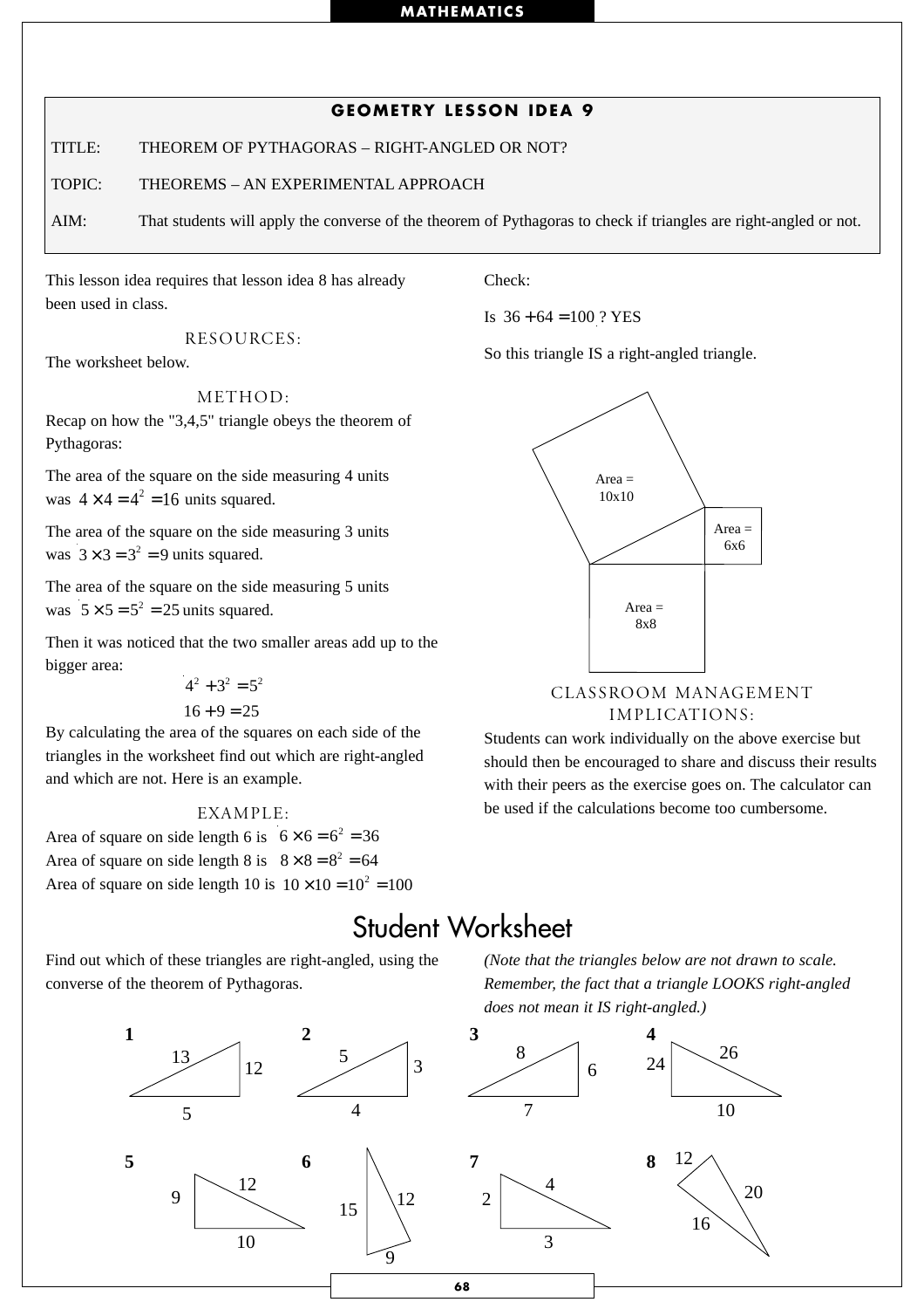## GEOMETRY LESSON IDEA 9

TITLE: THEOREM OF PYTHAGORAS – RIGHT-ANGLED OR NOT?

TOPIC: THEOREMS – AN EXPERIMENTAL APPROACH

AIM: That students will apply the converse of the theorem of Pythagoras to check if triangles are right-angled or not.

This lesson idea requires that lesson idea 8 has already been used in class.

### RESOURCES:

The worksheet below.

### METHOD:

Recap on how the "3,4,5" triangle obeys the theorem of Pythagoras:

The area of the square on the side measuring 4 units was $4 \times 4 = 4^2 = 16$ units squared.

The area of the square on the side measuring 3 units was $3 \times 3 = 3^2 = 9$ units squared.

The area of the square on the side measuring 5 units was $5 \times 5 = 5^2 = 25$ units squared.

Then it was noticed that the two smaller areas add up to the bigger area:

$$4^2 + 3^2 = 5^2$$
$$16 + 9 = 25$$

By calculating the area of the squares on each side of the triangles in the worksheet find out which are right-angled and which are not. Here is an example.

### EXAMPLE:

Area of square on side length 6 is $6 \times 6 = 6^2 = 36$
Area of square on side length 8 is $8 \times 8 = 8^2 = 64$
Area of square on side length 10 is $10 \times 10 = 10^2 = 100$

Check:

Is $36 + 64 = 100$ ? YES

So this triangle IS a right-angled triangle.

Area = 10x10

Area = 6x6

Area = 8x8

### CLASSROOM MANAGEMENT IMPLICATIONS:

Students can work individually on the above exercise but should then be encouraged to share and discuss their results with their peers as the exercise goes on. The calculator can be used if the calculations become too cumbersome.

## Student Worksheet

Find out which of these triangles are right-angled, using the converse of the theorem of Pythagoras.

*(Note that the triangles below are not drawn to scale. Remember, the fact that a triangle LOOKS right-angled does not mean it IS right-angled.)*

**1** Sides: 13, 12, 5

**2** Sides: 5, 3, 4

**3** Sides: 8, 6, 7

**4** Sides: 24, 26, 10

**5** Sides: 9, 12, 10

**6** Sides: 15, 12, 9

**7** Sides: 2, 4, 3

**8** Sides: 12, 20, 16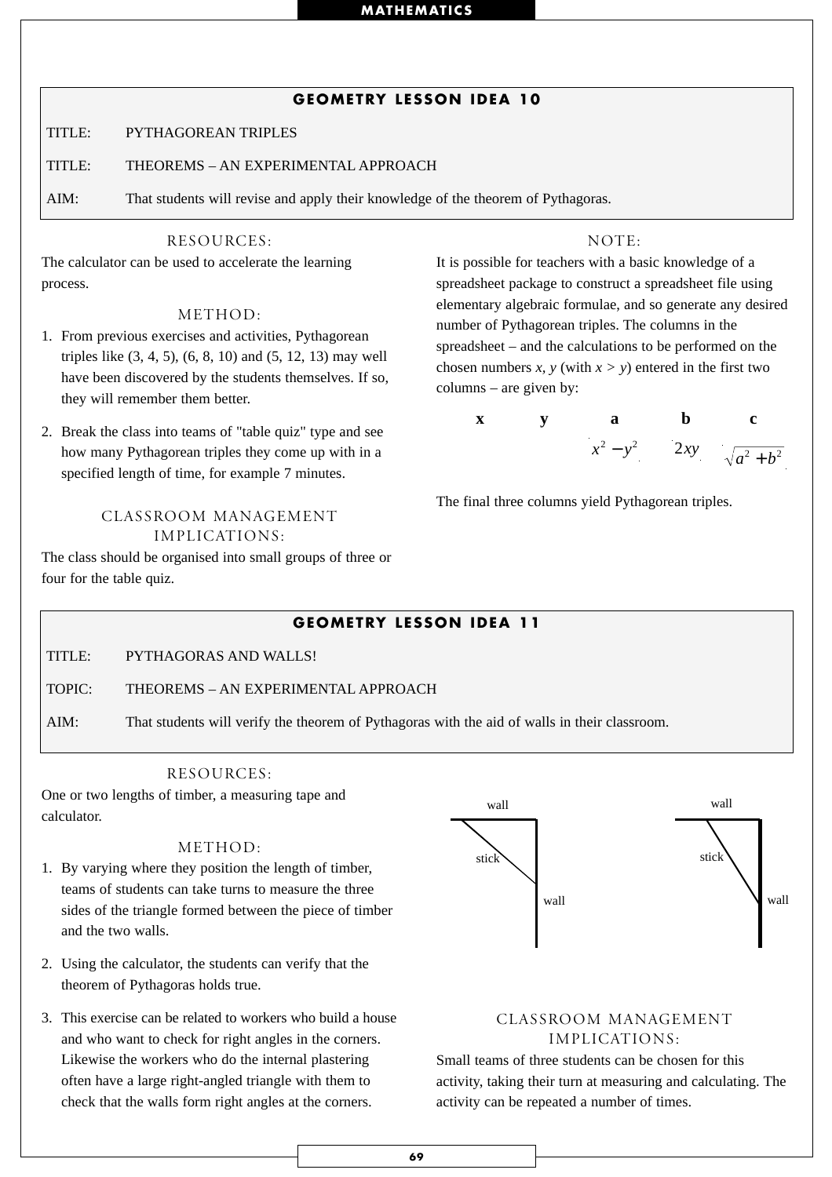## GEOMETRY LESSON IDEA 10

TITLE: PYTHAGOREAN TRIPLES

TITLE: THEOREMS – AN EXPERIMENTAL APPROACH

AIM: That students will revise and apply their knowledge of the theorem of Pythagoras.

### RESOURCES:

The calculator can be used to accelerate the learning process.

### METHOD:

1. From previous exercises and activities, Pythagorean triples like (3, 4, 5), (6, 8, 10) and (5, 12, 13) may well have been discovered by the students themselves. If so, they will remember them better.

2. Break the class into teams of "table quiz" type and see how many Pythagorean triples they come up with in a specified length of time, for example 7 minutes.

### CLASSROOM MANAGEMENT IMPLICATIONS:

The class should be organised into small groups of three or four for the table quiz.

### NOTE:

It is possible for teachers with a basic knowledge of a spreadsheet package to construct a spreadsheet file using elementary algebraic formulae, and so generate any desired number of Pythagorean triples. The columns in the spreadsheet – and the calculations to be performed on the chosen numbers *x, y* (with *x* > *y*) entered in the first two columns – are given by:

| x | y | a | b | c |
|---|---|---|---|---|
| | | $x^2 - y^2$ | $2xy$ | $\sqrt{a^2 + b^2}$ |

The final three columns yield Pythagorean triples.

## GEOMETRY LESSON IDEA 11

TITLE: PYTHAGORAS AND WALLS!

TOPIC: THEOREMS – AN EXPERIMENTAL APPROACH

AIM: That students will verify the theorem of Pythagoras with the aid of walls in their classroom.

### RESOURCES:

One or two lengths of timber, a measuring tape and calculator.

### METHOD:

1. By varying where they position the length of timber, teams of students can take turns to measure the three sides of the triangle formed between the piece of timber and the two walls.

2. Using the calculator, the students can verify that the theorem of Pythagoras holds true.

3. This exercise can be related to workers who build a house and who want to check for right angles in the corners. Likewise the workers who do the internal plastering often have a large right-angled triangle with them to check that the walls form right angles at the corners.

wall / stick / wall — wall / stick / wall

### CLASSROOM MANAGEMENT IMPLICATIONS:

Small teams of three students can be chosen for this activity, taking their turn at measuring and calculating. The activity can be repeated a number of times.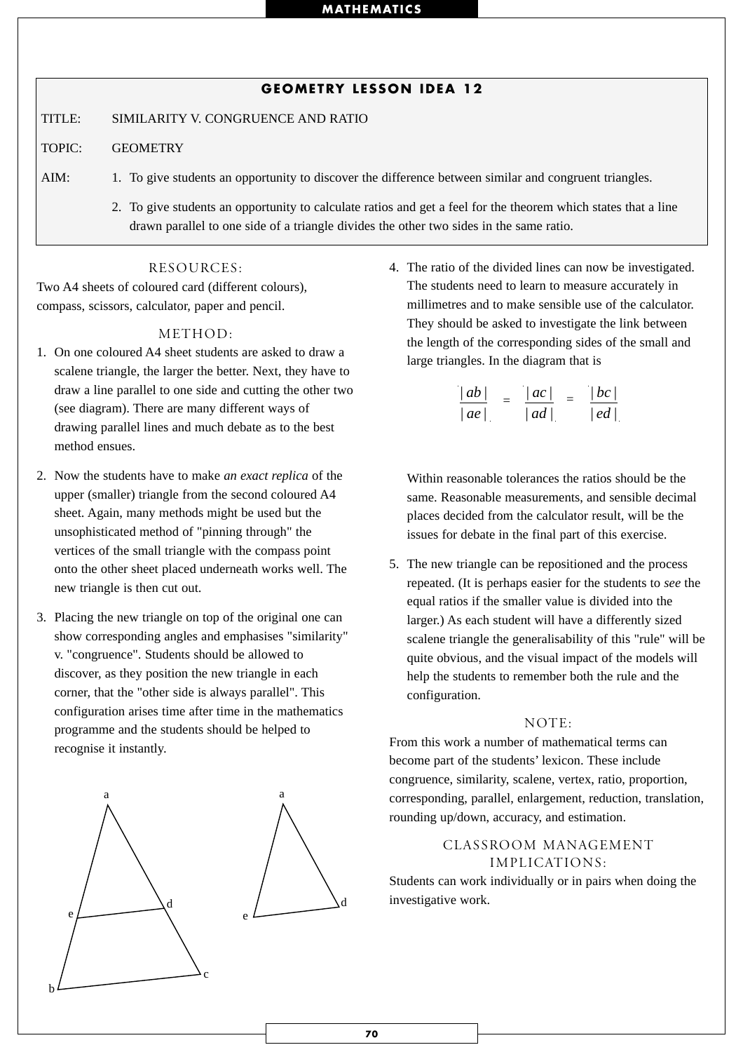## GEOMETRY LESSON IDEA 12

TITLE: SIMILARITY V. CONGRUENCE AND RATIO

TOPIC: GEOMETRY

AIM:
1. To give students an opportunity to discover the difference between similar and congruent triangles.
2. To give students an opportunity to calculate ratios and get a feel for the theorem which states that a line drawn parallel to one side of a triangle divides the other two sides in the same ratio.

### RESOURCES:

Two A4 sheets of coloured card (different colours), compass, scissors, calculator, paper and pencil.

### METHOD:

1. On one coloured A4 sheet students are asked to draw a scalene triangle, the larger the better. Next, they have to draw a line parallel to one side and cutting the other two (see diagram). There are many different ways of drawing parallel lines and much debate as to the best method ensues.

2. Now the students have to make *an exact replica* of the upper (smaller) triangle from the second coloured A4 sheet. Again, many methods might be used but the unsophisticated method of "pinning through" the vertices of the small triangle with the compass point onto the other sheet placed underneath works well. The new triangle is then cut out.

3. Placing the new triangle on top of the original one can show corresponding angles and emphasises "similarity" v. "congruence". Students should be allowed to discover, as they position the new triangle in each corner, that the "other side is always parallel". This configuration arises time after time in the mathematics programme and the students should be helped to recognise it instantly.

4. The ratio of the divided lines can now be investigated. The students need to learn to measure accurately in millimetres and to make sensible use of the calculator. They should be asked to investigate the link between the length of the corresponding sides of the small and large triangles. In the diagram that is

$$\frac{|ab|}{|ae|} = \frac{|ac|}{|ad|} = \frac{|bc|}{|ed|}$$

   Within reasonable tolerances the ratios should be the same. Reasonable measurements, and sensible decimal places decided from the calculator result, will be the issues for debate in the final part of this exercise.

5. The new triangle can be repositioned and the process repeated. (It is perhaps easier for the students to *see* the equal ratios if the smaller value is divided into the larger.) As each student will have a differently sized scalene triangle the generalisability of this "rule" will be quite obvious, and the visual impact of the models will help the students to remember both the rule and the configuration.

### NOTE:

From this work a number of mathematical terms can become part of the students' lexicon. These include congruence, similarity, scalene, vertex, ratio, proportion, corresponding, parallel, enlargement, reduction, translation, rounding up/down, accuracy, and estimation.

### CLASSROOM MANAGEMENT IMPLICATIONS:

Students can work individually or in pairs when doing the investigative work.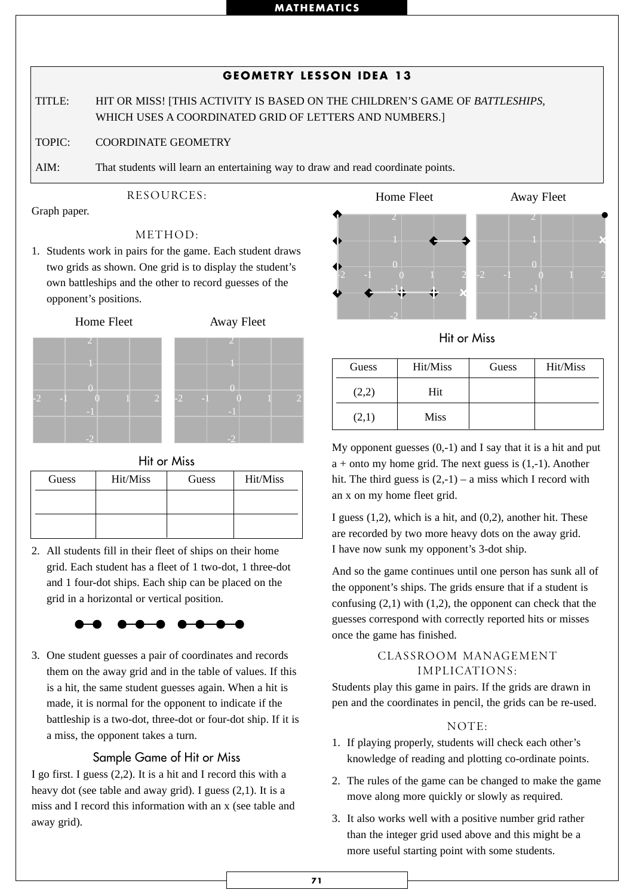## GEOMETRY LESSON IDEA 13

TITLE: HIT OR MISS! [THIS ACTIVITY IS BASED ON THE CHILDREN'S GAME OF *BATTLESHIPS*, WHICH USES A COORDINATED GRID OF LETTERS AND NUMBERS.]

TOPIC: COORDINATE GEOMETRY

AIM: That students will learn an entertaining way to draw and read coordinate points.

### RESOURCES:

Graph paper.

### METHOD:

1. Students work in pairs for the game. Each student draws two grids as shown. One grid is to display the student's own battleships and the other to record guesses of the opponent's positions.

Home Fleet — Away Fleet

Hit or Miss

| Guess | Hit/Miss | Guess | Hit/Miss |
|---|---|---|---|
| | | | |
| | | | |

2. All students fill in their fleet of ships on their home grid. Each student has a fleet of 1 two-dot, 1 three-dot and 1 four-dot ships. Each ship can be placed on the grid in a horizontal or vertical position.

3. One student guesses a pair of coordinates and records them on the away grid and in the table of values. If this is a hit, the same student guesses again. When a hit is made, it is normal for the opponent to indicate if the battleship is a two-dot, three-dot or four-dot ship. If it is a miss, the opponent takes a turn.

### Sample Game of Hit or Miss

I go first. I guess (2,2). It is a hit and I record this with a heavy dot (see table and away grid). I guess (2,1). It is a miss and I record this information with an x (see table and away grid).

Home Fleet — Away Fleet

Hit or Miss

| Guess | Hit/Miss | Guess | Hit/Miss |
|---|---|---|---|
| (2,2) | Hit | | |
| (2,1) | Miss | | |

My opponent guesses (0,-1) and I say that it is a hit and put a + onto my home grid. The next guess is (1,-1). Another hit. The third guess is (2,-1) – a miss which I record with an x on my home fleet grid.

I guess (1,2), which is a hit, and (0,2), another hit. These are recorded by two more heavy dots on the away grid. I have now sunk my opponent's 3-dot ship.

And so the game continues until one person has sunk all of the opponent's ships. The grids ensure that if a student is confusing (2,1) with (1,2), the opponent can check that the guesses correspond with correctly reported hits or misses once the game has finished.

### CLASSROOM MANAGEMENT IMPLICATIONS:

Students play this game in pairs. If the grids are drawn in pen and the coordinates in pencil, the grids can be re-used.

### NOTE:

1. If playing properly, students will check each other's knowledge of reading and plotting co-ordinate points.
2. The rules of the game can be changed to make the game move along more quickly or slowly as required.
3. It also works well with a positive number grid rather than the integer grid used above and this might be a more useful starting point with some students.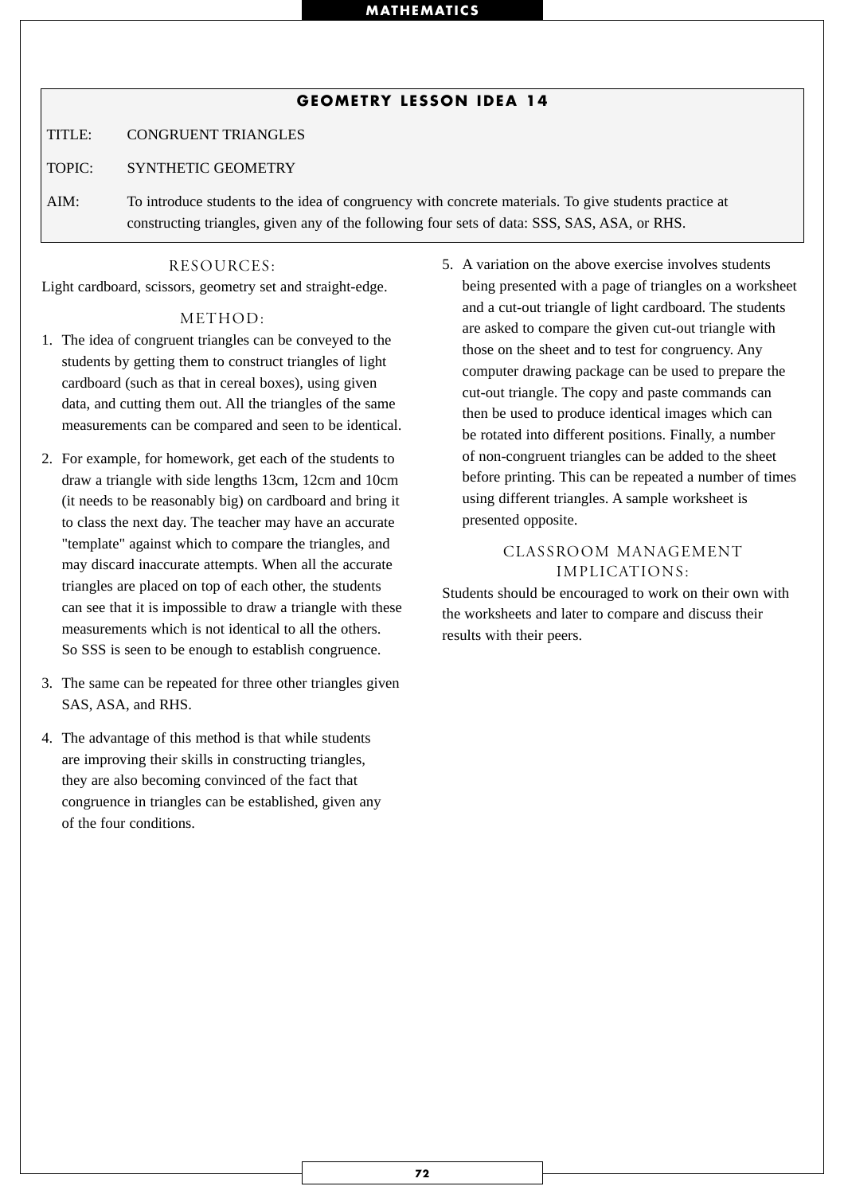## GEOMETRY LESSON IDEA 14

TITLE: CONGRUENT TRIANGLES

TOPIC: SYNTHETIC GEOMETRY

AIM: To introduce students to the idea of congruency with concrete materials. To give students practice at constructing triangles, given any of the following four sets of data: SSS, SAS, ASA, or RHS.

### RESOURCES:

Light cardboard, scissors, geometry set and straight-edge.

### METHOD:

1. The idea of congruent triangles can be conveyed to the students by getting them to construct triangles of light cardboard (such as that in cereal boxes), using given data, and cutting them out. All the triangles of the same measurements can be compared and seen to be identical.

2. For example, for homework, get each of the students to draw a triangle with side lengths 13cm, 12cm and 10cm (it needs to be reasonably big) on cardboard and bring it to class the next day. The teacher may have an accurate "template" against which to compare the triangles, and may discard inaccurate attempts. When all the accurate triangles are placed on top of each other, the students can see that it is impossible to draw a triangle with these measurements which is not identical to all the others. So SSS is seen to be enough to establish congruence.

3. The same can be repeated for three other triangles given SAS, ASA, and RHS.

4. The advantage of this method is that while students are improving their skills in constructing triangles, they are also becoming convinced of the fact that congruence in triangles can be established, given any of the four conditions.

5. A variation on the above exercise involves students being presented with a page of triangles on a worksheet and a cut-out triangle of light cardboard. The students are asked to compare the given cut-out triangle with those on the sheet and to test for congruency. Any computer drawing package can be used to prepare the cut-out triangle. The copy and paste commands can then be used to produce identical images which can be rotated into different positions. Finally, a number of non-congruent triangles can be added to the sheet before printing. This can be repeated a number of times using different triangles. A sample worksheet is presented opposite.

### CLASSROOM MANAGEMENT IMPLICATIONS:

Students should be encouraged to work on their own with the worksheets and later to compare and discuss their results with their peers.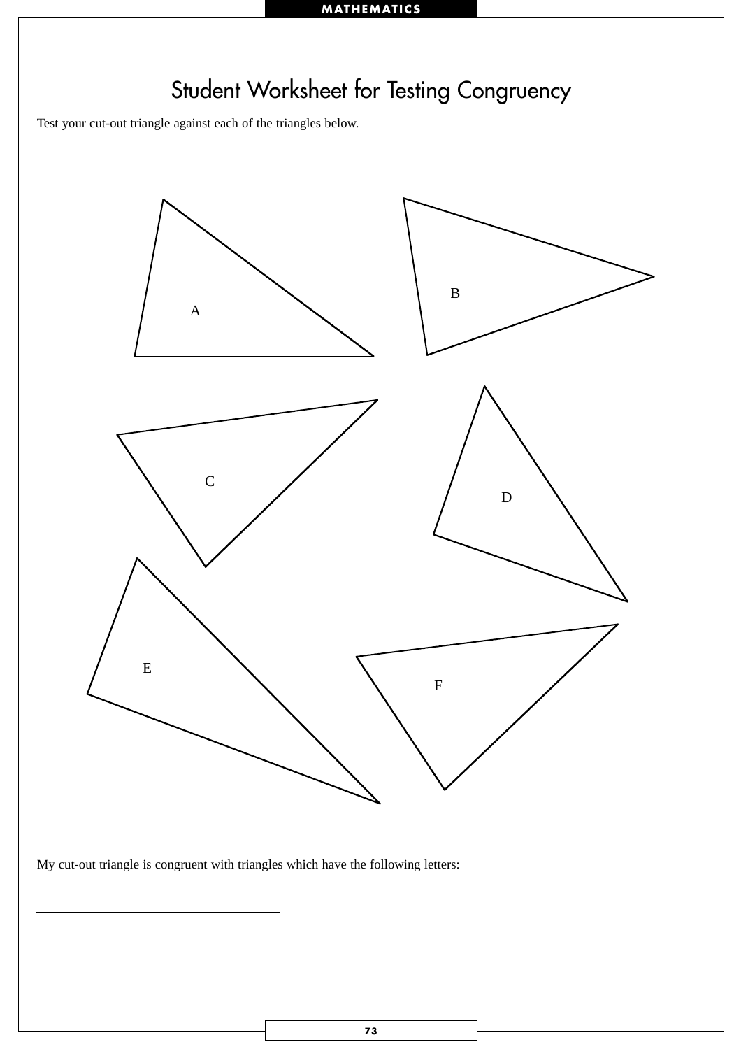# Student Worksheet for Testing Congruency

Test your cut-out triangle against each of the triangles below.

A

B

C

D

E

F

My cut-out triangle is congruent with triangles which have the following letters:

\_\_\_\_\_\_\_\_\_\_\_\_\_\_\_\_\_\_\_\_\_\_\_\_\_\_\_\_\_\_\_\_\_\_\_\_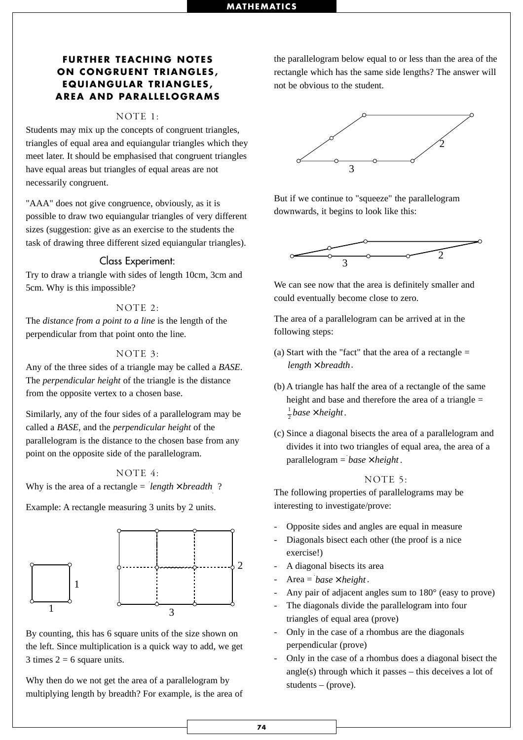## FURTHER TEACHING NOTES ON CONGRUENT TRIANGLES, EQUIANGULAR TRIANGLES, AREA AND PARALLELOGRAMS

### NOTE 1:

Students may mix up the concepts of congruent triangles, triangles of equal area and equiangular triangles which they meet later. It should be emphasised that congruent triangles have equal areas but triangles of equal areas are not necessarily congruent.

"AAA" does not give congruence, obviously, as it is possible to draw two equiangular triangles of very different sizes (suggestion: give as an exercise to the students the task of drawing three different sized equiangular triangles).

#### Class Experiment:

Try to draw a triangle with sides of length 10cm, 3cm and 5cm. Why is this impossible?

### NOTE 2:

The *distance from a point to a line* is the length of the perpendicular from that point onto the line.

### NOTE 3:

Any of the three sides of a triangle may be called a *BASE*. The *perpendicular height* of the triangle is the distance from the opposite vertex to a chosen base.

Similarly, any of the four sides of a parallelogram may be called a *BASE*, and the *perpendicular height* of the parallelogram is the distance to the chosen base from any point on the opposite side of the parallelogram.

### NOTE 4:

Why is the area of a rectangle = $length \times breadth$ ?

Example: A rectangle measuring 3 units by 2 units.

By counting, this has 6 square units of the size shown on the left. Since multiplication is a quick way to add, we get 3 times 2 = 6 square units.

Why then do we not get the area of a parallelogram by multiplying length by breadth? For example, is the area of the parallelogram below equal to or less than the area of the rectangle which has the same side lengths? The answer will not be obvious to the student.

But if we continue to "squeeze" the parallelogram downwards, it begins to look like this:

We can see now that the area is definitely smaller and could eventually become close to zero.

The area of a parallelogram can be arrived at in the following steps:

(a) Start with the "fact" that the area of a rectangle = $length \times breadth$.

(b) A triangle has half the area of a rectangle of the same height and base and therefore the area of a triangle = $\frac{1}{2} base \times height$.

(c) Since a diagonal bisects the area of a parallelogram and divides it into two triangles of equal area, the area of a parallelogram = $base \times height$.

### NOTE 5:

The following properties of parallelograms may be interesting to investigate/prove:

- Opposite sides and angles are equal in measure
- Diagonals bisect each other (the proof is a nice exercise!)
- A diagonal bisects its area
- Area = $base \times height$.
- Any pair of adjacent angles sum to 180° (easy to prove)
- The diagonals divide the parallelogram into four triangles of equal area (prove)
- Only in the case of a rhombus are the diagonals perpendicular (prove)
- Only in the case of a rhombus does a diagonal bisect the angle(s) through which it passes – this deceives a lot of students – (prove).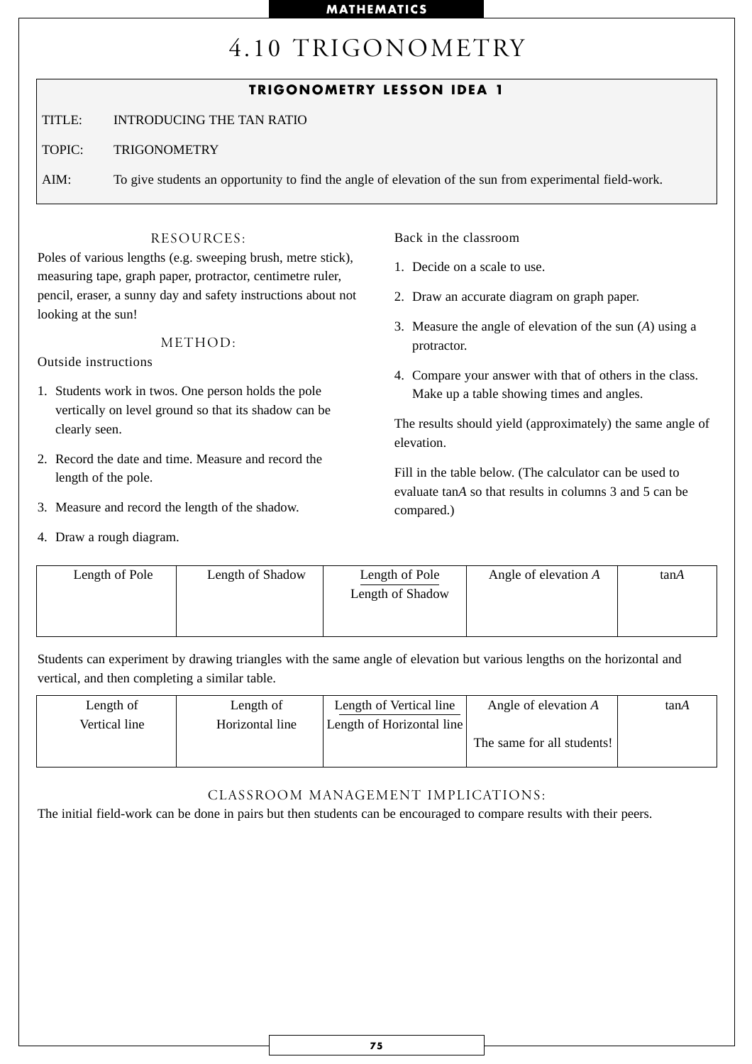# 4.10 TRIGONOMETRY

## TRIGONOMETRY LESSON IDEA 1

TITLE: INTRODUCING THE TAN RATIO

TOPIC: TRIGONOMETRY

AIM: To give students an opportunity to find the angle of elevation of the sun from experimental field-work.

### RESOURCES:

Poles of various lengths (e.g. sweeping brush, metre stick), measuring tape, graph paper, protractor, centimetre ruler, pencil, eraser, a sunny day and safety instructions about not looking at the sun!

### METHOD:

Outside instructions

1. Students work in twos. One person holds the pole vertically on level ground so that its shadow can be clearly seen.
2. Record the date and time. Measure and record the length of the pole.
3. Measure and record the length of the shadow.
4. Draw a rough diagram.

Back in the classroom

1. Decide on a scale to use.
2. Draw an accurate diagram on graph paper.
3. Measure the angle of elevation of the sun ($A$) using a protractor.
4. Compare your answer with that of others in the class. Make up a table showing times and angles.

The results should yield (approximately) the same angle of elevation.

Fill in the table below. (The calculator can be used to evaluate $\tan A$ so that results in columns 3 and 5 can be compared.)

| Length of Pole | Length of Shadow | $\frac{\text{Length of Pole}}{\text{Length of Shadow}}$ | Angle of elevation $A$ | $\tan A$ |
|---|---|---|---|---|
| | | | | |

Students can experiment by drawing triangles with the same angle of elevation but various lengths on the horizontal and vertical, and then completing a similar table.

| Length of Vertical line | Length of Horizontal line | $\frac{\text{Length of Vertical line}}{\text{Length of Horizontal line}}$ | Angle of elevation $A$ | $\tan A$ |
|---|---|---|---|---|
| | | | The same for all students! | |

### CLASSROOM MANAGEMENT IMPLICATIONS:

The initial field-work can be done in pairs but then students can be encouraged to compare results with their peers.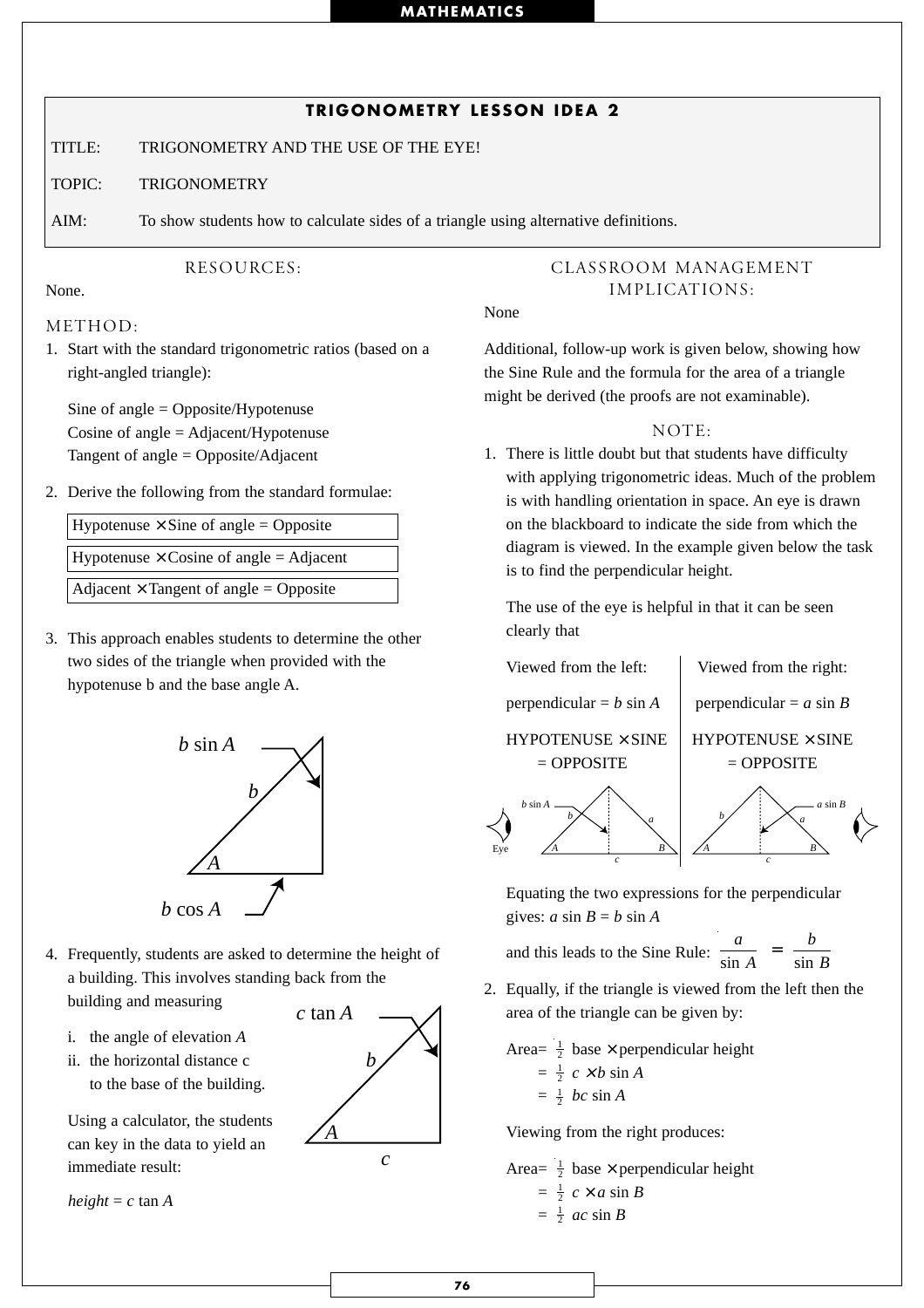## TRIGONOMETRY LESSON IDEA 2

TITLE: TRIGONOMETRY AND THE USE OF THE EYE!

TOPIC: TRIGONOMETRY

AIM: To show students how to calculate sides of a triangle using alternative definitions.

### RESOURCES:

None.

### METHOD:

1. Start with the standard trigonometric ratios (based on a right-angled triangle):

   Sine of angle = Opposite/Hypotenuse
   Cosine of angle = Adjacent/Hypotenuse
   Tangent of angle = Opposite/Adjacent

2. Derive the following from the standard formulae:

   | Hypotenuse × Sine of angle = Opposite |
   |---|
   | Hypotenuse × Cosine of angle = Adjacent |
   | Adjacent × Tangent of angle = Opposite |

3. This approach enables students to determine the other two sides of the triangle when provided with the hypotenuse b and the base angle A.

   $b \sin A$

   $b$

   $A$

   $b \cos A$

4. Frequently, students are asked to determine the height of a building. This involves standing back from the building and measuring

   i. the angle of elevation $A$
   ii. the horizontal distance c to the base of the building.

   $c \tan A$

   $b$

   $A$

   $c$

   Using a calculator, the students can key in the data to yield an immediate result:

   *height* = $c \tan A$

### CLASSROOM MANAGEMENT IMPLICATIONS:

None

Additional, follow-up work is given below, showing how the Sine Rule and the formula for the area of a triangle might be derived (the proofs are not examinable).

### NOTE:

1. There is little doubt but that students have difficulty with applying trigonometric ideas. Much of the problem is with handling orientation in space. An eye is drawn on the blackboard to indicate the side from which the diagram is viewed. In the example given below the task is to find the perpendicular height.

   The use of the eye is helpful in that it can be seen clearly that

   | Viewed from the left: | Viewed from the right: |
   |---|---|
   | perpendicular = $b \sin A$ | perpendicular = $a \sin B$ |
   | HYPOTENUSE × SINE = OPPOSITE | HYPOTENUSE × SINE = OPPOSITE |

   Equating the two expressions for the perpendicular gives: $a \sin B = b \sin A$

   and this leads to the Sine Rule: $\dfrac{a}{\sin A} = \dfrac{b}{\sin B}$

2. Equally, if the triangle is viewed from the left then the area of the triangle can be given by:

   $$\text{Area} = \tfrac{1}{2}\ \text{base} \times \text{perpendicular height}$$
   $$= \tfrac{1}{2}\ c \times b \sin A$$
   $$= \tfrac{1}{2}\ bc \sin A$$

   Viewing from the right produces:

   $$\text{Area} = \tfrac{1}{2}\ \text{base} \times \text{perpendicular height}$$
   $$= \tfrac{1}{2}\ c \times a \sin B$$
   $$= \tfrac{1}{2}\ ac \sin B$$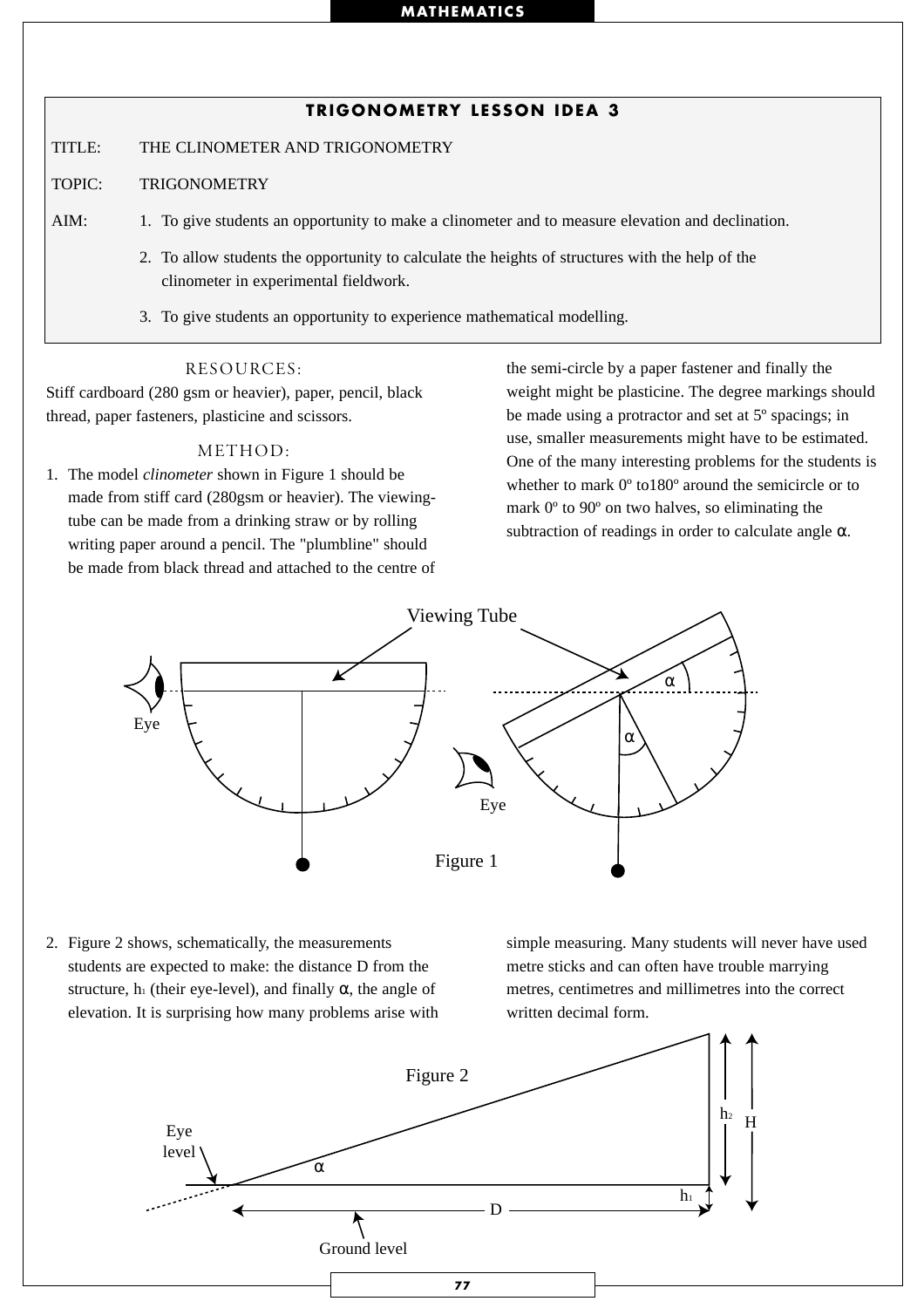## TRIGONOMETRY LESSON IDEA 3

TITLE: THE CLINOMETER AND TRIGONOMETRY

TOPIC: TRIGONOMETRY

AIM:

1. To give students an opportunity to make a clinometer and to measure elevation and declination.
2. To allow students the opportunity to calculate the heights of structures with the help of the clinometer in experimental fieldwork.
3. To give students an opportunity to experience mathematical modelling.

### RESOURCES:

Stiff cardboard (280 gsm or heavier), paper, pencil, black thread, paper fasteners, plasticine and scissors.

### METHOD:

1. The model *clinometer* shown in Figure 1 should be made from stiff card (280gsm or heavier). The viewing-tube can be made from a drinking straw or by rolling writing paper around a pencil. The "plumbline" should be made from black thread and attached to the centre of the semi-circle by a paper fastener and finally the weight might be plasticine. The degree markings should be made using a protractor and set at 5º spacings; in use, smaller measurements might have to be estimated. One of the many interesting problems for the students is whether to mark 0º to180º around the semicircle or to mark 0º to 90º on two halves, so eliminating the subtraction of readings in order to calculate angle $\alpha$.

Figure 1

2. Figure 2 shows, schematically, the measurements students are expected to make: the distance D from the structure, $h_1$ (their eye-level), and finally $\alpha$, the angle of elevation. It is surprising how many problems arise with simple measuring. Many students will never have used metre sticks and can often have trouble marrying metres, centimetres and millimetres into the correct written decimal form.

Figure 2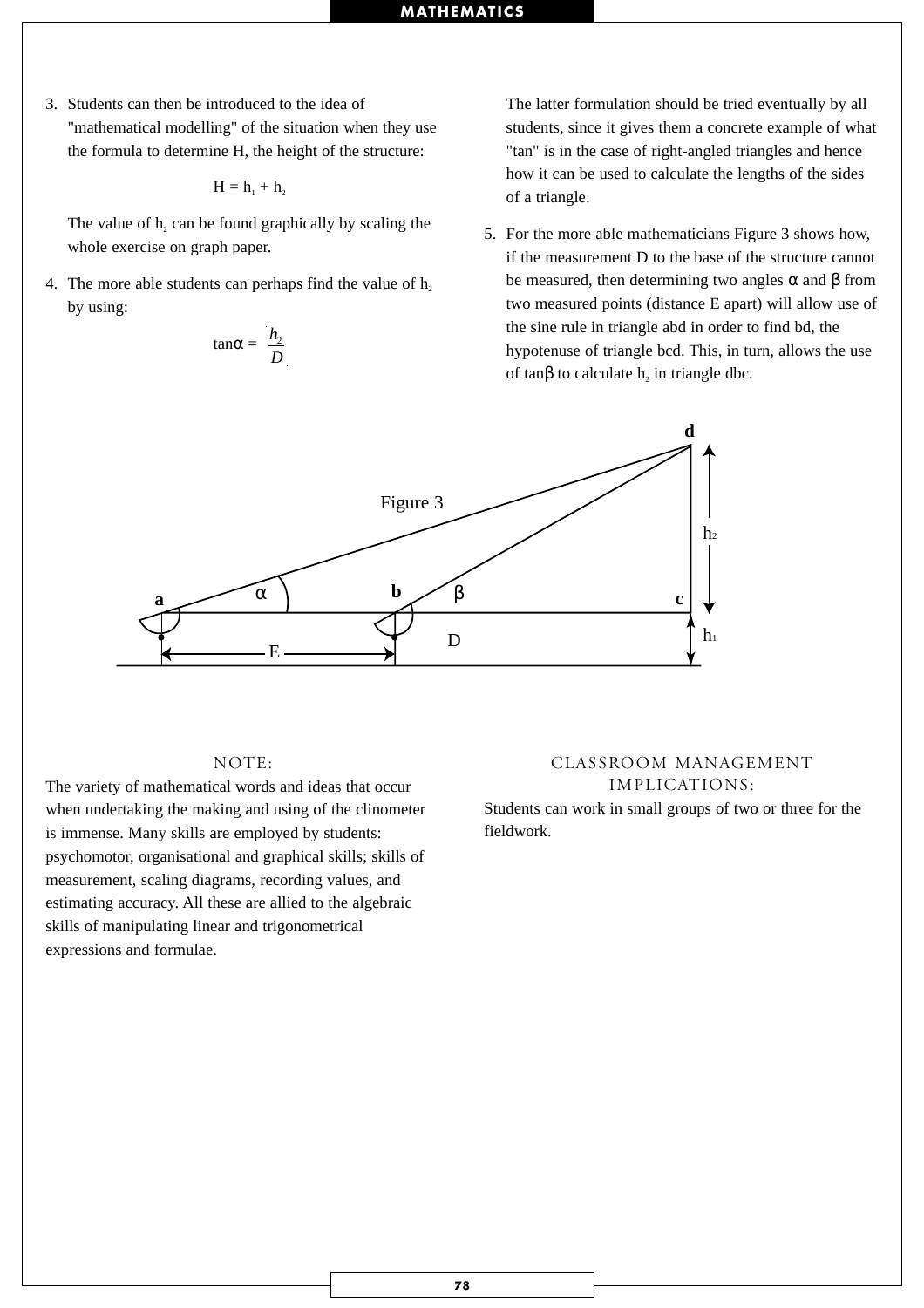3. Students can then be introduced to the idea of "mathematical modelling" of the situation when they use the formula to determine H, the height of the structure:

$$H = h_1 + h_2$$

The value of $h_2$ can be found graphically by scaling the whole exercise on graph paper.

4. The more able students can perhaps find the value of $h_2$ by using:

$$\tan\alpha = \frac{h_2}{D}$$

The latter formulation should be tried eventually by all students, since it gives them a concrete example of what "tan" is in the case of right-angled triangles and hence how it can be used to calculate the lengths of the sides of a triangle.

5. For the more able mathematicians Figure 3 shows how, if the measurement D to the base of the structure cannot be measured, then determining two angles α and β from two measured points (distance E apart) will allow use of the sine rule in triangle abd in order to find bd, the hypotenuse of triangle bcd. This, in turn, allows the use of $\tan\beta$ to calculate $h_2$ in triangle dbc.

Figure 3

### NOTE:

The variety of mathematical words and ideas that occur when undertaking the making and using of the clinometer is immense. Many skills are employed by students: psychomotor, organisational and graphical skills; skills of measurement, scaling diagrams, recording values, and estimating accuracy. All these are allied to the algebraic skills of manipulating linear and trigonometrical expressions and formulae.

### CLASSROOM MANAGEMENT IMPLICATIONS:

Students can work in small groups of two or three for the fieldwork.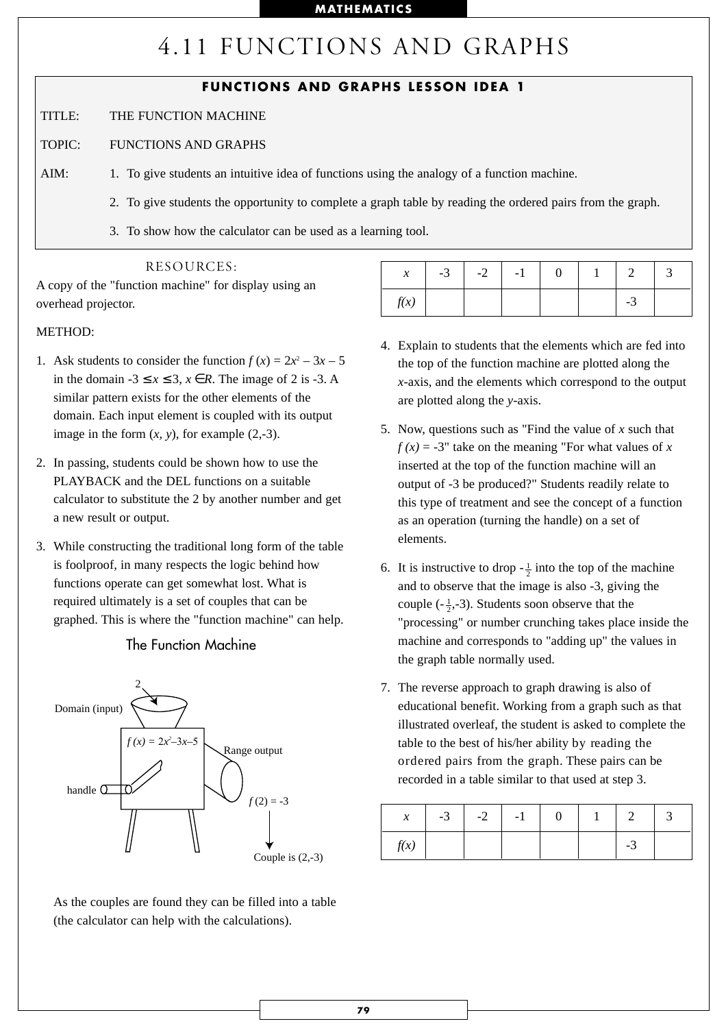# 4.11 FUNCTIONS AND GRAPHS

## FUNCTIONS AND GRAPHS LESSON IDEA 1

TITLE: THE FUNCTION MACHINE

TOPIC: FUNCTIONS AND GRAPHS

AIM:
1. To give students an intuitive idea of functions using the analogy of a function machine.
2. To give students the opportunity to complete a graph table by reading the ordered pairs from the graph.
3. To show how the calculator can be used as a learning tool.

### RESOURCES:

A copy of the "function machine" for display using an overhead projector.

METHOD:

1. Ask students to consider the function $f(x) = 2x^2 - 3x - 5$ in the domain $-3 \leq x \leq 3$, $x \in R$. The image of 2 is -3. A similar pattern exists for the other elements of the domain. Each input element is coupled with its output image in the form $(x, y)$, for example (2,-3).

2. In passing, students could be shown how to use the PLAYBACK and the DEL functions on a suitable calculator to substitute the 2 by another number and get a new result or output.

3. While constructing the traditional long form of the table is foolproof, in many respects the logic behind how functions operate can get somewhat lost. What is required ultimately is a set of couples that can be graphed. This is where the "function machine" can help.

The Function Machine

Domain (input) 2

$f(x) = 2x^2 - 3x - 5$

handle

Range output

$f(2) = -3$

Couple is (2,-3)

As the couples are found they can be filled into a table (the calculator can help with the calculations).

| $x$ | -3 | -2 | -1 | 0 | 1 | 2 | 3 |
|---|---|---|---|---|---|---|---|
| $f(x)$ | | | | | | -3 | |

4. Explain to students that the elements which are fed into the top of the function machine are plotted along the $x$-axis, and the elements which correspond to the output are plotted along the $y$-axis.

5. Now, questions such as "Find the value of $x$ such that $f(x) = -3$" take on the meaning "For what values of $x$ inserted at the top of the function machine will an output of -3 be produced?" Students readily relate to this type of treatment and see the concept of a function as an operation (turning the handle) on a set of elements.

6. It is instructive to drop $-\frac{1}{2}$ into the top of the machine and to observe that the image is also -3, giving the couple $(-\frac{1}{2},-3)$. Students soon observe that the "processing" or number crunching takes place inside the machine and corresponds to "adding up" the values in the graph table normally used.

7. The reverse approach to graph drawing is also of educational benefit. Working from a graph such as that illustrated overleaf, the student is asked to complete the table to the best of his/her ability by reading the ordered pairs from the graph. These pairs can be recorded in a table similar to that used at step 3.

| $x$ | -3 | -2 | -1 | 0 | 1 | 2 | 3 |
|---|---|---|---|---|---|---|---|
| $f(x)$ | | | | | | -3 | |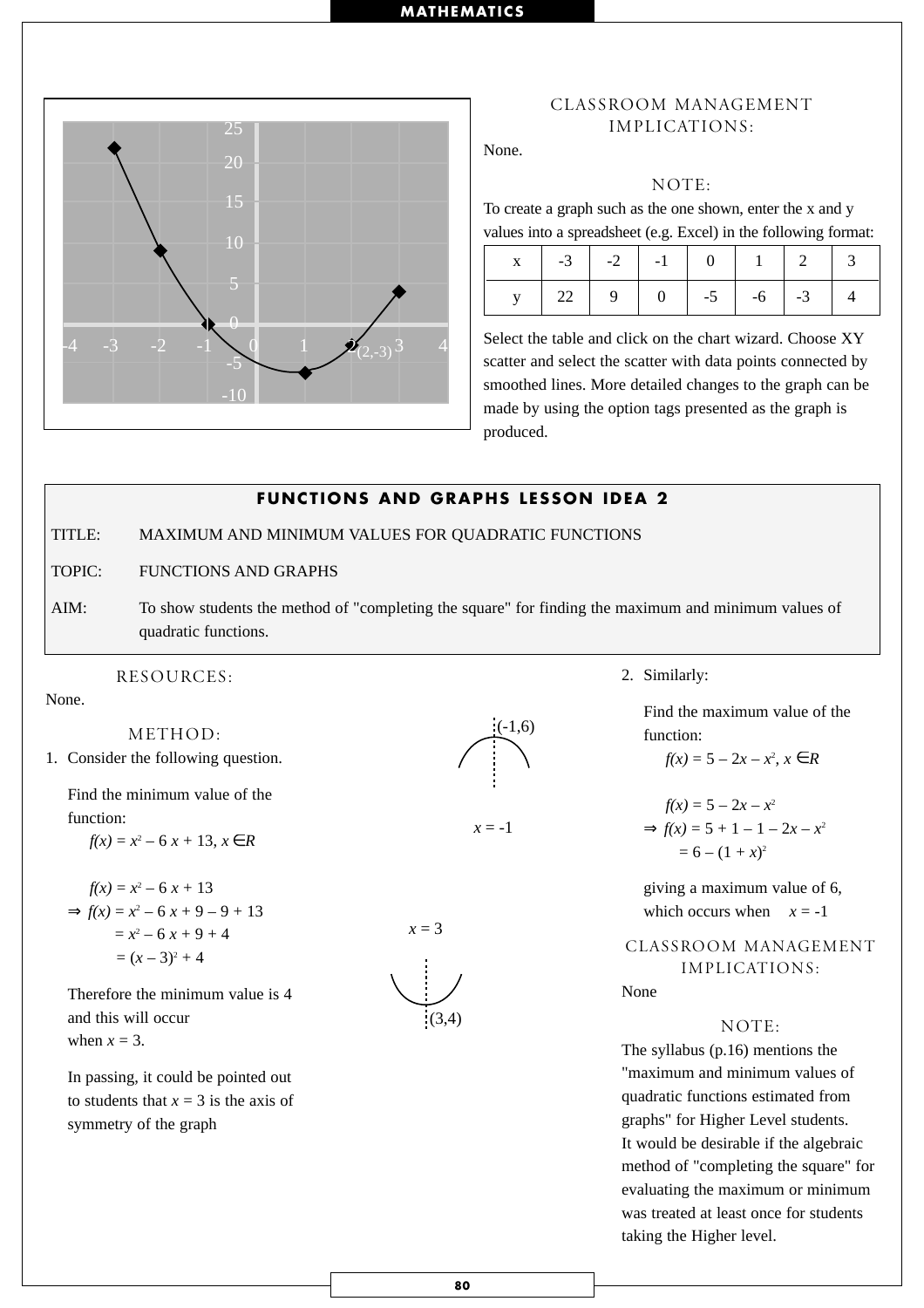### CLASSROOM MANAGEMENT IMPLICATIONS:

None.

### NOTE:

To create a graph such as the one shown, enter the x and y values into a spreadsheet (e.g. Excel) in the following format:

| x | -3 | -2 | -1 | 0 | 1 | 2 | 3 |
|---|---|---|---|---|---|---|---|
| y | 22 | 9 | 0 | -5 | -6 | -3 | 4 |

Select the table and click on the chart wizard. Choose XY scatter and select the scatter with data points connected by smoothed lines. More detailed changes to the graph can be made by using the option tags presented as the graph is produced.

## FUNCTIONS AND GRAPHS LESSON IDEA 2

TITLE: MAXIMUM AND MINIMUM VALUES FOR QUADRATIC FUNCTIONS

TOPIC: FUNCTIONS AND GRAPHS

AIM: To show students the method of "completing the square" for finding the maximum and minimum values of quadratic functions.

### RESOURCES:

None.

### METHOD:

1. Consider the following question.

   Find the minimum value of the function:
   $f(x) = x^2 - 6x + 13,\ x \in R$

   $f(x) = x^2 - 6x + 13$
   $\Rightarrow f(x) = x^2 - 6x + 9 - 9 + 13$
   $= x^2 - 6x + 9 + 4$
   $= (x - 3)^2 + 4$

   Therefore the minimum value is 4 and this will occur when $x = 3$.

   In passing, it could be pointed out to students that $x = 3$ is the axis of symmetry of the graph

   $x = 3$ (3,4)

2. Similarly:

   Find the maximum value of the function:
   $f(x) = 5 - 2x - x^2,\ x \in R$

   $f(x) = 5 - 2x - x^2$
   $\Rightarrow f(x) = 5 + 1 - 1 - 2x - x^2$
   $= 6 - (1 + x)^2$

   giving a maximum value of 6, which occurs when $x = -1$

   (-1,6) $x = -1$

### CLASSROOM MANAGEMENT IMPLICATIONS:

None

### NOTE:

The syllabus (p.16) mentions the "maximum and minimum values of quadratic functions estimated from graphs" for Higher Level students.
It would be desirable if the algebraic method of "completing the square" for evaluating the maximum or minimum was treated at least once for students taking the Higher level.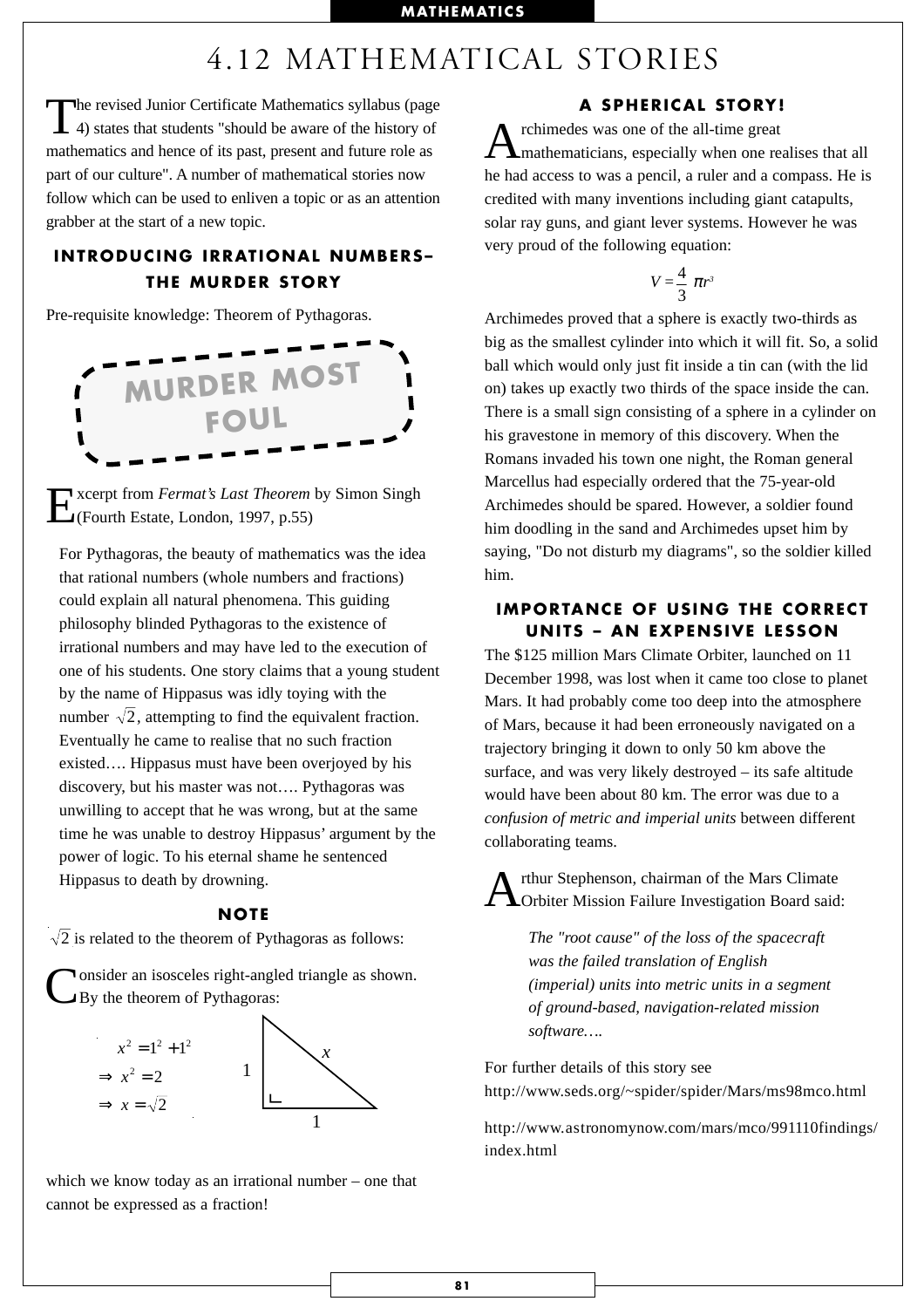# 4.12 MATHEMATICAL STORIES

The revised Junior Certificate Mathematics syllabus (page 4) states that students "should be aware of the history of mathematics and hence of its past, present and future role as part of our culture". A number of mathematical stories now follow which can be used to enliven a topic or as an attention grabber at the start of a new topic.

## INTRODUCING IRRATIONAL NUMBERS– THE MURDER STORY

Pre-requisite knowledge: Theorem of Pythagoras.

**MURDER MOST FOUL**

Excerpt from *Fermat's Last Theorem* by Simon Singh (Fourth Estate, London, 1997, p.55)

> For Pythagoras, the beauty of mathematics was the idea that rational numbers (whole numbers and fractions) could explain all natural phenomena. This guiding philosophy blinded Pythagoras to the existence of irrational numbers and may have led to the execution of one of his students. One story claims that a young student by the name of Hippasus was idly toying with the number $\sqrt{2}$, attempting to find the equivalent fraction. Eventually he came to realise that no such fraction existed…. Hippasus must have been overjoyed by his discovery, but his master was not…. Pythagoras was unwilling to accept that he was wrong, but at the same time he was unable to destroy Hippasus' argument by the power of logic. To his eternal shame he sentenced Hippasus to death by drowning.

### NOTE

$\sqrt{2}$ is related to the theorem of Pythagoras as follows:

Consider an isosceles right-angled triangle as shown. By the theorem of Pythagoras:

$$x^2 = 1^2 + 1^2$$
$$\Rightarrow x^2 = 2$$
$$\Rightarrow x = \sqrt{2}$$

(Right-angled triangle with legs 1 and 1, hypotenuse $x$.)

which we know today as an irrational number – one that cannot be expressed as a fraction!

## A SPHERICAL STORY!

Archimedes was one of the all-time great mathematicians, especially when one realises that all he had access to was a pencil, a ruler and a compass. He is credited with many inventions including giant catapults, solar ray guns, and giant lever systems. However he was very proud of the following equation:

$$V = \frac{4}{3}\pi r^3$$

Archimedes proved that a sphere is exactly two-thirds as big as the smallest cylinder into which it will fit. So, a solid ball which would only just fit inside a tin can (with the lid on) takes up exactly two thirds of the space inside the can. There is a small sign consisting of a sphere in a cylinder on his gravestone in memory of this discovery. When the Romans invaded his town one night, the Roman general Marcellus had especially ordered that the 75-year-old Archimedes should be spared. However, a soldier found him doodling in the sand and Archimedes upset him by saying, "Do not disturb my diagrams", so the soldier killed him.

## IMPORTANCE OF USING THE CORRECT UNITS – AN EXPENSIVE LESSON

The $125 million Mars Climate Orbiter, launched on 11 December 1998, was lost when it came too close to planet Mars. It had probably come too deep into the atmosphere of Mars, because it had been erroneously navigated on a trajectory bringing it down to only 50 km above the surface, and was very likely destroyed – its safe altitude would have been about 80 km. The error was due to a *confusion of metric and imperial units* between different collaborating teams.

Arthur Stephenson, chairman of the Mars Climate Orbiter Mission Failure Investigation Board said:

> *The "root cause" of the loss of the spacecraft was the failed translation of English (imperial) units into metric units in a segment of ground-based, navigation-related mission software….*

For further details of this story see
http://www.seds.org/~spider/spider/Mars/ms98mco.html

http://www.astronomynow.com/mars/mco/991110findings/index.html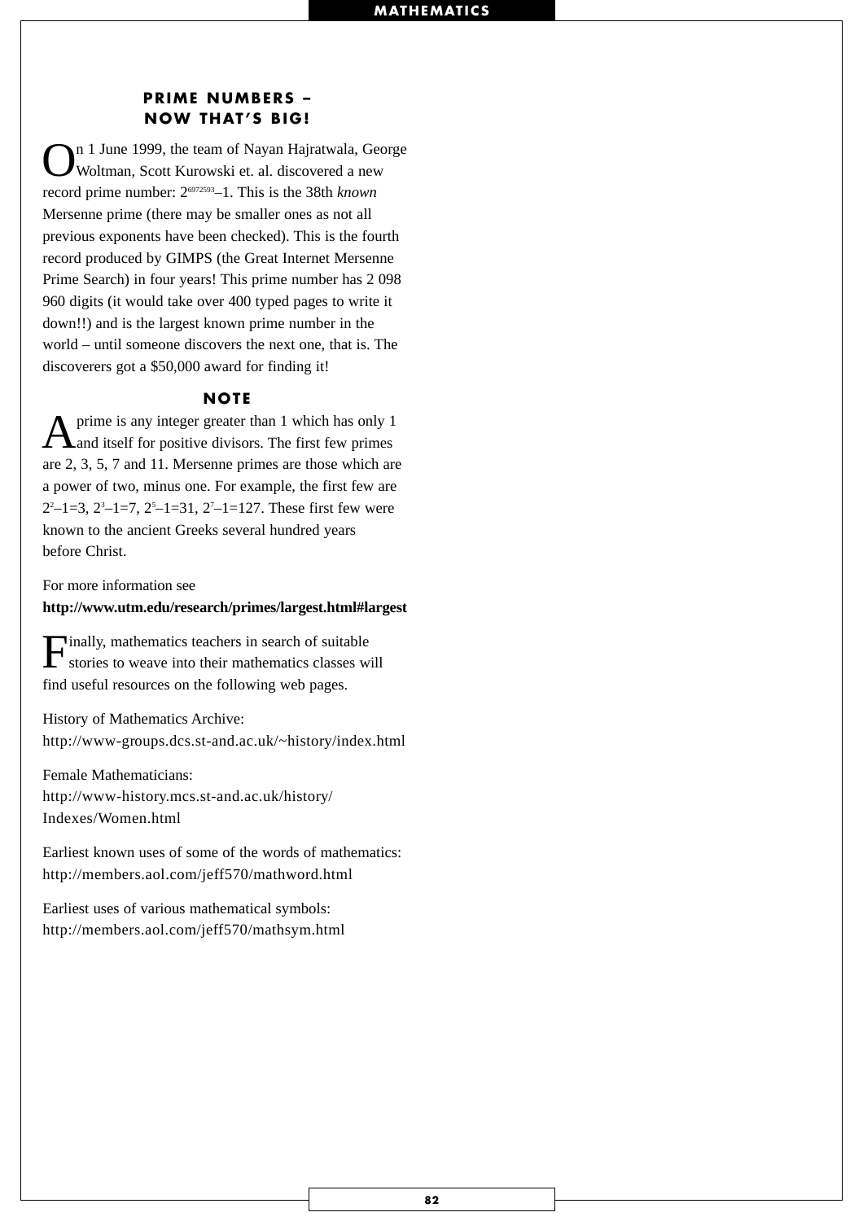## PRIME NUMBERS – NOW THAT'S BIG!

On 1 June 1999, the team of Nayan Hajratwala, George Woltman, Scott Kurowski et. al. discovered a new record prime number: $2^{6972593}-1$. This is the 38th *known* Mersenne prime (there may be smaller ones as not all previous exponents have been checked). This is the fourth record produced by GIMPS (the Great Internet Mersenne Prime Search) in four years! This prime number has 2 098 960 digits (it would take over 400 typed pages to write it down!!) and is the largest known prime number in the world – until someone discovers the next one, that is. The discoverers got a $50,000 award for finding it!

### NOTE

A prime is any integer greater than 1 which has only 1 and itself for positive divisors. The first few primes are 2, 3, 5, 7 and 11. Mersenne primes are those which are a power of two, minus one. For example, the first few are $2^2-1=3$, $2^3-1=7$, $2^5-1=31$, $2^7-1=127$. These first few were known to the ancient Greeks several hundred years before Christ.

For more information see
**http://www.utm.edu/research/primes/largest.html#largest**

Finally, mathematics teachers in search of suitable stories to weave into their mathematics classes will find useful resources on the following web pages.

History of Mathematics Archive:
http://www-groups.dcs.st-and.ac.uk/~history/index.html

Female Mathematicians:
http://www-history.mcs.st-and.ac.uk/history/Indexes/Women.html

Earliest known uses of some of the words of mathematics:
http://members.aol.com/jeff570/mathword.html

Earliest uses of various mathematical symbols:
http://members.aol.com/jeff570/mathsym.html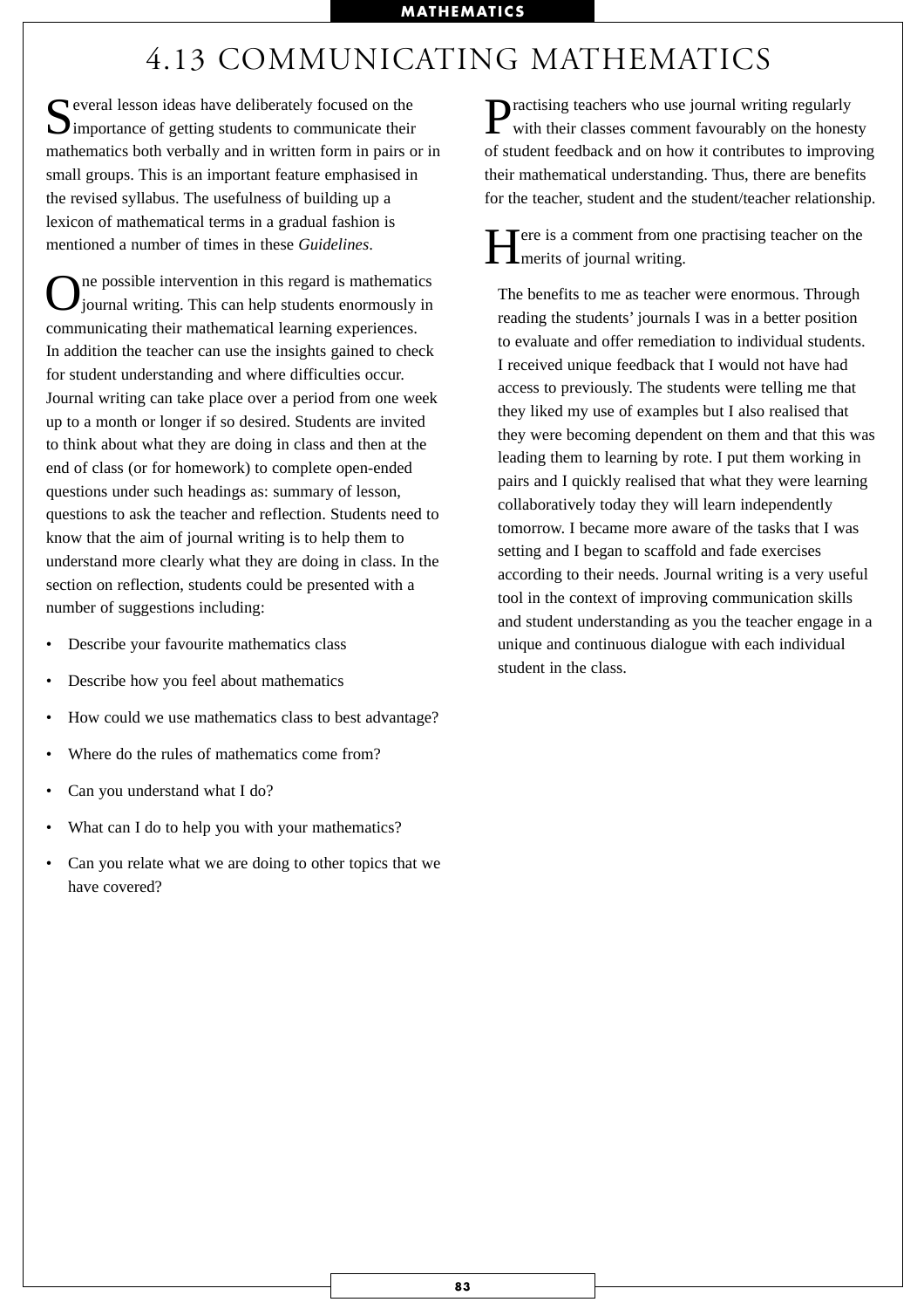# 4.13 COMMUNICATING MATHEMATICS

Several lesson ideas have deliberately focused on the importance of getting students to communicate their mathematics both verbally and in written form in pairs or in small groups. This is an important feature emphasised in the revised syllabus. The usefulness of building up a lexicon of mathematical terms in a gradual fashion is mentioned a number of times in these *Guidelines*.

One possible intervention in this regard is mathematics journal writing. This can help students enormously in communicating their mathematical learning experiences. In addition the teacher can use the insights gained to check for student understanding and where difficulties occur. Journal writing can take place over a period from one week up to a month or longer if so desired. Students are invited to think about what they are doing in class and then at the end of class (or for homework) to complete open-ended questions under such headings as: summary of lesson, questions to ask the teacher and reflection. Students need to know that the aim of journal writing is to help them to understand more clearly what they are doing in class. In the section on reflection, students could be presented with a number of suggestions including:

- Describe your favourite mathematics class
- Describe how you feel about mathematics
- How could we use mathematics class to best advantage?
- Where do the rules of mathematics come from?
- Can you understand what I do?
- What can I do to help you with your mathematics?
- Can you relate what we are doing to other topics that we have covered?

Practising teachers who use journal writing regularly with their classes comment favourably on the honesty of student feedback and on how it contributes to improving their mathematical understanding. Thus, there are benefits for the teacher, student and the student/teacher relationship.

Here is a comment from one practising teacher on the merits of journal writing.

> The benefits to me as teacher were enormous. Through reading the students' journals I was in a better position to evaluate and offer remediation to individual students. I received unique feedback that I would not have had access to previously. The students were telling me that they liked my use of examples but I also realised that they were becoming dependent on them and that this was leading them to learning by rote. I put them working in pairs and I quickly realised that what they were learning collaboratively today they will learn independently tomorrow. I became more aware of the tasks that I was setting and I began to scaffold and fade exercises according to their needs. Journal writing is a very useful tool in the context of improving communication skills and student understanding as you the teacher engage in a unique and continuous dialogue with each individual student in the class.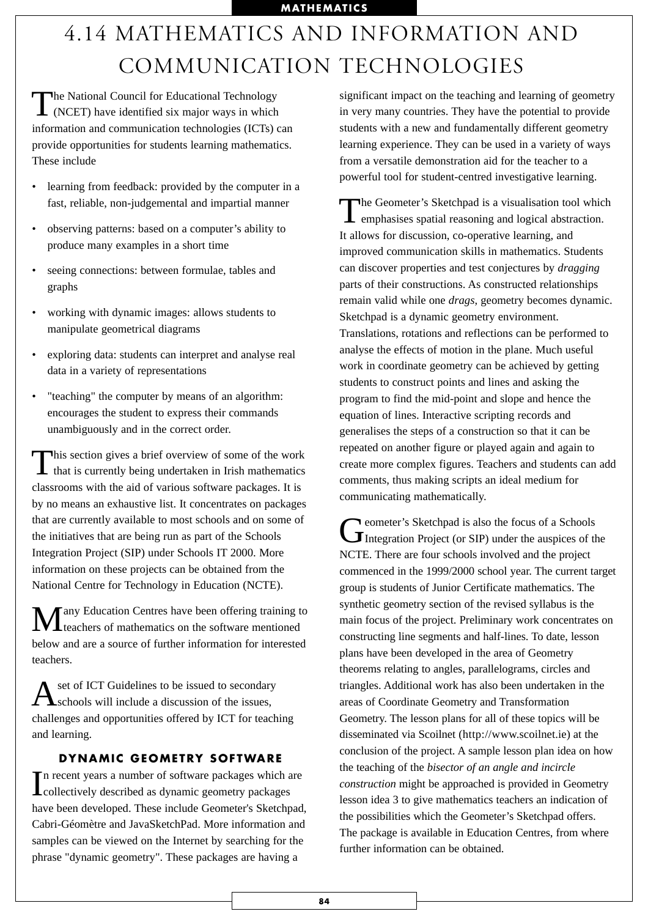# 4.14 MATHEMATICS AND INFORMATION AND COMMUNICATION TECHNOLOGIES

The National Council for Educational Technology (NCET) have identified six major ways in which information and communication technologies (ICTs) can provide opportunities for students learning mathematics. These include

- learning from feedback: provided by the computer in a fast, reliable, non-judgemental and impartial manner
- observing patterns: based on a computer's ability to produce many examples in a short time
- seeing connections: between formulae, tables and graphs
- working with dynamic images: allows students to manipulate geometrical diagrams
- exploring data: students can interpret and analyse real data in a variety of representations
- "teaching" the computer by means of an algorithm: encourages the student to express their commands unambiguously and in the correct order.

This section gives a brief overview of some of the work that is currently being undertaken in Irish mathematics classrooms with the aid of various software packages. It is by no means an exhaustive list. It concentrates on packages that are currently available to most schools and on some of the initiatives that are being run as part of the Schools Integration Project (SIP) under Schools IT 2000. More information on these projects can be obtained from the National Centre for Technology in Education (NCTE).

Many Education Centres have been offering training to teachers of mathematics on the software mentioned below and are a source of further information for interested teachers.

A set of ICT Guidelines to be issued to secondary schools will include a discussion of the issues, challenges and opportunities offered by ICT for teaching and learning.

## DYNAMIC GEOMETRY SOFTWARE

In recent years a number of software packages which are collectively described as dynamic geometry packages have been developed. These include Geometer's Sketchpad, Cabri-Géomètre and JavaSketchPad. More information and samples can be viewed on the Internet by searching for the phrase "dynamic geometry". These packages are having a significant impact on the teaching and learning of geometry in very many countries. They have the potential to provide students with a new and fundamentally different geometry learning experience. They can be used in a variety of ways from a versatile demonstration aid for the teacher to a powerful tool for student-centred investigative learning.

The Geometer's Sketchpad is a visualisation tool which emphasises spatial reasoning and logical abstraction. It allows for discussion, co-operative learning, and improved communication skills in mathematics. Students can discover properties and test conjectures by *dragging* parts of their constructions. As constructed relationships remain valid while one *drags*, geometry becomes dynamic. Sketchpad is a dynamic geometry environment. Translations, rotations and reflections can be performed to analyse the effects of motion in the plane. Much useful work in coordinate geometry can be achieved by getting students to construct points and lines and asking the program to find the mid-point and slope and hence the equation of lines. Interactive scripting records and generalises the steps of a construction so that it can be repeated on another figure or played again and again to create more complex figures. Teachers and students can add comments, thus making scripts an ideal medium for communicating mathematically.

Geometer's Sketchpad is also the focus of a Schools Integration Project (or SIP) under the auspices of the NCTE. There are four schools involved and the project commenced in the 1999/2000 school year. The current target group is students of Junior Certificate mathematics. The synthetic geometry section of the revised syllabus is the main focus of the project. Preliminary work concentrates on constructing line segments and half-lines. To date, lesson plans have been developed in the area of Geometry theorems relating to angles, parallelograms, circles and triangles. Additional work has also been undertaken in the areas of Coordinate Geometry and Transformation Geometry. The lesson plans for all of these topics will be disseminated via Scoilnet (http://www.scoilnet.ie) at the conclusion of the project. A sample lesson plan idea on how the teaching of the *bisector of an angle and incircle construction* might be approached is provided in Geometry lesson idea 3 to give mathematics teachers an indication of the possibilities which the Geometer's Sketchpad offers. The package is available in Education Centres, from where further information can be obtained.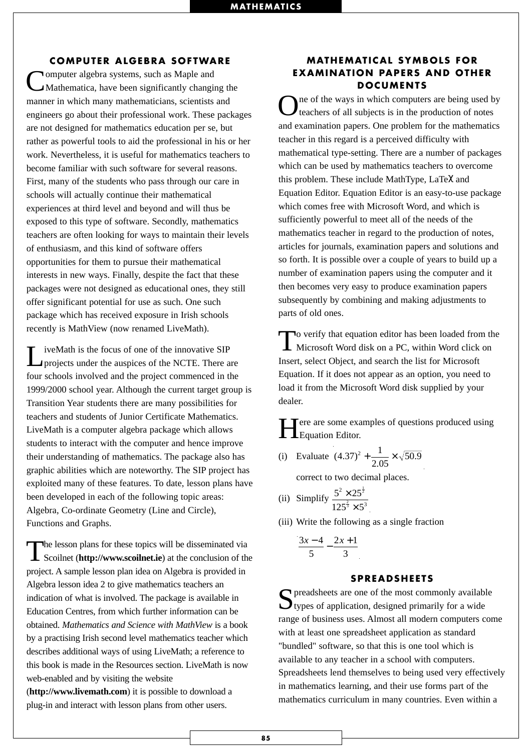## COMPUTER ALGEBRA SOFTWARE

Computer algebra systems, such as Maple and Mathematica, have been significantly changing the manner in which many mathematicians, scientists and engineers go about their professional work. These packages are not designed for mathematics education per se, but rather as powerful tools to aid the professional in his or her work. Nevertheless, it is useful for mathematics teachers to become familiar with such software for several reasons. First, many of the students who pass through our care in schools will actually continue their mathematical experiences at third level and beyond and will thus be exposed to this type of software. Secondly, mathematics teachers are often looking for ways to maintain their levels of enthusiasm, and this kind of software offers opportunities for them to pursue their mathematical interests in new ways. Finally, despite the fact that these packages were not designed as educational ones, they still offer significant potential for use as such. One such package which has received exposure in Irish schools recently is MathView (now renamed LiveMath).

LiveMath is the focus of one of the innovative SIP projects under the auspices of the NCTE. There are four schools involved and the project commenced in the 1999/2000 school year. Although the current target group is Transition Year students there are many possibilities for teachers and students of Junior Certificate Mathematics. LiveMath is a computer algebra package which allows students to interact with the computer and hence improve their understanding of mathematics. The package also has graphic abilities which are noteworthy. The SIP project has exploited many of these features. To date, lesson plans have been developed in each of the following topic areas: Algebra, Co-ordinate Geometry (Line and Circle), Functions and Graphs.

The lesson plans for these topics will be disseminated via Scoilnet (**http://www.scoilnet.ie**) at the conclusion of the project. A sample lesson plan idea on Algebra is provided in Algebra lesson idea 2 to give mathematics teachers an indication of what is involved. The package is available in Education Centres, from which further information can be obtained. *Mathematics and Science with MathView* is a book by a practising Irish second level mathematics teacher which describes additional ways of using LiveMath; a reference to this book is made in the Resources section. LiveMath is now web-enabled and by visiting the website (**http://www.livemath.com**) it is possible to download a plug-in and interact with lesson plans from other users.

## MATHEMATICAL SYMBOLS FOR EXAMINATION PAPERS AND OTHER DOCUMENTS

One of the ways in which computers are being used by teachers of all subjects is in the production of notes and examination papers. One problem for the mathematics teacher in this regard is a perceived difficulty with mathematical type-setting. There are a number of packages which can be used by mathematics teachers to overcome this problem. These include MathType, LaTeX and Equation Editor. Equation Editor is an easy-to-use package which comes free with Microsoft Word, and which is sufficiently powerful to meet all of the needs of the mathematics teacher in regard to the production of notes, articles for journals, examination papers and solutions and so forth. It is possible over a couple of years to build up a number of examination papers using the computer and it then becomes very easy to produce examination papers subsequently by combining and making adjustments to parts of old ones.

To verify that equation editor has been loaded from the Microsoft Word disk on a PC, within Word click on Insert, select Object, and search the list for Microsoft Equation. If it does not appear as an option, you need to load it from the Microsoft Word disk supplied by your dealer.

Here are some examples of questions produced using Equation Editor.

(i) Evaluate $(4.37)^2 + \frac{1}{2.05} \times \sqrt{50.9}$

correct to two decimal places.

(ii) Simplify $\frac{5^2 \times 25^{\frac{1}{2}}}{125^{\frac{2}{3}} \times 5^3}$

(iii) Write the following as a single fraction

$$\frac{3x-4}{5} - \frac{2x+1}{3}$$

## SPREADSHEETS

Spreadsheets are one of the most commonly available types of application, designed primarily for a wide range of business uses. Almost all modern computers come with at least one spreadsheet application as standard "bundled" software, so that this is one tool which is available to any teacher in a school with computers. Spreadsheets lend themselves to being used very effectively in mathematics learning, and their use forms part of the mathematics curriculum in many countries. Even within a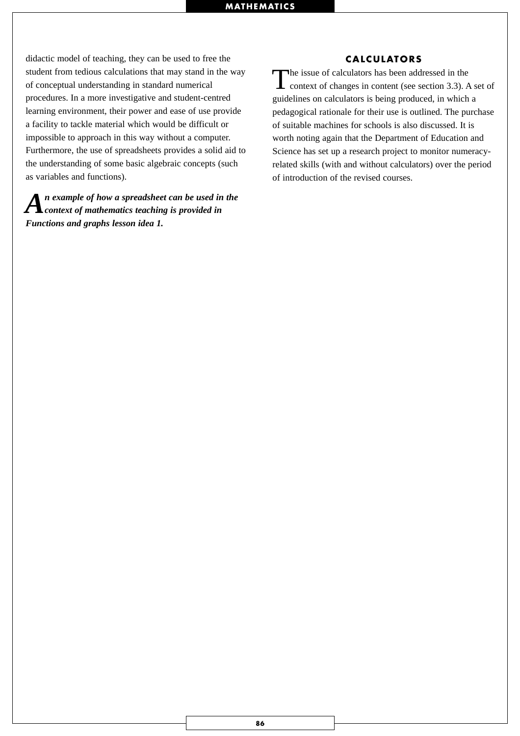didactic model of teaching, they can be used to free the student from tedious calculations that may stand in the way of conceptual understanding in standard numerical procedures. In a more investigative and student-centred learning environment, their power and ease of use provide a facility to tackle material which would be difficult or impossible to approach in this way without a computer. Furthermore, the use of spreadsheets provides a solid aid to the understanding of some basic algebraic concepts (such as variables and functions).

***An example of how a spreadsheet can be used in the context of mathematics teaching is provided in Functions and graphs lesson idea 1.***

## CALCULATORS

The issue of calculators has been addressed in the context of changes in content (see section 3.3). A set of guidelines on calculators is being produced, in which a pedagogical rationale for their use is outlined. The purchase of suitable machines for schools is also discussed. It is worth noting again that the Department of Education and Science has set up a research project to monitor numeracy-related skills (with and without calculators) over the period of introduction of the revised courses.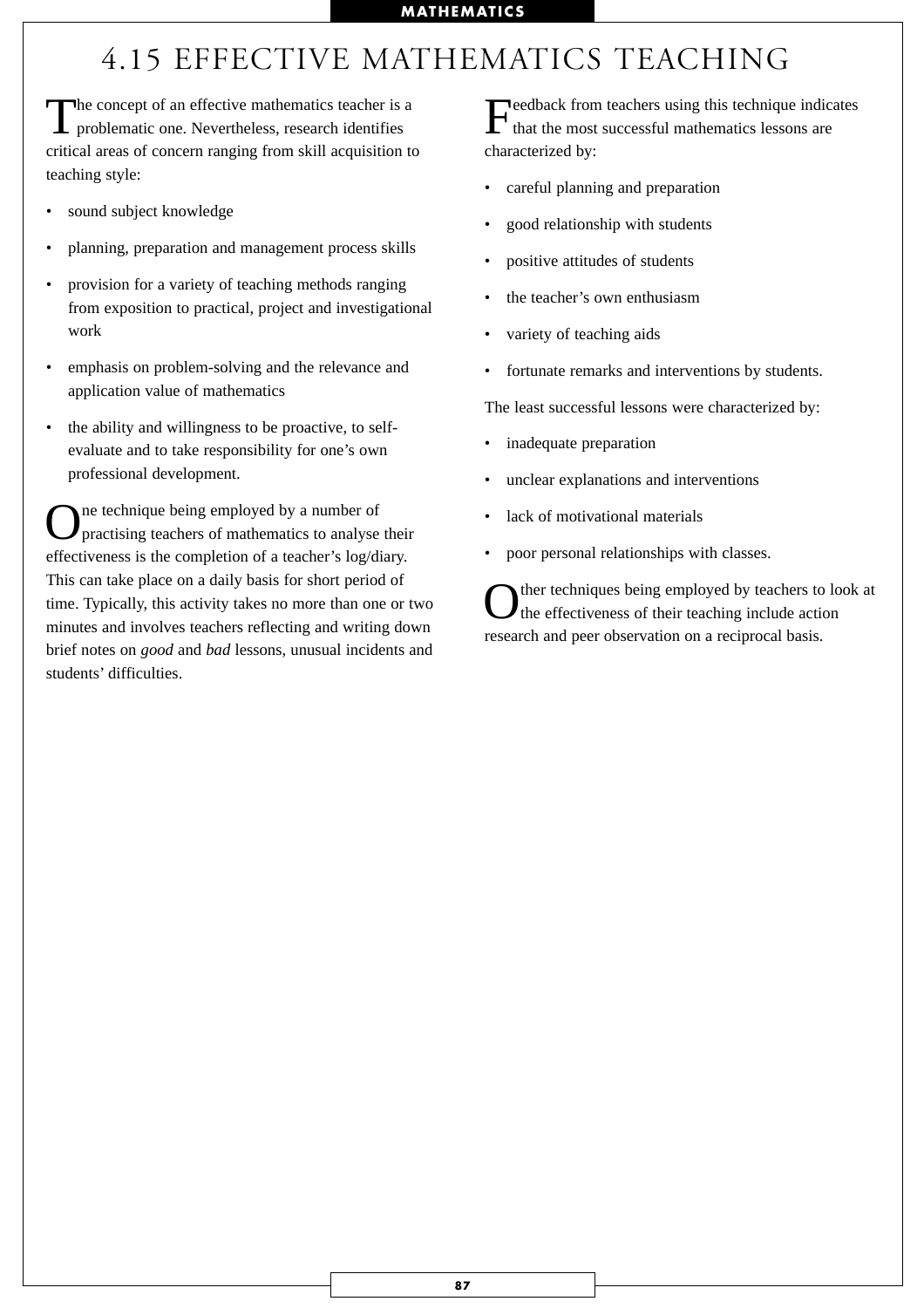# 4.15 EFFECTIVE MATHEMATICS TEACHING

The concept of an effective mathematics teacher is a problematic one. Nevertheless, research identifies critical areas of concern ranging from skill acquisition to teaching style:

- sound subject knowledge
- planning, preparation and management process skills
- provision for a variety of teaching methods ranging from exposition to practical, project and investigational work
- emphasis on problem-solving and the relevance and application value of mathematics
- the ability and willingness to be proactive, to self-evaluate and to take responsibility for one's own professional development.

One technique being employed by a number of practising teachers of mathematics to analyse their effectiveness is the completion of a teacher's log/diary. This can take place on a daily basis for short period of time. Typically, this activity takes no more than one or two minutes and involves teachers reflecting and writing down brief notes on *good* and *bad* lessons, unusual incidents and students' difficulties.

Feedback from teachers using this technique indicates that the most successful mathematics lessons are characterized by:

- careful planning and preparation
- good relationship with students
- positive attitudes of students
- the teacher's own enthusiasm
- variety of teaching aids
- fortunate remarks and interventions by students.

The least successful lessons were characterized by:

- inadequate preparation
- unclear explanations and interventions
- lack of motivational materials
- poor personal relationships with classes.

Other techniques being employed by teachers to look at the effectiveness of their teaching include action research and peer observation on a reciprocal basis.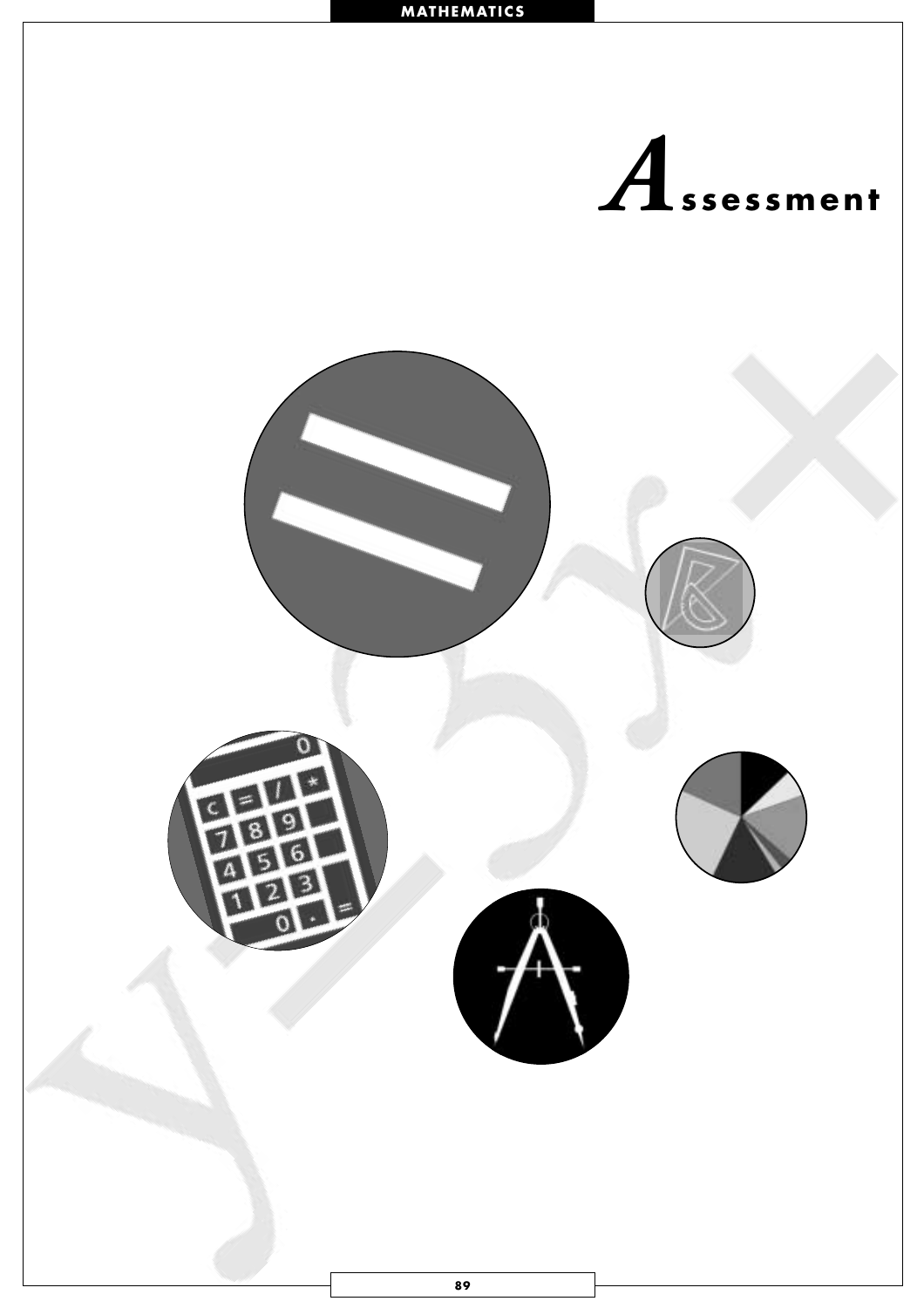# Assessment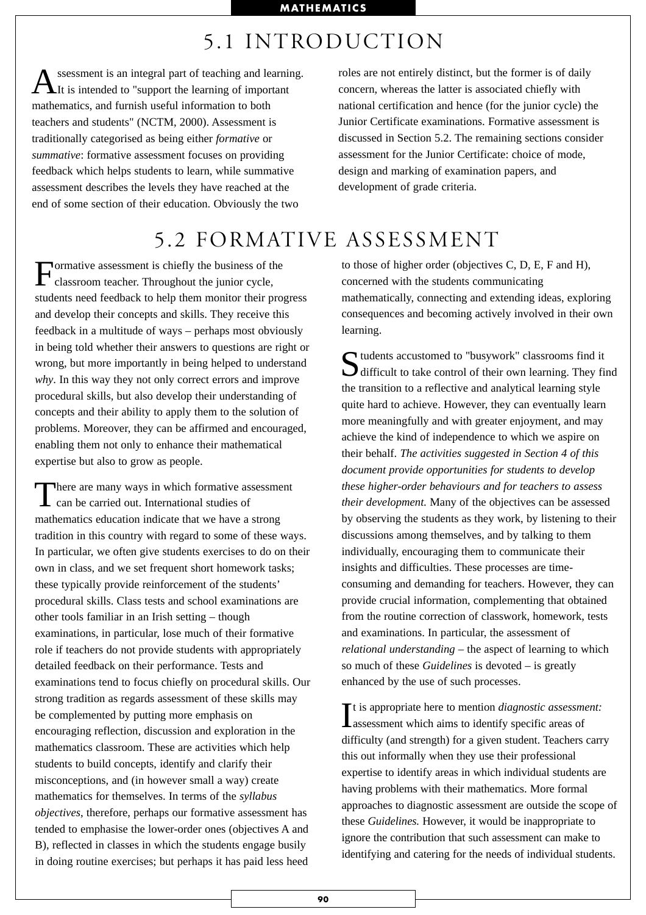# 5.1 INTRODUCTION

Assessment is an integral part of teaching and learning. It is intended to "support the learning of important mathematics, and furnish useful information to both teachers and students" (NCTM, 2000). Assessment is traditionally categorised as being either *formative* or *summative*: formative assessment focuses on providing feedback which helps students to learn, while summative assessment describes the levels they have reached at the end of some section of their education. Obviously the two roles are not entirely distinct, but the former is of daily concern, whereas the latter is associated chiefly with national certification and hence (for the junior cycle) the Junior Certificate examinations. Formative assessment is discussed in Section 5.2. The remaining sections consider assessment for the Junior Certificate: choice of mode, design and marking of examination papers, and development of grade criteria.

# 5.2 FORMATIVE ASSESSMENT

Formative assessment is chiefly the business of the classroom teacher. Throughout the junior cycle, students need feedback to help them monitor their progress and develop their concepts and skills. They receive this feedback in a multitude of ways – perhaps most obviously in being told whether their answers to questions are right or wrong, but more importantly in being helped to understand *why*. In this way they not only correct errors and improve procedural skills, but also develop their understanding of concepts and their ability to apply them to the solution of problems. Moreover, they can be affirmed and encouraged, enabling them not only to enhance their mathematical expertise but also to grow as people.

There are many ways in which formative assessment can be carried out. International studies of mathematics education indicate that we have a strong tradition in this country with regard to some of these ways. In particular, we often give students exercises to do on their own in class, and we set frequent short homework tasks; these typically provide reinforcement of the students' procedural skills. Class tests and school examinations are other tools familiar in an Irish setting – though examinations, in particular, lose much of their formative role if teachers do not provide students with appropriately detailed feedback on their performance. Tests and examinations tend to focus chiefly on procedural skills. Our strong tradition as regards assessment of these skills may be complemented by putting more emphasis on encouraging reflection, discussion and exploration in the mathematics classroom. These are activities which help students to build concepts, identify and clarify their misconceptions, and (in however small a way) create mathematics for themselves. In terms of the *syllabus objectives*, therefore, perhaps our formative assessment has tended to emphasise the lower-order ones (objectives A and B), reflected in classes in which the students engage busily in doing routine exercises; but perhaps it has paid less heed to those of higher order (objectives C, D, E, F and H), concerned with the students communicating mathematically, connecting and extending ideas, exploring consequences and becoming actively involved in their own learning.

Students accustomed to "busywork" classrooms find it difficult to take control of their own learning. They find the transition to a reflective and analytical learning style quite hard to achieve. However, they can eventually learn more meaningfully and with greater enjoyment, and may achieve the kind of independence to which we aspire on their behalf. *The activities suggested in Section 4 of this document provide opportunities for students to develop these higher-order behaviours and for teachers to assess their development.* Many of the objectives can be assessed by observing the students as they work, by listening to their discussions among themselves, and by talking to them individually, encouraging them to communicate their insights and difficulties. These processes are time-consuming and demanding for teachers. However, they can provide crucial information, complementing that obtained from the routine correction of classwork, homework, tests and examinations. In particular, the assessment of *relational understanding* – the aspect of learning to which so much of these *Guidelines* is devoted – is greatly enhanced by the use of such processes.

It is appropriate here to mention *diagnostic assessment:* assessment which aims to identify specific areas of difficulty (and strength) for a given student. Teachers carry this out informally when they use their professional expertise to identify areas in which individual students are having problems with their mathematics. More formal approaches to diagnostic assessment are outside the scope of these *Guidelines.* However, it would be inappropriate to ignore the contribution that such assessment can make to identifying and catering for the needs of individual students.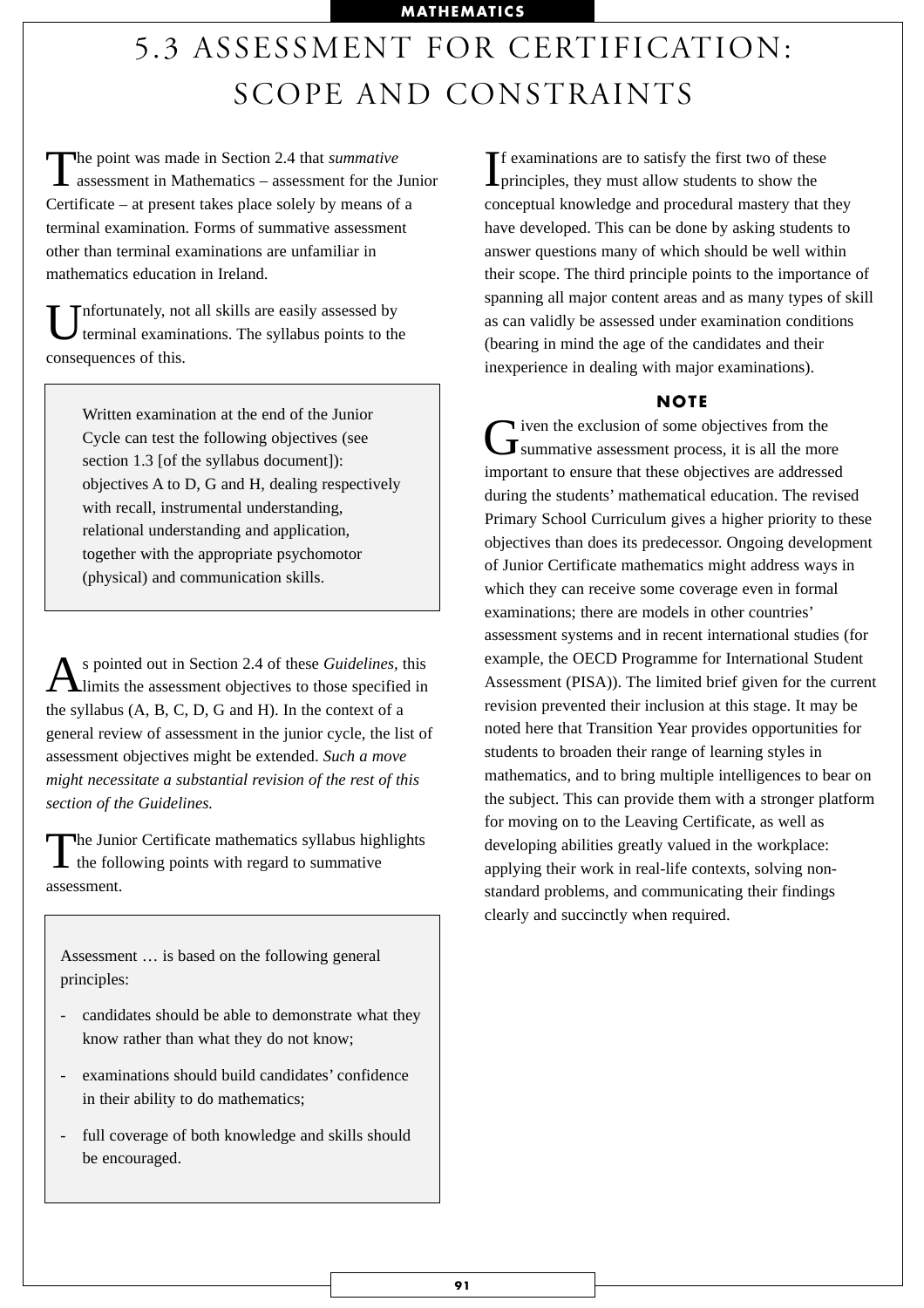# 5.3 ASSESSMENT FOR CERTIFICATION: SCOPE AND CONSTRAINTS

The point was made in Section 2.4 that *summative* assessment in Mathematics – assessment for the Junior Certificate – at present takes place solely by means of a terminal examination. Forms of summative assessment other than terminal examinations are unfamiliar in mathematics education in Ireland.

Unfortunately, not all skills are easily assessed by terminal examinations. The syllabus points to the consequences of this.

> Written examination at the end of the Junior Cycle can test the following objectives (see section 1.3 [of the syllabus document]): objectives A to D, G and H, dealing respectively with recall, instrumental understanding, relational understanding and application, together with the appropriate psychomotor (physical) and communication skills.

As pointed out in Section 2.4 of these *Guidelines*, this limits the assessment objectives to those specified in the syllabus (A, B, C, D, G and H). In the context of a general review of assessment in the junior cycle, the list of assessment objectives might be extended. *Such a move might necessitate a substantial revision of the rest of this section of the Guidelines.*

The Junior Certificate mathematics syllabus highlights the following points with regard to summative assessment.

> Assessment … is based on the following general principles:
>
> - candidates should be able to demonstrate what they know rather than what they do not know;
> - examinations should build candidates' confidence in their ability to do mathematics;
> - full coverage of both knowledge and skills should be encouraged.

If examinations are to satisfy the first two of these principles, they must allow students to show the conceptual knowledge and procedural mastery that they have developed. This can be done by asking students to answer questions many of which should be well within their scope. The third principle points to the importance of spanning all major content areas and as many types of skill as can validly be assessed under examination conditions (bearing in mind the age of the candidates and their inexperience in dealing with major examinations).

### NOTE

Given the exclusion of some objectives from the summative assessment process, it is all the more important to ensure that these objectives are addressed during the students' mathematical education. The revised Primary School Curriculum gives a higher priority to these objectives than does its predecessor. Ongoing development of Junior Certificate mathematics might address ways in which they can receive some coverage even in formal examinations; there are models in other countries' assessment systems and in recent international studies (for example, the OECD Programme for International Student Assessment (PISA)). The limited brief given for the current revision prevented their inclusion at this stage. It may be noted here that Transition Year provides opportunities for students to broaden their range of learning styles in mathematics, and to bring multiple intelligences to bear on the subject. This can provide them with a stronger platform for moving on to the Leaving Certificate, as well as developing abilities greatly valued in the workplace: applying their work in real-life contexts, solving non-standard problems, and communicating their findings clearly and succinctly when required.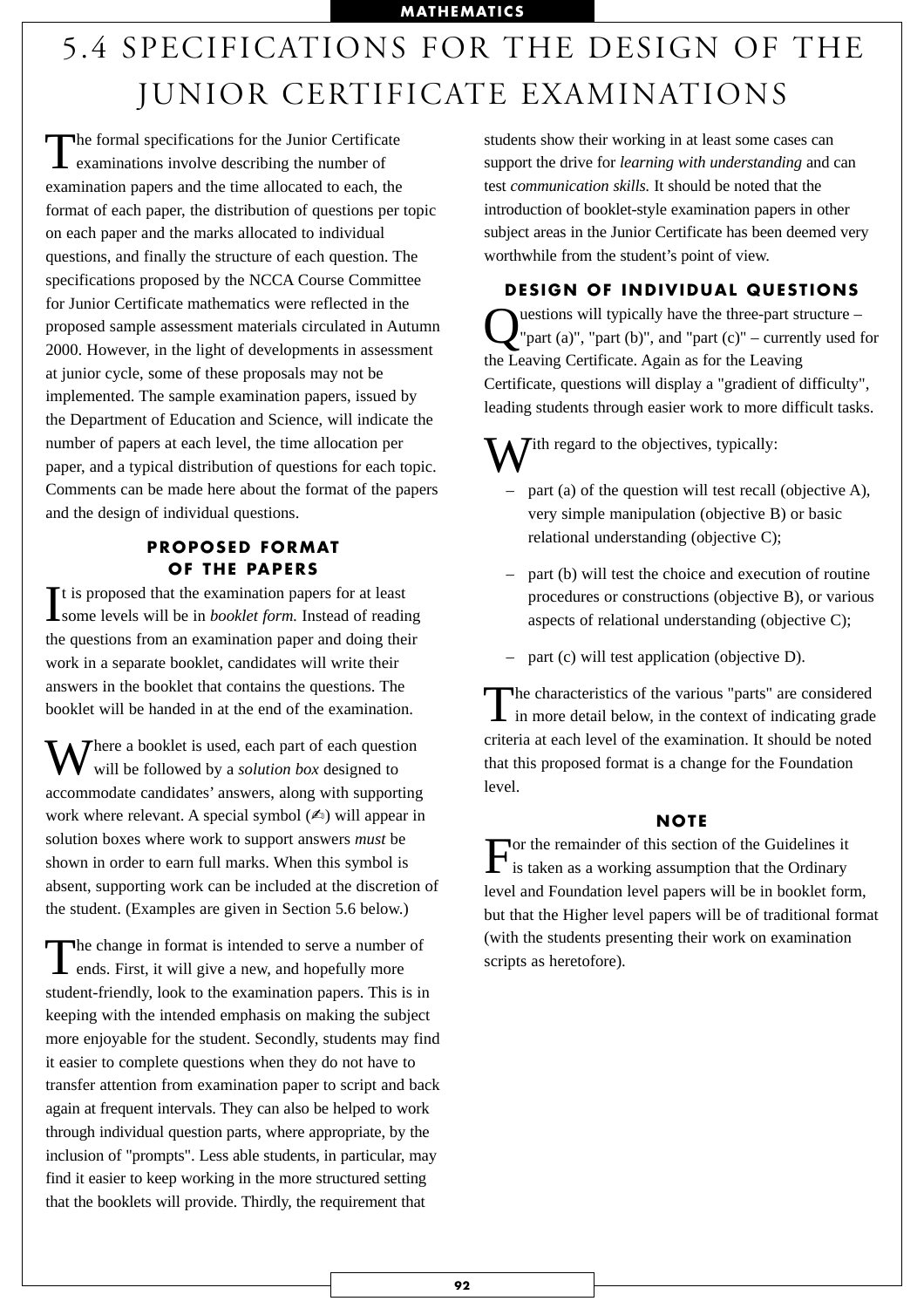# 5.4 SPECIFICATIONS FOR THE DESIGN OF THE JUNIOR CERTIFICATE EXAMINATIONS

The formal specifications for the Junior Certificate examinations involve describing the number of examination papers and the time allocated to each, the format of each paper, the distribution of questions per topic on each paper and the marks allocated to individual questions, and finally the structure of each question. The specifications proposed by the NCCA Course Committee for Junior Certificate mathematics were reflected in the proposed sample assessment materials circulated in Autumn 2000. However, in the light of developments in assessment at junior cycle, some of these proposals may not be implemented. The sample examination papers, issued by the Department of Education and Science, will indicate the number of papers at each level, the time allocation per paper, and a typical distribution of questions for each topic. Comments can be made here about the format of the papers and the design of individual questions.

### PROPOSED FORMAT OF THE PAPERS

It is proposed that the examination papers for at least some levels will be in *booklet form.* Instead of reading the questions from an examination paper and doing their work in a separate booklet, candidates will write their answers in the booklet that contains the questions. The booklet will be handed in at the end of the examination.

Where a booklet is used, each part of each question will be followed by a *solution box* designed to accommodate candidates' answers, along with supporting work where relevant. A special symbol (✍) will appear in solution boxes where work to support answers *must* be shown in order to earn full marks. When this symbol is absent, supporting work can be included at the discretion of the student. (Examples are given in Section 5.6 below.)

The change in format is intended to serve a number of ends. First, it will give a new, and hopefully more student-friendly, look to the examination papers. This is in keeping with the intended emphasis on making the subject more enjoyable for the student. Secondly, students may find it easier to complete questions when they do not have to transfer attention from examination paper to script and back again at frequent intervals. They can also be helped to work through individual question parts, where appropriate, by the inclusion of "prompts". Less able students, in particular, may find it easier to keep working in the more structured setting that the booklets will provide. Thirdly, the requirement that students show their working in at least some cases can support the drive for *learning with understanding* and can test *communication skills.* It should be noted that the introduction of booklet-style examination papers in other subject areas in the Junior Certificate has been deemed very worthwhile from the student's point of view.

### DESIGN OF INDIVIDUAL QUESTIONS

Questions will typically have the three-part structure – "part (a)", "part (b)", and "part (c)" – currently used for the Leaving Certificate. Again as for the Leaving Certificate, questions will display a "gradient of difficulty", leading students through easier work to more difficult tasks.

With regard to the objectives, typically:

- part (a) of the question will test recall (objective A), very simple manipulation (objective B) or basic relational understanding (objective C);
- part (b) will test the choice and execution of routine procedures or constructions (objective B), or various aspects of relational understanding (objective C);
- part (c) will test application (objective D).

The characteristics of the various "parts" are considered in more detail below, in the context of indicating grade criteria at each level of the examination. It should be noted that this proposed format is a change for the Foundation level.

### NOTE

For the remainder of this section of the Guidelines it is taken as a working assumption that the Ordinary level and Foundation level papers will be in booklet form, but that the Higher level papers will be of traditional format (with the students presenting their work on examination scripts as heretofore).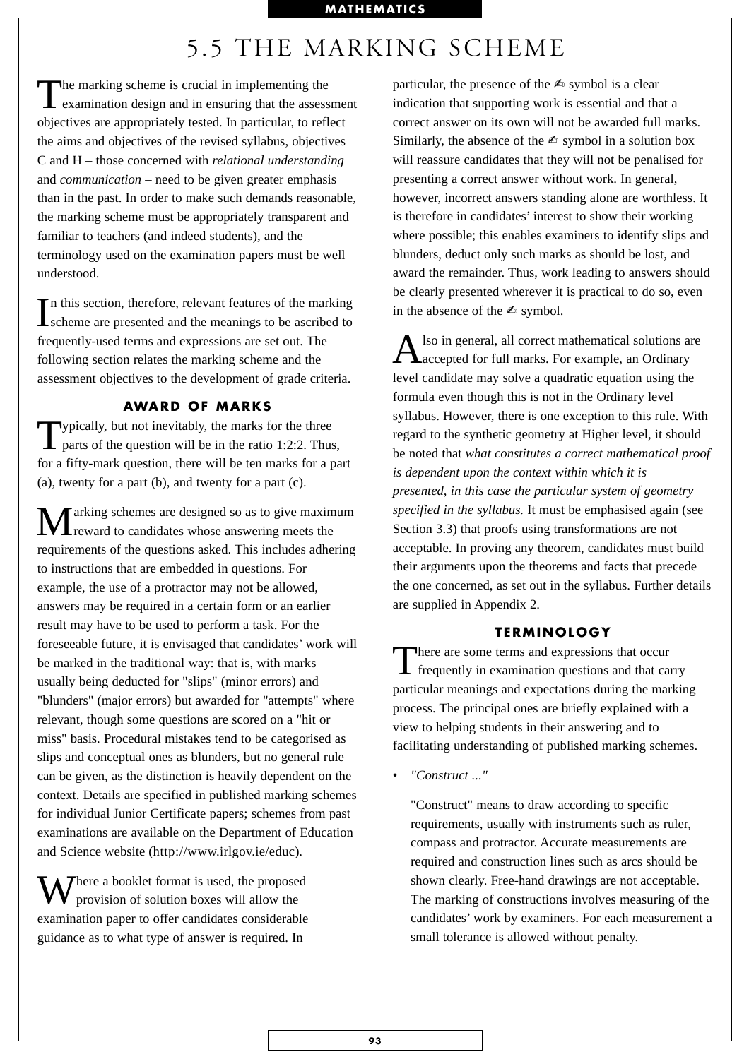# 5.5 THE MARKING SCHEME

The marking scheme is crucial in implementing the examination design and in ensuring that the assessment objectives are appropriately tested. In particular, to reflect the aims and objectives of the revised syllabus, objectives C and H – those concerned with *relational understanding* and *communication* – need to be given greater emphasis than in the past. In order to make such demands reasonable, the marking scheme must be appropriately transparent and familiar to teachers (and indeed students), and the terminology used on the examination papers must be well understood.

In this section, therefore, relevant features of the marking scheme are presented and the meanings to be ascribed to frequently-used terms and expressions are set out. The following section relates the marking scheme and the assessment objectives to the development of grade criteria.

### AWARD OF MARKS

Typically, but not inevitably, the marks for the three parts of the question will be in the ratio 1:2:2. Thus, for a fifty-mark question, there will be ten marks for a part (a), twenty for a part (b), and twenty for a part (c).

Marking schemes are designed so as to give maximum reward to candidates whose answering meets the requirements of the questions asked. This includes adhering to instructions that are embedded in questions. For example, the use of a protractor may not be allowed, answers may be required in a certain form or an earlier result may have to be used to perform a task. For the foreseeable future, it is envisaged that candidates' work will be marked in the traditional way: that is, with marks usually being deducted for "slips" (minor errors) and "blunders" (major errors) but awarded for "attempts" where relevant, though some questions are scored on a "hit or miss" basis. Procedural mistakes tend to be categorised as slips and conceptual ones as blunders, but no general rule can be given, as the distinction is heavily dependent on the context. Details are specified in published marking schemes for individual Junior Certificate papers; schemes from past examinations are available on the Department of Education and Science website (http://www.irlgov.ie/educ).

Where a booklet format is used, the proposed provision of solution boxes will allow the examination paper to offer candidates considerable guidance as to what type of answer is required. In particular, the presence of the ✍ symbol is a clear indication that supporting work is essential and that a correct answer on its own will not be awarded full marks. Similarly, the absence of the ✍ symbol in a solution box will reassure candidates that they will not be penalised for presenting a correct answer without work. In general, however, incorrect answers standing alone are worthless. It is therefore in candidates' interest to show their working where possible; this enables examiners to identify slips and blunders, deduct only such marks as should be lost, and award the remainder. Thus, work leading to answers should be clearly presented wherever it is practical to do so, even in the absence of the ✍ symbol.

Also in general, all correct mathematical solutions are accepted for full marks. For example, an Ordinary level candidate may solve a quadratic equation using the formula even though this is not in the Ordinary level syllabus. However, there is one exception to this rule. With regard to the synthetic geometry at Higher level, it should be noted that *what constitutes a correct mathematical proof is dependent upon the context within which it is presented, in this case the particular system of geometry specified in the syllabus.* It must be emphasised again (see Section 3.3) that proofs using transformations are not acceptable. In proving any theorem, candidates must build their arguments upon the theorems and facts that precede the one concerned, as set out in the syllabus. Further details are supplied in Appendix 2.

### TERMINOLOGY

There are some terms and expressions that occur frequently in examination questions and that carry particular meanings and expectations during the marking process. The principal ones are briefly explained with a view to helping students in their answering and to facilitating understanding of published marking schemes.

- *"Construct ..."*

  "Construct" means to draw according to specific requirements, usually with instruments such as ruler, compass and protractor. Accurate measurements are required and construction lines such as arcs should be shown clearly. Free-hand drawings are not acceptable. The marking of constructions involves measuring of the candidates' work by examiners. For each measurement a small tolerance is allowed without penalty.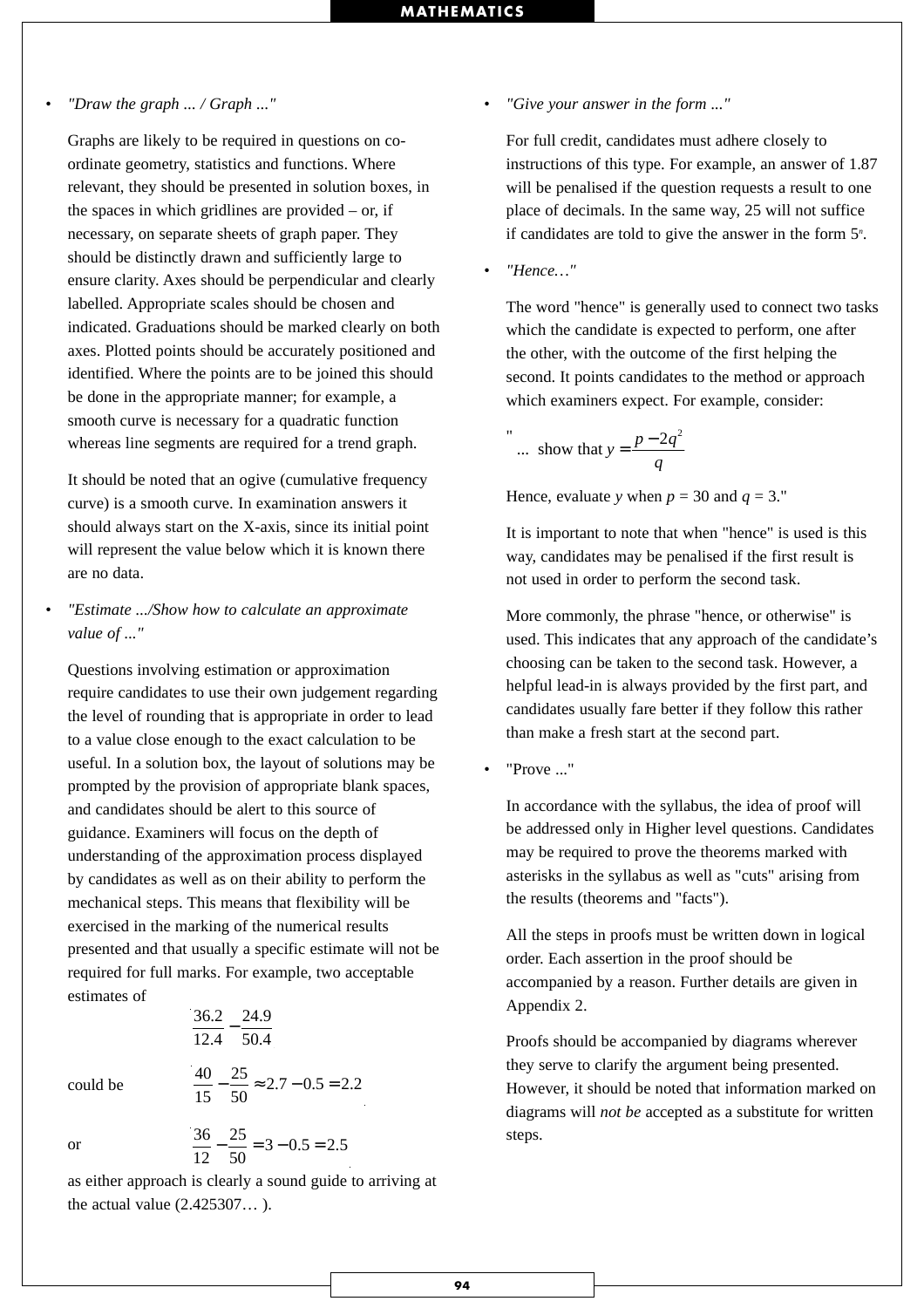- *"Draw the graph ... / Graph ..."*

  Graphs are likely to be required in questions on co-ordinate geometry, statistics and functions. Where relevant, they should be presented in solution boxes, in the spaces in which gridlines are provided – or, if necessary, on separate sheets of graph paper. They should be distinctly drawn and sufficiently large to ensure clarity. Axes should be perpendicular and clearly labelled. Appropriate scales should be chosen and indicated. Graduations should be marked clearly on both axes. Plotted points should be accurately positioned and identified. Where the points are to be joined this should be done in the appropriate manner; for example, a smooth curve is necessary for a quadratic function whereas line segments are required for a trend graph.

  It should be noted that an ogive (cumulative frequency curve) is a smooth curve. In examination answers it should always start on the X-axis, since its initial point will represent the value below which it is known there are no data.

- *"Estimate .../Show how to calculate an approximate value of ..."*

  Questions involving estimation or approximation require candidates to use their own judgement regarding the level of rounding that is appropriate in order to lead to a value close enough to the exact calculation to be useful. In a solution box, the layout of solutions may be prompted by the provision of appropriate blank spaces, and candidates should be alert to this source of guidance. Examiners will focus on the depth of understanding of the approximation process displayed by candidates as well as on their ability to perform the mechanical steps. This means that flexibility will be exercised in the marking of the numerical results presented and that usually a specific estimate will not be required for full marks. For example, two acceptable estimates of

  $$\frac{36.2}{12.4} - \frac{24.9}{50.4}$$

  could be $$\frac{40}{15} - \frac{25}{50} \approx 2.7 - 0.5 = 2.2$$

  or $$\frac{36}{12} - \frac{25}{50} = 3 - 0.5 = 2.5$$

  as either approach is clearly a sound guide to arriving at the actual value (2.425307… ).

- *"Give your answer in the form ..."*

  For full credit, candidates must adhere closely to instructions of this type. For example, an answer of 1.87 will be penalised if the question requests a result to one place of decimals. In the same way, 25 will not suffice if candidates are told to give the answer in the form $5^n$.

- *"Hence…"*

  The word "hence" is generally used to connect two tasks which the candidate is expected to perform, one after the other, with the outcome of the first helping the second. It points candidates to the method or approach which examiners expect. For example, consider:

  "... show that $y = \dfrac{p - 2q^2}{q}$

  Hence, evaluate $y$ when $p = 30$ and $q = 3$."

  It is important to note that when "hence" is used is this way, candidates may be penalised if the first result is not used in order to perform the second task.

  More commonly, the phrase "hence, or otherwise" is used. This indicates that any approach of the candidate's choosing can be taken to the second task. However, a helpful lead-in is always provided by the first part, and candidates usually fare better if they follow this rather than make a fresh start at the second part.

- "Prove ..."

  In accordance with the syllabus, the idea of proof will be addressed only in Higher level questions. Candidates may be required to prove the theorems marked with asterisks in the syllabus as well as "cuts" arising from the results (theorems and "facts").

  All the steps in proofs must be written down in logical order. Each assertion in the proof should be accompanied by a reason. Further details are given in Appendix 2.

  Proofs should be accompanied by diagrams wherever they serve to clarify the argument being presented. However, it should be noted that information marked on diagrams will *not be* accepted as a substitute for written steps.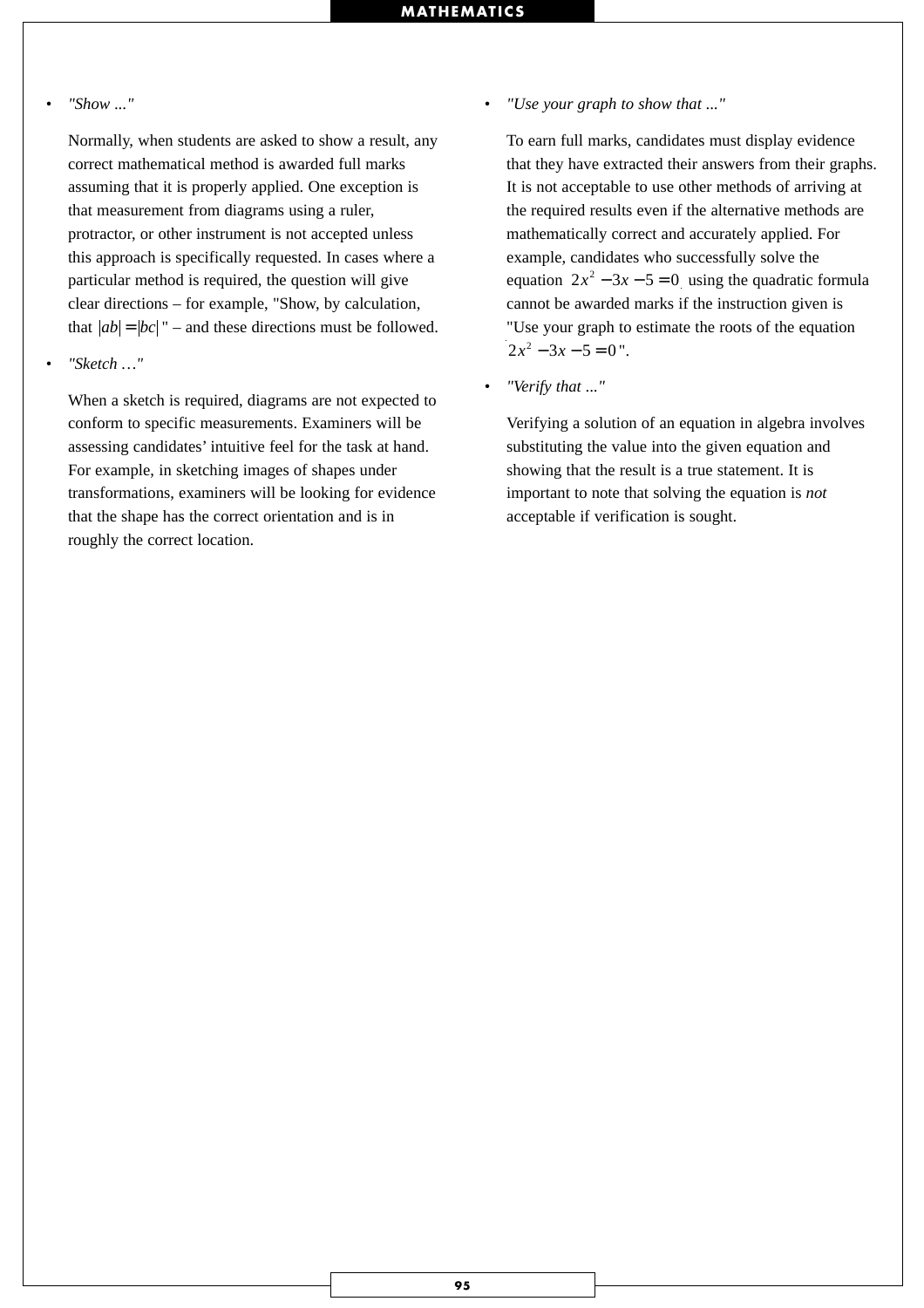- *"Show ..."*

  Normally, when students are asked to show a result, any correct mathematical method is awarded full marks assuming that it is properly applied. One exception is that measurement from diagrams using a ruler, protractor, or other instrument is not accepted unless this approach is specifically requested. In cases where a particular method is required, the question will give clear directions – for example, "Show, by calculation, that $|ab| = |bc|$" – and these directions must be followed.

- *"Sketch …"*

  When a sketch is required, diagrams are not expected to conform to specific measurements. Examiners will be assessing candidates' intuitive feel for the task at hand. For example, in sketching images of shapes under transformations, examiners will be looking for evidence that the shape has the correct orientation and is in roughly the correct location.

- *"Use your graph to show that ..."*

  To earn full marks, candidates must display evidence that they have extracted their answers from their graphs. It is not acceptable to use other methods of arriving at the required results even if the alternative methods are mathematically correct and accurately applied. For example, candidates who successfully solve the equation $2x^2 - 3x - 5 = 0$ using the quadratic formula cannot be awarded marks if the instruction given is "Use your graph to estimate the roots of the equation $2x^2 - 3x - 5 = 0$".

- *"Verify that ..."*

  Verifying a solution of an equation in algebra involves substituting the value into the given equation and showing that the result is a true statement. It is important to note that solving the equation is *not* acceptable if verification is sought.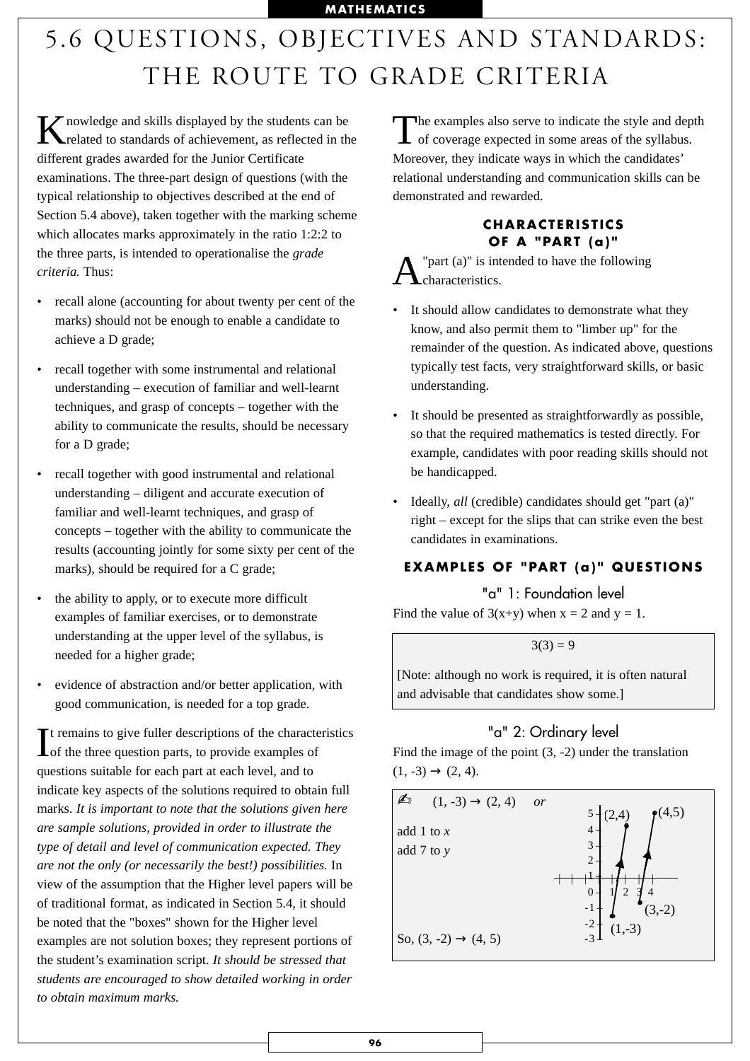# 5.6 QUESTIONS, OBJECTIVES AND STANDARDS: THE ROUTE TO GRADE CRITERIA

Knowledge and skills displayed by the students can be related to standards of achievement, as reflected in the different grades awarded for the Junior Certificate examinations. The three-part design of questions (with the typical relationship to objectives described at the end of Section 5.4 above), taken together with the marking scheme which allocates marks approximately in the ratio 1:2:2 to the three parts, is intended to operationalise the *grade criteria.* Thus:

- recall alone (accounting for about twenty per cent of the marks) should not be enough to enable a candidate to achieve a D grade;
- recall together with some instrumental and relational understanding – execution of familiar and well-learnt techniques, and grasp of concepts – together with the ability to communicate the results, should be necessary for a D grade;
- recall together with good instrumental and relational understanding – diligent and accurate execution of familiar and well-learnt techniques, and grasp of concepts – together with the ability to communicate the results (accounting jointly for some sixty per cent of the marks), should be required for a C grade;
- the ability to apply, or to execute more difficult examples of familiar exercises, or to demonstrate understanding at the upper level of the syllabus, is needed for a higher grade;
- evidence of abstraction and/or better application, with good communication, is needed for a top grade.

It remains to give fuller descriptions of the characteristics of the three question parts, to provide examples of questions suitable for each part at each level, and to indicate key aspects of the solutions required to obtain full marks. *It is important to note that the solutions given here are sample solutions, provided in order to illustrate the type of detail and level of communication expected. They are not the only (or necessarily the best!) possibilities.* In view of the assumption that the Higher level papers will be of traditional format, as indicated in Section 5.4, it should be noted that the "boxes" shown for the Higher level examples are not solution boxes; they represent portions of the student's examination script. *It should be stressed that students are encouraged to show detailed working in order to obtain maximum marks.*

The examples also serve to indicate the style and depth of coverage expected in some areas of the syllabus. Moreover, they indicate ways in which the candidates' relational understanding and communication skills can be demonstrated and rewarded.

### CHARACTERISTICS OF A "PART (a)"

A "part (a)" is intended to have the following characteristics.

- It should allow candidates to demonstrate what they know, and also permit them to "limber up" for the remainder of the question. As indicated above, questions typically test facts, very straightforward skills, or basic understanding.
- It should be presented as straightforwardly as possible, so that the required mathematics is tested directly. For example, candidates with poor reading skills should not be handicapped.
- Ideally, *all* (credible) candidates should get "part (a)" right – except for the slips that can strike even the best candidates in examinations.

### EXAMPLES OF "PART (a)" QUESTIONS

#### "a" 1: Foundation level

Find the value of $3(x+y)$ when $x = 2$ and $y = 1$.

> $3(3) = 9$
>
> [Note: although no work is required, it is often natural and advisable that candidates show some.]

#### "a" 2: Ordinary level

Find the image of the point $(3, -2)$ under the translation $(1, -3) \rightarrow (2, 4)$.

> ✍ $(1, -3) \rightarrow (2, 4)$ *or*
>
> add 1 to *x*
> add 7 to *y*
>
> So, $(3, -2) \rightarrow (4, 5)$
>
> [Graph: points (1,-3) → (2,4) and (3,-2) → (4,5) shown with arrows on coordinate axes]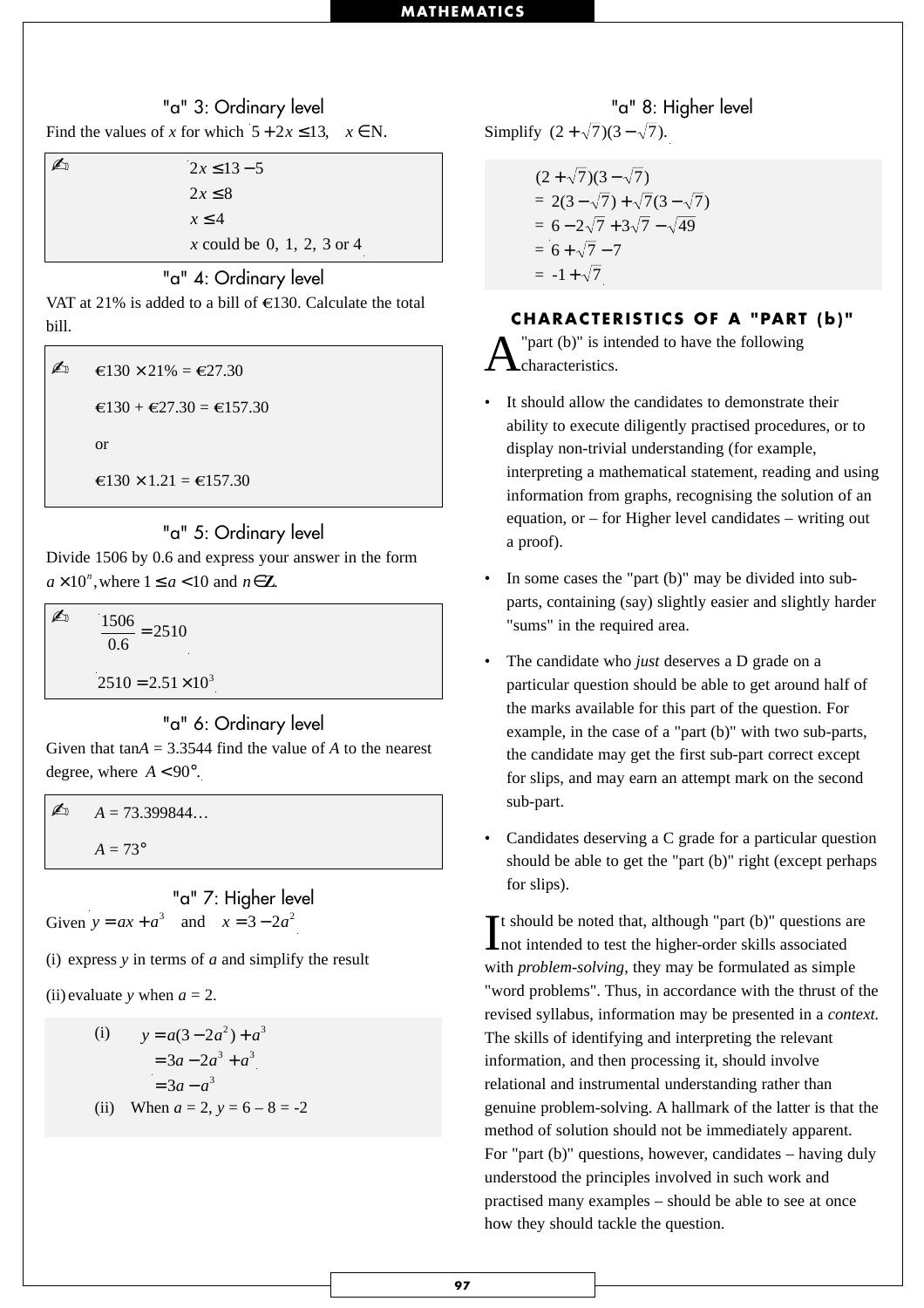### "a" 3: Ordinary level

Find the values of $x$ for which $5 + 2x \leq 13, \quad x \in \mathbb{N}$.

> ✍ $2x \leq 13 - 5$
> $2x \leq 8$
> $x \leq 4$
> $x$ could be $0,\ 1,\ 2,\ 3$ or $4$

### "a" 4: Ordinary level

VAT at 21% is added to a bill of €130. Calculate the total bill.

> ✍ €130 × 21% = €27.30
>
> €130 + €27.30 = €157.30
>
> or
>
> €130 × 1.21 = €157.30

### "a" 5: Ordinary level

Divide 1506 by 0.6 and express your answer in the form $a \times 10^n$, where $1 \leq a < 10$ and $n \in \mathbb{Z}$.

> ✍ $\dfrac{1506}{0.6} = 2510$
>
> $2510 = 2.51 \times 10^3$

### "a" 6: Ordinary level

Given that $\tan A = 3.3544$ find the value of $A$ to the nearest degree, where $A < 90°$.

> ✍ $A = 73.399844\ldots$
>
> $A = 73°$

### "a" 7: Higher level

Given $y = ax + a^3 \quad$ and $\quad x = 3 - 2a^2$

(i) express $y$ in terms of $a$ and simplify the result

(ii) evaluate $y$ when $a = 2$.

> (i) $\quad y = a(3 - 2a^2) + a^3$
> $\quad = 3a - 2a^3 + a^3$
> $\quad = 3a - a^3$
>
> (ii) When $a = 2$, $y = 6 - 8 = -2$

### "a" 8: Higher level

Simplify $(2 + \sqrt{7})(3 - \sqrt{7})$.

> $(2 + \sqrt{7})(3 - \sqrt{7})$
> $= 2(3 - \sqrt{7}) + \sqrt{7}(3 - \sqrt{7})$
> $= 6 - 2\sqrt{7} + 3\sqrt{7} - \sqrt{49}$
> $= 6 + \sqrt{7} - 7$
> $= -1 + \sqrt{7}$

## CHARACTERISTICS OF A "PART (b)"

A "part (b)" is intended to have the following characteristics.

- It should allow the candidates to demonstrate their ability to execute diligently practised procedures, or to display non-trivial understanding (for example, interpreting a mathematical statement, reading and using information from graphs, recognising the solution of an equation, or – for Higher level candidates – writing out a proof).
- In some cases the "part (b)" may be divided into sub-parts, containing (say) slightly easier and slightly harder "sums" in the required area.
- The candidate who *just* deserves a D grade on a particular question should be able to get around half of the marks available for this part of the question. For example, in the case of a "part (b)" with two sub-parts, the candidate may get the first sub-part correct except for slips, and may earn an attempt mark on the second sub-part.
- Candidates deserving a C grade for a particular question should be able to get the "part (b)" right (except perhaps for slips).

It should be noted that, although "part (b)" questions are not intended to test the higher-order skills associated with *problem-solving*, they may be formulated as simple "word problems". Thus, in accordance with the thrust of the revised syllabus, information may be presented in a *context*. The skills of identifying and interpreting the relevant information, and then processing it, should involve relational and instrumental understanding rather than genuine problem-solving. A hallmark of the latter is that the method of solution should not be immediately apparent. For "part (b)" questions, however, candidates – having duly understood the principles involved in such work and practised many examples – should be able to see at once how they should tackle the question.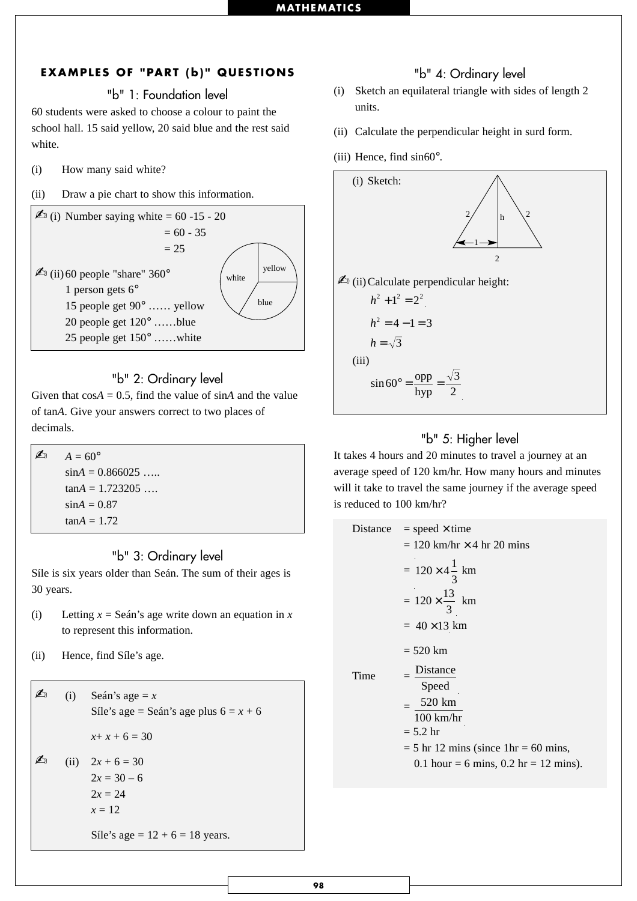## EXAMPLES OF "PART (b)" QUESTIONS

### "b" 1: Foundation level

60 students were asked to choose a colour to paint the school hall. 15 said yellow, 20 said blue and the rest said white.

(i) How many said white?

(ii) Draw a pie chart to show this information.

✍ (i) Number saying white = 60 -15 - 20
= 60 - 35
= 25

✍ (ii) 60 people "share" 360°
1 person gets 6°
15 people get 90° …… yellow
20 people get 120° ……blue
25 people get 150° ……white

(Pie chart with sectors: yellow, blue, white)

### "b" 2: Ordinary level

Given that $\cos A = 0.5$, find the value of $\sin A$ and the value of $\tan A$. Give your answers correct to two places of decimals.

✍ $A = 60°$
$\sin A = 0.866025$ …..
$\tan A = 1.723205$ ….
$\sin A = 0.87$
$\tan A = 1.72$

### "b" 3: Ordinary level

Síle is six years older than Seán. The sum of their ages is 30 years.

(i) Letting $x$ = Seán's age write down an equation in $x$ to represent this information.

(ii) Hence, find Síle's age.

✍ (i) Seán's age = $x$
Síle's age = Seán's age plus 6 = $x + 6$

$x + x + 6 = 30$

✍ (ii) $2x + 6 = 30$
$2x = 30 – 6$
$2x = 24$
$x = 12$

Síle's age = 12 + 6 = 18 years.

### "b" 4: Ordinary level

(i) Sketch an equilateral triangle with sides of length 2 units.

(ii) Calculate the perpendicular height in surd form.

(iii) Hence, find sin60°.

(i) Sketch:

(Equilateral triangle with sides 2, 2, 2; perpendicular height h; half-base 1)

✍ (ii) Calculate perpendicular height:

$h^2 + 1^2 = 2^2$

$h^2 = 4 - 1 = 3$

$h = \sqrt{3}$

(iii)

$\sin 60° = \dfrac{\text{opp}}{\text{hyp}} = \dfrac{\sqrt{3}}{2}$

### "b" 5: Higher level

It takes 4 hours and 20 minutes to travel a journey at an average speed of 120 km/hr. How many hours and minutes will it take to travel the same journey if the average speed is reduced to 100 km/hr?

Distance = speed × time
= 120 km/hr × 4 hr 20 mins
$= 120 \times 4\frac{1}{3}$ km
$= 120 \times \frac{13}{3}$ km
$= 40 \times 13$ km
= 520 km

Time $= \dfrac{\text{Distance}}{\text{Speed}}$
$= \dfrac{520 \text{ km}}{100 \text{ km/hr}}$
= 5.2 hr
= 5 hr 12 mins (since 1hr = 60 mins, 0.1 hour = 6 mins, 0.2 hr = 12 mins).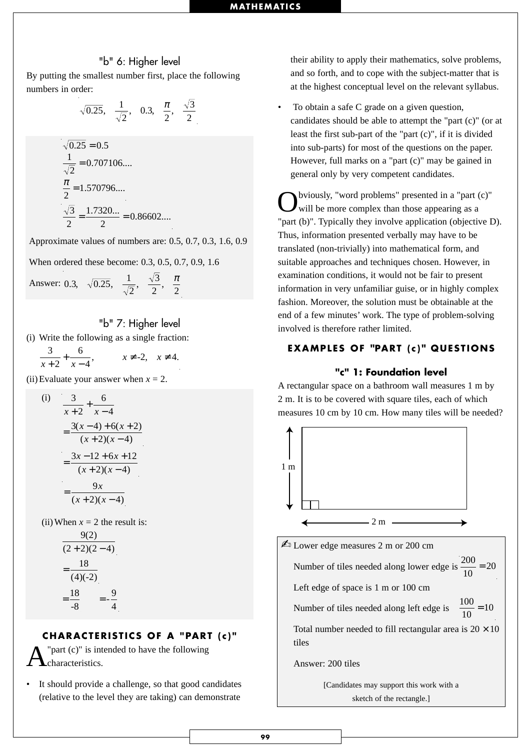### "b" 6: Higher level

By putting the smallest number first, place the following numbers in order:

$$\sqrt{0.25}, \quad \frac{1}{\sqrt{2}}, \quad 0.3, \quad \frac{\pi}{2}, \quad \frac{\sqrt{3}}{2}$$

$$\sqrt{0.25} = 0.5$$

$$\frac{1}{\sqrt{2}} = 0.707106....$$

$$\frac{\pi}{2} = 1.570796....$$

$$\frac{\sqrt{3}}{2} = \frac{1.7320...}{2} = 0.86602....$$

Approximate values of numbers are: 0.5, 0.7, 0.3, 1.6, 0.9

When ordered these become: 0.3, 0.5, 0.7, 0.9, 1.6

Answer: $0.3, \quad \sqrt{0.25}, \quad \frac{1}{\sqrt{2}}, \quad \frac{\sqrt{3}}{2}, \quad \frac{\pi}{2}$

### "b" 7: Higher level

(i) Write the following as a single fraction:

$$\frac{3}{x+2} + \frac{6}{x-4}, \qquad x \neq -2, \quad x \neq 4.$$

(ii) Evaluate your answer when $x = 2$.

(i)

$$\frac{3}{x+2} + \frac{6}{x-4}$$

$$= \frac{3(x-4) + 6(x+2)}{(x+2)(x-4)}$$

$$= \frac{3x - 12 + 6x + 12}{(x+2)(x-4)}$$

$$= \frac{9x}{(x+2)(x-4)}$$

(ii) When $x = 2$ the result is:

$$\frac{9(2)}{(2+2)(2-4)}$$

$$= \frac{18}{(4)(-2)}$$

$$= \frac{18}{-8} \qquad = -\frac{9}{4}$$

## CHARACTERISTICS OF A "PART (c)"

A "part (c)" is intended to have the following characteristics.

- It should provide a challenge, so that good candidates (relative to the level they are taking) can demonstrate their ability to apply their mathematics, solve problems, and so forth, and to cope with the subject-matter that is at the highest conceptual level on the relevant syllabus.
- To obtain a safe C grade on a given question, candidates should be able to attempt the "part (c)" (or at least the first sub-part of the "part (c)", if it is divided into sub-parts) for most of the questions on the paper. However, full marks on a "part (c)" may be gained in general only by very competent candidates.

Obviously, "word problems" presented in a "part (c)" will be more complex than those appearing as a "part (b)". Typically they involve application (objective D). Thus, information presented verbally may have to be translated (non-trivially) into mathematical form, and suitable approaches and techniques chosen. However, in examination conditions, it would not be fair to present information in very unfamiliar guise, or in highly complex fashion. Moreover, the solution must be obtainable at the end of a few minutes' work. The type of problem-solving involved is therefore rather limited.

## EXAMPLES OF "PART (c)" QUESTIONS

### "c" 1: Foundation level

A rectangular space on a bathroom wall measures 1 m by 2 m. It is to be covered with square tiles, each of which measures 10 cm by 10 cm. How many tiles will be needed?

1 m

2 m

✍ Lower edge measures 2 m or 200 cm

Number of tiles needed along lower edge is $\frac{200}{10} = 20$

Left edge of space is 1 m or 100 cm

Number of tiles needed along left edge is $\frac{100}{10} = 10$

Total number needed to fill rectangular area is $20 \times 10$ tiles

Answer: 200 tiles

[Candidates may support this work with a sketch of the rectangle.]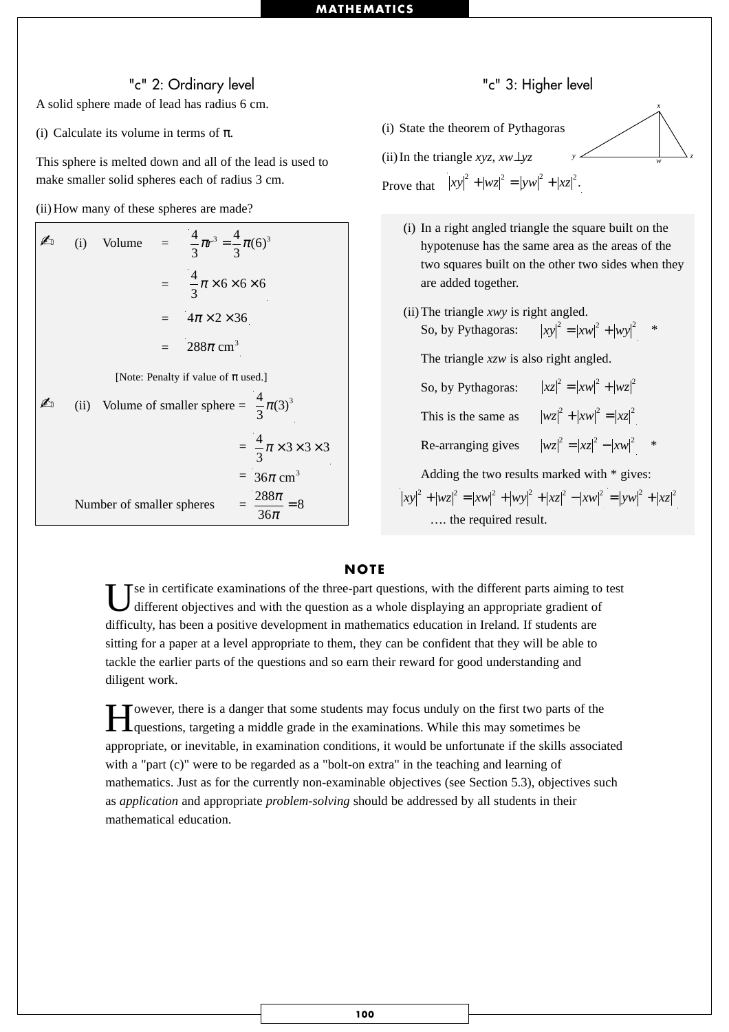## "c" 2: Ordinary level

A solid sphere made of lead has radius 6 cm.

(i) Calculate its volume in terms of π.

This sphere is melted down and all of the lead is used to make smaller solid spheres each of radius 3 cm.

(ii) How many of these spheres are made?

> ✍ (i) Volume $= \frac{4}{3}\pi r^3 = \frac{4}{3}\pi(6)^3$
>
> $= \frac{4}{3}\pi \times 6 \times 6 \times 6$
>
> $= 4\pi \times 2 \times 36$
>
> $= 288\pi$ cm$^3$
>
> [Note: Penalty if value of π used.]
>
> ✍ (ii) Volume of smaller sphere $= \frac{4}{3}\pi(3)^3$
>
> $= \frac{4}{3}\pi \times 3 \times 3 \times 3$
>
> $= 36\pi$ cm$^3$
>
> Number of smaller spheres $= \frac{288\pi}{36\pi} = 8$

## "c" 3: Higher level

(i) State the theorem of Pythagoras

(ii) In the triangle $xyz$, $xw \perp yz$

Prove that $|xy|^2 + |wz|^2 = |yw|^2 + |xz|^2$.

> (i) In a right angled triangle the square built on the hypotenuse has the same area as the areas of the two squares built on the other two sides when they are added together.
>
> (ii) The triangle $xwy$ is right angled.
>
> So, by Pythagoras: $|xy|^2 = |xw|^2 + |wy|^2$ *
>
> The triangle $xzw$ is also right angled.
>
> So, by Pythagoras: $|xz|^2 = |xw|^2 + |wz|^2$
>
> This is the same as $|wz|^2 + |xw|^2 = |xz|^2$
>
> Re-arranging gives $|wz|^2 = |xz|^2 - |xw|^2$ *
>
> Adding the two results marked with * gives:
>
> $|xy|^2 + |wz|^2 = |xw|^2 + |wy|^2 + |xz|^2 - |xw|^2 = |yw|^2 + |xz|^2$
>
> …. the required result.

## NOTE

Use in certificate examinations of the three-part questions, with the different parts aiming to test different objectives and with the question as a whole displaying an appropriate gradient of difficulty, has been a positive development in mathematics education in Ireland. If students are sitting for a paper at a level appropriate to them, they can be confident that they will be able to tackle the earlier parts of the questions and so earn their reward for good understanding and diligent work.

However, there is a danger that some students may focus unduly on the first two parts of the questions, targeting a middle grade in the examinations. While this may sometimes be appropriate, or inevitable, in examination conditions, it would be unfortunate if the skills associated with a "part (c)" were to be regarded as a "bolt-on extra" in the teaching and learning of mathematics. Just as for the currently non-examinable objectives (see Section 5.3), objectives such as *application* and appropriate *problem-solving* should be addressed by all students in their mathematical education.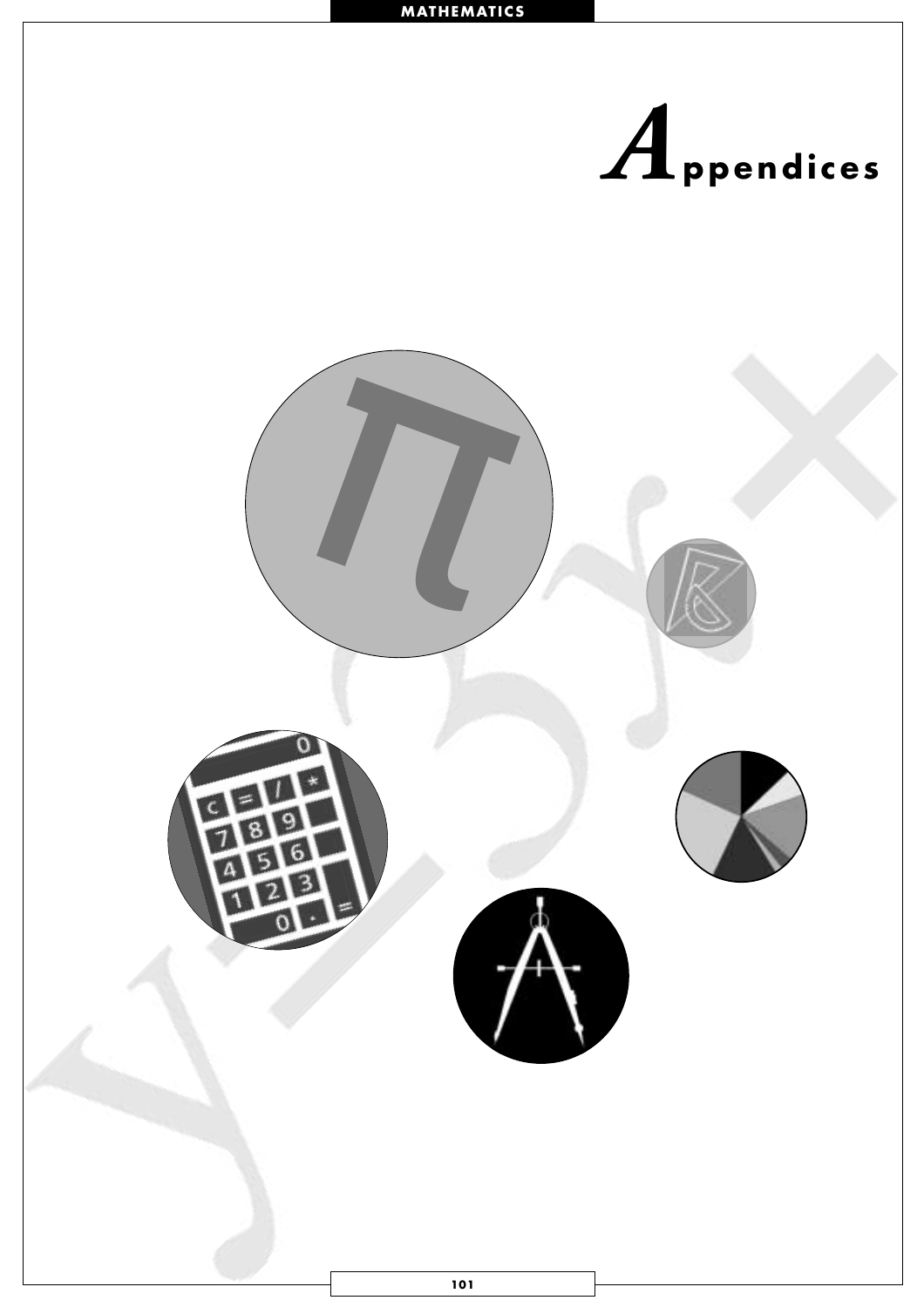# Appendices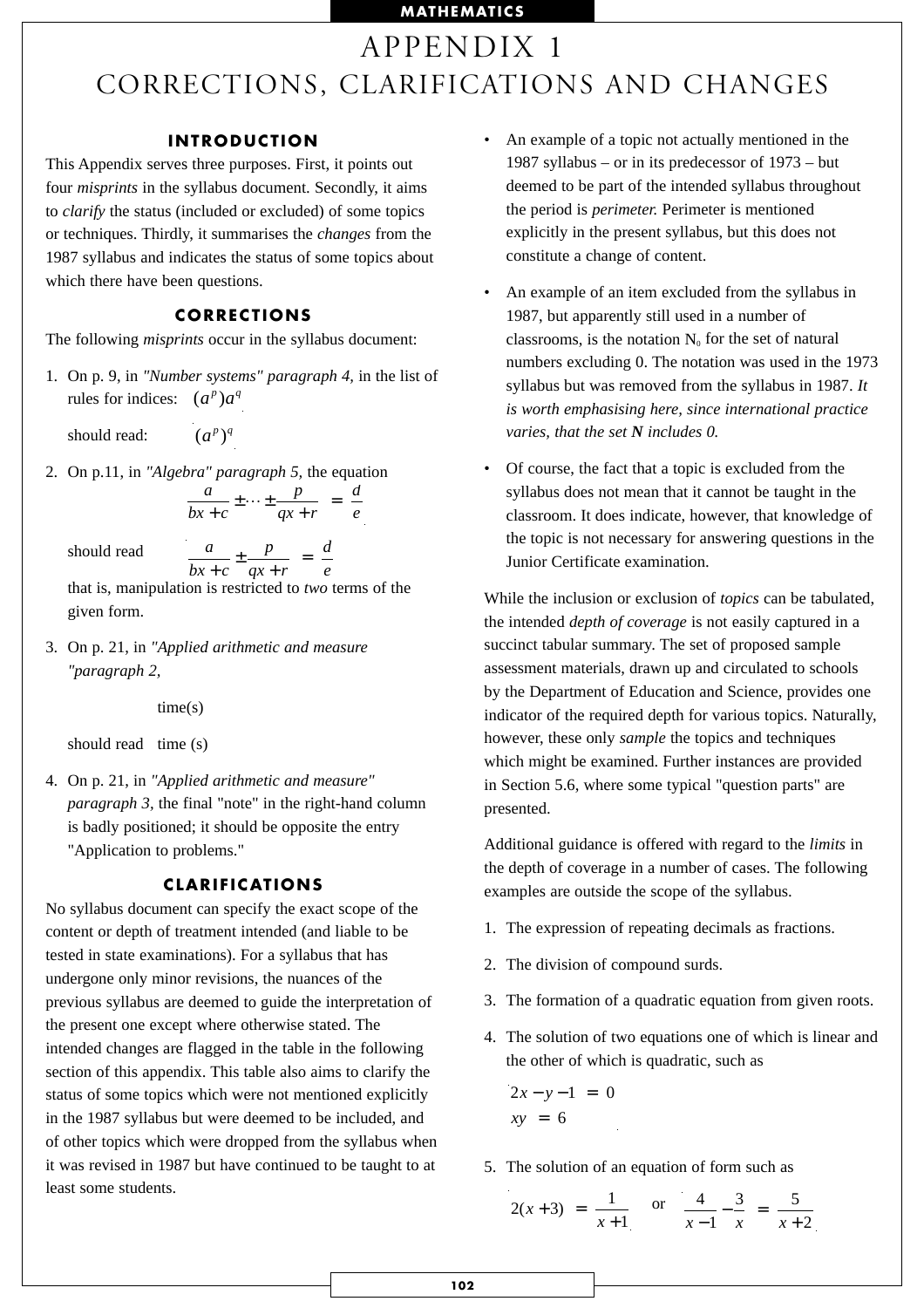# APPENDIX 1
# CORRECTIONS, CLARIFICATIONS AND CHANGES

## INTRODUCTION

This Appendix serves three purposes. First, it points out four *misprints* in the syllabus document. Secondly, it aims to *clarify* the status (included or excluded) of some topics or techniques. Thirdly, it summarises the *changes* from the 1987 syllabus and indicates the status of some topics about which there have been questions.

## CORRECTIONS

The following *misprints* occur in the syllabus document:

1. On p. 9, in *"Number systems" paragraph 4,* in the list of rules for indices: $(a^p)a^q$

   should read: $(a^p)^q$

2. On p.11, in *"Algebra" paragraph 5,* the equation

   $$\frac{a}{bx+c} \pm \cdots \pm \frac{p}{qx+r} = \frac{d}{e}$$

   should read $$\frac{a}{bx+c} \pm \frac{p}{qx+r} = \frac{d}{e}$$

   that is, manipulation is restricted to *two* terms of the given form.

3. On p. 21, in *"Applied arithmetic and measure "paragraph 2,*

   time(s)

   should read time (s)

4. On p. 21, in *"Applied arithmetic and measure" paragraph 3,* the final "note" in the right-hand column is badly positioned; it should be opposite the entry "Application to problems."

## CLARIFICATIONS

No syllabus document can specify the exact scope of the content or depth of treatment intended (and liable to be tested in state examinations). For a syllabus that has undergone only minor revisions, the nuances of the previous syllabus are deemed to guide the interpretation of the present one except where otherwise stated. The intended changes are flagged in the table in the following section of this appendix. This table also aims to clarify the status of some topics which were not mentioned explicitly in the 1987 syllabus but were deemed to be included, and of other topics which were dropped from the syllabus when it was revised in 1987 but have continued to be taught to at least some students.

- An example of a topic not actually mentioned in the 1987 syllabus – or in its predecessor of 1973 – but deemed to be part of the intended syllabus throughout the period is *perimeter.* Perimeter is mentioned explicitly in the present syllabus, but this does not constitute a change of content.

- An example of an item excluded from the syllabus in 1987, but apparently still used in a number of classrooms, is the notation $N_0$ for the set of natural numbers excluding 0. The notation was used in the 1973 syllabus but was removed from the syllabus in 1987. *It is worth emphasising here, since international practice varies, that the set **N** includes 0.*

- Of course, the fact that a topic is excluded from the syllabus does not mean that it cannot be taught in the classroom. It does indicate, however, that knowledge of the topic is not necessary for answering questions in the Junior Certificate examination.

While the inclusion or exclusion of *topics* can be tabulated, the intended *depth of coverage* is not easily captured in a succinct tabular summary. The set of proposed sample assessment materials, drawn up and circulated to schools by the Department of Education and Science, provides one indicator of the required depth for various topics. Naturally, however, these only *sample* the topics and techniques which might be examined. Further instances are provided in Section 5.6, where some typical "question parts" are presented.

Additional guidance is offered with regard to the *limits* in the depth of coverage in a number of cases. The following examples are outside the scope of the syllabus.

1. The expression of repeating decimals as fractions.

2. The division of compound surds.

3. The formation of a quadratic equation from given roots.

4. The solution of two equations one of which is linear and the other of which is quadratic, such as

   $$\begin{aligned} 2x - y - 1 &= 0 \\ xy &= 6 \end{aligned}$$

5. The solution of an equation of form such as

   $$2(x+3) = \frac{1}{x+1} \quad \text{or} \quad \frac{4}{x-1} - \frac{3}{x} = \frac{5}{x+2}$$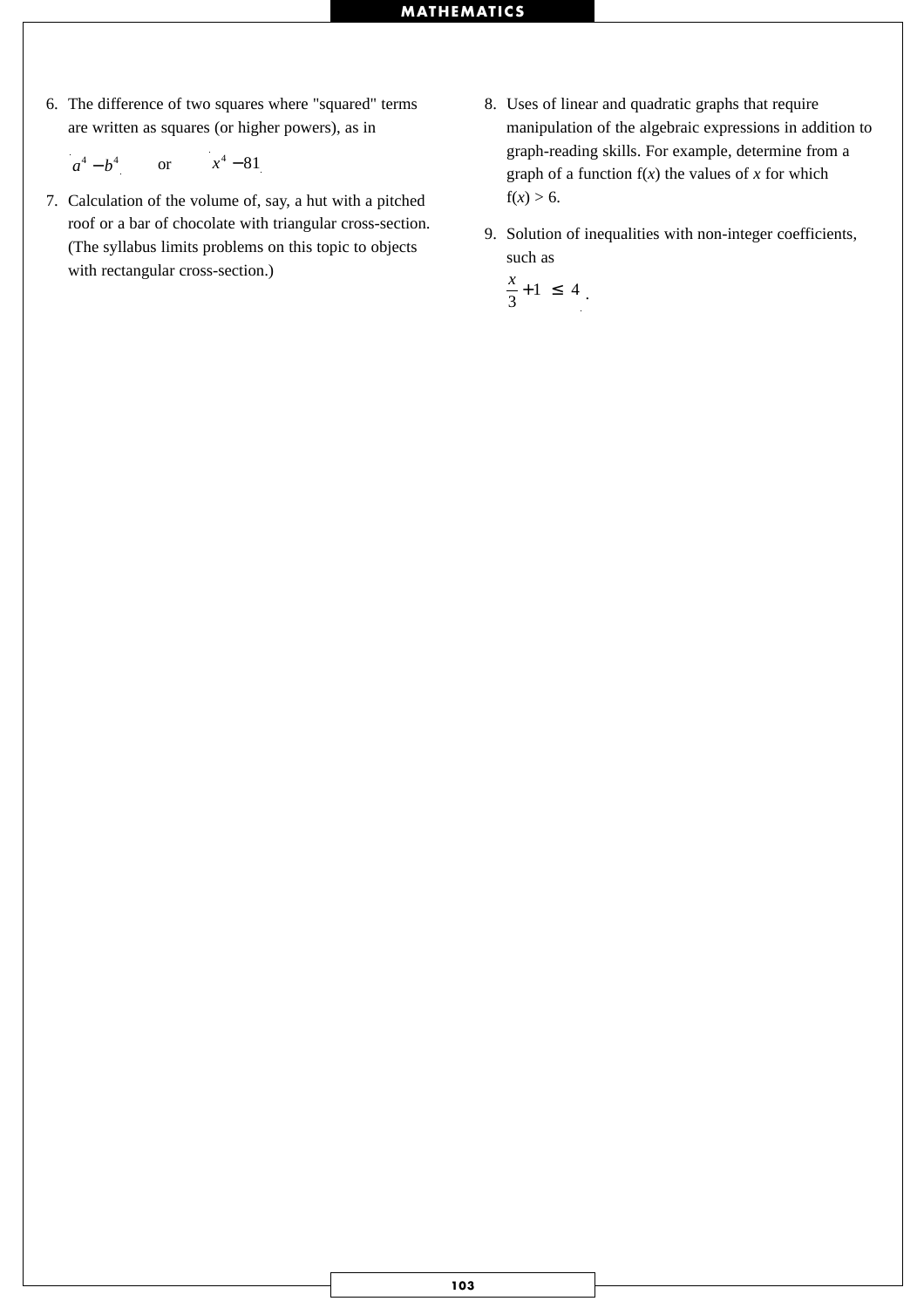6. The difference of two squares where "squared" terms are written as squares (or higher powers), as in

   $a^4 - b^4$ or $x^4 - 81$

7. Calculation of the volume of, say, a hut with a pitched roof or a bar of chocolate with triangular cross-section. (The syllabus limits problems on this topic to objects with rectangular cross-section.)

8. Uses of linear and quadratic graphs that require manipulation of the algebraic expressions in addition to graph-reading skills. For example, determine from a graph of a function f($x$) the values of $x$ for which f($x$) > 6.

9. Solution of inequalities with non-integer coefficients, such as

   $\frac{x}{3} + 1 \leq 4$.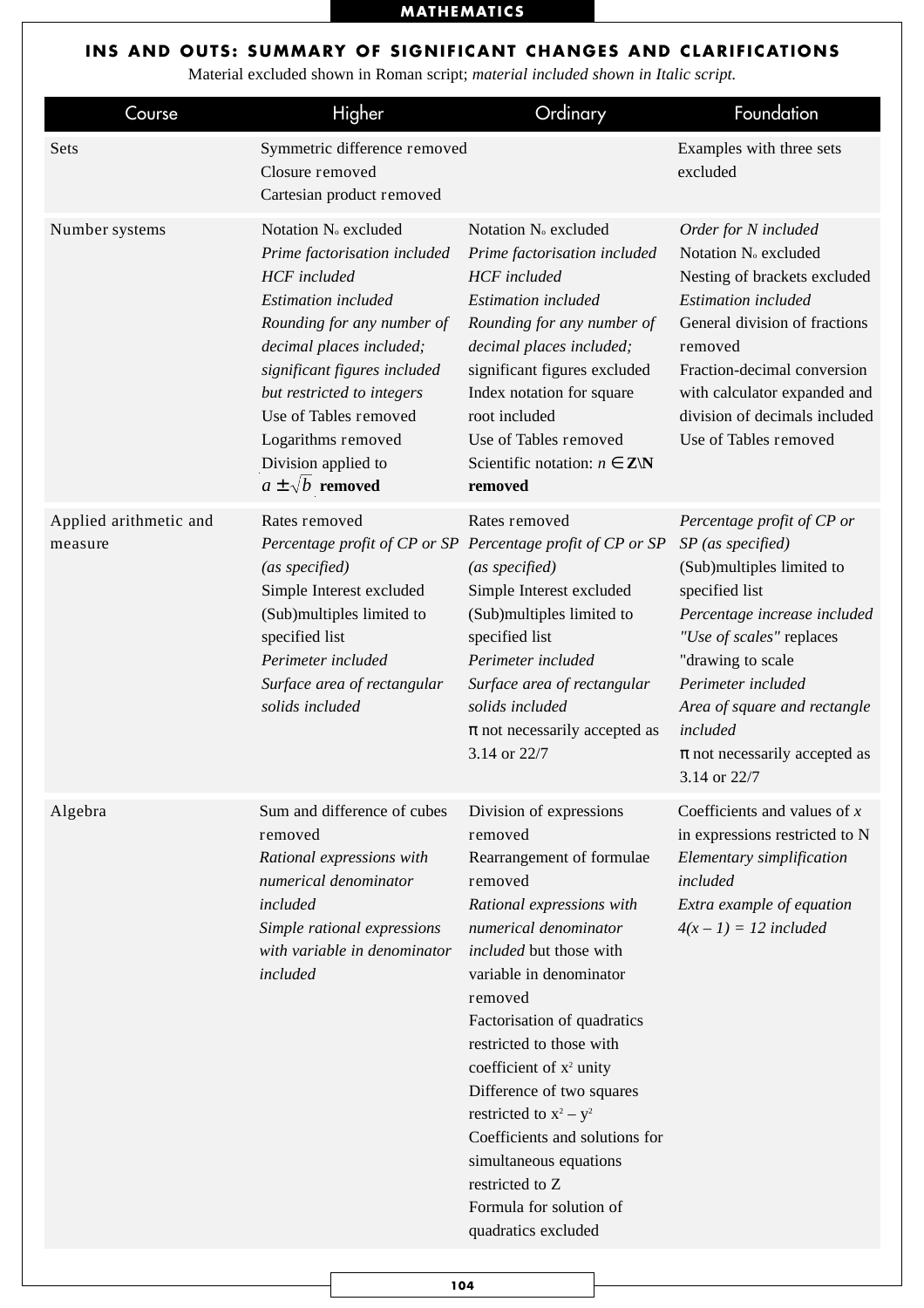## INS AND OUTS: SUMMARY OF SIGNIFICANT CHANGES AND CLARIFICATIONS

Material excluded shown in Roman script; *material included shown in Italic script.*

| Course | Higher | Ordinary | Foundation |
|---|---|---|---|
| Sets | Symmetric difference removed<br>Closure removed<br>Cartesian product removed | | Examples with three sets excluded |
| Number systems | Notation $N_0$ excluded<br>*Prime factorisation included*<br>*HCF included*<br>*Estimation included*<br>*Rounding for any number of decimal places included; significant figures included but restricted to integers*<br>Use of Tables removed<br>Logarithms removed<br>Division applied to $a \pm \sqrt{b}$ **removed** | Notation $N_0$ excluded<br>*Prime factorisation included*<br>*HCF included*<br>*Estimation included*<br>*Rounding for any number of decimal places included;* significant figures excluded<br>Index notation for square root included<br>Use of Tables removed<br>Scientific notation: $n \in \mathbf{Z} \backslash \mathbf{N}$ **removed** | *Order for N included*<br>Notation $N_0$ excluded<br>Nesting of brackets excluded<br>*Estimation included*<br>General division of fractions removed<br>Fraction-decimal conversion with calculator expanded and division of decimals included<br>Use of Tables removed |
| Applied arithmetic and measure | Rates removed<br>*Percentage profit of CP or SP (as specified)*<br>Simple Interest excluded<br>(Sub)multiples limited to specified list<br>*Perimeter included*<br>*Surface area of rectangular solids included* | Rates removed<br>*Percentage profit of CP or SP (as specified)*<br>Simple Interest excluded<br>(Sub)multiples limited to specified list<br>*Perimeter included*<br>*Surface area of rectangular solids included*<br>π not necessarily accepted as 3.14 or 22/7 | *Percentage profit of CP or SP (as specified)*<br>(Sub)multiples limited to specified list<br>*Percentage increase included*<br>*"Use of scales"* replaces "drawing to scale<br>*Perimeter included*<br>*Area of square and rectangle included*<br>π not necessarily accepted as 3.14 or 22/7 |
| Algebra | Sum and difference of cubes removed<br>*Rational expressions with numerical denominator included*<br>*Simple rational expressions with variable in denominator included* | Division of expressions removed<br>Rearrangement of formulae removed<br>*Rational expressions with numerical denominator included* but those with variable in denominator removed<br>Factorisation of quadratics restricted to those with coefficient of $x^2$ unity<br>Difference of two squares restricted to $x^2 - y^2$<br>Coefficients and solutions for simultaneous equations restricted to Z<br>Formula for solution of quadratics excluded | Coefficients and values of $x$ in expressions restricted to N<br>*Elementary simplification included*<br>*Extra example of equation $4(x - 1) = 12$ included* |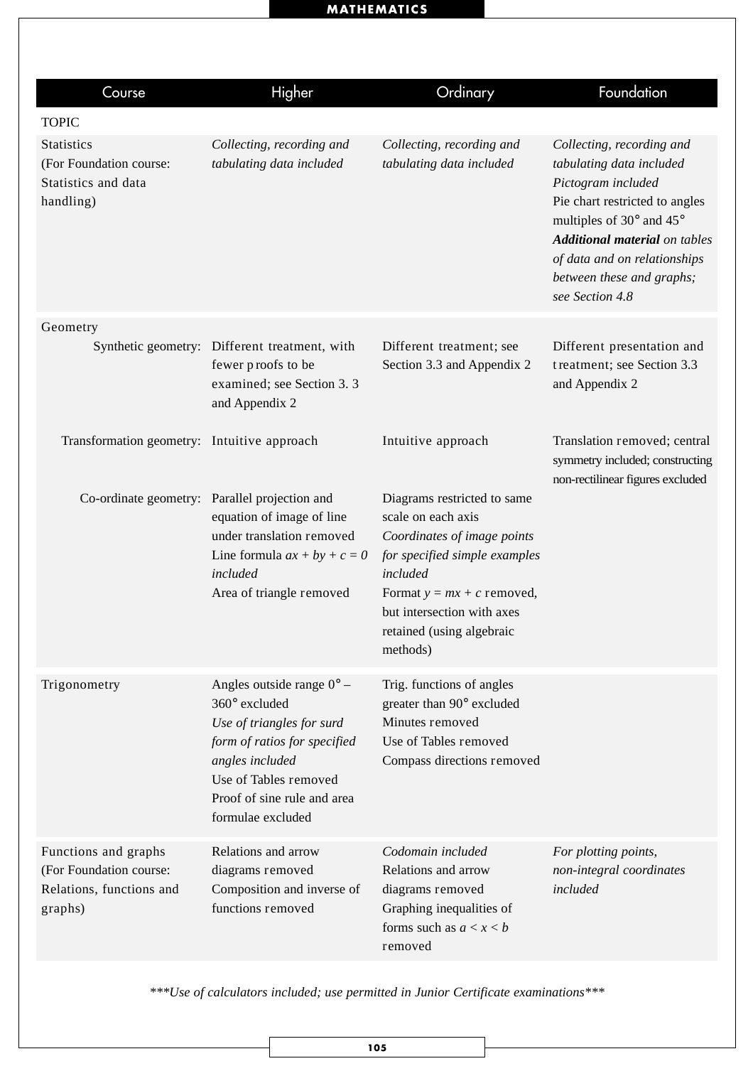| Course | Higher | Ordinary | Foundation |
|---|---|---|---|
| TOPIC | | | |
| Statistics (For Foundation course: Statistics and data handling) | *Collecting, recording and tabulating data included* | *Collecting, recording and tabulating data included* | *Collecting, recording and tabulating data included*<br>*Pictogram included*<br>Pie chart restricted to angles multiples of 30° and 45°<br>***Additional material** on tables of data and on relationships between these and graphs; see Section 4.8* |
| Geometry | | | |
| Synthetic geometry: | Different treatment, with fewer proofs to be examined; see Section 3. 3 and Appendix 2 | Different treatment; see Section 3.3 and Appendix 2 | Different presentation and treatment; see Section 3.3 and Appendix 2 |
| Transformation geometry: | Intuitive approach | Intuitive approach | Translation removed; central symmetry included; constructing non-rectilinear figures excluded |
| Co-ordinate geometry: | Parallel projection and equation of image of line under translation removed<br>Line formula $ax + by + c = 0$ *included*<br>Area of triangle removed | Diagrams restricted to same scale on each axis<br>*Coordinates of image points for specified simple examples included*<br>Format $y = mx + c$ removed, but intersection with axes retained (using algebraic methods) | |
| Trigonometry | Angles outside range 0° – 360° excluded<br>*Use of triangles for surd form of ratios for specified angles included*<br>Use of Tables removed<br>Proof of sine rule and area formulae excluded | Trig. functions of angles greater than 90° excluded<br>Minutes removed<br>Use of Tables removed<br>Compass directions removed | |
| Functions and graphs (For Foundation course: Relations, functions and graphs) | Relations and arrow diagrams removed<br>Composition and inverse of functions removed | *Codomain included*<br>Relations and arrow diagrams removed<br>Graphing inequalities of forms such as $a < x < b$ removed | *For plotting points, non-integral coordinates included* |

****Use of calculators included; use permitted in Junior Certificate examinations****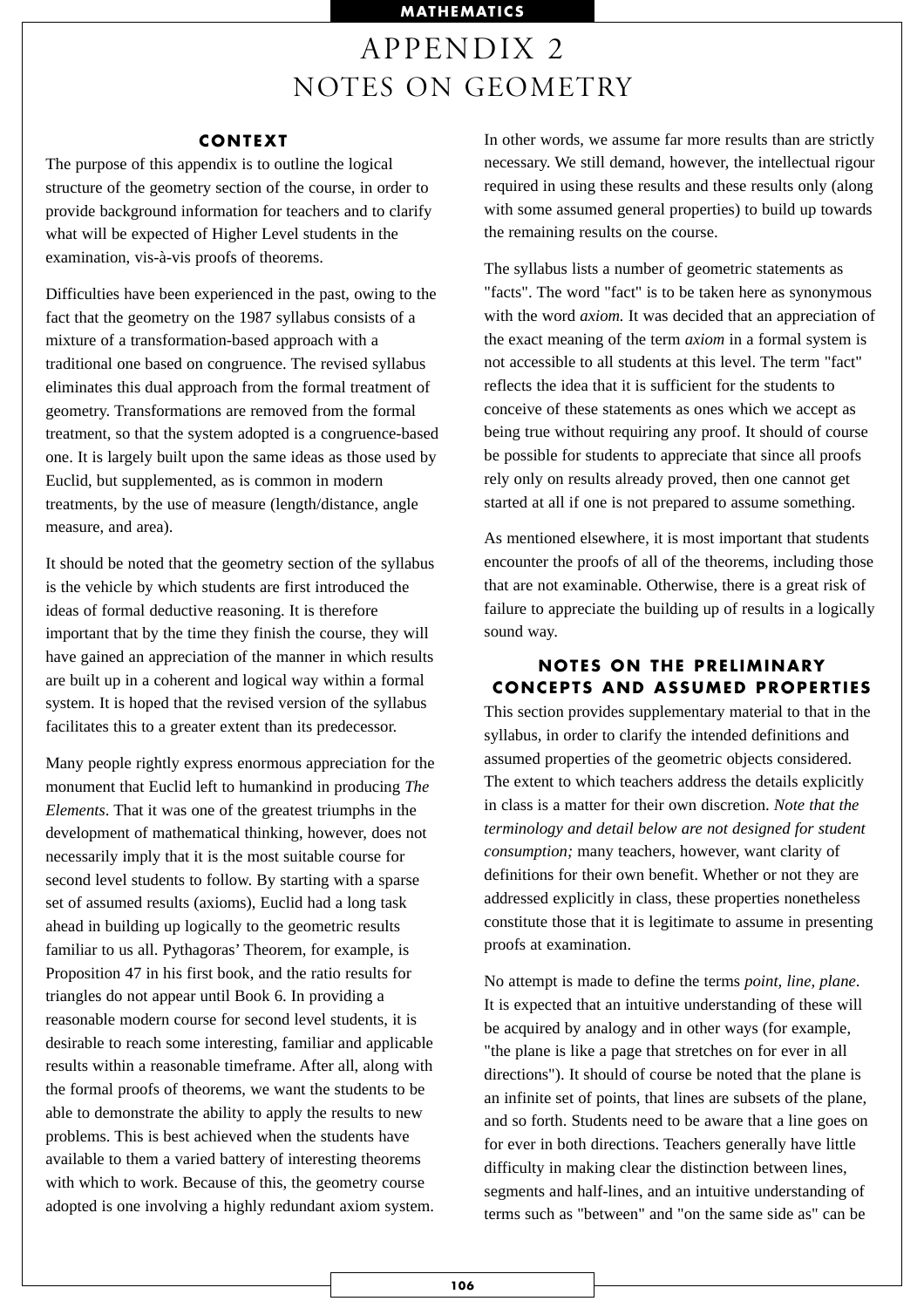# APPENDIX 2
# NOTES ON GEOMETRY

## CONTEXT

The purpose of this appendix is to outline the logical structure of the geometry section of the course, in order to provide background information for teachers and to clarify what will be expected of Higher Level students in the examination, vis-à-vis proofs of theorems.

Difficulties have been experienced in the past, owing to the fact that the geometry on the 1987 syllabus consists of a mixture of a transformation-based approach with a traditional one based on congruence. The revised syllabus eliminates this dual approach from the formal treatment of geometry. Transformations are removed from the formal treatment, so that the system adopted is a congruence-based one. It is largely built upon the same ideas as those used by Euclid, but supplemented, as is common in modern treatments, by the use of measure (length/distance, angle measure, and area).

It should be noted that the geometry section of the syllabus is the vehicle by which students are first introduced the ideas of formal deductive reasoning. It is therefore important that by the time they finish the course, they will have gained an appreciation of the manner in which results are built up in a coherent and logical way within a formal system. It is hoped that the revised version of the syllabus facilitates this to a greater extent than its predecessor.

Many people rightly express enormous appreciation for the monument that Euclid left to humankind in producing *The Elements*. That it was one of the greatest triumphs in the development of mathematical thinking, however, does not necessarily imply that it is the most suitable course for second level students to follow. By starting with a sparse set of assumed results (axioms), Euclid had a long task ahead in building up logically to the geometric results familiar to us all. Pythagoras' Theorem, for example, is Proposition 47 in his first book, and the ratio results for triangles do not appear until Book 6. In providing a reasonable modern course for second level students, it is desirable to reach some interesting, familiar and applicable results within a reasonable timeframe. After all, along with the formal proofs of theorems, we want the students to be able to demonstrate the ability to apply the results to new problems. This is best achieved when the students have available to them a varied battery of interesting theorems with which to work. Because of this, the geometry course adopted is one involving a highly redundant axiom system. In other words, we assume far more results than are strictly necessary. We still demand, however, the intellectual rigour required in using these results and these results only (along with some assumed general properties) to build up towards the remaining results on the course.

The syllabus lists a number of geometric statements as "facts". The word "fact" is to be taken here as synonymous with the word *axiom.* It was decided that an appreciation of the exact meaning of the term *axiom* in a formal system is not accessible to all students at this level. The term "fact" reflects the idea that it is sufficient for the students to conceive of these statements as ones which we accept as being true without requiring any proof. It should of course be possible for students to appreciate that since all proofs rely only on results already proved, then one cannot get started at all if one is not prepared to assume something.

As mentioned elsewhere, it is most important that students encounter the proofs of all of the theorems, including those that are not examinable. Otherwise, there is a great risk of failure to appreciate the building up of results in a logically sound way.

## NOTES ON THE PRELIMINARY CONCEPTS AND ASSUMED PROPERTIES

This section provides supplementary material to that in the syllabus, in order to clarify the intended definitions and assumed properties of the geometric objects considered. The extent to which teachers address the details explicitly in class is a matter for their own discretion. *Note that the terminology and detail below are not designed for student consumption;* many teachers, however, want clarity of definitions for their own benefit. Whether or not they are addressed explicitly in class, these properties nonetheless constitute those that it is legitimate to assume in presenting proofs at examination.

No attempt is made to define the terms *point, line, plane.* It is expected that an intuitive understanding of these will be acquired by analogy and in other ways (for example, "the plane is like a page that stretches on for ever in all directions"). It should of course be noted that the plane is an infinite set of points, that lines are subsets of the plane, and so forth. Students need to be aware that a line goes on for ever in both directions. Teachers generally have little difficulty in making clear the distinction between lines, segments and half-lines, and an intuitive understanding of terms such as "between" and "on the same side as" can be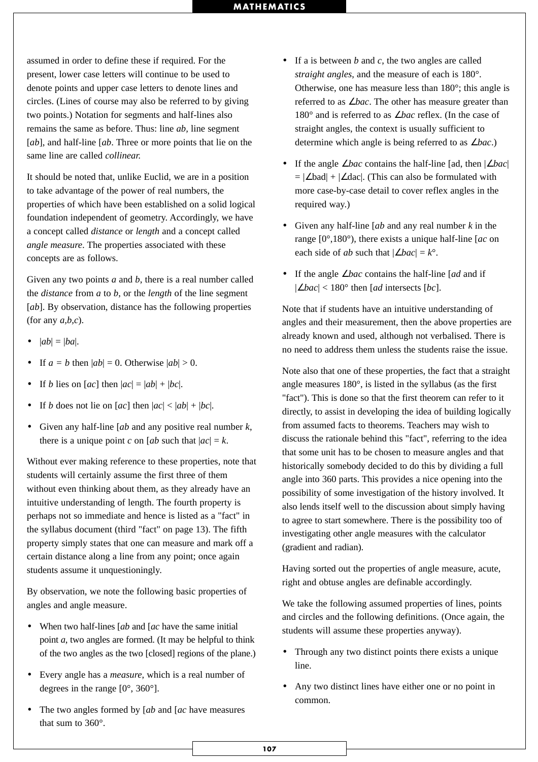assumed in order to define these if required. For the present, lower case letters will continue to be used to denote points and upper case letters to denote lines and circles. (Lines of course may also be referred to by giving two points.) Notation for segments and half-lines also remains the same as before. Thus: line *ab*, line segment [*ab*], and half-line [*ab*. Three or more points that lie on the same line are called *collinear.*

It should be noted that, unlike Euclid, we are in a position to take advantage of the power of real numbers, the properties of which have been established on a solid logical foundation independent of geometry. Accordingly, we have a concept called *distance* or *length* and a concept called *angle measure*. The properties associated with these concepts are as follows.

Given any two points *a* and *b*, there is a real number called the *distance* from *a* to *b*, or the *length* of the line segment [*ab*]. By observation, distance has the following properties (for any *a*,*b*,*c*).

- $|ab| = |ba|$.
- If $a = b$ then $|ab| = 0$. Otherwise $|ab| > 0$.
- If *b* lies on [*ac*] then $|ac| = |ab| + |bc|$.
- If *b* does not lie on [*ac*] then $|ac| < |ab| + |bc|$.
- Given any half-line [*ab* and any positive real number *k*, there is a unique point *c* on [*ab* such that $|ac| = k$.

Without ever making reference to these properties, note that students will certainly assume the first three of them without even thinking about them, as they already have an intuitive understanding of length. The fourth property is perhaps not so immediate and hence is listed as a "fact" in the syllabus document (third "fact" on page 13). The fifth property simply states that one can measure and mark off a certain distance along a line from any point; once again students assume it unquestioningly.

By observation, we note the following basic properties of angles and angle measure.

- When two half-lines [*ab* and [*ac* have the same initial point *a*, two angles are formed. (It may be helpful to think of the two angles as the two [closed] regions of the plane.)
- Every angle has a *measure*, which is a real number of degrees in the range [0°, 360°].
- The two angles formed by [*ab* and [*ac* have measures that sum to 360°.
- If a is between *b* and *c*, the two angles are called *straight angles*, and the measure of each is 180°. Otherwise, one has measure less than 180°; this angle is referred to as ∠*bac*. The other has measure greater than 180° and is referred to as ∠*bac* reflex. (In the case of straight angles, the context is usually sufficient to determine which angle is being referred to as ∠*bac*.)
- If the angle ∠*bac* contains the half-line [ad, then |∠*bac*| = |∠bad| + |∠dac|. (This can also be formulated with more case-by-case detail to cover reflex angles in the required way.)
- Given any half-line [*ab* and any real number *k* in the range [0°,180°), there exists a unique half-line [*ac* on each side of *ab* such that |∠*bac*| = *k*°.
- If the angle ∠*bac* contains the half-line [*ad* and if |∠*bac*| < 180° then [*ad* intersects [*bc*].

Note that if students have an intuitive understanding of angles and their measurement, then the above properties are already known and used, although not verbalised. There is no need to address them unless the students raise the issue.

Note also that one of these properties, the fact that a straight angle measures 180°, is listed in the syllabus (as the first "fact"). This is done so that the first theorem can refer to it directly, to assist in developing the idea of building logically from assumed facts to theorems. Teachers may wish to discuss the rationale behind this "fact", referring to the idea that some unit has to be chosen to measure angles and that historically somebody decided to do this by dividing a full angle into 360 parts. This provides a nice opening into the possibility of some investigation of the history involved. It also lends itself well to the discussion about simply having to agree to start somewhere. There is the possibility too of investigating other angle measures with the calculator (gradient and radian).

Having sorted out the properties of angle measure, acute, right and obtuse angles are definable accordingly.

We take the following assumed properties of lines, points and circles and the following definitions. (Once again, the students will assume these properties anyway).

- Through any two distinct points there exists a unique line.
- Any two distinct lines have either one or no point in common.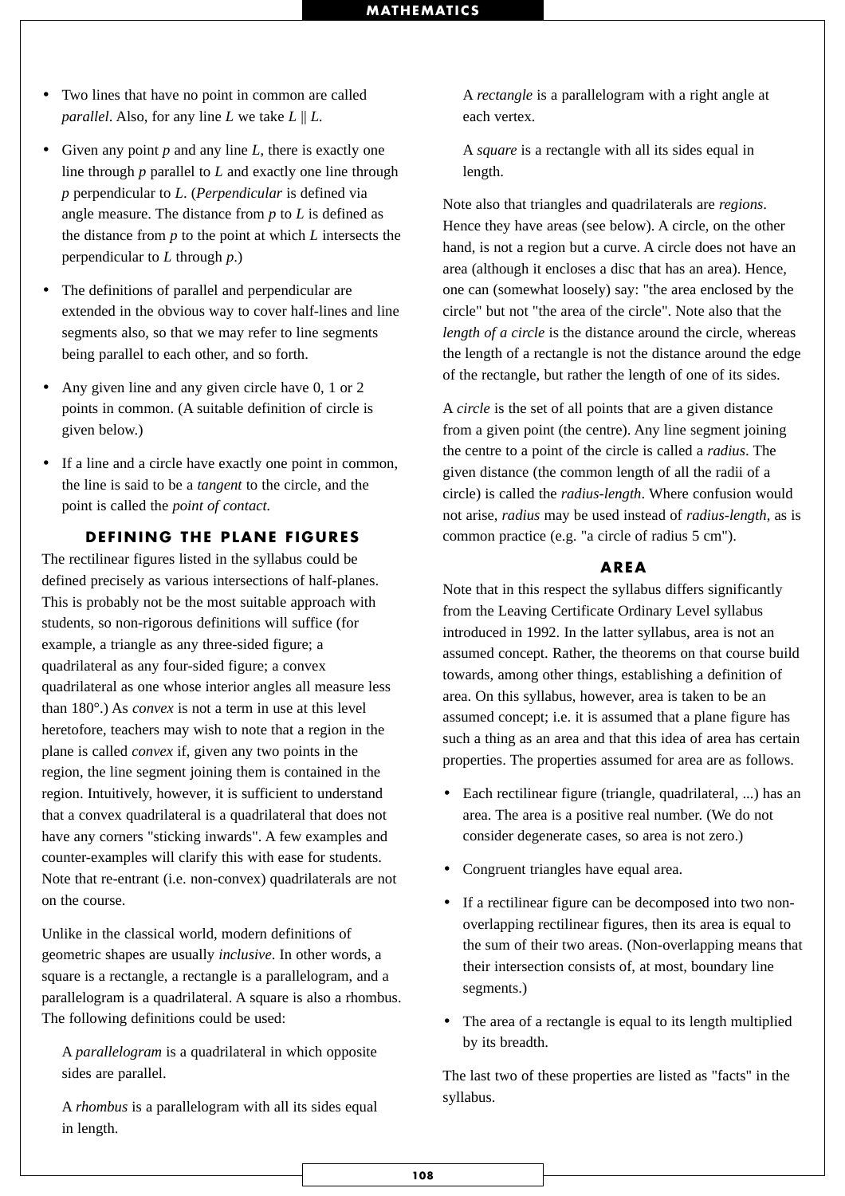- Two lines that have no point in common are called *parallel*. Also, for any line $L$ we take $L \parallel L$.
- Given any point $p$ and any line $L$, there is exactly one line through $p$ parallel to $L$ and exactly one line through $p$ perpendicular to $L$. (*Perpendicular* is defined via angle measure. The distance from $p$ to $L$ is defined as the distance from $p$ to the point at which $L$ intersects the perpendicular to $L$ through $p$.)
- The definitions of parallel and perpendicular are extended in the obvious way to cover half-lines and line segments also, so that we may refer to line segments being parallel to each other, and so forth.
- Any given line and any given circle have 0, 1 or 2 points in common. (A suitable definition of circle is given below.)
- If a line and a circle have exactly one point in common, the line is said to be a *tangent* to the circle, and the point is called the *point of contact.*

## DEFINING THE PLANE FIGURES

The rectilinear figures listed in the syllabus could be defined precisely as various intersections of half-planes. This is probably not be the most suitable approach with students, so non-rigorous definitions will suffice (for example, a triangle as any three-sided figure; a quadrilateral as any four-sided figure; a convex quadrilateral as one whose interior angles all measure less than 180°.) As *convex* is not a term in use at this level heretofore, teachers may wish to note that a region in the plane is called *convex* if, given any two points in the region, the line segment joining them is contained in the region. Intuitively, however, it is sufficient to understand that a convex quadrilateral is a quadrilateral that does not have any corners "sticking inwards". A few examples and counter-examples will clarify this with ease for students. Note that re-entrant (i.e. non-convex) quadrilaterals are not on the course.

Unlike in the classical world, modern definitions of geometric shapes are usually *inclusive*. In other words, a square is a rectangle, a rectangle is a parallelogram, and a parallelogram is a quadrilateral. A square is also a rhombus. The following definitions could be used:

A *parallelogram* is a quadrilateral in which opposite sides are parallel.

A *rhombus* is a parallelogram with all its sides equal in length.

A *rectangle* is a parallelogram with a right angle at each vertex.

A *square* is a rectangle with all its sides equal in length.

Note also that triangles and quadrilaterals are *regions*. Hence they have areas (see below). A circle, on the other hand, is not a region but a curve. A circle does not have an area (although it encloses a disc that has an area). Hence, one can (somewhat loosely) say: "the area enclosed by the circle" but not "the area of the circle". Note also that the *length of a circle* is the distance around the circle, whereas the length of a rectangle is not the distance around the edge of the rectangle, but rather the length of one of its sides.

A *circle* is the set of all points that are a given distance from a given point (the centre). Any line segment joining the centre to a point of the circle is called a *radius*. The given distance (the common length of all the radii of a circle) is called the *radius-length*. Where confusion would not arise, *radius* may be used instead of *radius-length*, as is common practice (e.g. "a circle of radius 5 cm").

## AREA

Note that in this respect the syllabus differs significantly from the Leaving Certificate Ordinary Level syllabus introduced in 1992. In the latter syllabus, area is not an assumed concept. Rather, the theorems on that course build towards, among other things, establishing a definition of area. On this syllabus, however, area is taken to be an assumed concept; i.e. it is assumed that a plane figure has such a thing as an area and that this idea of area has certain properties. The properties assumed for area are as follows.

- Each rectilinear figure (triangle, quadrilateral, ...) has an area. The area is a positive real number. (We do not consider degenerate cases, so area is not zero.)
- Congruent triangles have equal area.
- If a rectilinear figure can be decomposed into two non-overlapping rectilinear figures, then its area is equal to the sum of their two areas. (Non-overlapping means that their intersection consists of, at most, boundary line segments.)
- The area of a rectangle is equal to its length multiplied by its breadth.

The last two of these properties are listed as "facts" in the syllabus.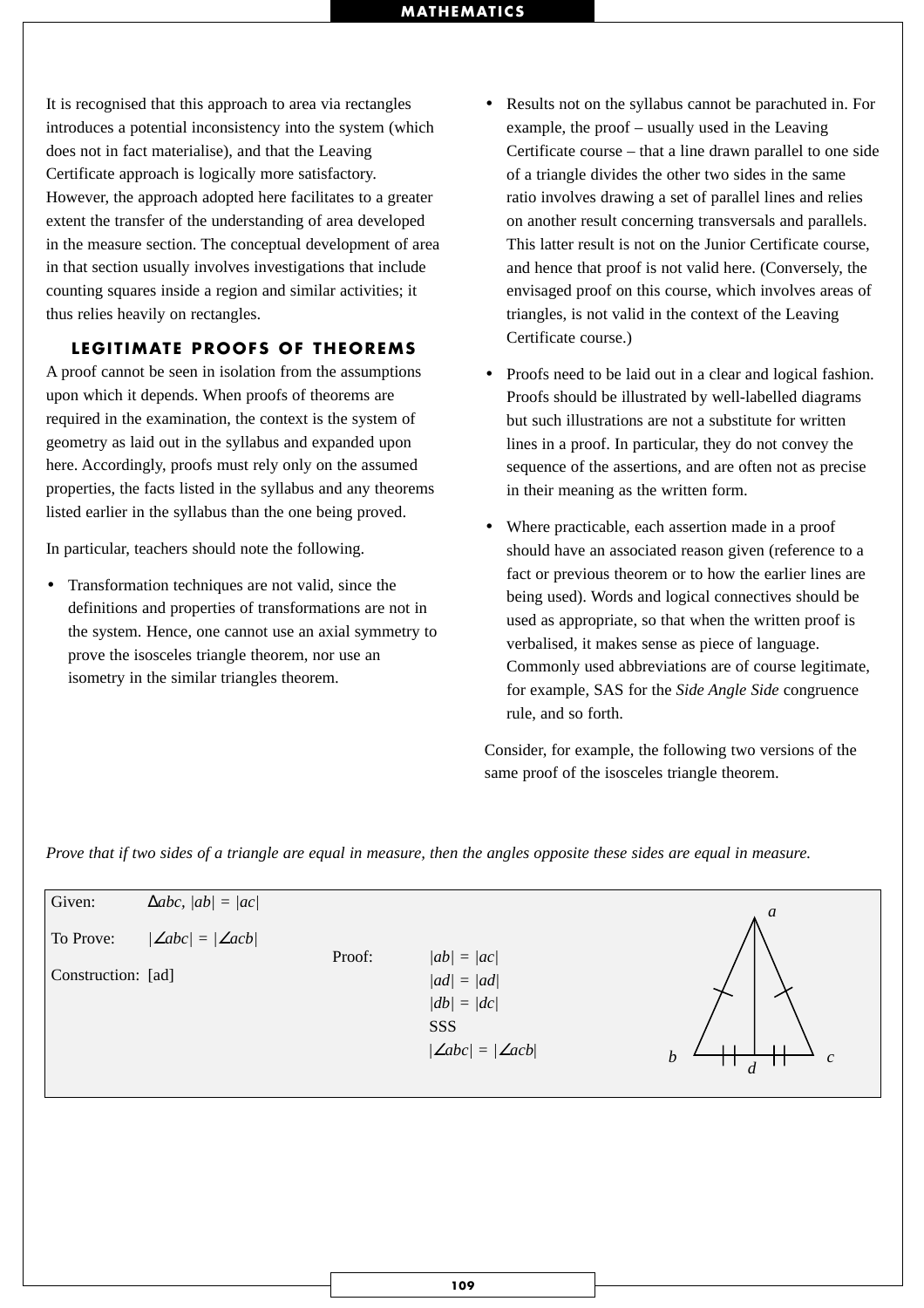It is recognised that this approach to area via rectangles introduces a potential inconsistency into the system (which does not in fact materialise), and that the Leaving Certificate approach is logically more satisfactory. However, the approach adopted here facilitates to a greater extent the transfer of the understanding of area developed in the measure section. The conceptual development of area in that section usually involves investigations that include counting squares inside a region and similar activities; it thus relies heavily on rectangles.

### LEGITIMATE PROOFS OF THEOREMS

A proof cannot be seen in isolation from the assumptions upon which it depends. When proofs of theorems are required in the examination, the context is the system of geometry as laid out in the syllabus and expanded upon here. Accordingly, proofs must rely only on the assumed properties, the facts listed in the syllabus and any theorems listed earlier in the syllabus than the one being proved.

In particular, teachers should note the following.

- Transformation techniques are not valid, since the definitions and properties of transformations are not in the system. Hence, one cannot use an axial symmetry to prove the isosceles triangle theorem, nor use an isometry in the similar triangles theorem.
- Results not on the syllabus cannot be parachuted in. For example, the proof – usually used in the Leaving Certificate course – that a line drawn parallel to one side of a triangle divides the other two sides in the same ratio involves drawing a set of parallel lines and relies on another result concerning transversals and parallels. This latter result is not on the Junior Certificate course, and hence that proof is not valid here. (Conversely, the envisaged proof on this course, which involves areas of triangles, is not valid in the context of the Leaving Certificate course.)
- Proofs need to be laid out in a clear and logical fashion. Proofs should be illustrated by well-labelled diagrams but such illustrations are not a substitute for written lines in a proof. In particular, they do not convey the sequence of the assertions, and are often not as precise in their meaning as the written form.
- Where practicable, each assertion made in a proof should have an associated reason given (reference to a fact or previous theorem or to how the earlier lines are being used). Words and logical connectives should be used as appropriate, so that when the written proof is verbalised, it makes sense as piece of language. Commonly used abbreviations are of course legitimate, for example, SAS for the *Side Angle Side* congruence rule, and so forth.

Consider, for example, the following two versions of the same proof of the isosceles triangle theorem.

*Prove that if two sides of a triangle are equal in measure, then the angles opposite these sides are equal in measure.*

Given: $\Delta abc$, $|ab| = |ac|$

To Prove: $|\angle abc| = |\angle acb|$

Construction: [ad]

Proof:
$|ab| = |ac|$
$|ad| = |ad|$
$|db| = |dc|$
SSS
$|\angle abc| = |\angle acb|$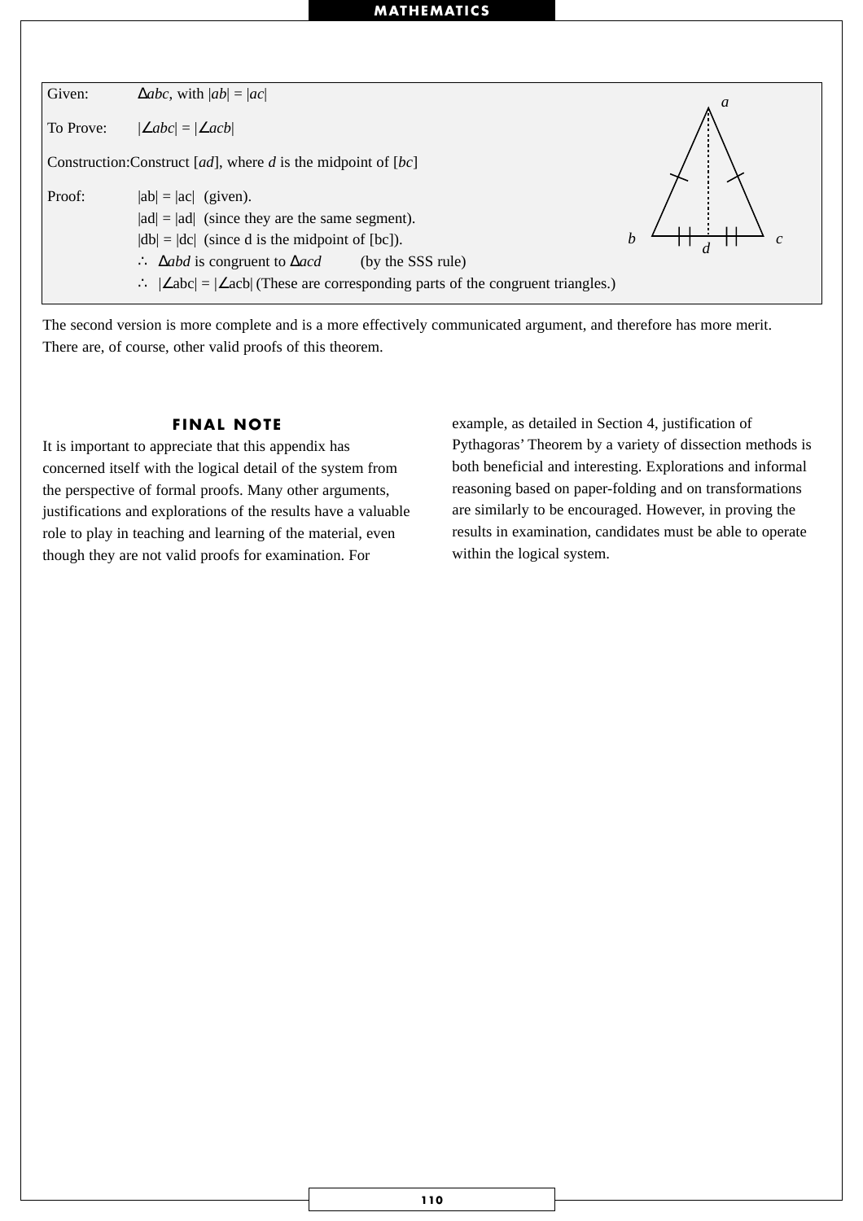Given: $\Delta abc$, with $|ab| = |ac|$

To Prove: $|\angle abc| = |\angle acb|$

Construction: Construct $[ad]$, where $d$ is the midpoint of $[bc]$

Proof: $|ab| = |ac|$ (given).

$|ad| = |ad|$ (since they are the same segment).

$|db| = |dc|$ (since d is the midpoint of [bc]).

$\therefore$ $\Delta abd$ is congruent to $\Delta acd$ (by the SSS rule)

$\therefore$ $|\angle abc| = |\angle acb|$ (These are corresponding parts of the congruent triangles.)

The second version is more complete and is a more effectively communicated argument, and therefore has more merit. There are, of course, other valid proofs of this theorem.

## FINAL NOTE

It is important to appreciate that this appendix has concerned itself with the logical detail of the system from the perspective of formal proofs. Many other arguments, justifications and explorations of the results have a valuable role to play in teaching and learning of the material, even though they are not valid proofs for examination. For example, as detailed in Section 4, justification of Pythagoras' Theorem by a variety of dissection methods is both beneficial and interesting. Explorations and informal reasoning based on paper-folding and on transformations are similarly to be encouraged. However, in proving the results in examination, candidates must be able to operate within the logical system.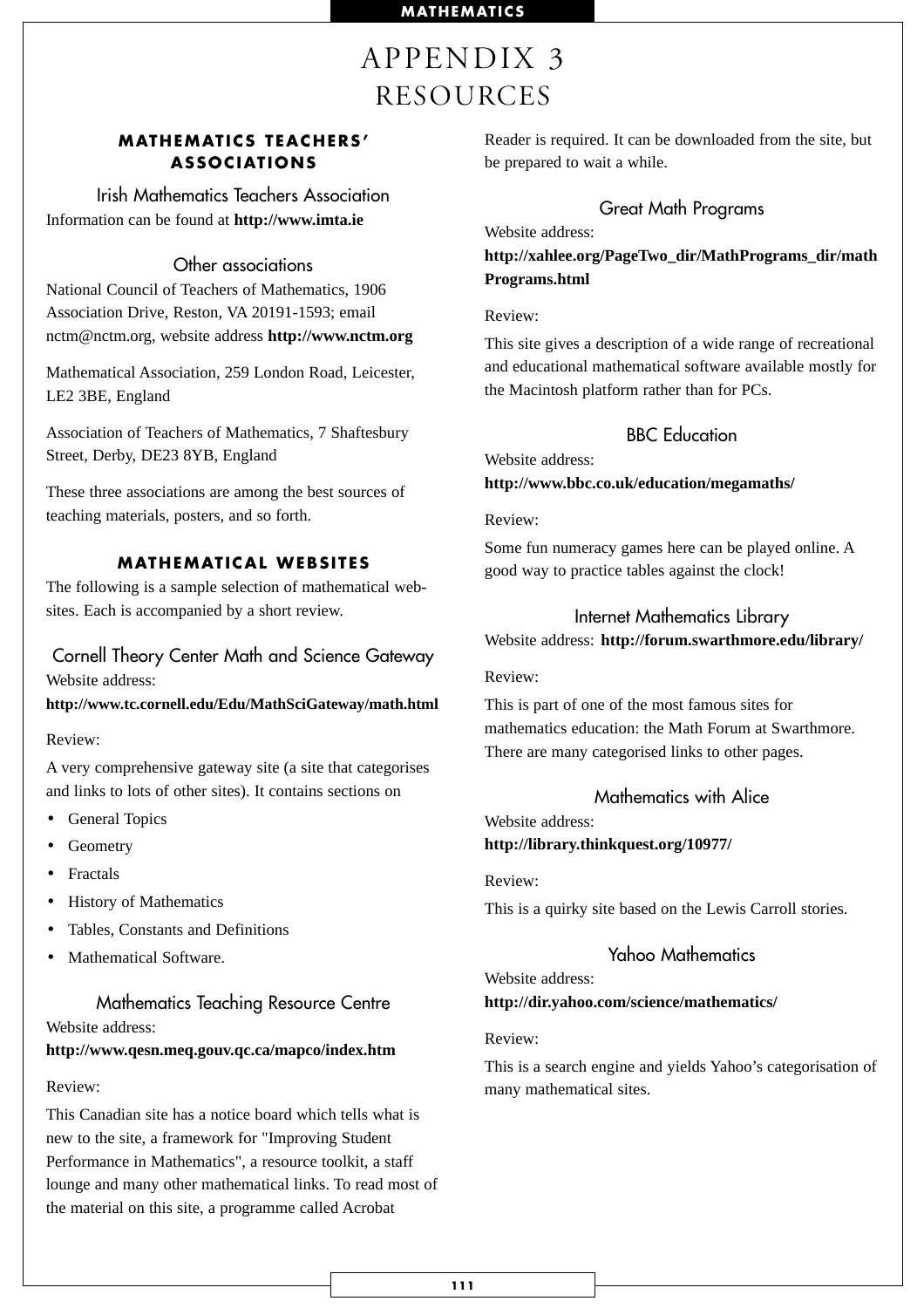# APPENDIX 3
# RESOURCES

## MATHEMATICS TEACHERS' ASSOCIATIONS

### Irish Mathematics Teachers Association

Information can be found at **http://www.imta.ie**

### Other associations

National Council of Teachers of Mathematics, 1906 Association Drive, Reston, VA 20191-1593; email nctm@nctm.org, website address **http://www.nctm.org**

Mathematical Association, 259 London Road, Leicester, LE2 3BE, England

Association of Teachers of Mathematics, 7 Shaftesbury Street, Derby, DE23 8YB, England

These three associations are among the best sources of teaching materials, posters, and so forth.

## MATHEMATICAL WEBSITES

The following is a sample selection of mathematical websites. Each is accompanied by a short review.

### Cornell Theory Center Math and Science Gateway

Website address:
**http://www.tc.cornell.edu/Edu/MathSciGateway/math.html**

Review:

A very comprehensive gateway site (a site that categorises and links to lots of other sites). It contains sections on

- General Topics
- Geometry
- Fractals
- History of Mathematics
- Tables, Constants and Definitions
- Mathematical Software.

### Mathematics Teaching Resource Centre

Website address:
**http://www.qesn.meq.gouv.qc.ca/mapco/index.htm**

Review:

This Canadian site has a notice board which tells what is new to the site, a framework for "Improving Student Performance in Mathematics", a resource toolkit, a staff lounge and many other mathematical links. To read most of the material on this site, a programme called Acrobat Reader is required. It can be downloaded from the site, but be prepared to wait a while.

### Great Math Programs

Website address:
**http://xahlee.org/PageTwo_dir/MathPrograms_dir/mathPrograms.html**

Review:

This site gives a description of a wide range of recreational and educational mathematical software available mostly for the Macintosh platform rather than for PCs.

### BBC Education

Website address:
**http://www.bbc.co.uk/education/megamaths/**

Review:

Some fun numeracy games here can be played online. A good way to practice tables against the clock!

### Internet Mathematics Library

Website address: **http://forum.swarthmore.edu/library/**

Review:

This is part of one of the most famous sites for mathematics education: the Math Forum at Swarthmore. There are many categorised links to other pages.

### Mathematics with Alice

Website address:
**http://library.thinkquest.org/10977/**

Review:

This is a quirky site based on the Lewis Carroll stories.

### Yahoo Mathematics

Website address:
**http://dir.yahoo.com/science/mathematics/**

Review:

This is a search engine and yields Yahoo's categorisation of many mathematical sites.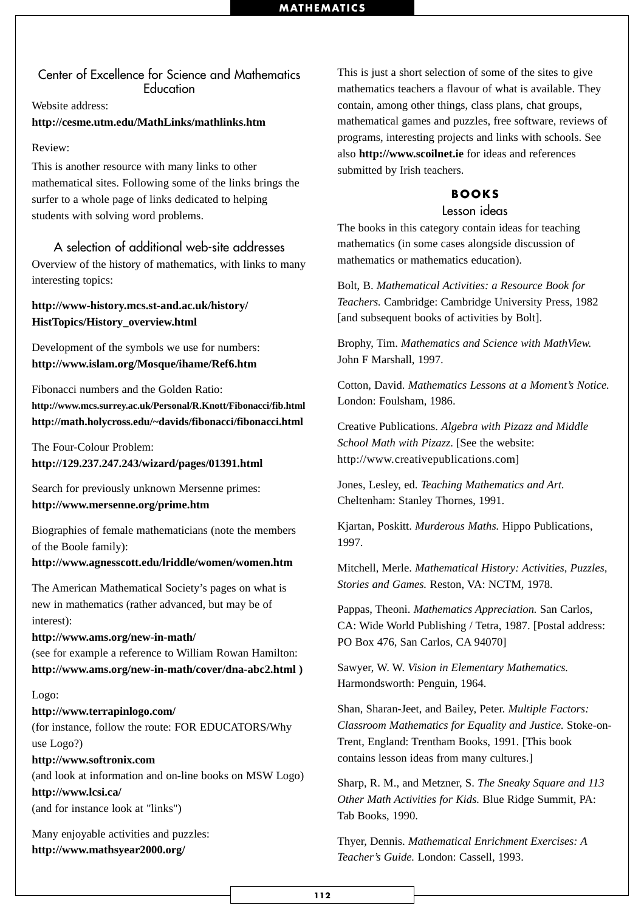### Center of Excellence for Science and Mathematics Education

Website address:
**http://cesme.utm.edu/MathLinks/mathlinks.htm**

Review:

This is another resource with many links to other mathematical sites. Following some of the links brings the surfer to a whole page of links dedicated to helping students with solving word problems.

### A selection of additional web-site addresses

Overview of the history of mathematics, with links to many interesting topics:

**http://www-history.mcs.st-and.ac.uk/history/HistTopics/History_overview.html**

Development of the symbols we use for numbers:
**http://www.islam.org/Mosque/ihame/Ref6.htm**

Fibonacci numbers and the Golden Ratio:
**http://www.mcs.surrey.ac.uk/Personal/R.Knott/Fibonacci/fib.html**
**http://math.holycross.edu/~davids/fibonacci/fibonacci.html**

The Four-Colour Problem:
**http://129.237.247.243/wizard/pages/01391.html**

Search for previously unknown Mersenne primes:
**http://www.mersenne.org/prime.htm**

Biographies of female mathematicians (note the members of the Boole family):
**http://www.agnesscott.edu/lriddle/women/women.htm**

The American Mathematical Society's pages on what is new in mathematics (rather advanced, but may be of interest):
**http://www.ams.org/new-in-math/**
(see for example a reference to William Rowan Hamilton:
**http://www.ams.org/new-in-math/cover/dna-abc2.html )**

Logo:
**http://www.terrapinlogo.com/**
(for instance, follow the route: FOR EDUCATORS/Why use Logo?)
**http://www.softronix.com**
(and look at information and on-line books on MSW Logo)
**http://www.lcsi.ca/**
(and for instance look at "links")

Many enjoyable activities and puzzles:
**http://www.mathsyear2000.org/**

This is just a short selection of some of the sites to give mathematics teachers a flavour of what is available. They contain, among other things, class plans, chat groups, mathematical games and puzzles, free software, reviews of programs, interesting projects and links with schools. See also **http://www.scoilnet.ie** for ideas and references submitted by Irish teachers.

## BOOKS

### Lesson ideas

The books in this category contain ideas for teaching mathematics (in some cases alongside discussion of mathematics or mathematics education).

Bolt, B. *Mathematical Activities: a Resource Book for Teachers.* Cambridge: Cambridge University Press, 1982 [and subsequent books of activities by Bolt].

Brophy, Tim. *Mathematics and Science with MathView.* John F Marshall, 1997.

Cotton, David. *Mathematics Lessons at a Moment's Notice.* London: Foulsham, 1986.

Creative Publications. *Algebra with Pizazz and Middle School Math with Pizazz*. [See the website: http://www.creativepublications.com]

Jones, Lesley, ed. *Teaching Mathematics and Art.* Cheltenham: Stanley Thornes, 1991.

Kjartan, Poskitt. *Murderous Maths.* Hippo Publications, 1997.

Mitchell, Merle. *Mathematical History: Activities, Puzzles, Stories and Games.* Reston, VA: NCTM, 1978.

Pappas, Theoni. *Mathematics Appreciation.* San Carlos, CA: Wide World Publishing / Tetra, 1987. [Postal address: PO Box 476, San Carlos, CA 94070]

Sawyer, W. W. *Vision in Elementary Mathematics.* Harmondsworth: Penguin, 1964.

Shan, Sharan-Jeet, and Bailey, Peter. *Multiple Factors: Classroom Mathematics for Equality and Justice.* Stoke-on-Trent, England: Trentham Books, 1991. [This book contains lesson ideas from many cultures.]

Sharp, R. M., and Metzner, S. *The Sneaky Square and 113 Other Math Activities for Kids.* Blue Ridge Summit, PA: Tab Books, 1990.

Thyer, Dennis. *Mathematical Enrichment Exercises: A Teacher's Guide.* London: Cassell, 1993.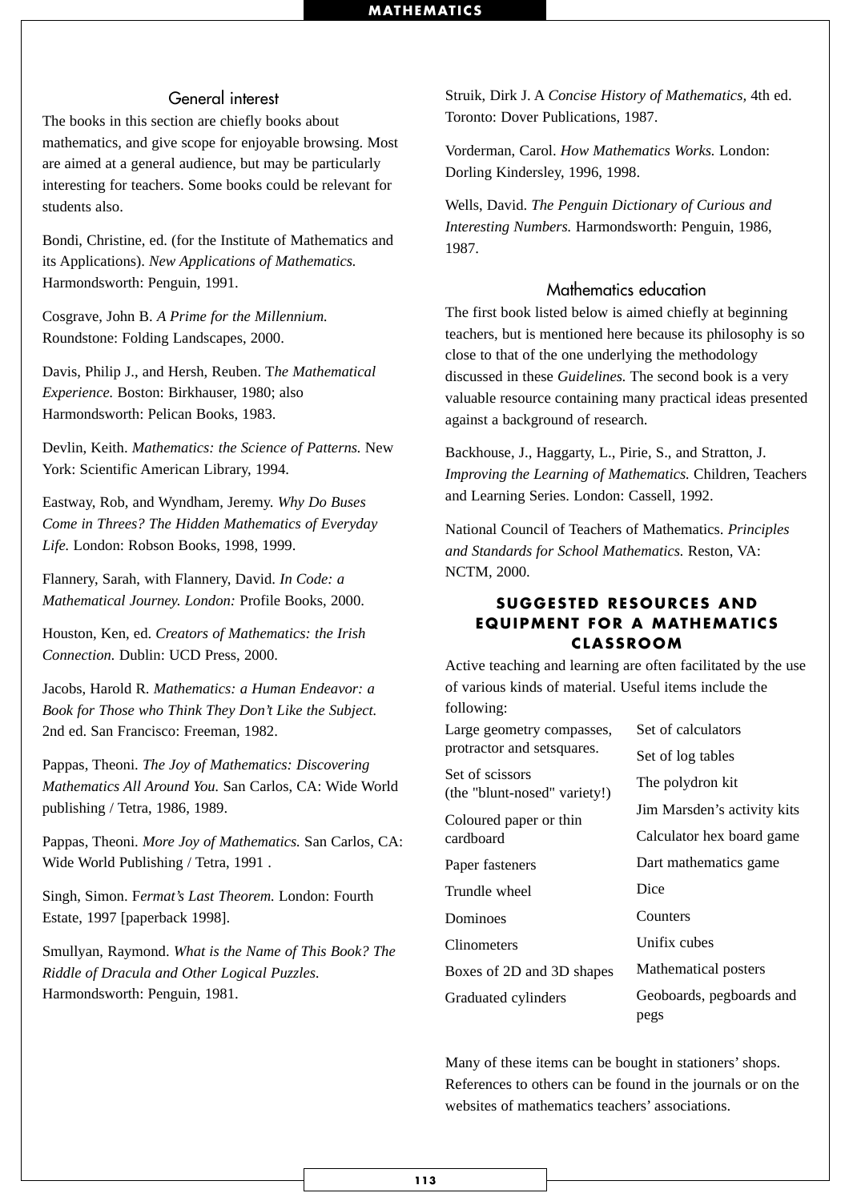### General interest

The books in this section are chiefly books about mathematics, and give scope for enjoyable browsing. Most are aimed at a general audience, but may be particularly interesting for teachers. Some books could be relevant for students also.

Bondi, Christine, ed. (for the Institute of Mathematics and its Applications). *New Applications of Mathematics.* Harmondsworth: Penguin, 1991.

Cosgrave, John B. *A Prime for the Millennium.* Roundstone: Folding Landscapes, 2000.

Davis, Philip J., and Hersh, Reuben. T*he Mathematical Experience.* Boston: Birkhauser, 1980; also Harmondsworth: Pelican Books, 1983.

Devlin, Keith. *Mathematics: the Science of Patterns.* New York: Scientific American Library, 1994.

Eastway, Rob, and Wyndham, Jeremy. *Why Do Buses Come in Threes? The Hidden Mathematics of Everyday Life.* London: Robson Books, 1998, 1999.

Flannery, Sarah, with Flannery, David. *In Code: a Mathematical Journey. London:* Profile Books, 2000.

Houston, Ken, ed. *Creators of Mathematics: the Irish Connection.* Dublin: UCD Press, 2000.

Jacobs, Harold R. *Mathematics: a Human Endeavor: a Book for Those who Think They Don't Like the Subject.* 2nd ed. San Francisco: Freeman, 1982.

Pappas, Theoni. *The Joy of Mathematics: Discovering Mathematics All Around You.* San Carlos, CA: Wide World publishing / Tetra, 1986, 1989.

Pappas, Theoni. *More Joy of Mathematics.* San Carlos, CA: Wide World Publishing / Tetra, 1991 .

Singh, Simon. F*ermat's Last Theorem.* London: Fourth Estate, 1997 [paperback 1998].

Smullyan, Raymond. *What is the Name of This Book? The Riddle of Dracula and Other Logical Puzzles.* Harmondsworth: Penguin, 1981.

Struik, Dirk J. A *Concise History of Mathematics,* 4th ed. Toronto: Dover Publications, 1987.

Vorderman, Carol. *How Mathematics Works.* London: Dorling Kindersley, 1996, 1998.

Wells, David. *The Penguin Dictionary of Curious and Interesting Numbers.* Harmondsworth: Penguin, 1986, 1987.

### Mathematics education

The first book listed below is aimed chiefly at beginning teachers, but is mentioned here because its philosophy is so close to that of the one underlying the methodology discussed in these *Guidelines.* The second book is a very valuable resource containing many practical ideas presented against a background of research.

Backhouse, J., Haggarty, L., Pirie, S., and Stratton, J. *Improving the Learning of Mathematics.* Children, Teachers and Learning Series. London: Cassell, 1992.

National Council of Teachers of Mathematics. *Principles and Standards for School Mathematics.* Reston, VA: NCTM, 2000.

## SUGGESTED RESOURCES AND EQUIPMENT FOR A MATHEMATICS CLASSROOM

Active teaching and learning are often facilitated by the use of various kinds of material. Useful items include the following:

- Large geometry compasses, protractor and setsquares.
- Set of scissors (the "blunt-nosed" variety!)
- Coloured paper or thin cardboard
- Paper fasteners
- Trundle wheel
- Dominoes
- Clinometers
- Boxes of 2D and 3D shapes
- Graduated cylinders
- Set of calculators
- Set of log tables
- The polydron kit
- Jim Marsden's activity kits
- Calculator hex board game
- Dart mathematics game
- Dice
- Counters
- Unifix cubes
- Mathematical posters
- Geoboards, pegboards and pegs

Many of these items can be bought in stationers' shops. References to others can be found in the journals or on the websites of mathematics teachers' associations.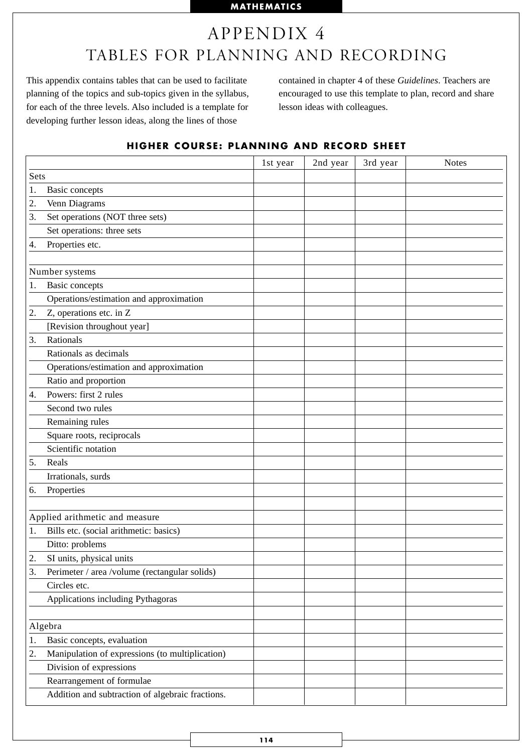# APPENDIX 4
## TABLES FOR PLANNING AND RECORDING

This appendix contains tables that can be used to facilitate planning of the topics and sub-topics given in the syllabus, for each of the three levels. Also included is a template for developing further lesson ideas, along the lines of those contained in chapter 4 of these *Guidelines*. Teachers are encouraged to use this template to plan, record and share lesson ideas with colleagues.

### HIGHER COURSE: PLANNING AND RECORD SHEET

| | 1st year | 2nd year | 3rd year | Notes |
|---|---|---|---|---|
| Sets | | | | |
| 1. Basic concepts | | | | |
| 2. Venn Diagrams | | | | |
| 3. Set operations (NOT three sets) | | | | |
| Set operations: three sets | | | | |
| 4. Properties etc. | | | | |
| | | | | |
| Number systems | | | | |
| 1. Basic concepts | | | | |
| Operations/estimation and approximation | | | | |
| 2. Z, operations etc. in Z | | | | |
| [Revision throughout year] | | | | |
| 3. Rationals | | | | |
| Rationals as decimals | | | | |
| Operations/estimation and approximation | | | | |
| Ratio and proportion | | | | |
| 4. Powers: first 2 rules | | | | |
| Second two rules | | | | |
| Remaining rules | | | | |
| Square roots, reciprocals | | | | |
| Scientific notation | | | | |
| 5. Reals | | | | |
| Irrationals, surds | | | | |
| 6. Properties | | | | |
| | | | | |
| Applied arithmetic and measure | | | | |
| 1. Bills etc. (social arithmetic: basics) | | | | |
| Ditto: problems | | | | |
| 2. SI units, physical units | | | | |
| 3. Perimeter / area /volume (rectangular solids) | | | | |
| Circles etc. | | | | |
| Applications including Pythagoras | | | | |
| | | | | |
| Algebra | | | | |
| 1. Basic concepts, evaluation | | | | |
| 2. Manipulation of expressions (to multiplication) | | | | |
| Division of expressions | | | | |
| Rearrangement of formulae | | | | |
| Addition and subtraction of algebraic fractions. | | | | |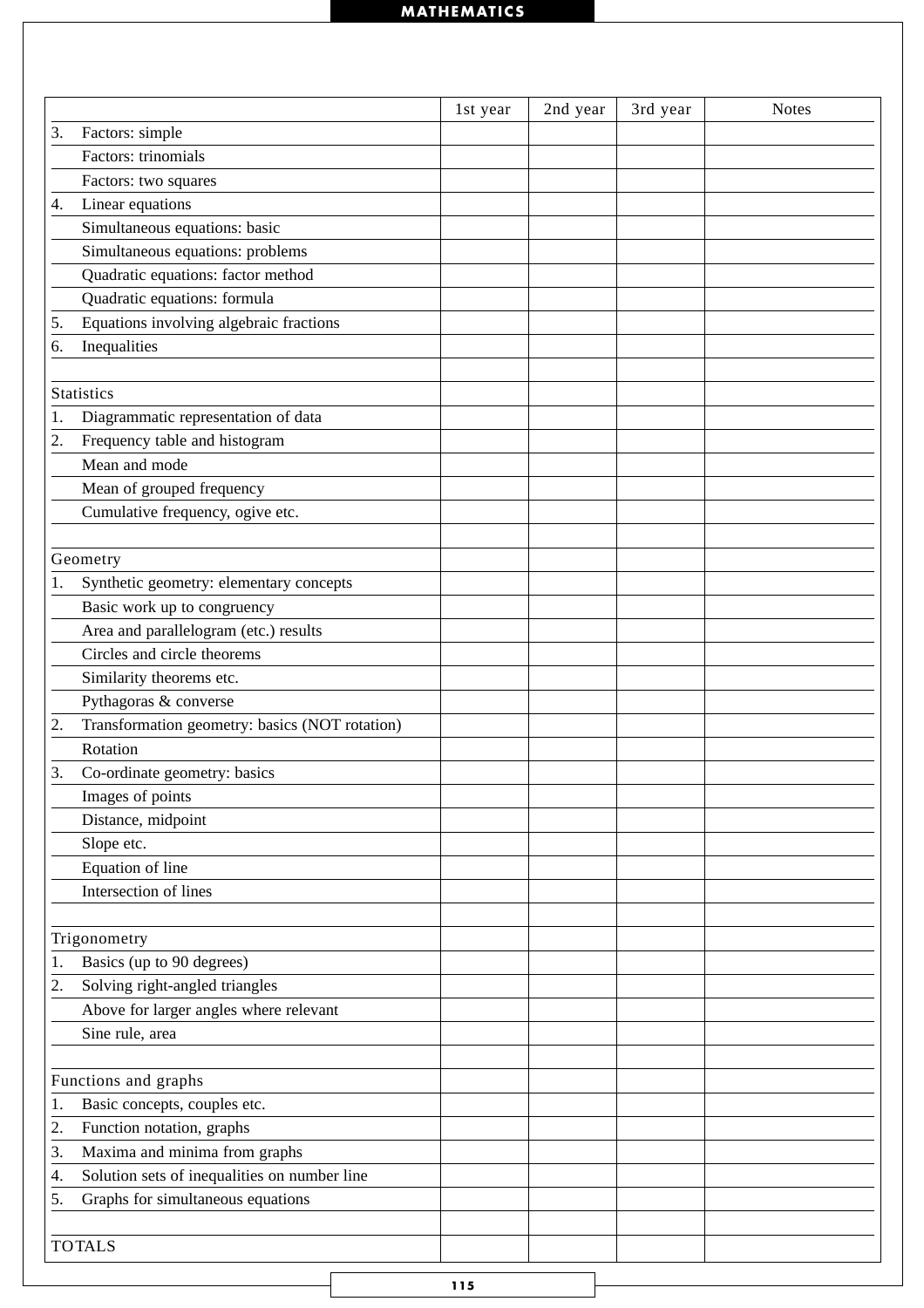| | 1st year | 2nd year | 3rd year | Notes |
|---|---|---|---|---|
| 3. Factors: simple | | | | |
| Factors: trinomials | | | | |
| Factors: two squares | | | | |
| 4. Linear equations | | | | |
| Simultaneous equations: basic | | | | |
| Simultaneous equations: problems | | | | |
| Quadratic equations: factor method | | | | |
| Quadratic equations: formula | | | | |
| 5. Equations involving algebraic fractions | | | | |
| 6. Inequalities | | | | |
| | | | | |
| Statistics | | | | |
| 1. Diagrammatic representation of data | | | | |
| 2. Frequency table and histogram | | | | |
| Mean and mode | | | | |
| Mean of grouped frequency | | | | |
| Cumulative frequency, ogive etc. | | | | |
| | | | | |
| Geometry | | | | |
| 1. Synthetic geometry: elementary concepts | | | | |
| Basic work up to congruency | | | | |
| Area and parallelogram (etc.) results | | | | |
| Circles and circle theorems | | | | |
| Similarity theorems etc. | | | | |
| Pythagoras & converse | | | | |
| 2. Transformation geometry: basics (NOT rotation) | | | | |
| Rotation | | | | |
| 3. Co-ordinate geometry: basics | | | | |
| Images of points | | | | |
| Distance, midpoint | | | | |
| Slope etc. | | | | |
| Equation of line | | | | |
| Intersection of lines | | | | |
| | | | | |
| Trigonometry | | | | |
| 1. Basics (up to 90 degrees) | | | | |
| 2. Solving right-angled triangles | | | | |
| Above for larger angles where relevant | | | | |
| Sine rule, area | | | | |
| | | | | |
| Functions and graphs | | | | |
| 1. Basic concepts, couples etc. | | | | |
| 2. Function notation, graphs | | | | |
| 3. Maxima and minima from graphs | | | | |
| 4. Solution sets of inequalities on number line | | | | |
| 5. Graphs for simultaneous equations | | | | |
| | | | | |
| TOTALS | | | | |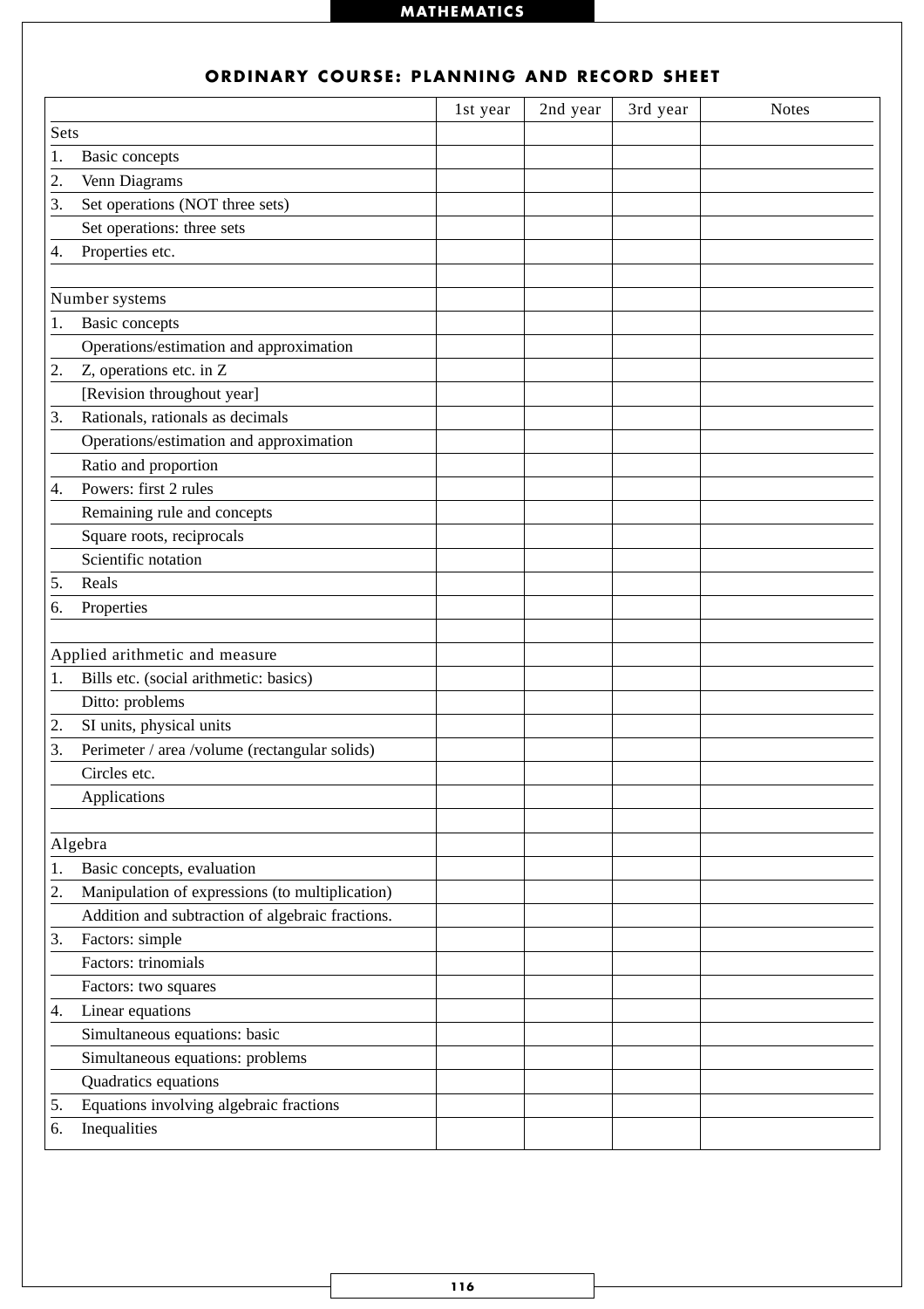## ORDINARY COURSE: PLANNING AND RECORD SHEET

| | 1st year | 2nd year | 3rd year | Notes |
|---|---|---|---|---|
| Sets | | | | |
| 1. Basic concepts | | | | |
| 2. Venn Diagrams | | | | |
| 3. Set operations (NOT three sets) | | | | |
| Set operations: three sets | | | | |
| 4. Properties etc. | | | | |
| | | | | |
| Number systems | | | | |
| 1. Basic concepts | | | | |
| Operations/estimation and approximation | | | | |
| 2. Z, operations etc. in Z | | | | |
| [Revision throughout year] | | | | |
| 3. Rationals, rationals as decimals | | | | |
| Operations/estimation and approximation | | | | |
| Ratio and proportion | | | | |
| 4. Powers: first 2 rules | | | | |
| Remaining rule and concepts | | | | |
| Square roots, reciprocals | | | | |
| Scientific notation | | | | |
| 5. Reals | | | | |
| 6. Properties | | | | |
| | | | | |
| Applied arithmetic and measure | | | | |
| 1. Bills etc. (social arithmetic: basics) | | | | |
| Ditto: problems | | | | |
| 2. SI units, physical units | | | | |
| 3. Perimeter / area /volume (rectangular solids) | | | | |
| Circles etc. | | | | |
| Applications | | | | |
| | | | | |
| Algebra | | | | |
| 1. Basic concepts, evaluation | | | | |
| 2. Manipulation of expressions (to multiplication) | | | | |
| Addition and subtraction of algebraic fractions. | | | | |
| 3. Factors: simple | | | | |
| Factors: trinomials | | | | |
| Factors: two squares | | | | |
| 4. Linear equations | | | | |
| Simultaneous equations: basic | | | | |
| Simultaneous equations: problems | | | | |
| Quadratics equations | | | | |
| 5. Equations involving algebraic fractions | | | | |
| 6. Inequalities | | | | |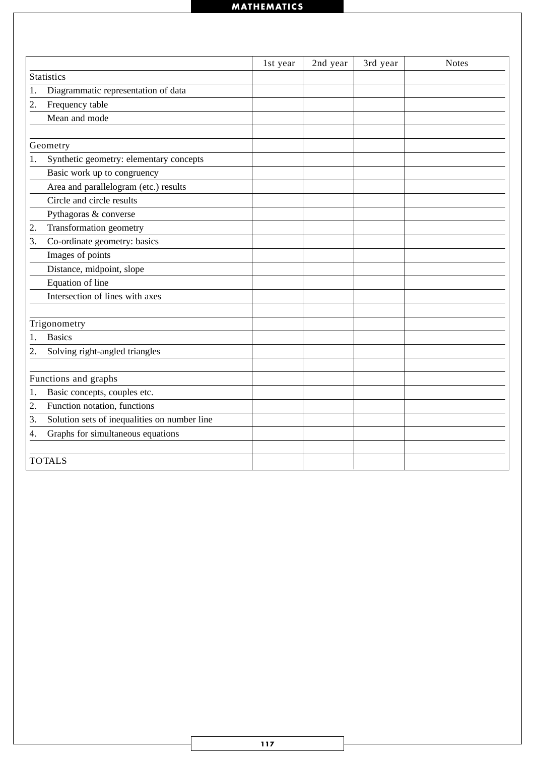| | 1st year | 2nd year | 3rd year | Notes |
|---|---|---|---|---|
| Statistics | | | | |
| 1. Diagrammatic representation of data | | | | |
| 2. Frequency table | | | | |
| Mean and mode | | | | |
| | | | | |
| Geometry | | | | |
| 1. Synthetic geometry: elementary concepts | | | | |
| Basic work up to congruency | | | | |
| Area and parallelogram (etc.) results | | | | |
| Circle and circle results | | | | |
| Pythagoras & converse | | | | |
| 2. Transformation geometry | | | | |
| 3. Co-ordinate geometry: basics | | | | |
| Images of points | | | | |
| Distance, midpoint, slope | | | | |
| Equation of line | | | | |
| Intersection of lines with axes | | | | |
| | | | | |
| Trigonometry | | | | |
| 1. Basics | | | | |
| 2. Solving right-angled triangles | | | | |
| | | | | |
| Functions and graphs | | | | |
| 1. Basic concepts, couples etc. | | | | |
| 2. Function notation, functions | | | | |
| 3. Solution sets of inequalities on number line | | | | |
| 4. Graphs for simultaneous equations | | | | |
| | | | | |
| TOTALS | | | | |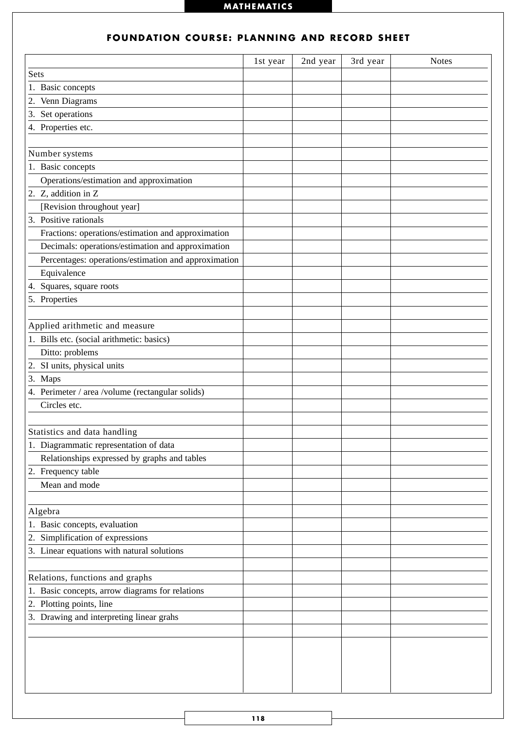## FOUNDATION COURSE: PLANNING AND RECORD SHEET

| | 1st year | 2nd year | 3rd year | Notes |
|---|---|---|---|---|
| Sets | | | | |
| 1. Basic concepts | | | | |
| 2. Venn Diagrams | | | | |
| 3. Set operations | | | | |
| 4. Properties etc. | | | | |
| | | | | |
| Number systems | | | | |
| 1. Basic concepts | | | | |
| Operations/estimation and approximation | | | | |
| 2. Z, addition in Z | | | | |
| [Revision throughout year] | | | | |
| 3. Positive rationals | | | | |
| Fractions: operations/estimation and approximation | | | | |
| Decimals: operations/estimation and approximation | | | | |
| Percentages: operations/estimation and approximation | | | | |
| Equivalence | | | | |
| 4. Squares, square roots | | | | |
| 5. Properties | | | | |
| | | | | |
| Applied arithmetic and measure | | | | |
| 1. Bills etc. (social arithmetic: basics) | | | | |
| Ditto: problems | | | | |
| 2. SI units, physical units | | | | |
| 3. Maps | | | | |
| 4. Perimeter / area /volume (rectangular solids) | | | | |
| Circles etc. | | | | |
| | | | | |
| Statistics and data handling | | | | |
| 1. Diagrammatic representation of data | | | | |
| Relationships expressed by graphs and tables | | | | |
| 2. Frequency table | | | | |
| Mean and mode | | | | |
| | | | | |
| Algebra | | | | |
| 1. Basic concepts, evaluation | | | | |
| 2. Simplification of expressions | | | | |
| 3. Linear equations with natural solutions | | | | |
| | | | | |
| Relations, functions and graphs | | | | |
| 1. Basic concepts, arrow diagrams for relations | | | | |
| 2. Plotting points, line | | | | |
| 3. Drawing and interpreting linear grahs | | | | |
| | | | | |
| | | | | |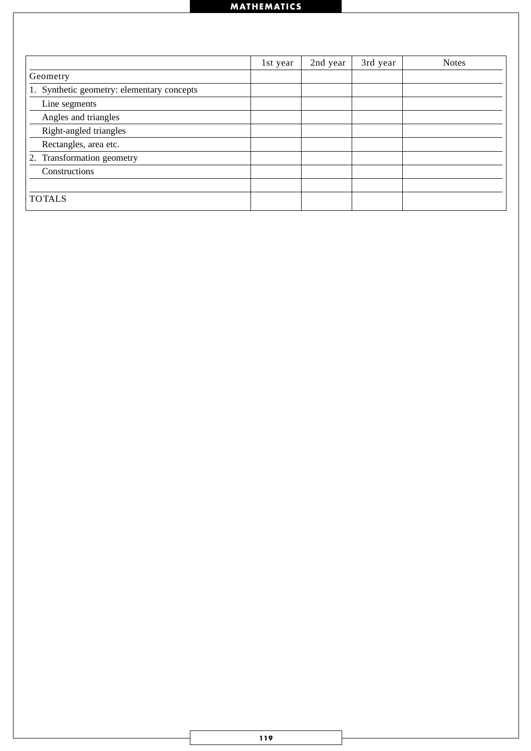| | 1st year | 2nd year | 3rd year | Notes |
|---|---|---|---|---|
| Geometry | | | | |
| 1. Synthetic geometry: elementary concepts | | | | |
| Line segments | | | | |
| Angles and triangles | | | | |
| Right-angled triangles | | | | |
| Rectangles, area etc. | | | | |
| 2. Transformation geometry | | | | |
| Constructions | | | | |
| | | | | |
| TOTALS | | | | |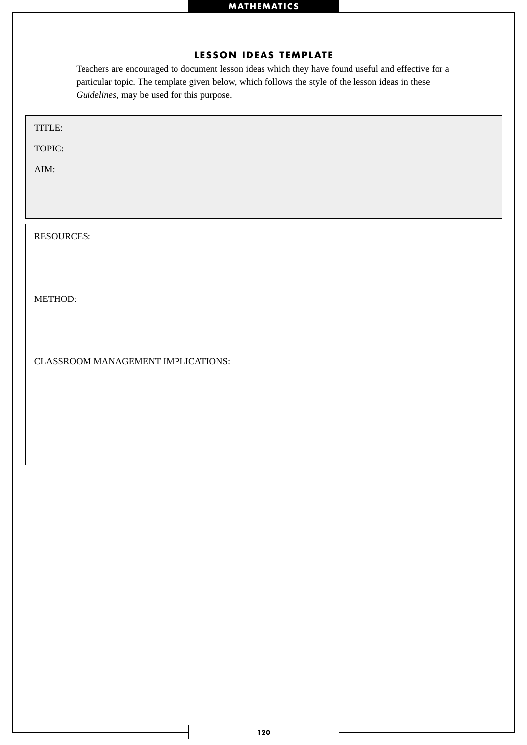## LESSON IDEAS TEMPLATE

Teachers are encouraged to document lesson ideas which they have found useful and effective for a particular topic. The template given below, which follows the style of the lesson ideas in these *Guidelines*, may be used for this purpose.

TITLE:

TOPIC:

AIM:

RESOURCES:

METHOD:

CLASSROOM MANAGEMENT IMPLICATIONS: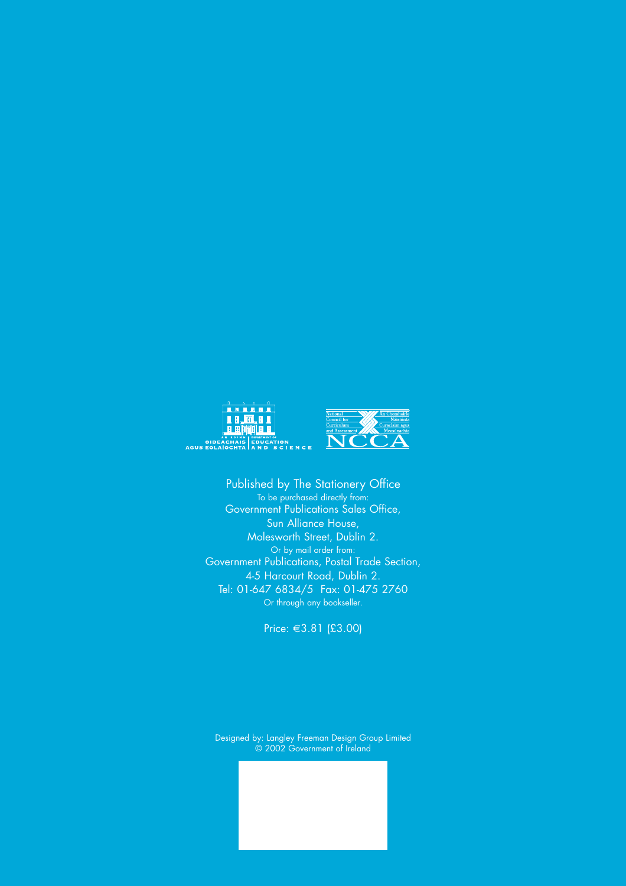AN ROINN OIDEACHAIS AGUS EOLAÍOCHTA | DEPARTMENT OF EDUCATION AND SCIENCE

National Council for Curriculum and Assessment | An Chomhairle Náisiúnta Curaclaim agus Measúnachta

NCCA

Published by The Stationery Office
To be purchased directly from:
Government Publications Sales Office,
Sun Alliance House,
Molesworth Street, Dublin 2.
Or by mail order from:
Government Publications, Postal Trade Section,
4-5 Harcourt Road, Dublin 2.
Tel: 01-647 6834/5 Fax: 01-475 2760
Or through any bookseller.

Price: €3.81 (£3.00)

Designed by: Langley Freeman Design Group Limited
© 2002 Government of Ireland